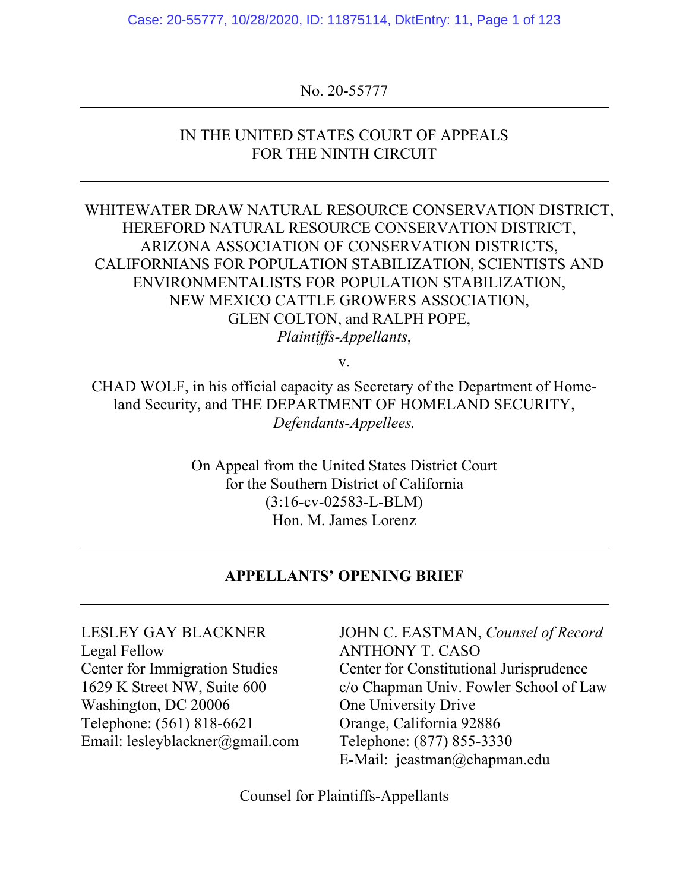No. 20-55777

---

IN THE UNITED STATES COURT OF APPEALS
FOR THE NINTH CIRCUIT

---

WHITEWATER DRAW NATURAL RESOURCE CONSERVATION DISTRICT, HEREFORD NATURAL RESOURCE CONSERVATION DISTRICT, ARIZONA ASSOCIATION OF CONSERVATION DISTRICTS, CALIFORNIANS FOR POPULATION STABILIZATION, SCIENTISTS AND ENVIRONMENTALISTS FOR POPULATION STABILIZATION, NEW MEXICO CATTLE GROWERS ASSOCIATION, GLEN COLTON, and RALPH POPE,
*Plaintiffs-Appellants*,

v.

CHAD WOLF, in his official capacity as Secretary of the Department of Homeland Security, and THE DEPARTMENT OF HOMELAND SECURITY,
*Defendants-Appellees.*

On Appeal from the United States District Court
for the Southern District of California
(3:16-cv-02583-L-BLM)
Hon. M. James Lorenz

---

**APPELLANTS' OPENING BRIEF**

---

LESLEY GAY BLACKNER
Legal Fellow
Center for Immigration Studies
1629 K Street NW, Suite 600
Washington, DC 20006
Telephone: (561) 818-6621
Email: lesleyblackner@gmail.com

JOHN C. EASTMAN, *Counsel of Record*
ANTHONY T. CASO
Center for Constitutional Jurisprudence
c/o Chapman Univ. Fowler School of Law
One University Drive
Orange, California 92886
Telephone: (877) 855-3330
E-Mail: jeastman@chapman.edu

Counsel for Plaintiffs-Appellants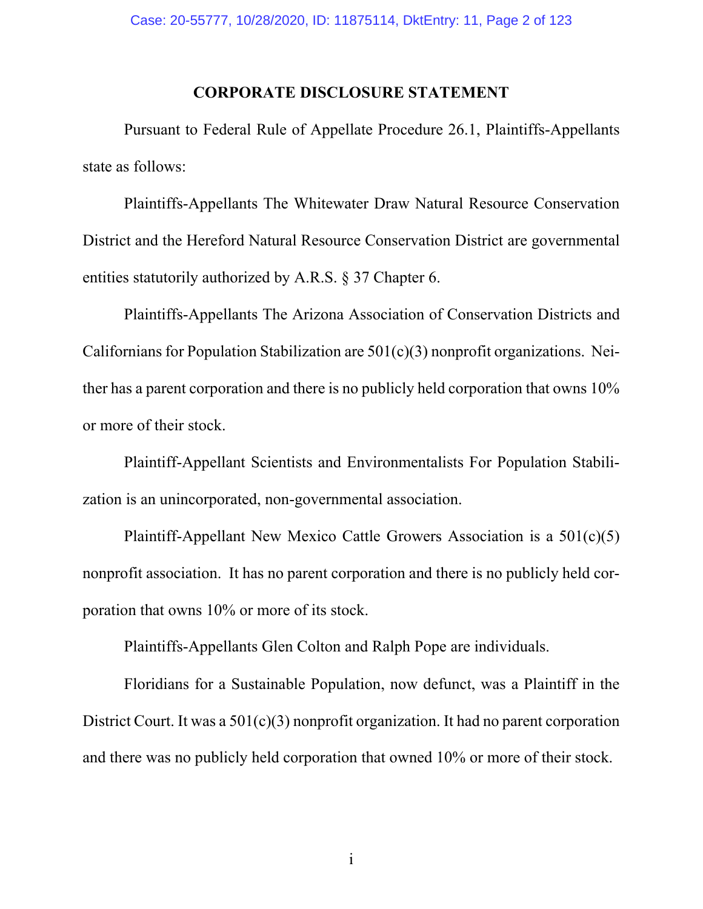## CORPORATE DISCLOSURE STATEMENT

Pursuant to Federal Rule of Appellate Procedure 26.1, Plaintiffs-Appellants state as follows:

Plaintiffs-Appellants The Whitewater Draw Natural Resource Conservation District and the Hereford Natural Resource Conservation District are governmental entities statutorily authorized by A.R.S. § 37 Chapter 6.

Plaintiffs-Appellants The Arizona Association of Conservation Districts and Californians for Population Stabilization are 501(c)(3) nonprofit organizations. Neither has a parent corporation and there is no publicly held corporation that owns 10% or more of their stock.

Plaintiff-Appellant Scientists and Environmentalists For Population Stabilization is an unincorporated, non-governmental association.

Plaintiff-Appellant New Mexico Cattle Growers Association is a 501(c)(5) nonprofit association. It has no parent corporation and there is no publicly held corporation that owns 10% or more of its stock.

Plaintiffs-Appellants Glen Colton and Ralph Pope are individuals.

Floridians for a Sustainable Population, now defunct, was a Plaintiff in the District Court. It was a 501(c)(3) nonprofit organization. It had no parent corporation and there was no publicly held corporation that owned 10% or more of their stock.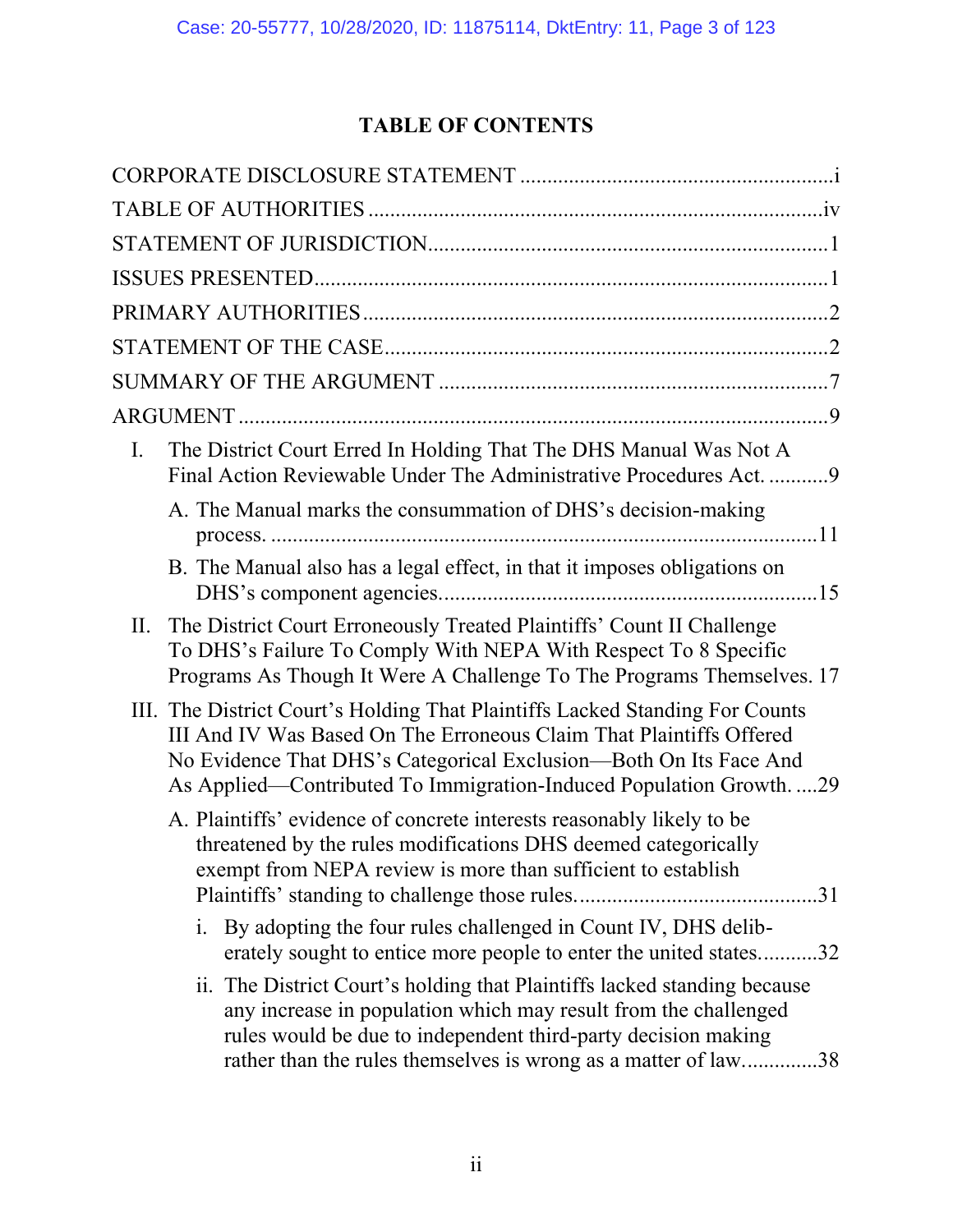## TABLE OF CONTENTS

CORPORATE DISCLOSURE STATEMENT .......................................................... i

TABLE OF AUTHORITIES .................................................................................. iv

STATEMENT OF JURISDICTION......................................................................... 1

ISSUES PRESENTED............................................................................................. 1

PRIMARY AUTHORITIES ..................................................................................... 2

STATEMENT OF THE CASE................................................................................. 2

SUMMARY OF THE ARGUMENT ....................................................................... 7

ARGUMENT ............................................................................................................ 9

I. The District Court Erred In Holding That The DHS Manual Was Not A Final Action Reviewable Under The Administrative Procedures Act. ........... 9

   A. The Manual marks the consummation of DHS's decision-making process. ..................................................................................................... 11

   B. The Manual also has a legal effect, in that it imposes obligations on DHS's component agencies...................................................................... 15

II. The District Court Erroneously Treated Plaintiffs' Count II Challenge To DHS's Failure To Comply With NEPA With Respect To 8 Specific Programs As Though It Were A Challenge To The Programs Themselves. 17

III. The District Court's Holding That Plaintiffs Lacked Standing For Counts III And IV Was Based On The Erroneous Claim That Plaintiffs Offered No Evidence That DHS's Categorical Exclusion—Both On Its Face And As Applied—Contributed To Immigration-Induced Population Growth. ....29

   A. Plaintiffs' evidence of concrete interests reasonably likely to be threatened by the rules modifications DHS deemed categorically exempt from NEPA review is more than sufficient to establish Plaintiffs' standing to challenge those rules............................................ 31

      i. By adopting the four rules challenged in Count IV, DHS deliberately sought to entice more people to enter the united states........... 32

      ii. The District Court's holding that Plaintiffs lacked standing because any increase in population which may result from the challenged rules would be due to independent third-party decision making rather than the rules themselves is wrong as a matter of law............. 38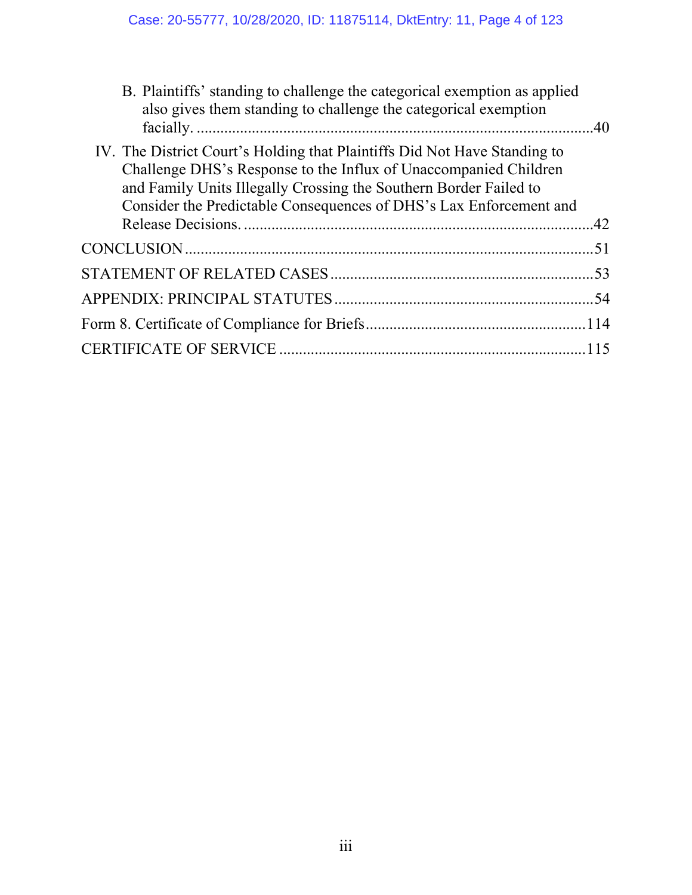B. Plaintiffs' standing to challenge the categorical exemption as applied also gives them standing to challenge the categorical exemption facially. ....................................................................................................40

IV. The District Court's Holding that Plaintiffs Did Not Have Standing to Challenge DHS's Response to the Influx of Unaccompanied Children and Family Units Illegally Crossing the Southern Border Failed to Consider the Predictable Consequences of DHS's Lax Enforcement and Release Decisions. ........................................................................................42

CONCLUSION ........................................................................................................51

STATEMENT OF RELATED CASES ....................................................................53

APPENDIX: PRINCIPAL STATUTES ..................................................................54

Form 8. Certificate of Compliance for Briefs........................................................114

CERTIFICATE OF SERVICE ...............................................................................115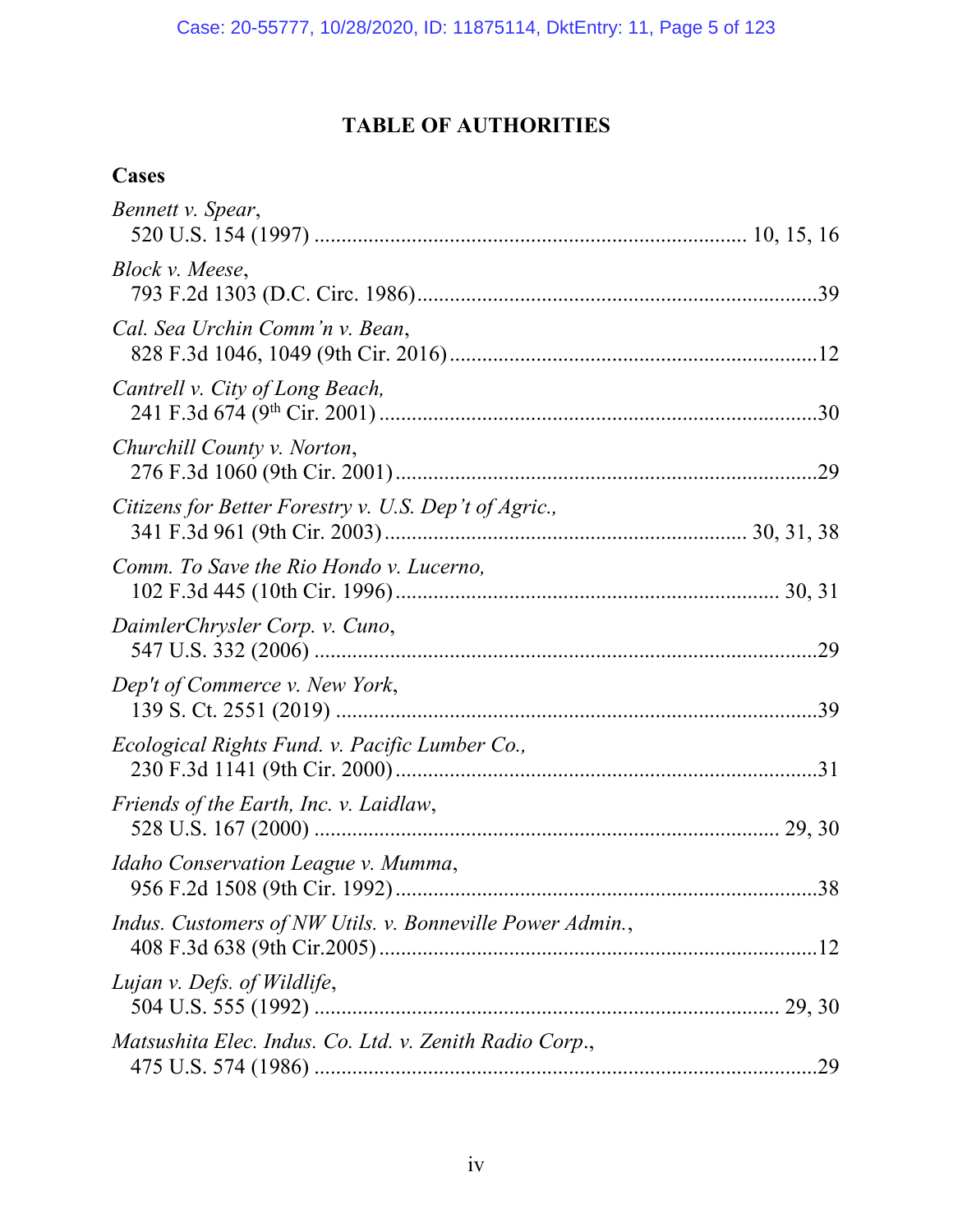# TABLE OF AUTHORITIES

## Cases

*Bennett v. Spear*,
520 U.S. 154 (1997) ............................................................................... 10, 15, 16

*Block v. Meese*,
793 F.2d 1303 (D.C. Circ. 1986).........................................................................39

*Cal. Sea Urchin Comm'n v. Bean*,
828 F.3d 1046, 1049 (9th Cir. 2016)...................................................................12

*Cantrell v. City of Long Beach,*
241 F.3d 674 (9th Cir. 2001) ...............................................................................30

*Churchill County v. Norton*,
276 F.3d 1060 (9th Cir. 2001).............................................................................29

*Citizens for Better Forestry v. U.S. Dep't of Agric.,*
341 F.3d 961 (9th Cir. 2003)................................................................. 30, 31, 38

*Comm. To Save the Rio Hondo v. Lucerno,*
102 F.3d 445 (10th Cir. 1996)..................................................................... 30, 31

*DaimlerChrysler Corp. v. Cuno*,
547 U.S. 332 (2006) ............................................................................................29

*Dep't of Commerce v. New York*,
139 S. Ct. 2551 (2019) ........................................................................................39

*Ecological Rights Fund. v. Pacific Lumber Co.,*
230 F.3d 1141 (9th Cir. 2000).............................................................................31

*Friends of the Earth, Inc. v. Laidlaw*,
528 U.S. 167 (2000) ..................................................................................... 29, 30

*Idaho Conservation League v. Mumma*,
956 F.2d 1508 (9th Cir. 1992).............................................................................38

*Indus. Customers of NW Utils. v. Bonneville Power Admin.*,
408 F.3d 638 (9th Cir.2005)................................................................................12

*Lujan v. Defs. of Wildlife*,
504 U.S. 555 (1992) ..................................................................................... 29, 30

*Matsushita Elec. Indus. Co. Ltd. v. Zenith Radio Corp*.,
475 U.S. 574 (1986) ............................................................................................29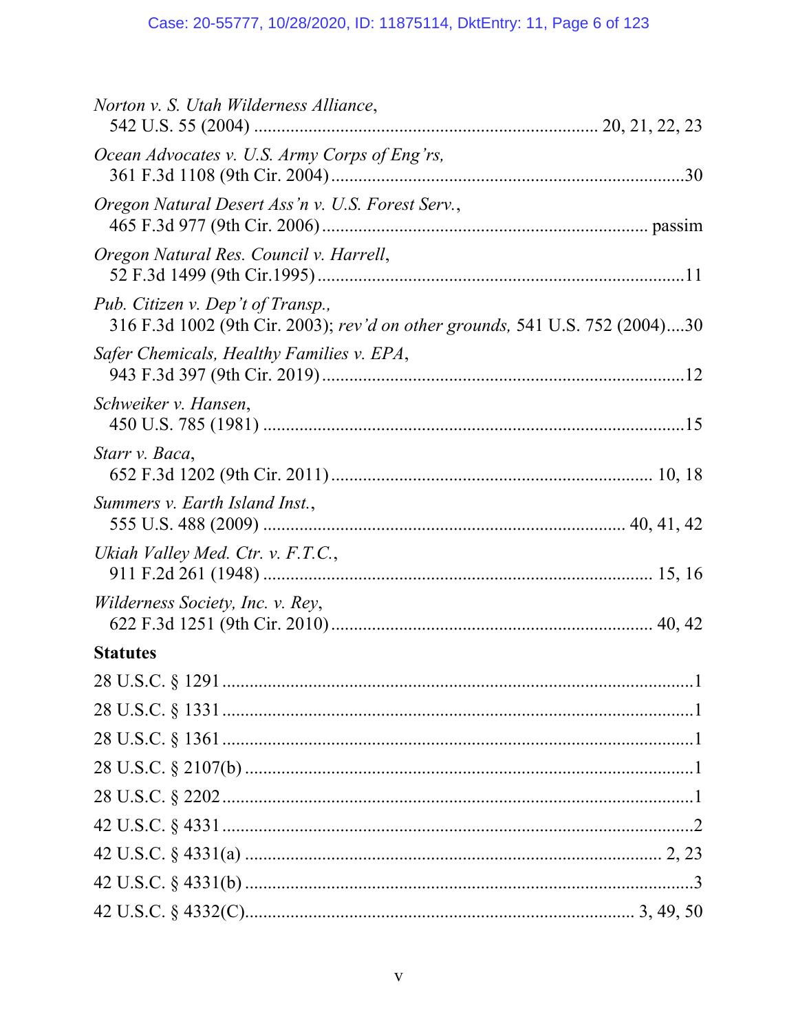*Norton v. S. Utah Wilderness Alliance*,
542 U.S. 55 (2004) .......................................................................... 20, 21, 22, 23

*Ocean Advocates v. U.S. Army Corps of Eng'rs,*
361 F.3d 1108 (9th Cir. 2004)..............................................................................30

*Oregon Natural Desert Ass'n v. U.S. Forest Serv.*,
465 F.3d 977 (9th Cir. 2006)....................................................................... passim

*Oregon Natural Res. Council v. Harrell*,
52 F.3d 1499 (9th Cir.1995)..................................................................................11

*Pub. Citizen v. Dep't of Transp.,*
316 F.3d 1002 (9th Cir. 2003); *rev'd on other grounds,* 541 U.S. 752 (2004)....30

*Safer Chemicals, Healthy Families v. EPA*,
943 F.3d 397 (9th Cir. 2019)................................................................................12

*Schweiker v. Hansen*,
450 U.S. 785 (1981) .............................................................................................15

*Starr v. Baca*,
652 F.3d 1202 (9th Cir. 2011)....................................................................... 10, 18

*Summers v. Earth Island Inst.*,
555 U.S. 488 (2009) ................................................................................ 40, 41, 42

*Ukiah Valley Med. Ctr. v. F.T.C.*,
911 F.2d 261 (1948) ...................................................................................... 15, 16

*Wilderness Society, Inc. v. Rey*,
622 F.3d 1251 (9th Cir. 2010)....................................................................... 40, 42

**Statutes**

28 U.S.C. § 1291........................................................................................................1

28 U.S.C. § 1331........................................................................................................1

28 U.S.C. § 1361........................................................................................................1

28 U.S.C. § 2107(b) ...................................................................................................1

28 U.S.C. § 2202........................................................................................................1

42 U.S.C. § 4331........................................................................................................2

42 U.S.C. § 4331(a) ........................................................................................... 2, 23

42 U.S.C. § 4331(b) ...................................................................................................3

42 U.S.C. § 4332(C)..................................................................................... 3, 49, 50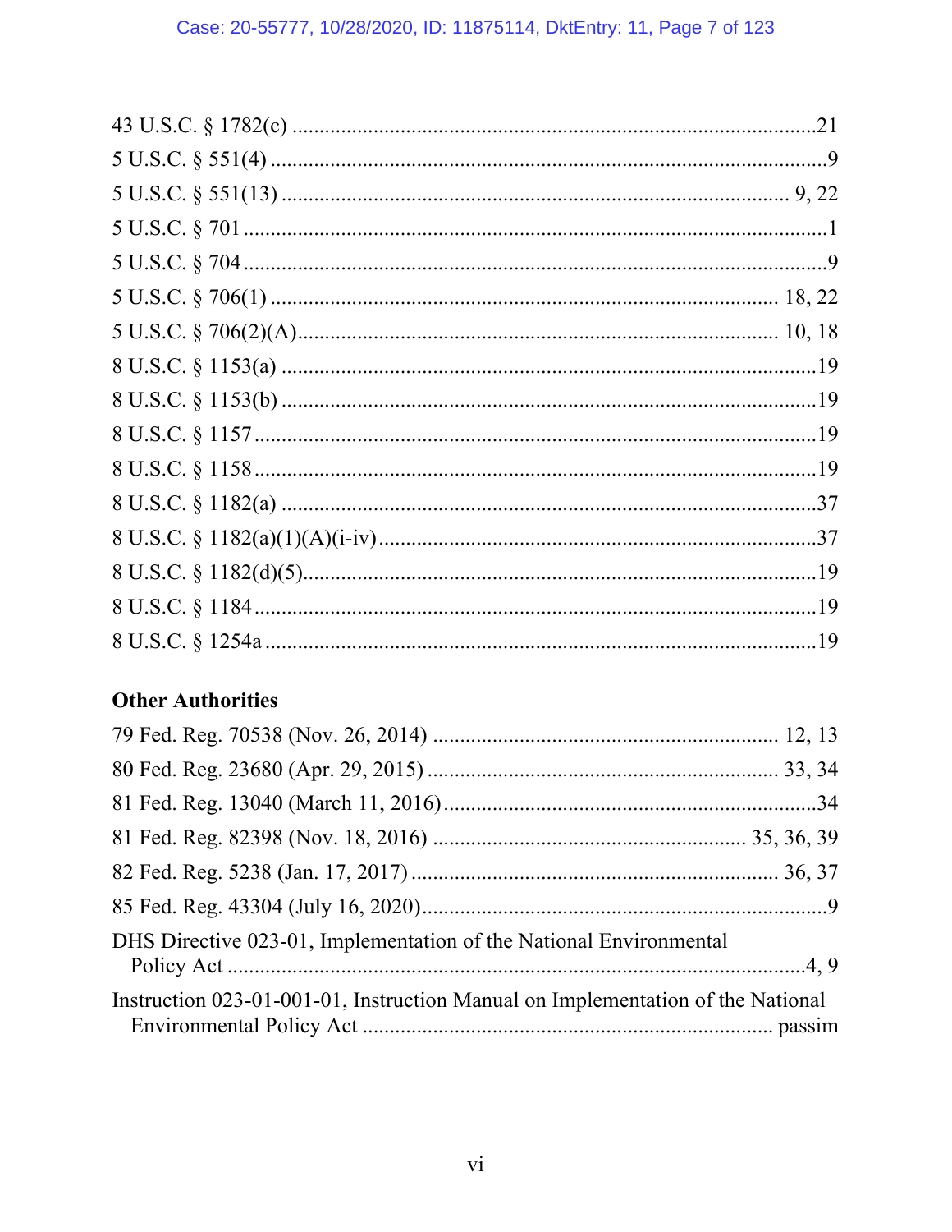43 U.S.C. § 1782(c) ....................................................................................21

5 U.S.C. § 551(4) ........................................................................................9

5 U.S.C. § 551(13) .................................................................................. 9, 22

5 U.S.C. § 701 .............................................................................................1

5 U.S.C. § 704 .............................................................................................9

5 U.S.C. § 706(1) ................................................................................... 18, 22

5 U.S.C. § 706(2)(A)............................................................................... 10, 18

8 U.S.C. § 1153(a) .......................................................................................19

8 U.S.C. § 1153(b) .......................................................................................19

8 U.S.C. § 1157 ...........................................................................................19

8 U.S.C. § 1158 ...........................................................................................19

8 U.S.C. § 1182(a) .......................................................................................37

8 U.S.C. § 1182(a)(1)(A)(i-iv) ......................................................................37

8 U.S.C. § 1182(d)(5)....................................................................................19

8 U.S.C. § 1184 ...........................................................................................19

8 U.S.C. § 1254a ..........................................................................................19

**Other Authorities**

79 Fed. Reg. 70538 (Nov. 26, 2014) ...................................................... 12, 13

80 Fed. Reg. 23680 (Apr. 29, 2015) ....................................................... 33, 34

81 Fed. Reg. 13040 (March 11, 2016)...........................................................34

81 Fed. Reg. 82398 (Nov. 18, 2016) .................................................. 35, 36, 39

82 Fed. Reg. 5238 (Jan. 17, 2017) .......................................................... 36, 37

85 Fed. Reg. 43304 (July 16, 2020)................................................................9

DHS Directive 023-01, Implementation of the National Environmental Policy Act ..........................................................................................................4, 9

Instruction 023-01-001-01, Instruction Manual on Implementation of the National Environmental Policy Act ............................................................ passim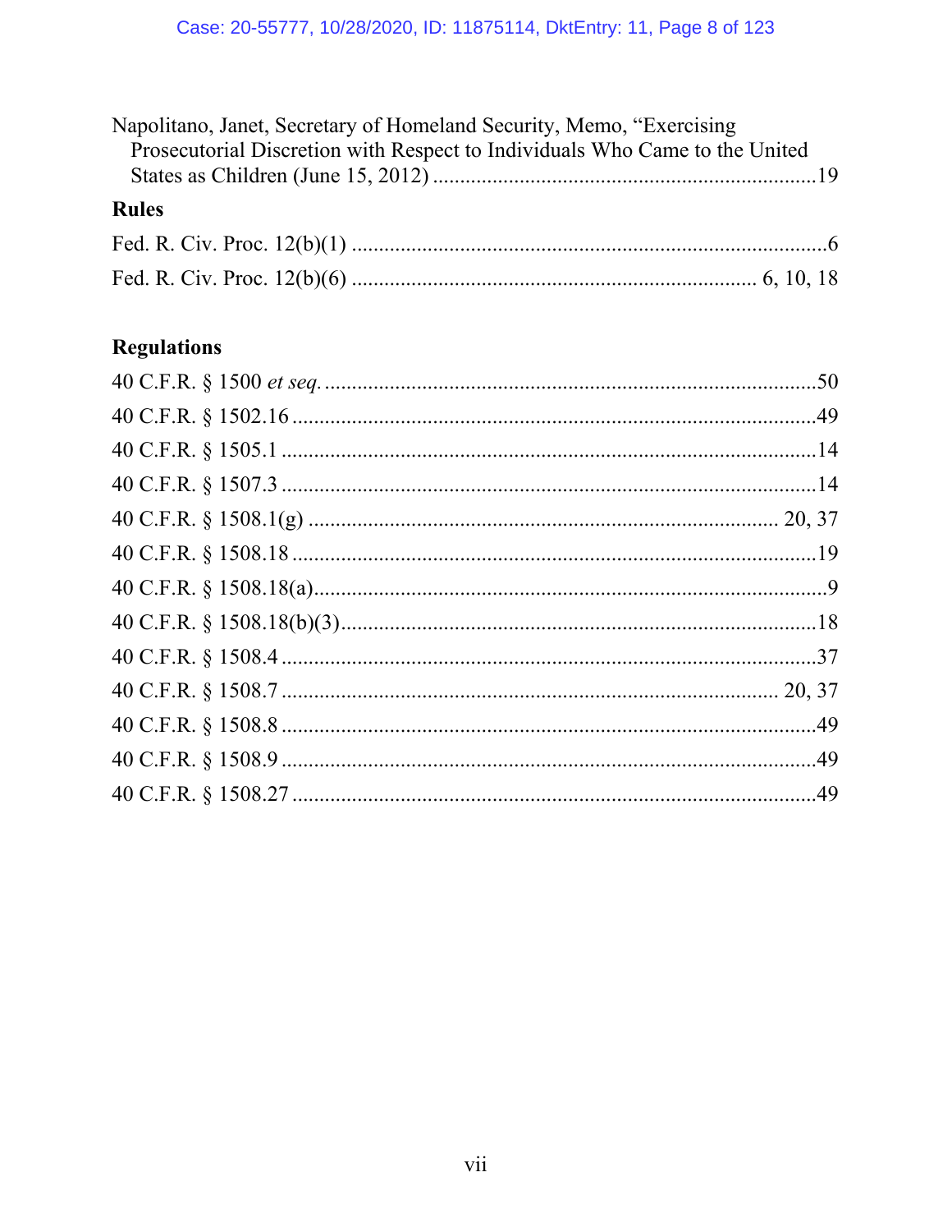Napolitano, Janet, Secretary of Homeland Security, Memo, "Exercising Prosecutorial Discretion with Respect to Individuals Who Came to the United States as Children (June 15, 2012) ......................................................................19

**Rules**

Fed. R. Civ. Proc. 12(b)(1) ........................................................................................6

Fed. R. Civ. Proc. 12(b)(6) ......................................................................... 6, 10, 18

**Regulations**

40 C.F.R. § 1500 *et seq.* ..........................................................................................50

40 C.F.R. § 1502.16 ................................................................................................49

40 C.F.R. § 1505.1 ..................................................................................................14

40 C.F.R. § 1507.3 ..................................................................................................14

40 C.F.R. § 1508.1(g) ...................................................................................... 20, 37

40 C.F.R. § 1508.18 ................................................................................................19

40 C.F.R. § 1508.18(a)..............................................................................................9

40 C.F.R. § 1508.18(b)(3).......................................................................................18

40 C.F.R. § 1508.4 ..................................................................................................37

40 C.F.R. § 1508.7 ......................................................................................... 20, 37

40 C.F.R. § 1508.8 ..................................................................................................49

40 C.F.R. § 1508.9 ..................................................................................................49

40 C.F.R. § 1508.27 ................................................................................................49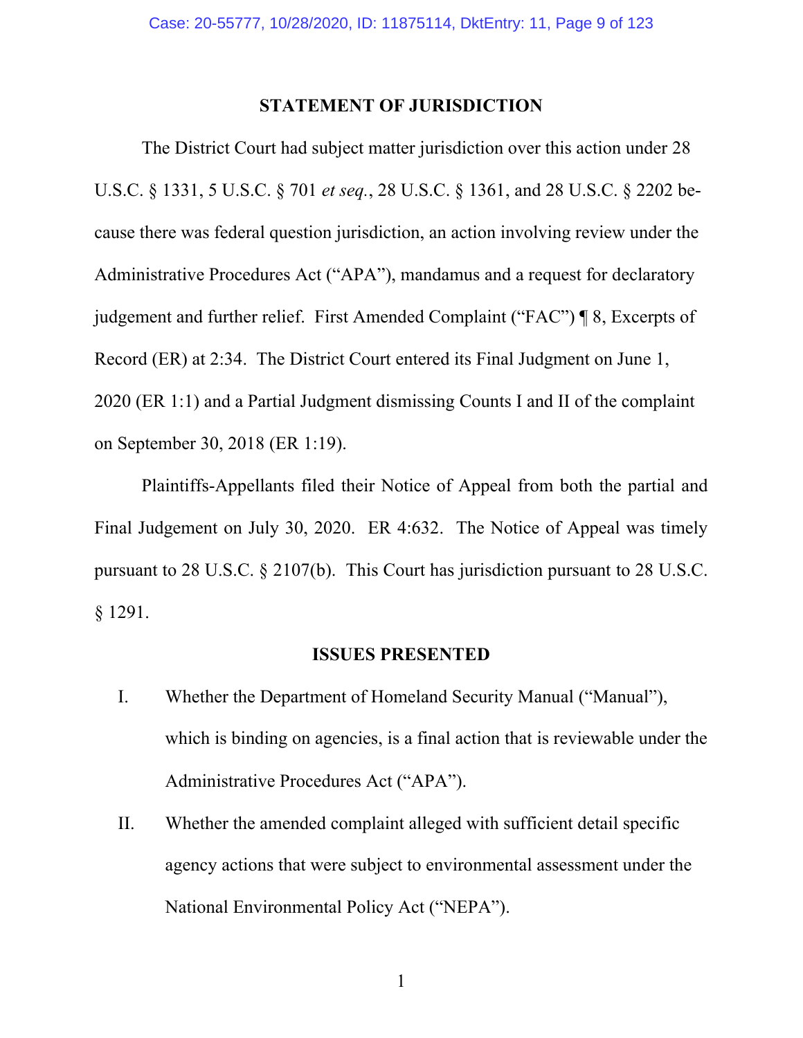## STATEMENT OF JURISDICTION

The District Court had subject matter jurisdiction over this action under 28 U.S.C. § 1331, 5 U.S.C. § 701 *et seq.*, 28 U.S.C. § 1361, and 28 U.S.C. § 2202 because there was federal question jurisdiction, an action involving review under the Administrative Procedures Act ("APA"), mandamus and a request for declaratory judgement and further relief. First Amended Complaint ("FAC") ¶ 8, Excerpts of Record (ER) at 2:34. The District Court entered its Final Judgment on June 1, 2020 (ER 1:1) and a Partial Judgment dismissing Counts I and II of the complaint on September 30, 2018 (ER 1:19).

Plaintiffs-Appellants filed their Notice of Appeal from both the partial and Final Judgement on July 30, 2020. ER 4:632. The Notice of Appeal was timely pursuant to 28 U.S.C. § 2107(b). This Court has jurisdiction pursuant to 28 U.S.C. § 1291.

## ISSUES PRESENTED

I. Whether the Department of Homeland Security Manual ("Manual"), which is binding on agencies, is a final action that is reviewable under the Administrative Procedures Act ("APA").

II. Whether the amended complaint alleged with sufficient detail specific agency actions that were subject to environmental assessment under the National Environmental Policy Act ("NEPA").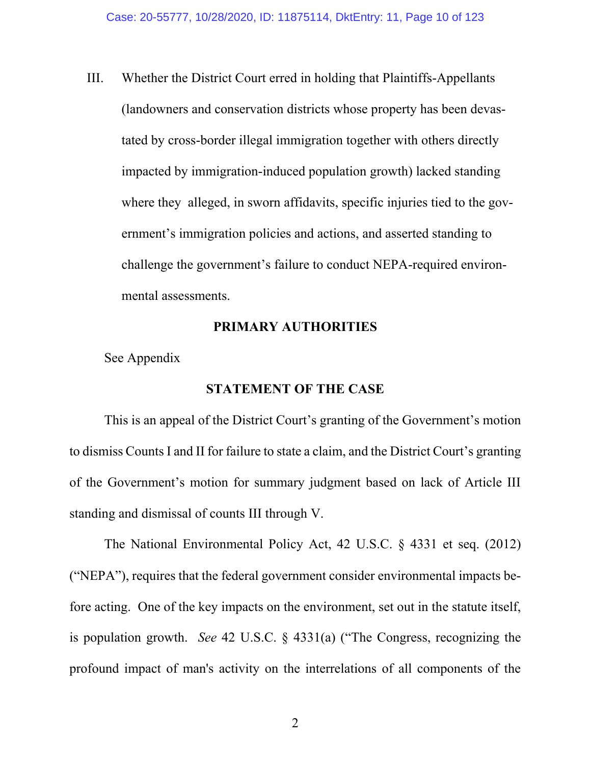III. Whether the District Court erred in holding that Plaintiffs-Appellants (landowners and conservation districts whose property has been devastated by cross-border illegal immigration together with others directly impacted by immigration-induced population growth) lacked standing where they alleged, in sworn affidavits, specific injuries tied to the government's immigration policies and actions, and asserted standing to challenge the government's failure to conduct NEPA-required environmental assessments.

## PRIMARY AUTHORITIES

See Appendix

## STATEMENT OF THE CASE

This is an appeal of the District Court's granting of the Government's motion to dismiss Counts I and II for failure to state a claim, and the District Court's granting of the Government's motion for summary judgment based on lack of Article III standing and dismissal of counts III through V.

The National Environmental Policy Act, 42 U.S.C. § 4331 et seq. (2012) ("NEPA"), requires that the federal government consider environmental impacts before acting. One of the key impacts on the environment, set out in the statute itself, is population growth. *See* 42 U.S.C. § 4331(a) ("The Congress, recognizing the profound impact of man's activity on the interrelations of all components of the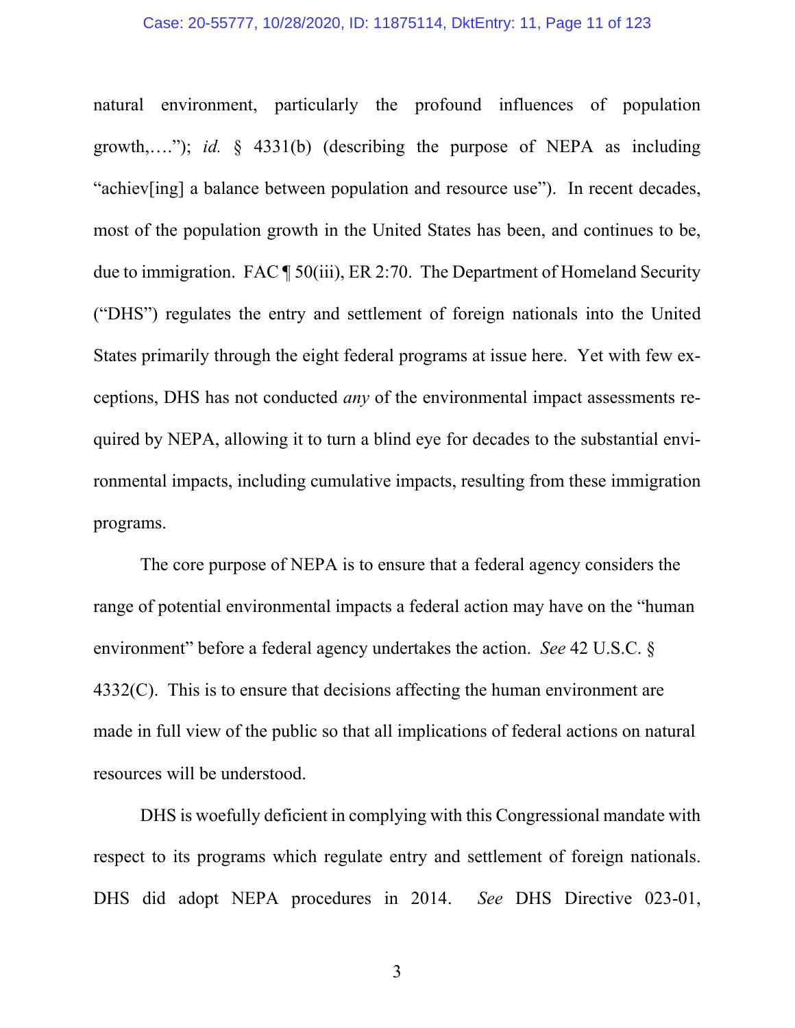natural environment, particularly the profound influences of population growth,….”); *id.* § 4331(b) (describing the purpose of NEPA as including “achiev[ing] a balance between population and resource use”). In recent decades, most of the population growth in the United States has been, and continues to be, due to immigration. FAC ¶ 50(iii), ER 2:70. The Department of Homeland Security (“DHS”) regulates the entry and settlement of foreign nationals into the United States primarily through the eight federal programs at issue here. Yet with few exceptions, DHS has not conducted *any* of the environmental impact assessments required by NEPA, allowing it to turn a blind eye for decades to the substantial environmental impacts, including cumulative impacts, resulting from these immigration programs.

The core purpose of NEPA is to ensure that a federal agency considers the range of potential environmental impacts a federal action may have on the “human environment” before a federal agency undertakes the action. *See* 42 U.S.C. § 4332(C). This is to ensure that decisions affecting the human environment are made in full view of the public so that all implications of federal actions on natural resources will be understood.

DHS is woefully deficient in complying with this Congressional mandate with respect to its programs which regulate entry and settlement of foreign nationals. DHS did adopt NEPA procedures in 2014. *See* DHS Directive 023-01,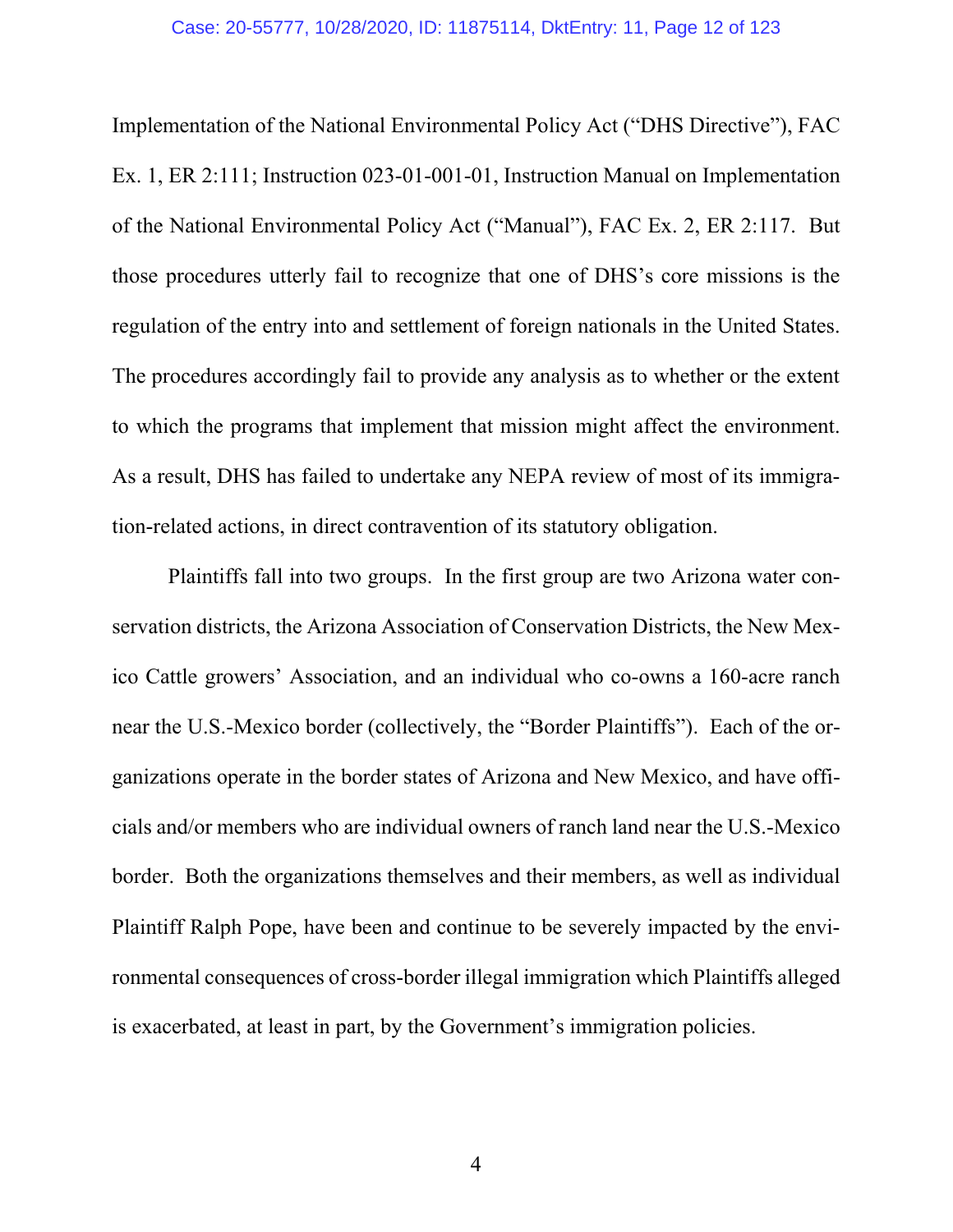Implementation of the National Environmental Policy Act ("DHS Directive"), FAC Ex. 1, ER 2:111; Instruction 023-01-001-01, Instruction Manual on Implementation of the National Environmental Policy Act ("Manual"), FAC Ex. 2, ER 2:117. But those procedures utterly fail to recognize that one of DHS's core missions is the regulation of the entry into and settlement of foreign nationals in the United States. The procedures accordingly fail to provide any analysis as to whether or the extent to which the programs that implement that mission might affect the environment. As a result, DHS has failed to undertake any NEPA review of most of its immigration-related actions, in direct contravention of its statutory obligation.

Plaintiffs fall into two groups. In the first group are two Arizona water conservation districts, the Arizona Association of Conservation Districts, the New Mexico Cattle growers' Association, and an individual who co-owns a 160-acre ranch near the U.S.-Mexico border (collectively, the "Border Plaintiffs"). Each of the organizations operate in the border states of Arizona and New Mexico, and have officials and/or members who are individual owners of ranch land near the U.S.-Mexico border. Both the organizations themselves and their members, as well as individual Plaintiff Ralph Pope, have been and continue to be severely impacted by the environmental consequences of cross-border illegal immigration which Plaintiffs alleged is exacerbated, at least in part, by the Government's immigration policies.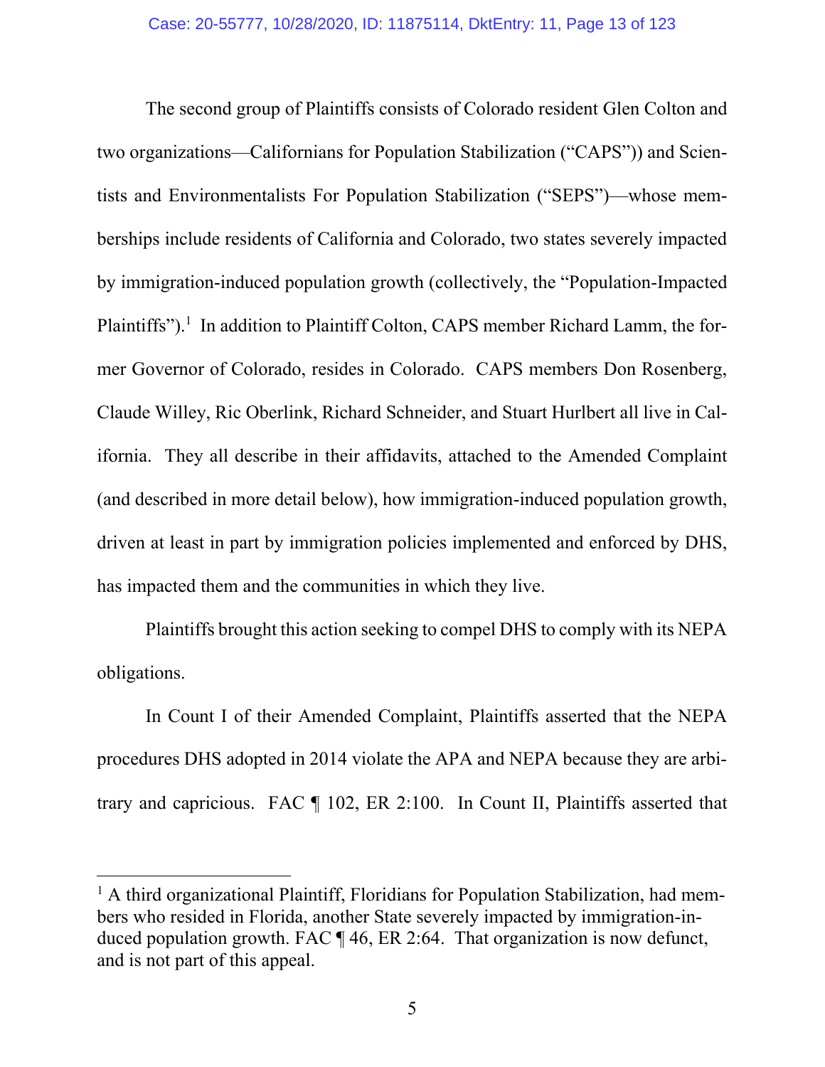The second group of Plaintiffs consists of Colorado resident Glen Colton and two organizations—Californians for Population Stabilization ("CAPS")) and Scientists and Environmentalists For Population Stabilization ("SEPS")—whose memberships include residents of California and Colorado, two states severely impacted by immigration-induced population growth (collectively, the "Population-Impacted Plaintiffs").[1] In addition to Plaintiff Colton, CAPS member Richard Lamm, the former Governor of Colorado, resides in Colorado. CAPS members Don Rosenberg, Claude Willey, Ric Oberlink, Richard Schneider, and Stuart Hurlbert all live in California. They all describe in their affidavits, attached to the Amended Complaint (and described in more detail below), how immigration-induced population growth, driven at least in part by immigration policies implemented and enforced by DHS, has impacted them and the communities in which they live.

Plaintiffs brought this action seeking to compel DHS to comply with its NEPA obligations.

In Count I of their Amended Complaint, Plaintiffs asserted that the NEPA procedures DHS adopted in 2014 violate the APA and NEPA because they are arbitrary and capricious. FAC ¶ 102, ER 2:100. In Count II, Plaintiffs asserted that

---

[1] A third organizational Plaintiff, Floridians for Population Stabilization, had members who resided in Florida, another State severely impacted by immigration-induced population growth. FAC ¶ 46, ER 2:64. That organization is now defunct, and is not part of this appeal.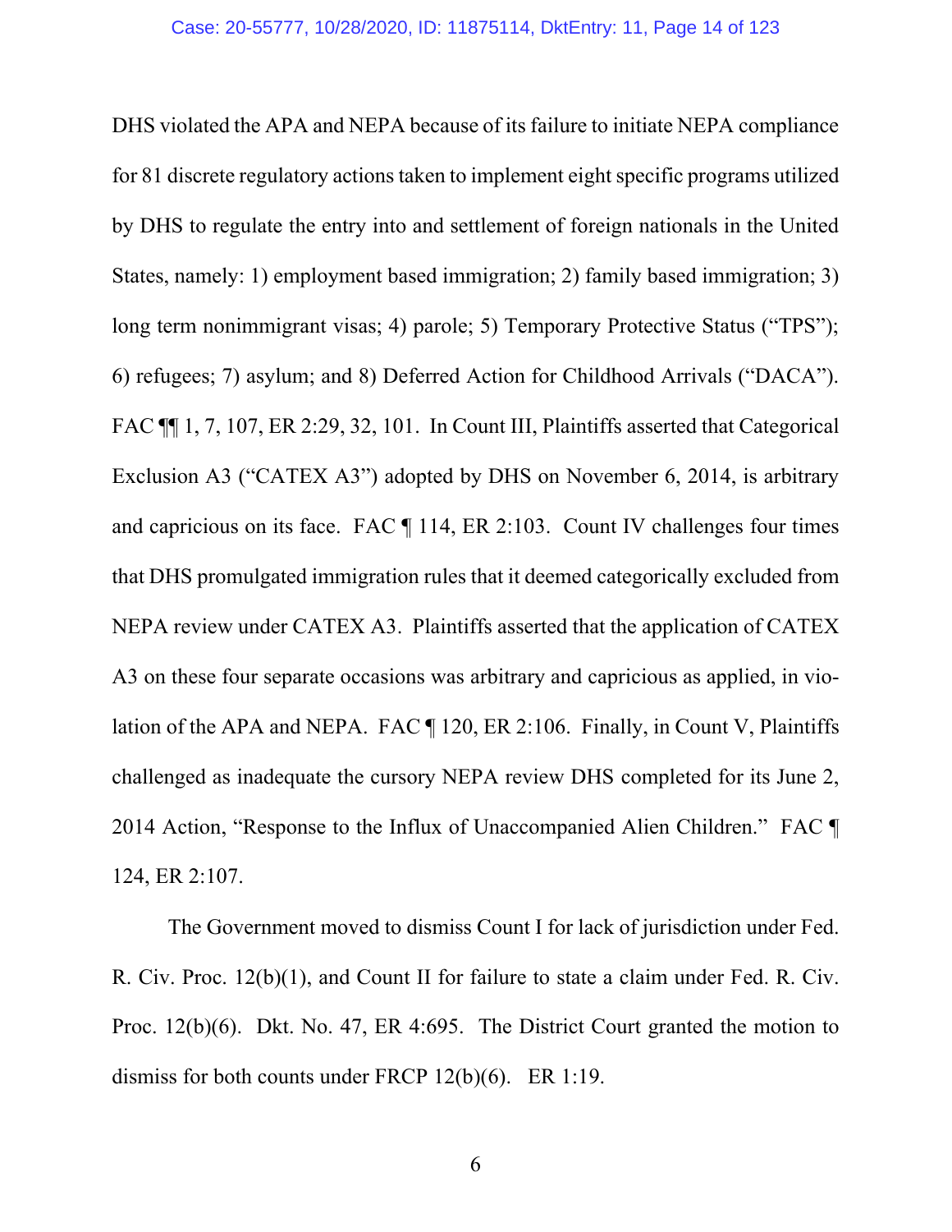DHS violated the APA and NEPA because of its failure to initiate NEPA compliance for 81 discrete regulatory actions taken to implement eight specific programs utilized by DHS to regulate the entry into and settlement of foreign nationals in the United States, namely: 1) employment based immigration; 2) family based immigration; 3) long term nonimmigrant visas; 4) parole; 5) Temporary Protective Status ("TPS"); 6) refugees; 7) asylum; and 8) Deferred Action for Childhood Arrivals ("DACA"). FAC ¶¶ 1, 7, 107, ER 2:29, 32, 101. In Count III, Plaintiffs asserted that Categorical Exclusion A3 ("CATEX A3") adopted by DHS on November 6, 2014, is arbitrary and capricious on its face. FAC ¶ 114, ER 2:103. Count IV challenges four times that DHS promulgated immigration rules that it deemed categorically excluded from NEPA review under CATEX A3. Plaintiffs asserted that the application of CATEX A3 on these four separate occasions was arbitrary and capricious as applied, in violation of the APA and NEPA. FAC ¶ 120, ER 2:106. Finally, in Count V, Plaintiffs challenged as inadequate the cursory NEPA review DHS completed for its June 2, 2014 Action, "Response to the Influx of Unaccompanied Alien Children." FAC ¶ 124, ER 2:107.

The Government moved to dismiss Count I for lack of jurisdiction under Fed. R. Civ. Proc. 12(b)(1), and Count II for failure to state a claim under Fed. R. Civ. Proc. 12(b)(6). Dkt. No. 47, ER 4:695. The District Court granted the motion to dismiss for both counts under FRCP 12(b)(6). ER 1:19.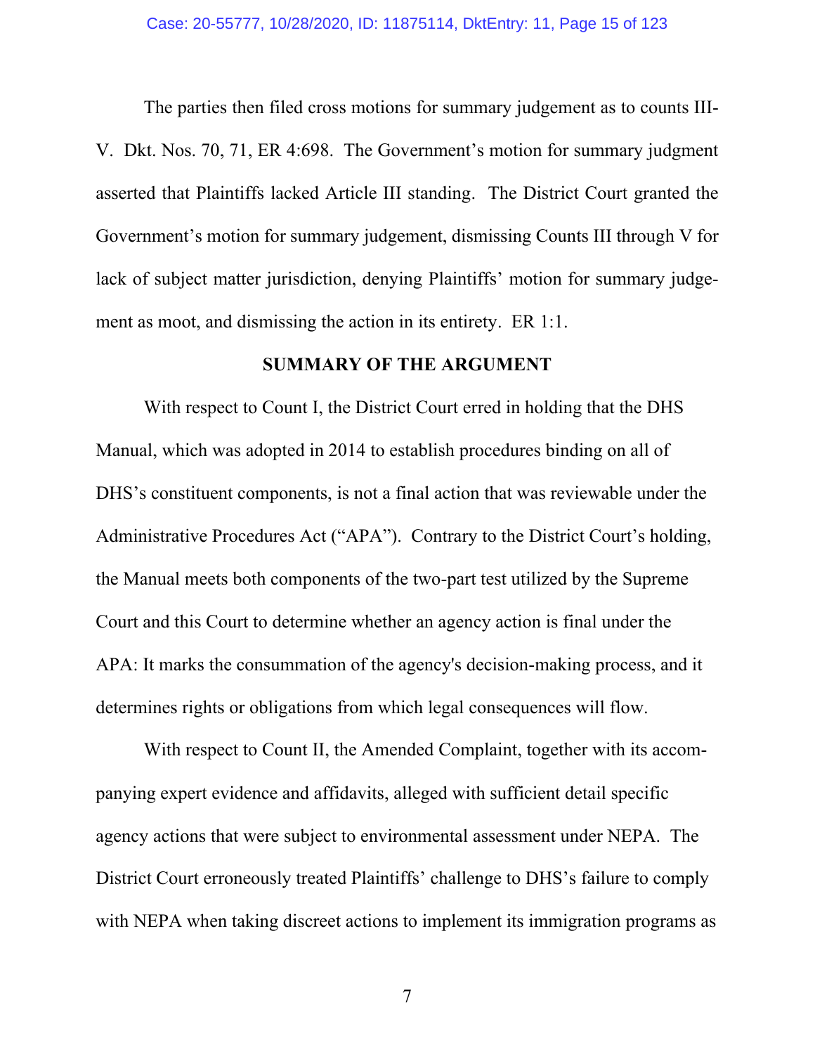The parties then filed cross motions for summary judgement as to counts III-V. Dkt. Nos. 70, 71, ER 4:698. The Government's motion for summary judgment asserted that Plaintiffs lacked Article III standing. The District Court granted the Government's motion for summary judgement, dismissing Counts III through V for lack of subject matter jurisdiction, denying Plaintiffs' motion for summary judgement as moot, and dismissing the action in its entirety. ER 1:1.

## SUMMARY OF THE ARGUMENT

With respect to Count I, the District Court erred in holding that the DHS Manual, which was adopted in 2014 to establish procedures binding on all of DHS's constituent components, is not a final action that was reviewable under the Administrative Procedures Act ("APA"). Contrary to the District Court's holding, the Manual meets both components of the two-part test utilized by the Supreme Court and this Court to determine whether an agency action is final under the APA: It marks the consummation of the agency's decision-making process, and it determines rights or obligations from which legal consequences will flow.

With respect to Count II, the Amended Complaint, together with its accompanying expert evidence and affidavits, alleged with sufficient detail specific agency actions that were subject to environmental assessment under NEPA. The District Court erroneously treated Plaintiffs' challenge to DHS's failure to comply with NEPA when taking discreet actions to implement its immigration programs as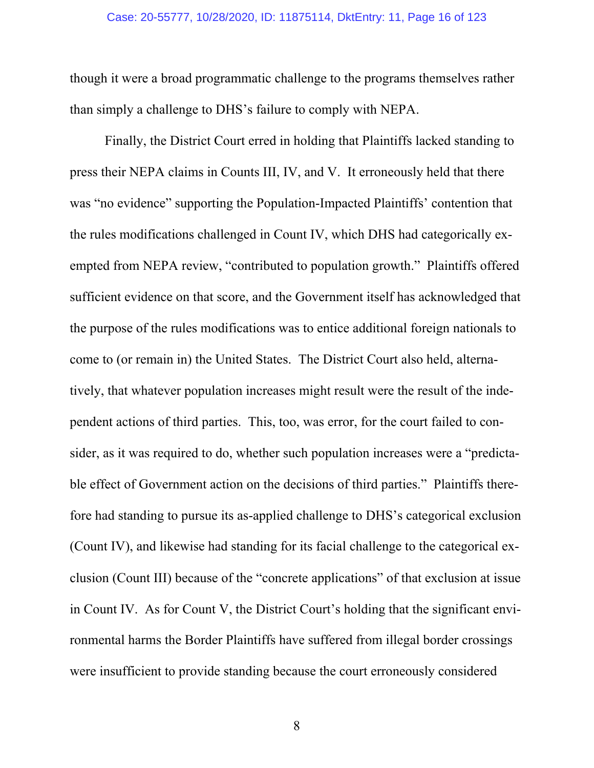though it were a broad programmatic challenge to the programs themselves rather than simply a challenge to DHS's failure to comply with NEPA.

Finally, the District Court erred in holding that Plaintiffs lacked standing to press their NEPA claims in Counts III, IV, and V. It erroneously held that there was "no evidence" supporting the Population-Impacted Plaintiffs' contention that the rules modifications challenged in Count IV, which DHS had categorically exempted from NEPA review, "contributed to population growth." Plaintiffs offered sufficient evidence on that score, and the Government itself has acknowledged that the purpose of the rules modifications was to entice additional foreign nationals to come to (or remain in) the United States. The District Court also held, alternatively, that whatever population increases might result were the result of the independent actions of third parties. This, too, was error, for the court failed to consider, as it was required to do, whether such population increases were a "predictable effect of Government action on the decisions of third parties." Plaintiffs therefore had standing to pursue its as-applied challenge to DHS's categorical exclusion (Count IV), and likewise had standing for its facial challenge to the categorical exclusion (Count III) because of the "concrete applications" of that exclusion at issue in Count IV. As for Count V, the District Court's holding that the significant environmental harms the Border Plaintiffs have suffered from illegal border crossings were insufficient to provide standing because the court erroneously considered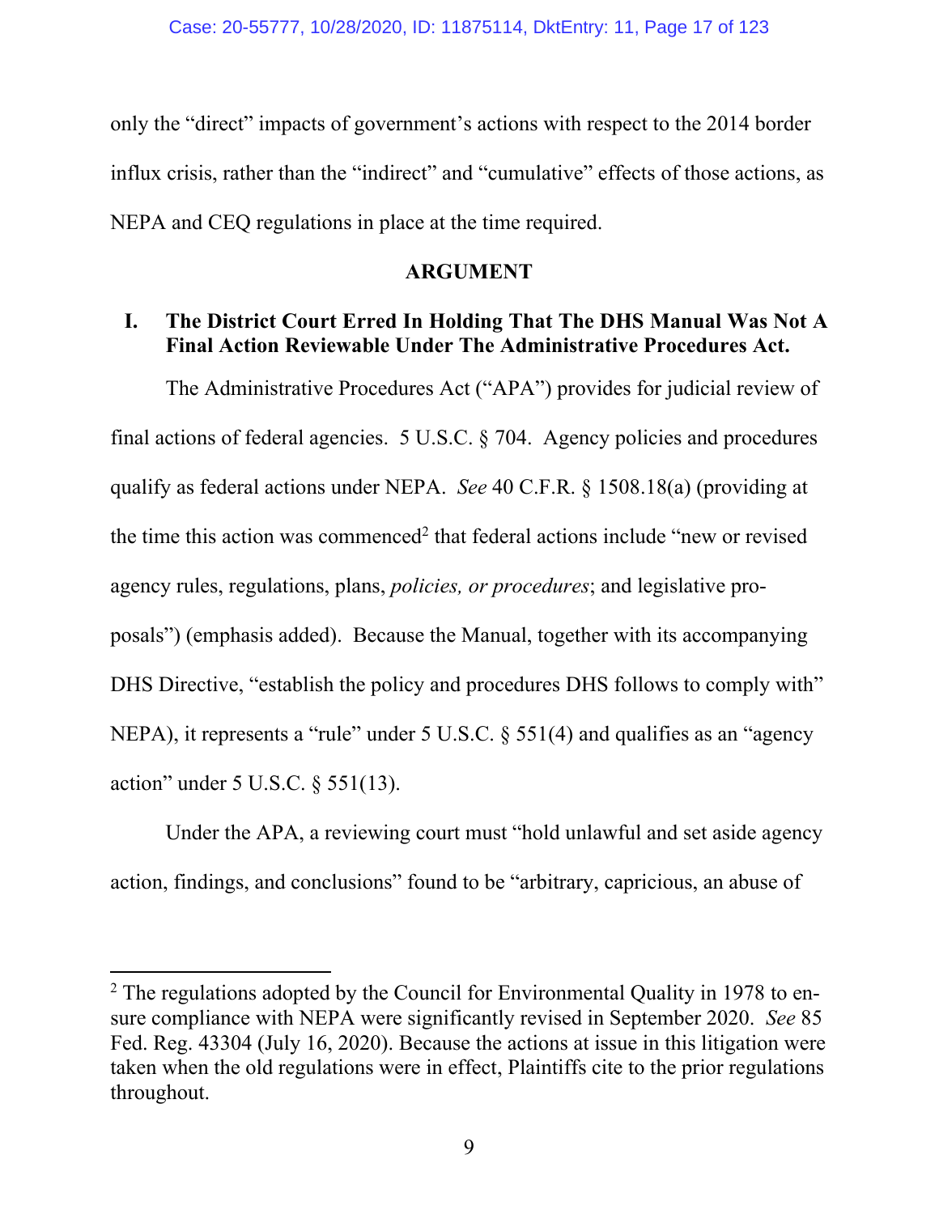only the "direct" impacts of government's actions with respect to the 2014 border influx crisis, rather than the "indirect" and "cumulative" effects of those actions, as NEPA and CEQ regulations in place at the time required.

## ARGUMENT

### I. The District Court Erred In Holding That The DHS Manual Was Not A Final Action Reviewable Under The Administrative Procedures Act.

The Administrative Procedures Act ("APA") provides for judicial review of final actions of federal agencies. 5 U.S.C. § 704. Agency policies and procedures qualify as federal actions under NEPA. *See* 40 C.F.R. § 1508.18(a) (providing at the time this action was commenced[2] that federal actions include "new or revised agency rules, regulations, plans, *policies, or procedures*; and legislative proposals") (emphasis added). Because the Manual, together with its accompanying DHS Directive, "establish the policy and procedures DHS follows to comply with" NEPA), it represents a "rule" under 5 U.S.C. § 551(4) and qualifies as an "agency action" under 5 U.S.C. § 551(13).

Under the APA, a reviewing court must "hold unlawful and set aside agency action, findings, and conclusions" found to be "arbitrary, capricious, an abuse of

[2] The regulations adopted by the Council for Environmental Quality in 1978 to ensure compliance with NEPA were significantly revised in September 2020. *See* 85 Fed. Reg. 43304 (July 16, 2020). Because the actions at issue in this litigation were taken when the old regulations were in effect, Plaintiffs cite to the prior regulations throughout.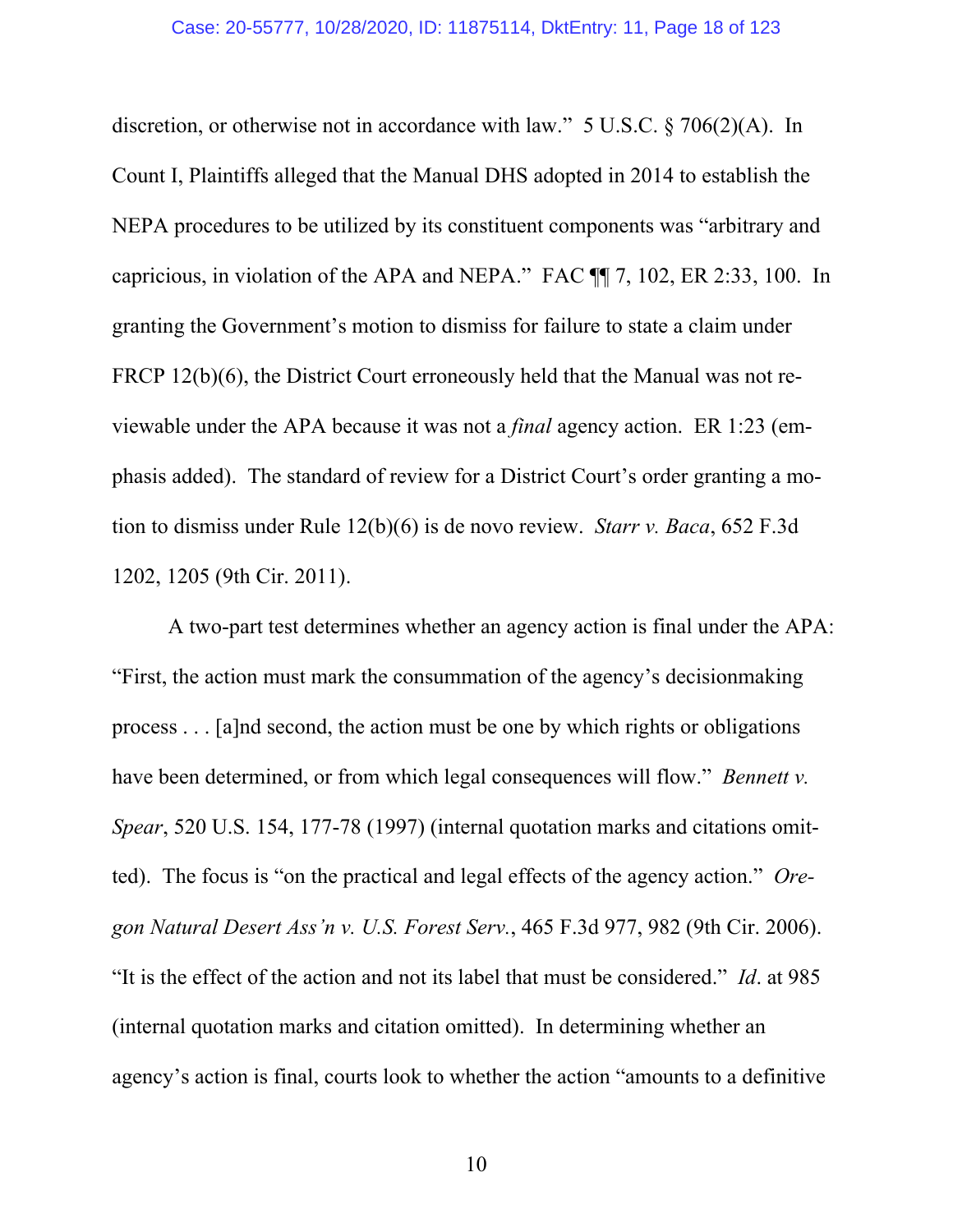discretion, or otherwise not in accordance with law." 5 U.S.C. § 706(2)(A). In Count I, Plaintiffs alleged that the Manual DHS adopted in 2014 to establish the NEPA procedures to be utilized by its constituent components was "arbitrary and capricious, in violation of the APA and NEPA." FAC ¶¶ 7, 102, ER 2:33, 100. In granting the Government's motion to dismiss for failure to state a claim under FRCP 12(b)(6), the District Court erroneously held that the Manual was not reviewable under the APA because it was not a *final* agency action. ER 1:23 (emphasis added). The standard of review for a District Court's order granting a motion to dismiss under Rule 12(b)(6) is de novo review. *Starr v. Baca*, 652 F.3d 1202, 1205 (9th Cir. 2011).

A two-part test determines whether an agency action is final under the APA: "First, the action must mark the consummation of the agency's decisionmaking process . . . [a]nd second, the action must be one by which rights or obligations have been determined, or from which legal consequences will flow." *Bennett v. Spear*, 520 U.S. 154, 177-78 (1997) (internal quotation marks and citations omitted). The focus is "on the practical and legal effects of the agency action." *Oregon Natural Desert Ass'n v. U.S. Forest Serv.*, 465 F.3d 977, 982 (9th Cir. 2006). "It is the effect of the action and not its label that must be considered." *Id*. at 985 (internal quotation marks and citation omitted). In determining whether an agency's action is final, courts look to whether the action "amounts to a definitive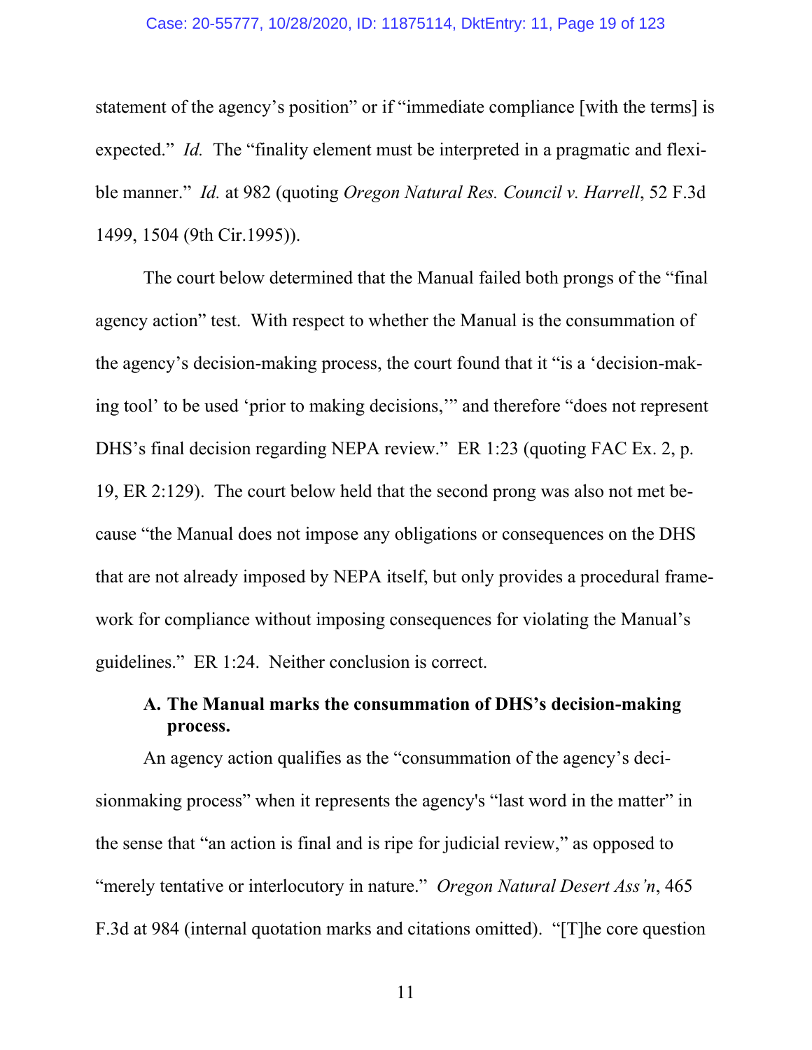statement of the agency's position" or if "immediate compliance [with the terms] is expected." *Id.* The "finality element must be interpreted in a pragmatic and flexible manner." *Id.* at 982 (quoting *Oregon Natural Res. Council v. Harrell*, 52 F.3d 1499, 1504 (9th Cir.1995)).

The court below determined that the Manual failed both prongs of the "final agency action" test. With respect to whether the Manual is the consummation of the agency's decision-making process, the court found that it "is a 'decision-making tool' to be used 'prior to making decisions,'" and therefore "does not represent DHS's final decision regarding NEPA review." ER 1:23 (quoting FAC Ex. 2, p. 19, ER 2:129). The court below held that the second prong was also not met because "the Manual does not impose any obligations or consequences on the DHS that are not already imposed by NEPA itself, but only provides a procedural framework for compliance without imposing consequences for violating the Manual's guidelines." ER 1:24. Neither conclusion is correct.

### A. The Manual marks the consummation of DHS's decision-making process.

An agency action qualifies as the "consummation of the agency's decisionmaking process" when it represents the agency's "last word in the matter" in the sense that "an action is final and is ripe for judicial review," as opposed to "merely tentative or interlocutory in nature." *Oregon Natural Desert Ass'n*, 465 F.3d at 984 (internal quotation marks and citations omitted). "[T]he core question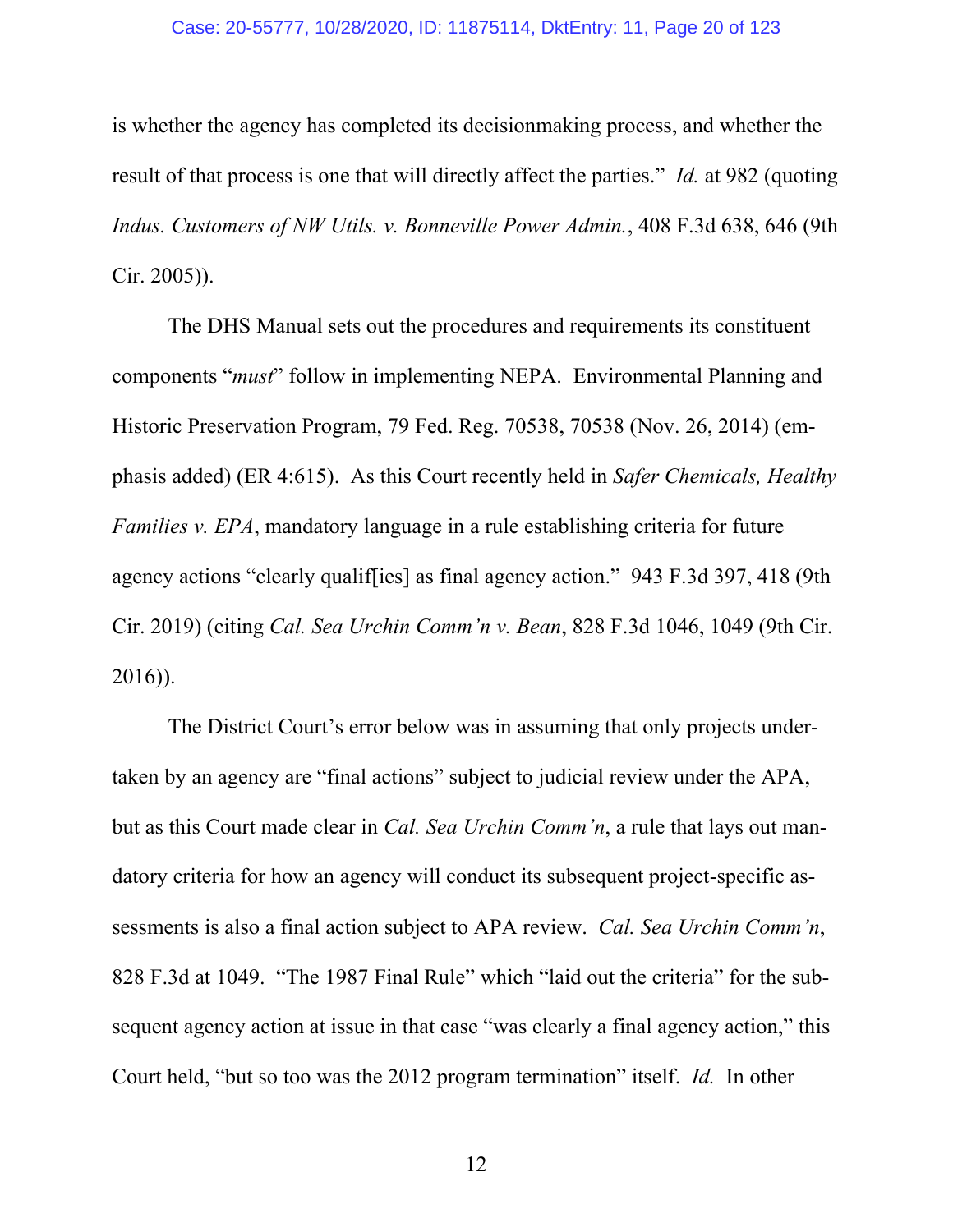is whether the agency has completed its decisionmaking process, and whether the result of that process is one that will directly affect the parties." *Id.* at 982 (quoting *Indus. Customers of NW Utils. v. Bonneville Power Admin.*, 408 F.3d 638, 646 (9th Cir. 2005)).

The DHS Manual sets out the procedures and requirements its constituent components "*must*" follow in implementing NEPA. Environmental Planning and Historic Preservation Program, 79 Fed. Reg. 70538, 70538 (Nov. 26, 2014) (emphasis added) (ER 4:615). As this Court recently held in *Safer Chemicals, Healthy Families v. EPA*, mandatory language in a rule establishing criteria for future agency actions "clearly qualif[ies] as final agency action." 943 F.3d 397, 418 (9th Cir. 2019) (citing *Cal. Sea Urchin Comm'n v. Bean*, 828 F.3d 1046, 1049 (9th Cir. 2016)).

The District Court's error below was in assuming that only projects undertaken by an agency are "final actions" subject to judicial review under the APA, but as this Court made clear in *Cal. Sea Urchin Comm'n*, a rule that lays out mandatory criteria for how an agency will conduct its subsequent project-specific assessments is also a final action subject to APA review. *Cal. Sea Urchin Comm'n*, 828 F.3d at 1049. "The 1987 Final Rule" which "laid out the criteria" for the subsequent agency action at issue in that case "was clearly a final agency action," this Court held, "but so too was the 2012 program termination" itself. *Id.* In other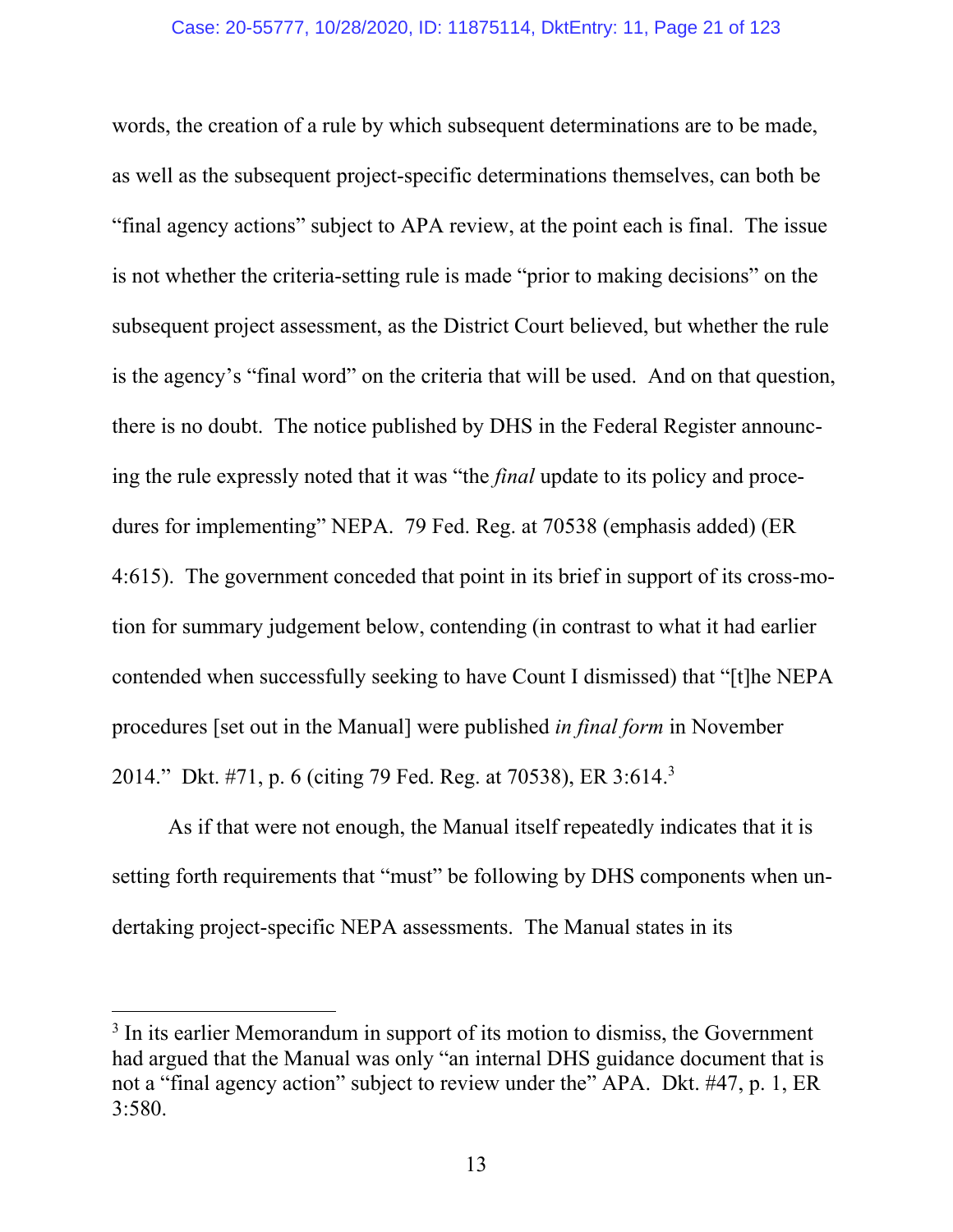words, the creation of a rule by which subsequent determinations are to be made, as well as the subsequent project-specific determinations themselves, can both be "final agency actions" subject to APA review, at the point each is final. The issue is not whether the criteria-setting rule is made "prior to making decisions" on the subsequent project assessment, as the District Court believed, but whether the rule is the agency's "final word" on the criteria that will be used. And on that question, there is no doubt. The notice published by DHS in the Federal Register announcing the rule expressly noted that it was "the *final* update to its policy and procedures for implementing" NEPA. 79 Fed. Reg. at 70538 (emphasis added) (ER 4:615). The government conceded that point in its brief in support of its cross-motion for summary judgement below, contending (in contrast to what it had earlier contended when successfully seeking to have Count I dismissed) that "[t]he NEPA procedures [set out in the Manual] were published *in final form* in November 2014." Dkt. #71, p. 6 (citing 79 Fed. Reg. at 70538), ER 3:614.[3]

As if that were not enough, the Manual itself repeatedly indicates that it is setting forth requirements that "must" be following by DHS components when undertaking project-specific NEPA assessments. The Manual states in its

[3] In its earlier Memorandum in support of its motion to dismiss, the Government had argued that the Manual was only "an internal DHS guidance document that is not a "final agency action" subject to review under the" APA. Dkt. #47, p. 1, ER 3:580.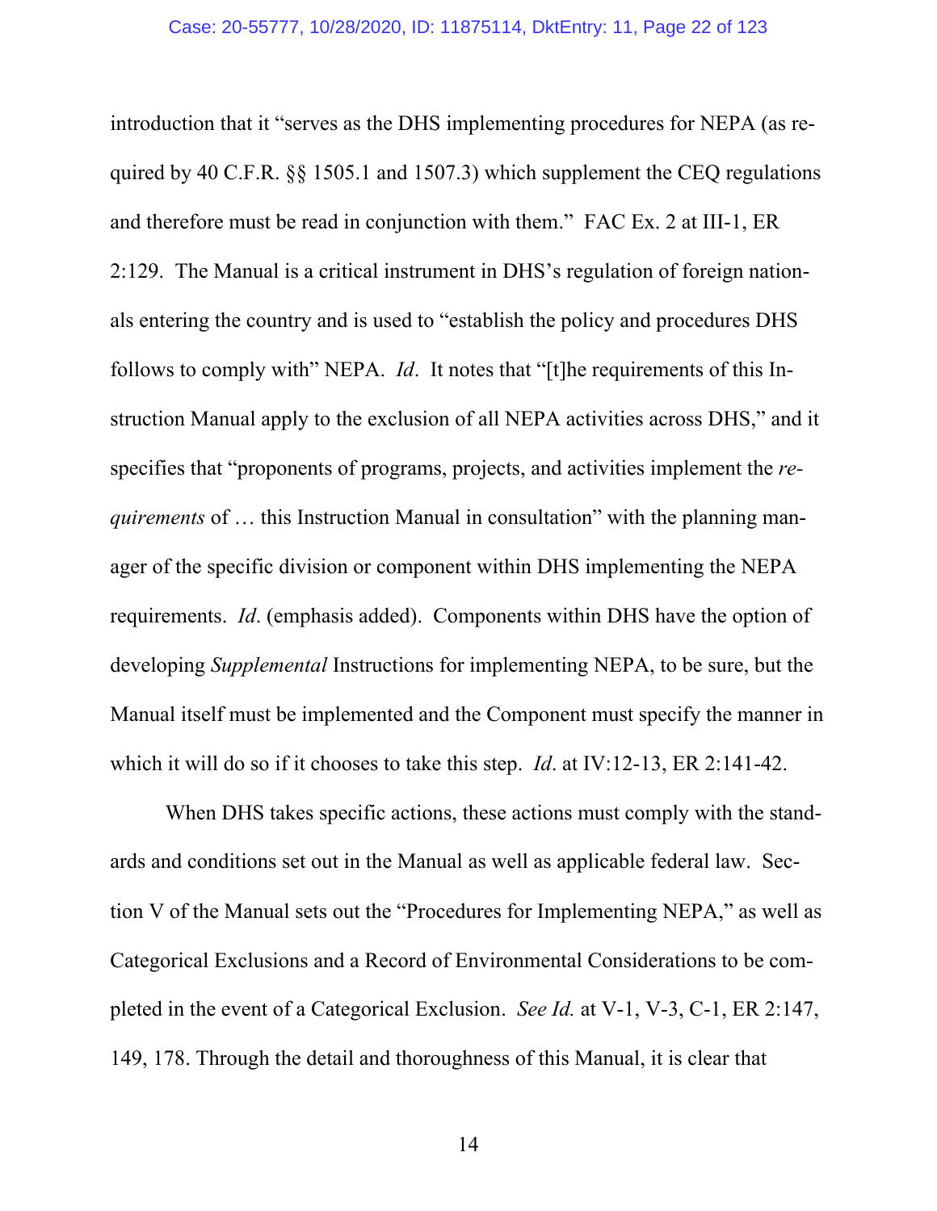introduction that it "serves as the DHS implementing procedures for NEPA (as required by 40 C.F.R. §§ 1505.1 and 1507.3) which supplement the CEQ regulations and therefore must be read in conjunction with them." FAC Ex. 2 at III-1, ER 2:129. The Manual is a critical instrument in DHS's regulation of foreign nationals entering the country and is used to "establish the policy and procedures DHS follows to comply with" NEPA. *Id*. It notes that "[t]he requirements of this Instruction Manual apply to the exclusion of all NEPA activities across DHS," and it specifies that "proponents of programs, projects, and activities implement the *requirements* of … this Instruction Manual in consultation" with the planning manager of the specific division or component within DHS implementing the NEPA requirements. *Id*. (emphasis added). Components within DHS have the option of developing *Supplemental* Instructions for implementing NEPA, to be sure, but the Manual itself must be implemented and the Component must specify the manner in which it will do so if it chooses to take this step. *Id*. at IV:12-13, ER 2:141-42.

When DHS takes specific actions, these actions must comply with the standards and conditions set out in the Manual as well as applicable federal law. Section V of the Manual sets out the "Procedures for Implementing NEPA," as well as Categorical Exclusions and a Record of Environmental Considerations to be completed in the event of a Categorical Exclusion. *See Id.* at V-1, V-3, C-1, ER 2:147, 149, 178. Through the detail and thoroughness of this Manual, it is clear that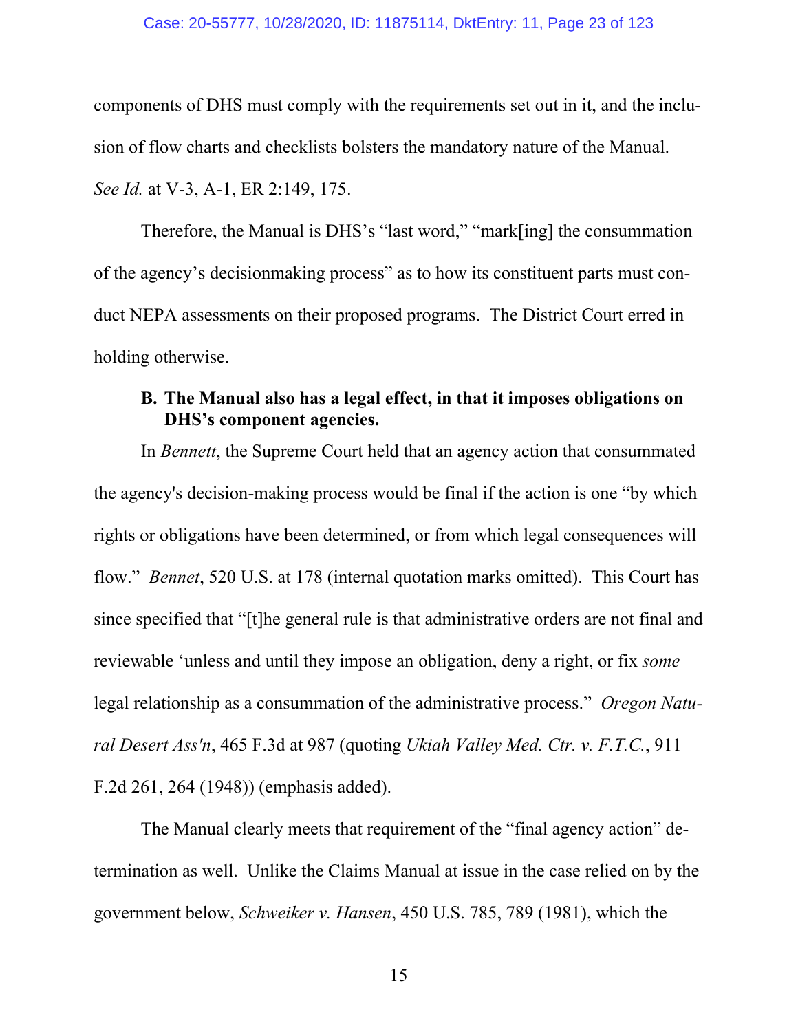components of DHS must comply with the requirements set out in it, and the inclusion of flow charts and checklists bolsters the mandatory nature of the Manual. *See Id.* at V-3, A-1, ER 2:149, 175.

Therefore, the Manual is DHS's "last word," "mark[ing] the consummation of the agency's decisionmaking process" as to how its constituent parts must conduct NEPA assessments on their proposed programs. The District Court erred in holding otherwise.

### B. The Manual also has a legal effect, in that it imposes obligations on DHS's component agencies.

In *Bennett*, the Supreme Court held that an agency action that consummated the agency's decision-making process would be final if the action is one "by which rights or obligations have been determined, or from which legal consequences will flow." *Bennet*, 520 U.S. at 178 (internal quotation marks omitted). This Court has since specified that "[t]he general rule is that administrative orders are not final and reviewable 'unless and until they impose an obligation, deny a right, or fix *some* legal relationship as a consummation of the administrative process." *Oregon Natural Desert Ass'n*, 465 F.3d at 987 (quoting *Ukiah Valley Med. Ctr. v. F.T.C.*, 911 F.2d 261, 264 (1948)) (emphasis added).

The Manual clearly meets that requirement of the "final agency action" determination as well. Unlike the Claims Manual at issue in the case relied on by the government below, *Schweiker v. Hansen*, 450 U.S. 785, 789 (1981), which the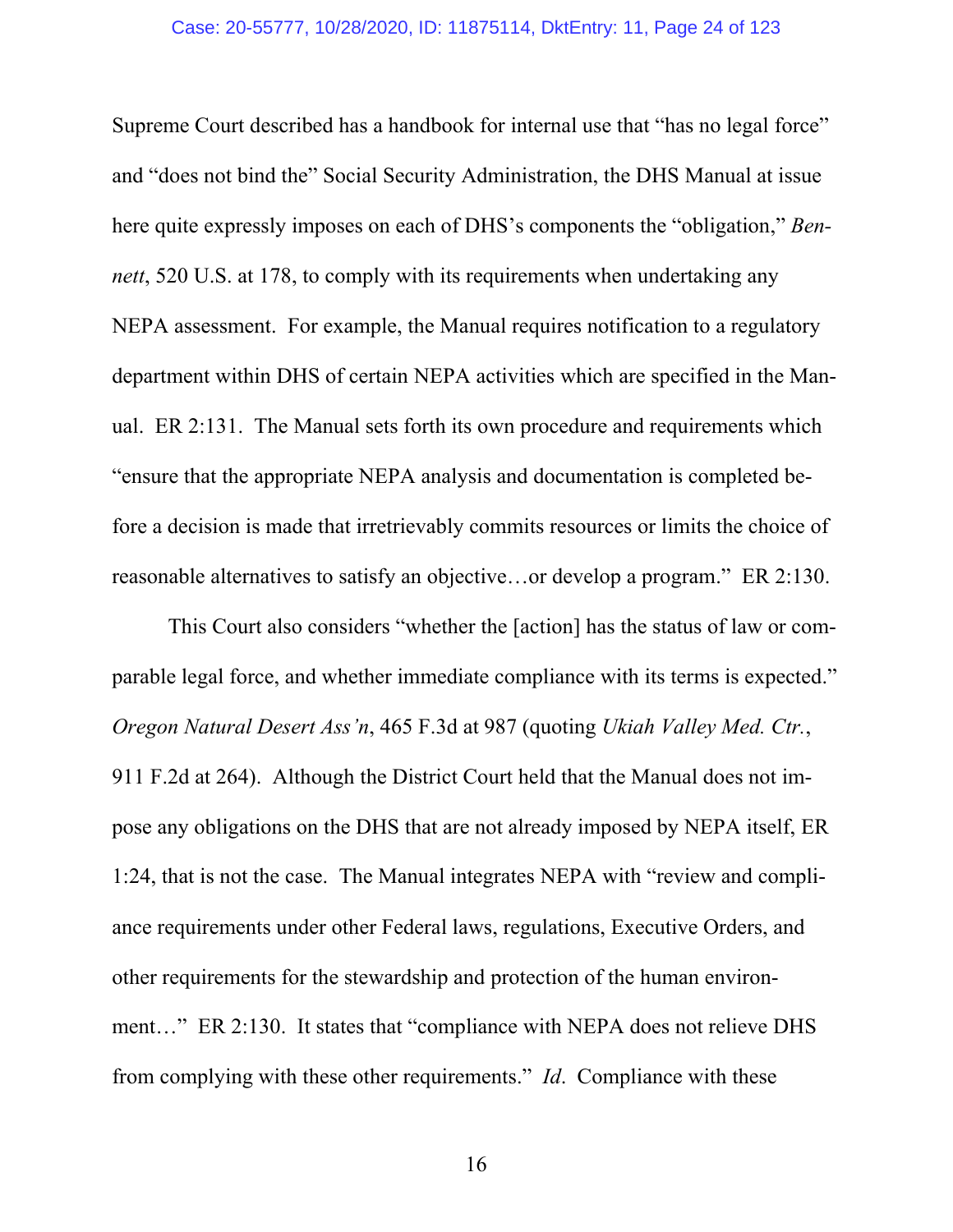Supreme Court described has a handbook for internal use that "has no legal force" and "does not bind the" Social Security Administration, the DHS Manual at issue here quite expressly imposes on each of DHS's components the "obligation," *Bennett*, 520 U.S. at 178, to comply with its requirements when undertaking any NEPA assessment. For example, the Manual requires notification to a regulatory department within DHS of certain NEPA activities which are specified in the Manual. ER 2:131. The Manual sets forth its own procedure and requirements which "ensure that the appropriate NEPA analysis and documentation is completed before a decision is made that irretrievably commits resources or limits the choice of reasonable alternatives to satisfy an objective…or develop a program." ER 2:130.

This Court also considers "whether the [action] has the status of law or comparable legal force, and whether immediate compliance with its terms is expected." *Oregon Natural Desert Ass'n*, 465 F.3d at 987 (quoting *Ukiah Valley Med. Ctr.*, 911 F.2d at 264). Although the District Court held that the Manual does not impose any obligations on the DHS that are not already imposed by NEPA itself, ER 1:24, that is not the case. The Manual integrates NEPA with "review and compliance requirements under other Federal laws, regulations, Executive Orders, and other requirements for the stewardship and protection of the human environment…" ER 2:130. It states that "compliance with NEPA does not relieve DHS from complying with these other requirements." *Id*. Compliance with these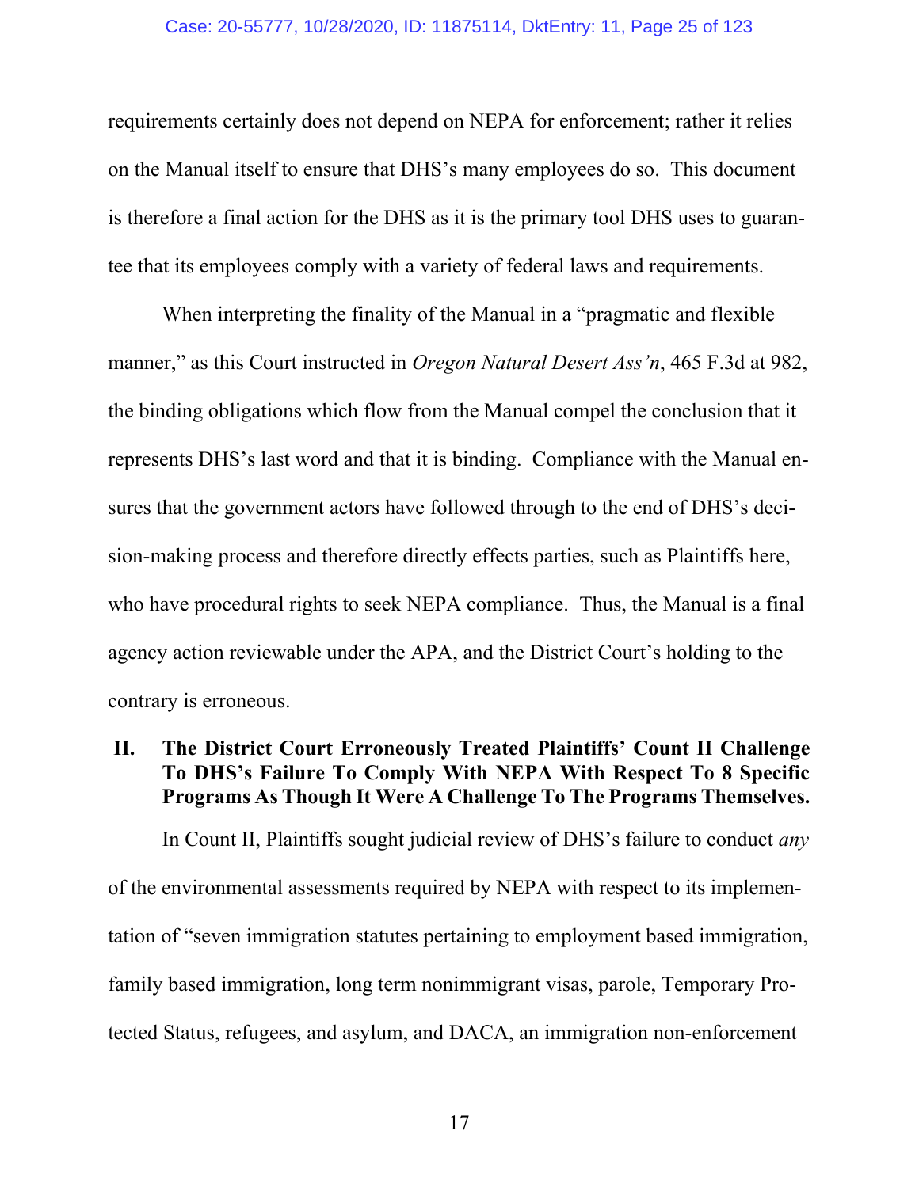requirements certainly does not depend on NEPA for enforcement; rather it relies on the Manual itself to ensure that DHS's many employees do so. This document is therefore a final action for the DHS as it is the primary tool DHS uses to guarantee that its employees comply with a variety of federal laws and requirements.

When interpreting the finality of the Manual in a "pragmatic and flexible manner," as this Court instructed in *Oregon Natural Desert Ass'n*, 465 F.3d at 982, the binding obligations which flow from the Manual compel the conclusion that it represents DHS's last word and that it is binding. Compliance with the Manual ensures that the government actors have followed through to the end of DHS's decision-making process and therefore directly effects parties, such as Plaintiffs here, who have procedural rights to seek NEPA compliance. Thus, the Manual is a final agency action reviewable under the APA, and the District Court's holding to the contrary is erroneous.

## II. The District Court Erroneously Treated Plaintiffs' Count II Challenge To DHS's Failure To Comply With NEPA With Respect To 8 Specific Programs As Though It Were A Challenge To The Programs Themselves.

In Count II, Plaintiffs sought judicial review of DHS's failure to conduct *any* of the environmental assessments required by NEPA with respect to its implementation of "seven immigration statutes pertaining to employment based immigration, family based immigration, long term nonimmigrant visas, parole, Temporary Protected Status, refugees, and asylum, and DACA, an immigration non-enforcement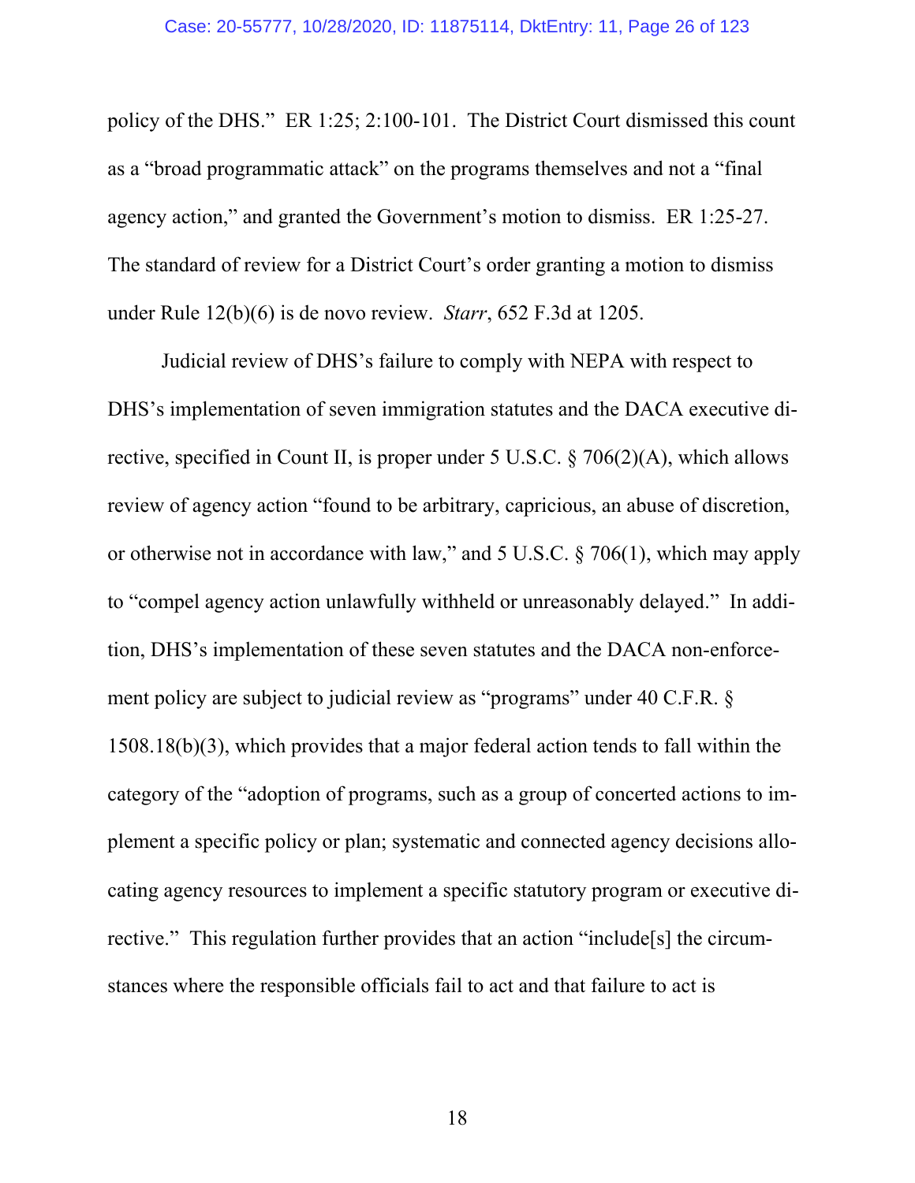policy of the DHS." ER 1:25; 2:100-101. The District Court dismissed this count as a "broad programmatic attack" on the programs themselves and not a "final agency action," and granted the Government's motion to dismiss. ER 1:25-27. The standard of review for a District Court's order granting a motion to dismiss under Rule 12(b)(6) is de novo review. *Starr*, 652 F.3d at 1205.

Judicial review of DHS's failure to comply with NEPA with respect to DHS's implementation of seven immigration statutes and the DACA executive directive, specified in Count II, is proper under 5 U.S.C. § 706(2)(A), which allows review of agency action "found to be arbitrary, capricious, an abuse of discretion, or otherwise not in accordance with law," and 5 U.S.C. § 706(1), which may apply to "compel agency action unlawfully withheld or unreasonably delayed." In addition, DHS's implementation of these seven statutes and the DACA non-enforcement policy are subject to judicial review as "programs" under 40 C.F.R. § 1508.18(b)(3), which provides that a major federal action tends to fall within the category of the "adoption of programs, such as a group of concerted actions to implement a specific policy or plan; systematic and connected agency decisions allocating agency resources to implement a specific statutory program or executive directive." This regulation further provides that an action "include[s] the circumstances where the responsible officials fail to act and that failure to act is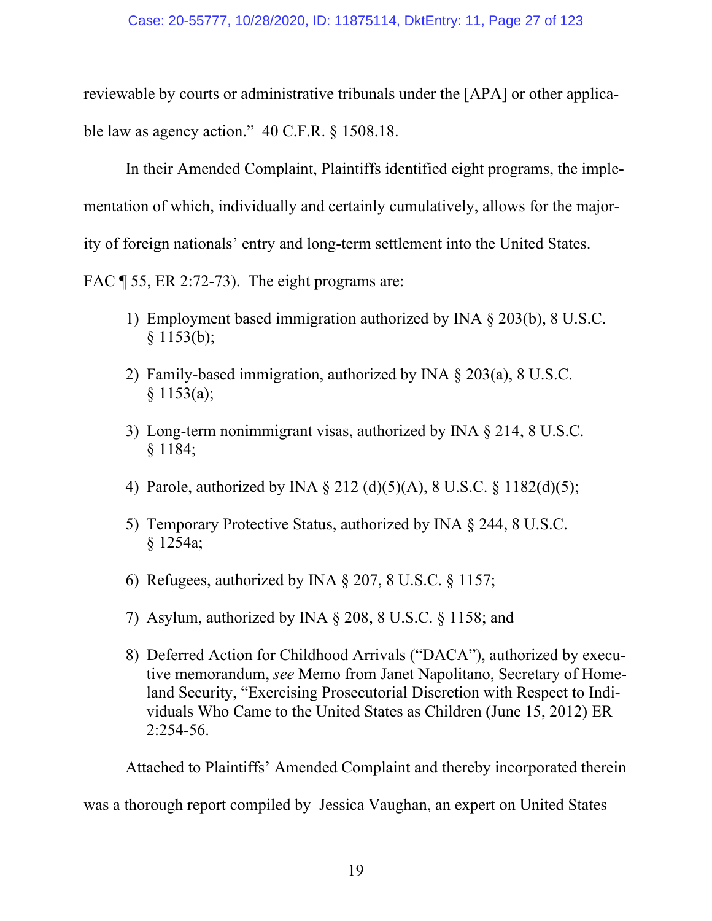reviewable by courts or administrative tribunals under the [APA] or other applicable law as agency action." 40 C.F.R. § 1508.18.

In their Amended Complaint, Plaintiffs identified eight programs, the implementation of which, individually and certainly cumulatively, allows for the majority of foreign nationals' entry and long-term settlement into the United States. FAC ¶ 55, ER 2:72-73). The eight programs are:

1) Employment based immigration authorized by INA § 203(b), 8 U.S.C. § 1153(b);

2) Family-based immigration, authorized by INA § 203(a), 8 U.S.C. § 1153(a);

3) Long-term nonimmigrant visas, authorized by INA § 214, 8 U.S.C. § 1184;

4) Parole, authorized by INA § 212 (d)(5)(A), 8 U.S.C. § 1182(d)(5);

5) Temporary Protective Status, authorized by INA § 244, 8 U.S.C. § 1254a;

6) Refugees, authorized by INA § 207, 8 U.S.C. § 1157;

7) Asylum, authorized by INA § 208, 8 U.S.C. § 1158; and

8) Deferred Action for Childhood Arrivals ("DACA"), authorized by executive memorandum, *see* Memo from Janet Napolitano, Secretary of Homeland Security, "Exercising Prosecutorial Discretion with Respect to Individuals Who Came to the United States as Children (June 15, 2012) ER 2:254-56.

Attached to Plaintiffs' Amended Complaint and thereby incorporated therein was a thorough report compiled by Jessica Vaughan, an expert on United States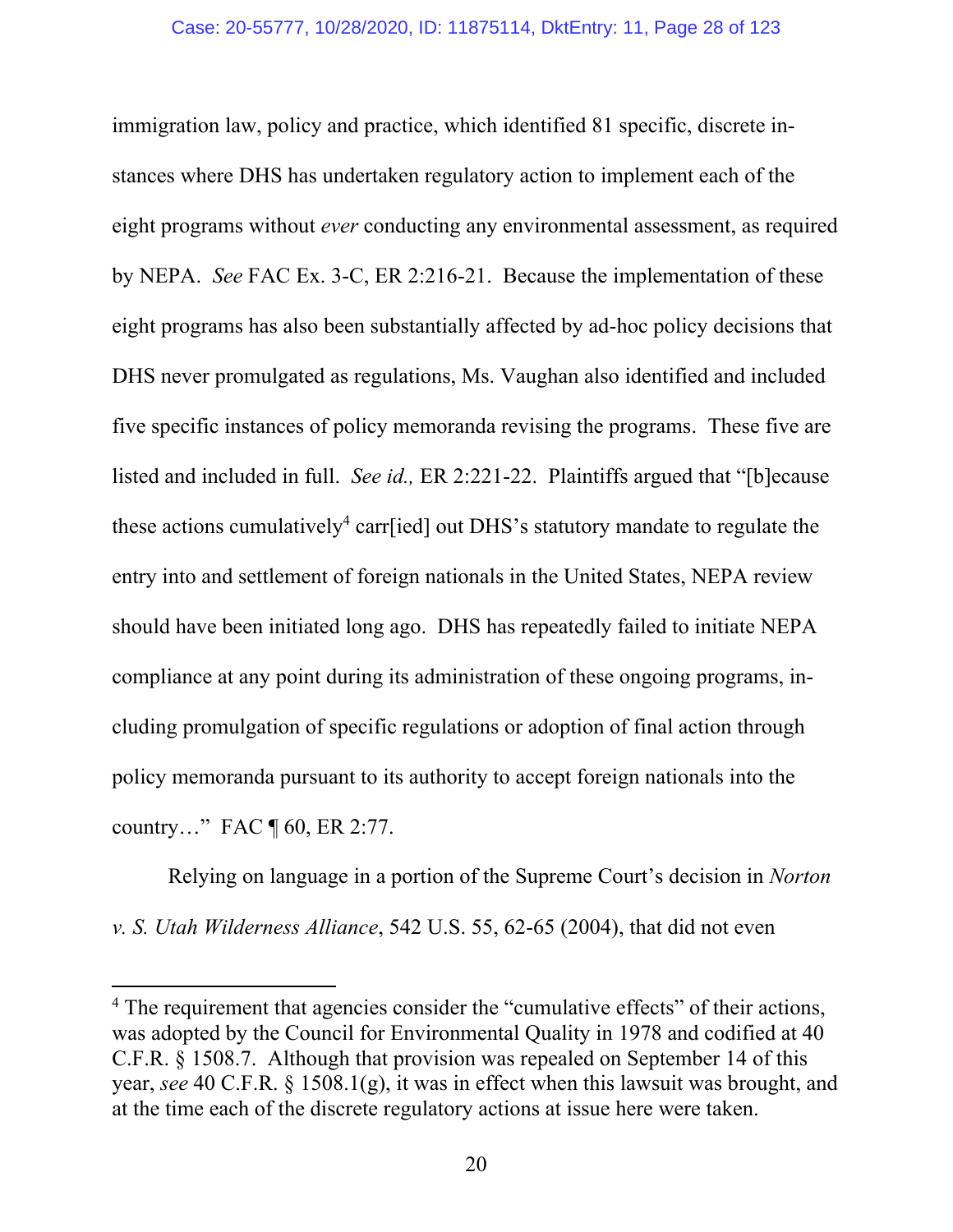immigration law, policy and practice, which identified 81 specific, discrete instances where DHS has undertaken regulatory action to implement each of the eight programs without *ever* conducting any environmental assessment, as required by NEPA. *See* FAC Ex. 3-C, ER 2:216-21. Because the implementation of these eight programs has also been substantially affected by ad-hoc policy decisions that DHS never promulgated as regulations, Ms. Vaughan also identified and included five specific instances of policy memoranda revising the programs. These five are listed and included in full. *See id.,* ER 2:221-22. Plaintiffs argued that "[b]ecause these actions cumulatively[4] carr[ied] out DHS's statutory mandate to regulate the entry into and settlement of foreign nationals in the United States, NEPA review should have been initiated long ago. DHS has repeatedly failed to initiate NEPA compliance at any point during its administration of these ongoing programs, including promulgation of specific regulations or adoption of final action through policy memoranda pursuant to its authority to accept foreign nationals into the country…" FAC ¶ 60, ER 2:77.

Relying on language in a portion of the Supreme Court's decision in *Norton v. S. Utah Wilderness Alliance*, 542 U.S. 55, 62-65 (2004), that did not even

---

[4] The requirement that agencies consider the "cumulative effects" of their actions, was adopted by the Council for Environmental Quality in 1978 and codified at 40 C.F.R. § 1508.7. Although that provision was repealed on September 14 of this year, *see* 40 C.F.R. § 1508.1(g), it was in effect when this lawsuit was brought, and at the time each of the discrete regulatory actions at issue here were taken.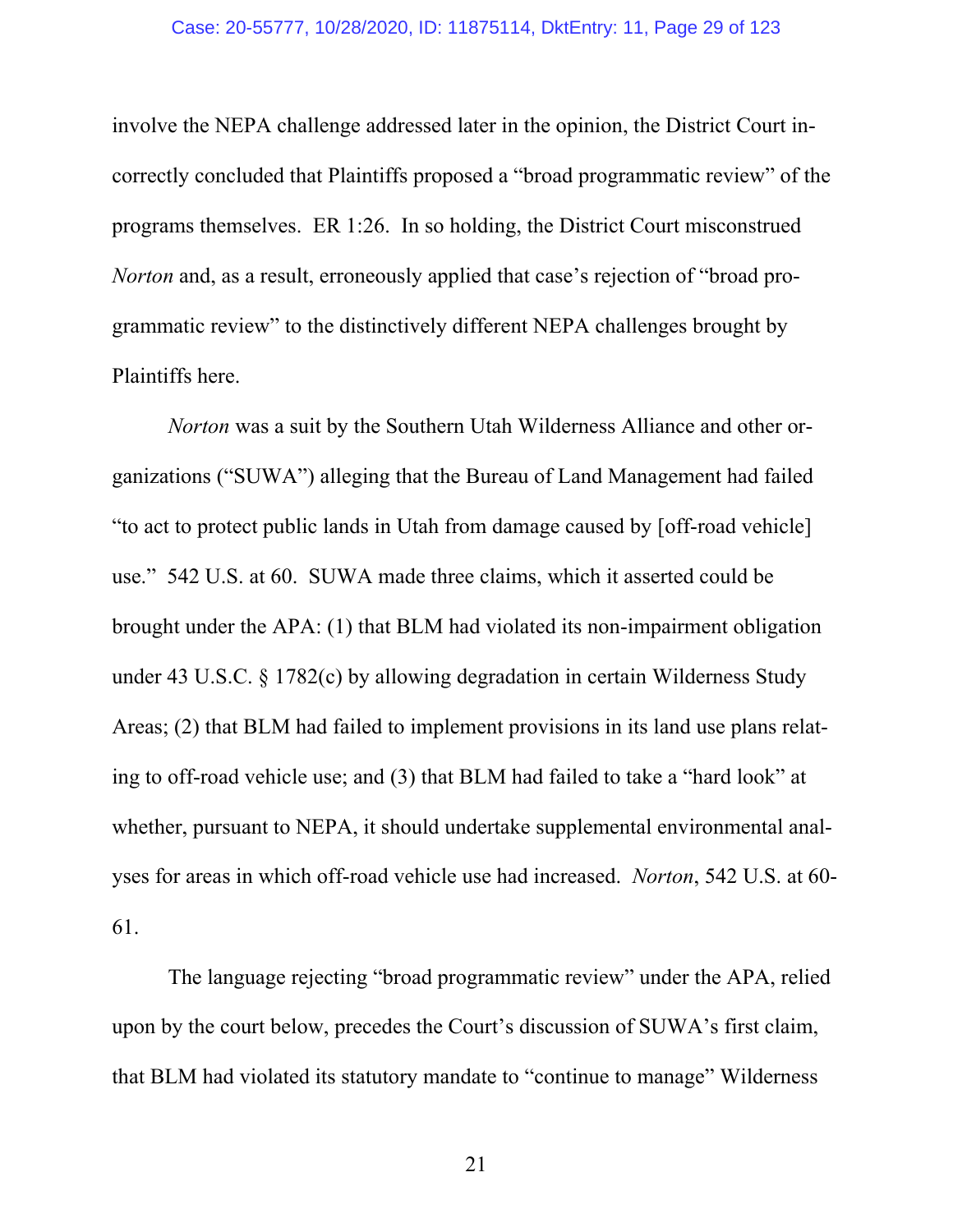involve the NEPA challenge addressed later in the opinion, the District Court incorrectly concluded that Plaintiffs proposed a "broad programmatic review" of the programs themselves. ER 1:26. In so holding, the District Court misconstrued *Norton* and, as a result, erroneously applied that case's rejection of "broad programmatic review" to the distinctively different NEPA challenges brought by Plaintiffs here.

*Norton* was a suit by the Southern Utah Wilderness Alliance and other organizations ("SUWA") alleging that the Bureau of Land Management had failed "to act to protect public lands in Utah from damage caused by [off-road vehicle] use." 542 U.S. at 60. SUWA made three claims, which it asserted could be brought under the APA: (1) that BLM had violated its non-impairment obligation under 43 U.S.C. § 1782(c) by allowing degradation in certain Wilderness Study Areas; (2) that BLM had failed to implement provisions in its land use plans relating to off-road vehicle use; and (3) that BLM had failed to take a "hard look" at whether, pursuant to NEPA, it should undertake supplemental environmental analyses for areas in which off-road vehicle use had increased. *Norton*, 542 U.S. at 60-61.

The language rejecting "broad programmatic review" under the APA, relied upon by the court below, precedes the Court's discussion of SUWA's first claim, that BLM had violated its statutory mandate to "continue to manage" Wilderness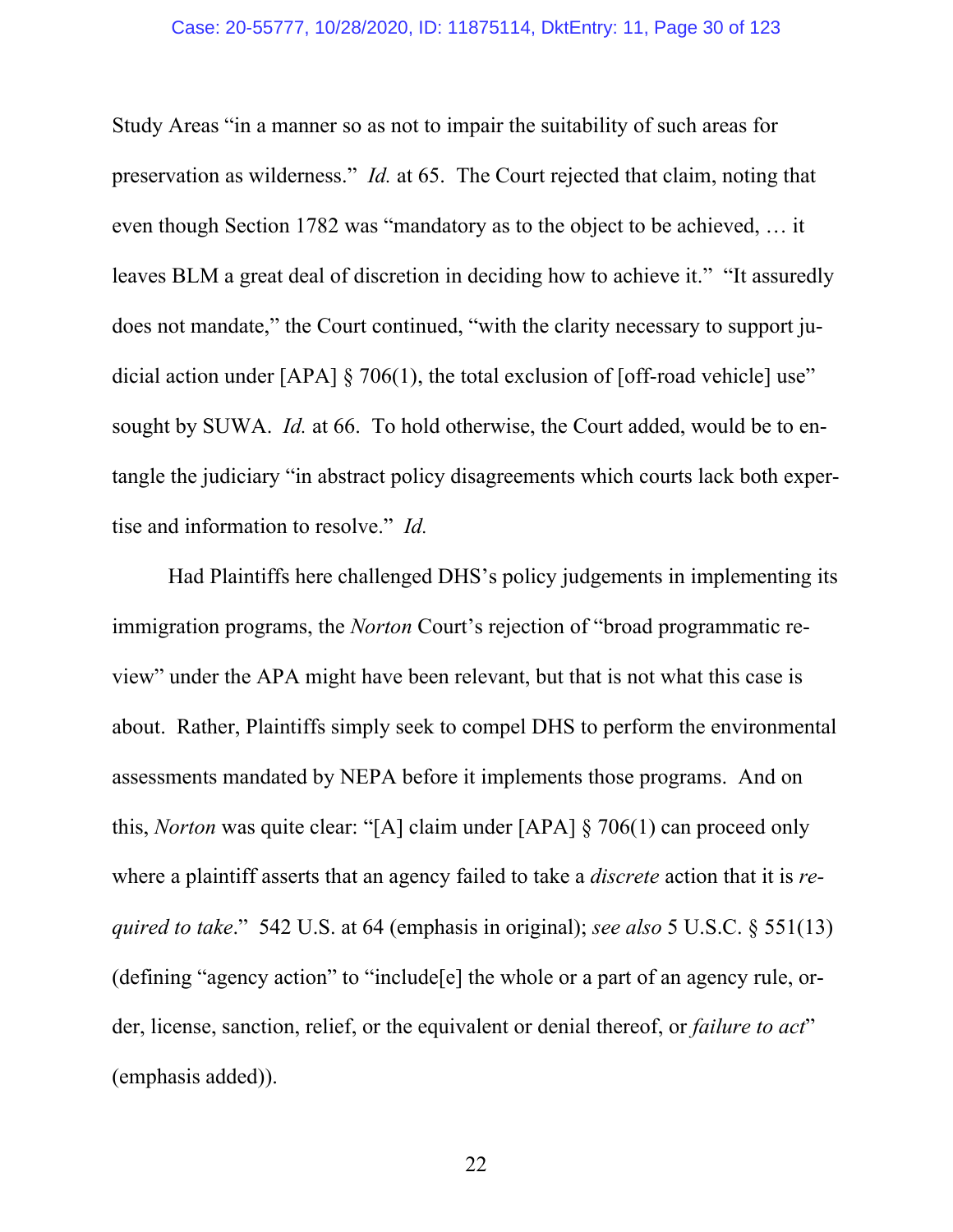Study Areas "in a manner so as not to impair the suitability of such areas for preservation as wilderness." *Id.* at 65. The Court rejected that claim, noting that even though Section 1782 was "mandatory as to the object to be achieved, … it leaves BLM a great deal of discretion in deciding how to achieve it." "It assuredly does not mandate," the Court continued, "with the clarity necessary to support judicial action under [APA] § 706(1), the total exclusion of [off-road vehicle] use" sought by SUWA. *Id.* at 66. To hold otherwise, the Court added, would be to entangle the judiciary "in abstract policy disagreements which courts lack both expertise and information to resolve." *Id.*

Had Plaintiffs here challenged DHS's policy judgements in implementing its immigration programs, the *Norton* Court's rejection of "broad programmatic review" under the APA might have been relevant, but that is not what this case is about. Rather, Plaintiffs simply seek to compel DHS to perform the environmental assessments mandated by NEPA before it implements those programs. And on this, *Norton* was quite clear: "[A] claim under [APA] § 706(1) can proceed only where a plaintiff asserts that an agency failed to take a *discrete* action that it is *required to take*." 542 U.S. at 64 (emphasis in original); *see also* 5 U.S.C. § 551(13) (defining "agency action" to "include[e] the whole or a part of an agency rule, order, license, sanction, relief, or the equivalent or denial thereof, or *failure to act*" (emphasis added)).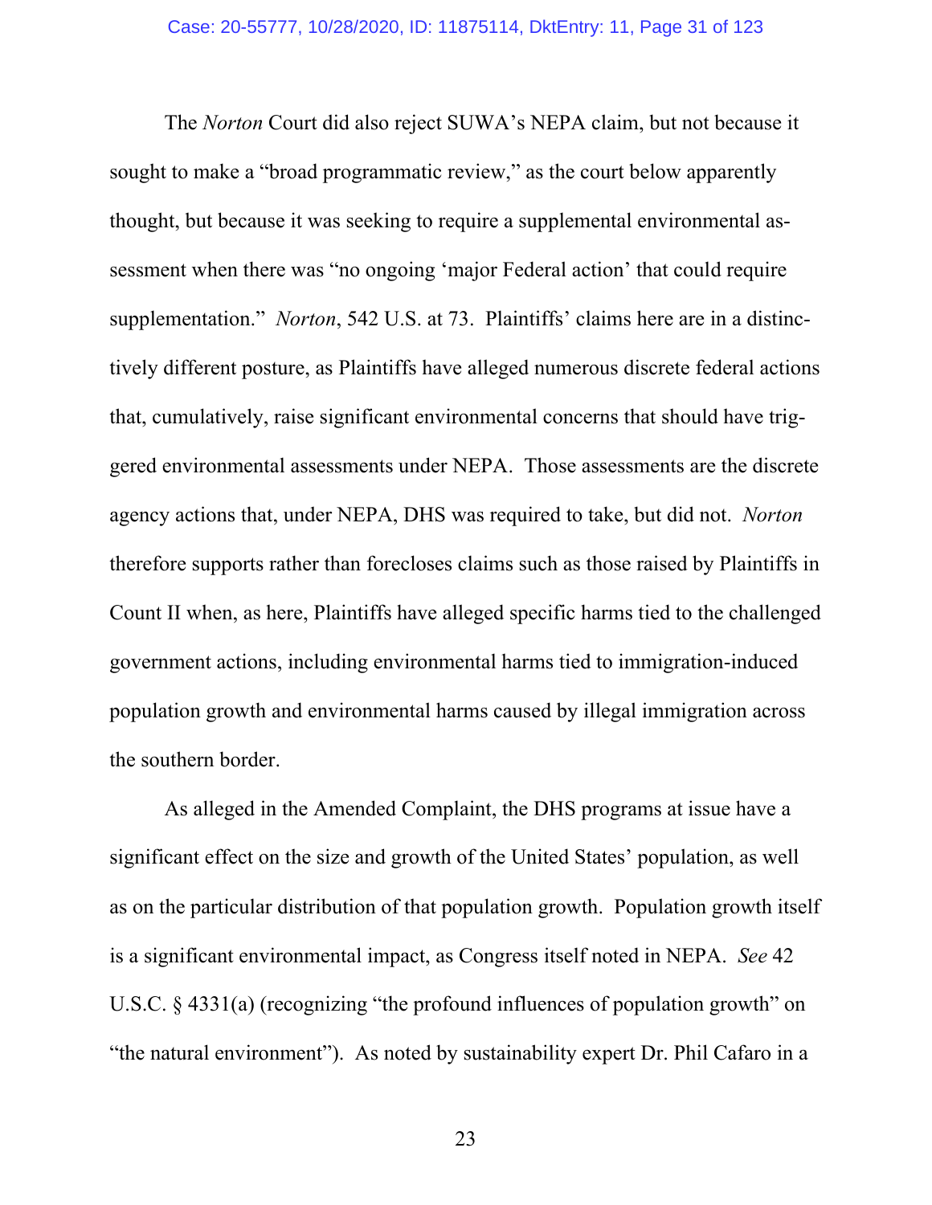The *Norton* Court did also reject SUWA's NEPA claim, but not because it sought to make a "broad programmatic review," as the court below apparently thought, but because it was seeking to require a supplemental environmental assessment when there was "no ongoing 'major Federal action' that could require supplementation." *Norton*, 542 U.S. at 73. Plaintiffs' claims here are in a distinctively different posture, as Plaintiffs have alleged numerous discrete federal actions that, cumulatively, raise significant environmental concerns that should have triggered environmental assessments under NEPA. Those assessments are the discrete agency actions that, under NEPA, DHS was required to take, but did not. *Norton* therefore supports rather than forecloses claims such as those raised by Plaintiffs in Count II when, as here, Plaintiffs have alleged specific harms tied to the challenged government actions, including environmental harms tied to immigration-induced population growth and environmental harms caused by illegal immigration across the southern border.

As alleged in the Amended Complaint, the DHS programs at issue have a significant effect on the size and growth of the United States' population, as well as on the particular distribution of that population growth. Population growth itself is a significant environmental impact, as Congress itself noted in NEPA. *See* 42 U.S.C. § 4331(a) (recognizing "the profound influences of population growth" on "the natural environment"). As noted by sustainability expert Dr. Phil Cafaro in a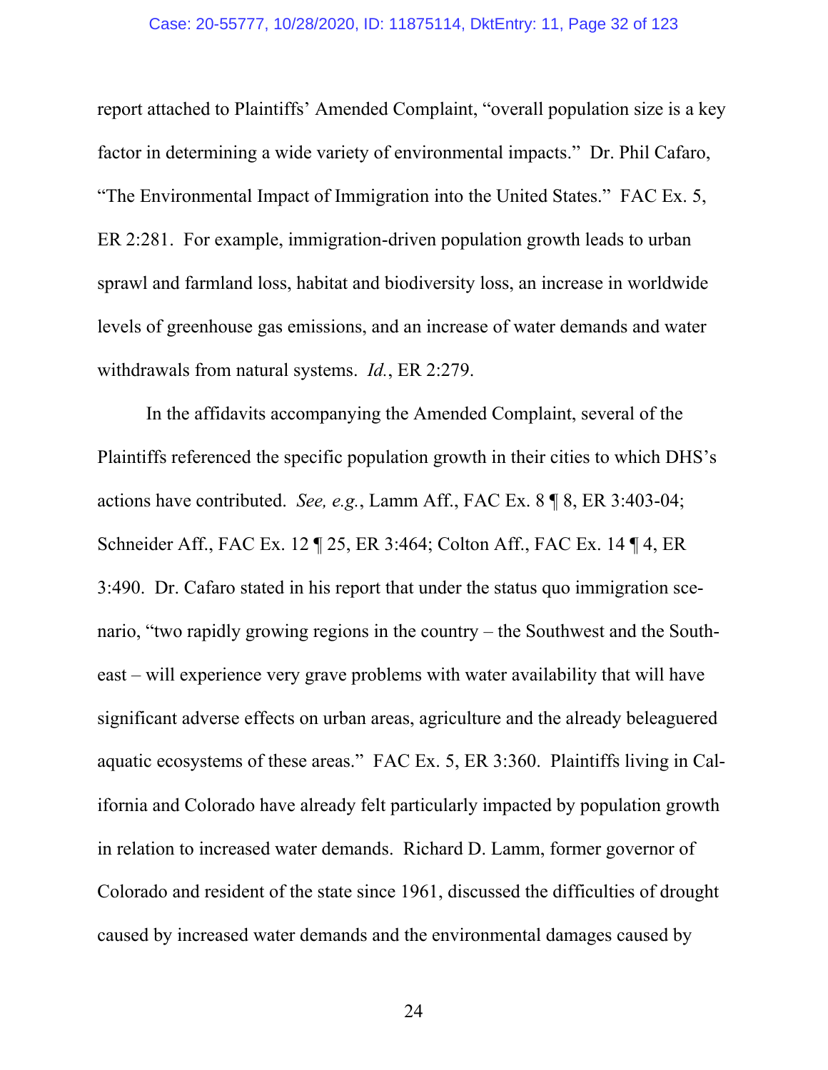report attached to Plaintiffs' Amended Complaint, "overall population size is a key factor in determining a wide variety of environmental impacts." Dr. Phil Cafaro, "The Environmental Impact of Immigration into the United States." FAC Ex. 5, ER 2:281. For example, immigration-driven population growth leads to urban sprawl and farmland loss, habitat and biodiversity loss, an increase in worldwide levels of greenhouse gas emissions, and an increase of water demands and water withdrawals from natural systems. *Id.*, ER 2:279.

In the affidavits accompanying the Amended Complaint, several of the Plaintiffs referenced the specific population growth in their cities to which DHS's actions have contributed. *See, e.g.*, Lamm Aff., FAC Ex. 8 ¶ 8, ER 3:403-04; Schneider Aff., FAC Ex. 12 ¶ 25, ER 3:464; Colton Aff., FAC Ex. 14 ¶ 4, ER 3:490. Dr. Cafaro stated in his report that under the status quo immigration scenario, "two rapidly growing regions in the country – the Southwest and the Southeast – will experience very grave problems with water availability that will have significant adverse effects on urban areas, agriculture and the already beleaguered aquatic ecosystems of these areas." FAC Ex. 5, ER 3:360. Plaintiffs living in California and Colorado have already felt particularly impacted by population growth in relation to increased water demands. Richard D. Lamm, former governor of Colorado and resident of the state since 1961, discussed the difficulties of drought caused by increased water demands and the environmental damages caused by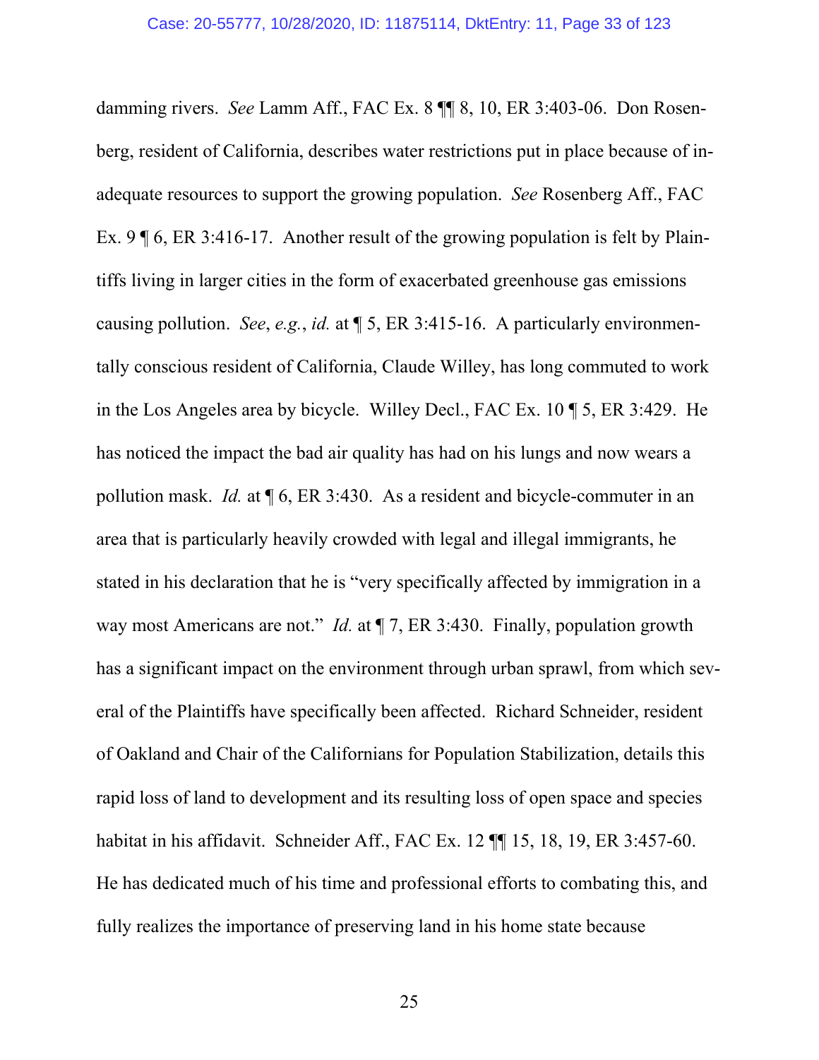damming rivers. *See* Lamm Aff., FAC Ex. 8 ¶¶ 8, 10, ER 3:403-06. Don Rosenberg, resident of California, describes water restrictions put in place because of inadequate resources to support the growing population. *See* Rosenberg Aff., FAC Ex. 9 ¶ 6, ER 3:416-17. Another result of the growing population is felt by Plaintiffs living in larger cities in the form of exacerbated greenhouse gas emissions causing pollution. *See*, *e.g.*, *id.* at ¶ 5, ER 3:415-16. A particularly environmentally conscious resident of California, Claude Willey, has long commuted to work in the Los Angeles area by bicycle. Willey Decl., FAC Ex. 10 ¶ 5, ER 3:429. He has noticed the impact the bad air quality has had on his lungs and now wears a pollution mask. *Id.* at ¶ 6, ER 3:430. As a resident and bicycle-commuter in an area that is particularly heavily crowded with legal and illegal immigrants, he stated in his declaration that he is "very specifically affected by immigration in a way most Americans are not." *Id.* at ¶ 7, ER 3:430. Finally, population growth has a significant impact on the environment through urban sprawl, from which several of the Plaintiffs have specifically been affected. Richard Schneider, resident of Oakland and Chair of the Californians for Population Stabilization, details this rapid loss of land to development and its resulting loss of open space and species habitat in his affidavit. Schneider Aff., FAC Ex. 12 ¶¶ 15, 18, 19, ER 3:457-60. He has dedicated much of his time and professional efforts to combating this, and fully realizes the importance of preserving land in his home state because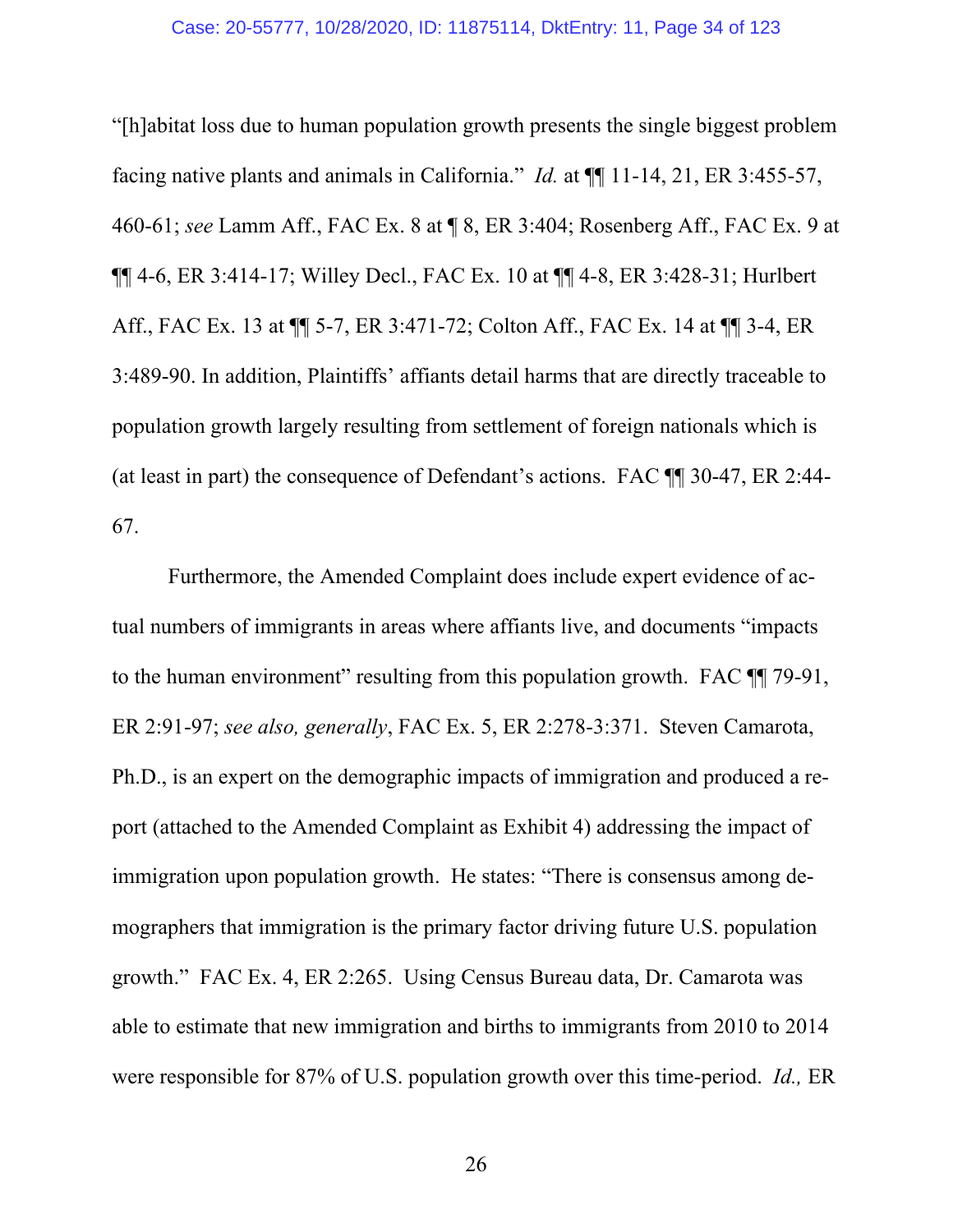"[h]abitat loss due to human population growth presents the single biggest problem facing native plants and animals in California." *Id.* at ¶¶ 11-14, 21, ER 3:455-57, 460-61; *see* Lamm Aff., FAC Ex. 8 at ¶ 8, ER 3:404; Rosenberg Aff., FAC Ex. 9 at ¶¶ 4-6, ER 3:414-17; Willey Decl., FAC Ex. 10 at ¶¶ 4-8, ER 3:428-31; Hurlbert Aff., FAC Ex. 13 at ¶¶ 5-7, ER 3:471-72; Colton Aff., FAC Ex. 14 at ¶¶ 3-4, ER 3:489-90. In addition, Plaintiffs' affiants detail harms that are directly traceable to population growth largely resulting from settlement of foreign nationals which is (at least in part) the consequence of Defendant's actions. FAC ¶¶ 30-47, ER 2:44-67.

Furthermore, the Amended Complaint does include expert evidence of actual numbers of immigrants in areas where affiants live, and documents "impacts to the human environment" resulting from this population growth. FAC ¶¶ 79-91, ER 2:91-97; *see also, generally*, FAC Ex. 5, ER 2:278-3:371. Steven Camarota, Ph.D., is an expert on the demographic impacts of immigration and produced a report (attached to the Amended Complaint as Exhibit 4) addressing the impact of immigration upon population growth. He states: "There is consensus among demographers that immigration is the primary factor driving future U.S. population growth." FAC Ex. 4, ER 2:265. Using Census Bureau data, Dr. Camarota was able to estimate that new immigration and births to immigrants from 2010 to 2014 were responsible for 87% of U.S. population growth over this time-period. *Id.,* ER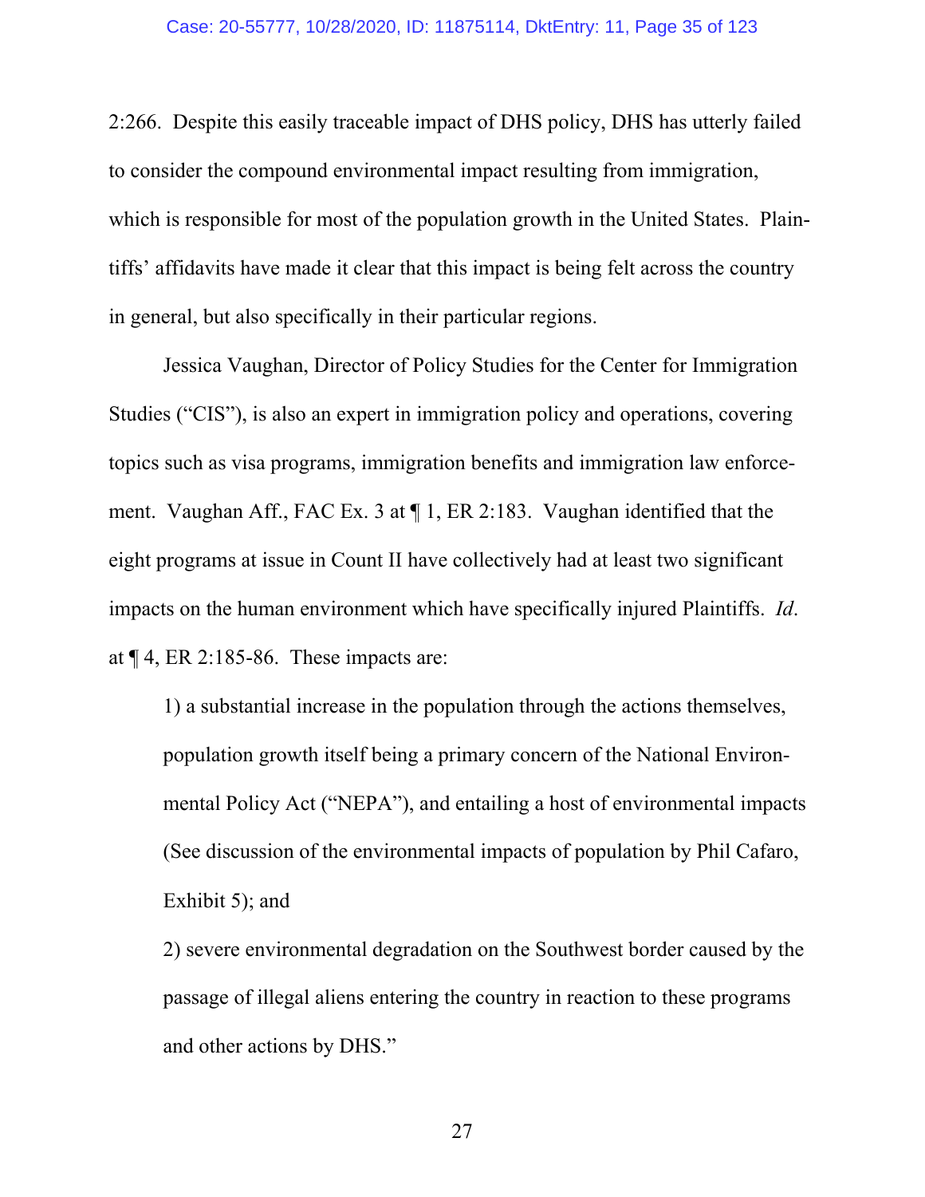2:266. Despite this easily traceable impact of DHS policy, DHS has utterly failed to consider the compound environmental impact resulting from immigration, which is responsible for most of the population growth in the United States. Plaintiffs' affidavits have made it clear that this impact is being felt across the country in general, but also specifically in their particular regions.

Jessica Vaughan, Director of Policy Studies for the Center for Immigration Studies ("CIS"), is also an expert in immigration policy and operations, covering topics such as visa programs, immigration benefits and immigration law enforcement. Vaughan Aff., FAC Ex. 3 at ¶ 1, ER 2:183. Vaughan identified that the eight programs at issue in Count II have collectively had at least two significant impacts on the human environment which have specifically injured Plaintiffs. *Id*. at ¶ 4, ER 2:185-86. These impacts are:

> 1) a substantial increase in the population through the actions themselves, population growth itself being a primary concern of the National Environmental Policy Act ("NEPA"), and entailing a host of environmental impacts (See discussion of the environmental impacts of population by Phil Cafaro, Exhibit 5); and
>
> 2) severe environmental degradation on the Southwest border caused by the passage of illegal aliens entering the country in reaction to these programs and other actions by DHS."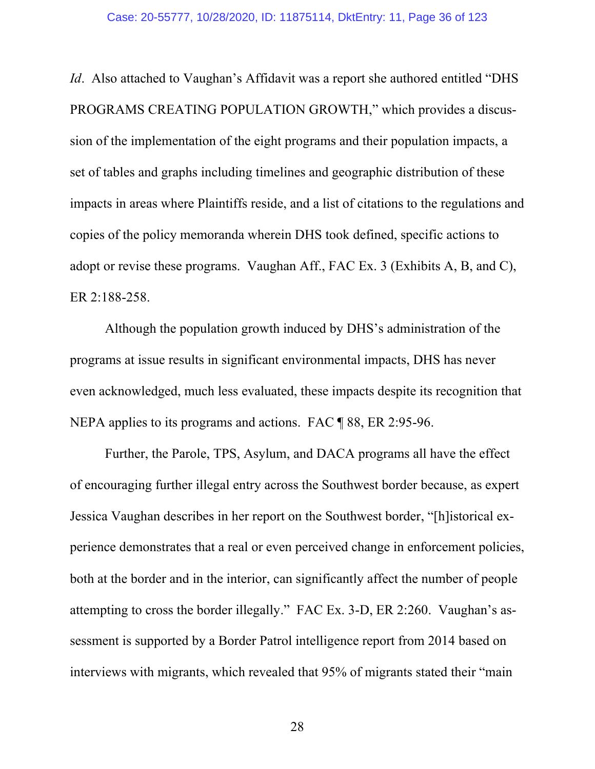*Id*. Also attached to Vaughan's Affidavit was a report she authored entitled "DHS PROGRAMS CREATING POPULATION GROWTH," which provides a discussion of the implementation of the eight programs and their population impacts, a set of tables and graphs including timelines and geographic distribution of these impacts in areas where Plaintiffs reside, and a list of citations to the regulations and copies of the policy memoranda wherein DHS took defined, specific actions to adopt or revise these programs. Vaughan Aff., FAC Ex. 3 (Exhibits A, B, and C), ER 2:188-258.

Although the population growth induced by DHS's administration of the programs at issue results in significant environmental impacts, DHS has never even acknowledged, much less evaluated, these impacts despite its recognition that NEPA applies to its programs and actions. FAC ¶ 88, ER 2:95-96.

Further, the Parole, TPS, Asylum, and DACA programs all have the effect of encouraging further illegal entry across the Southwest border because, as expert Jessica Vaughan describes in her report on the Southwest border, "[h]istorical experience demonstrates that a real or even perceived change in enforcement policies, both at the border and in the interior, can significantly affect the number of people attempting to cross the border illegally." FAC Ex. 3-D, ER 2:260. Vaughan's assessment is supported by a Border Patrol intelligence report from 2014 based on interviews with migrants, which revealed that 95% of migrants stated their "main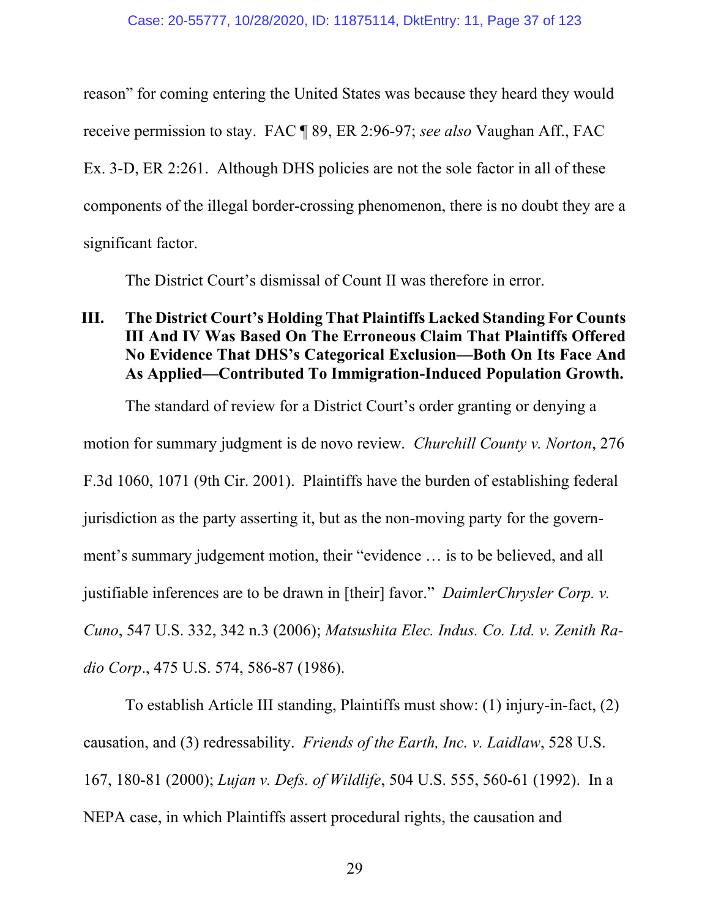reason" for coming entering the United States was because they heard they would receive permission to stay. FAC ¶ 89, ER 2:96-97; *see also* Vaughan Aff., FAC Ex. 3-D, ER 2:261. Although DHS policies are not the sole factor in all of these components of the illegal border-crossing phenomenon, there is no doubt they are a significant factor.

The District Court's dismissal of Count II was therefore in error.

## III. The District Court's Holding That Plaintiffs Lacked Standing For Counts III And IV Was Based On The Erroneous Claim That Plaintiffs Offered No Evidence That DHS's Categorical Exclusion—Both On Its Face And As Applied—Contributed To Immigration-Induced Population Growth.

The standard of review for a District Court's order granting or denying a motion for summary judgment is de novo review. *Churchill County v. Norton*, 276 F.3d 1060, 1071 (9th Cir. 2001). Plaintiffs have the burden of establishing federal jurisdiction as the party asserting it, but as the non-moving party for the government's summary judgement motion, their "evidence … is to be believed, and all justifiable inferences are to be drawn in [their] favor." *DaimlerChrysler Corp. v. Cuno*, 547 U.S. 332, 342 n.3 (2006); *Matsushita Elec. Indus. Co. Ltd. v. Zenith Radio Corp*., 475 U.S. 574, 586-87 (1986).

To establish Article III standing, Plaintiffs must show: (1) injury-in-fact, (2) causation, and (3) redressability. *Friends of the Earth, Inc. v. Laidlaw*, 528 U.S. 167, 180-81 (2000); *Lujan v. Defs. of Wildlife*, 504 U.S. 555, 560-61 (1992). In a NEPA case, in which Plaintiffs assert procedural rights, the causation and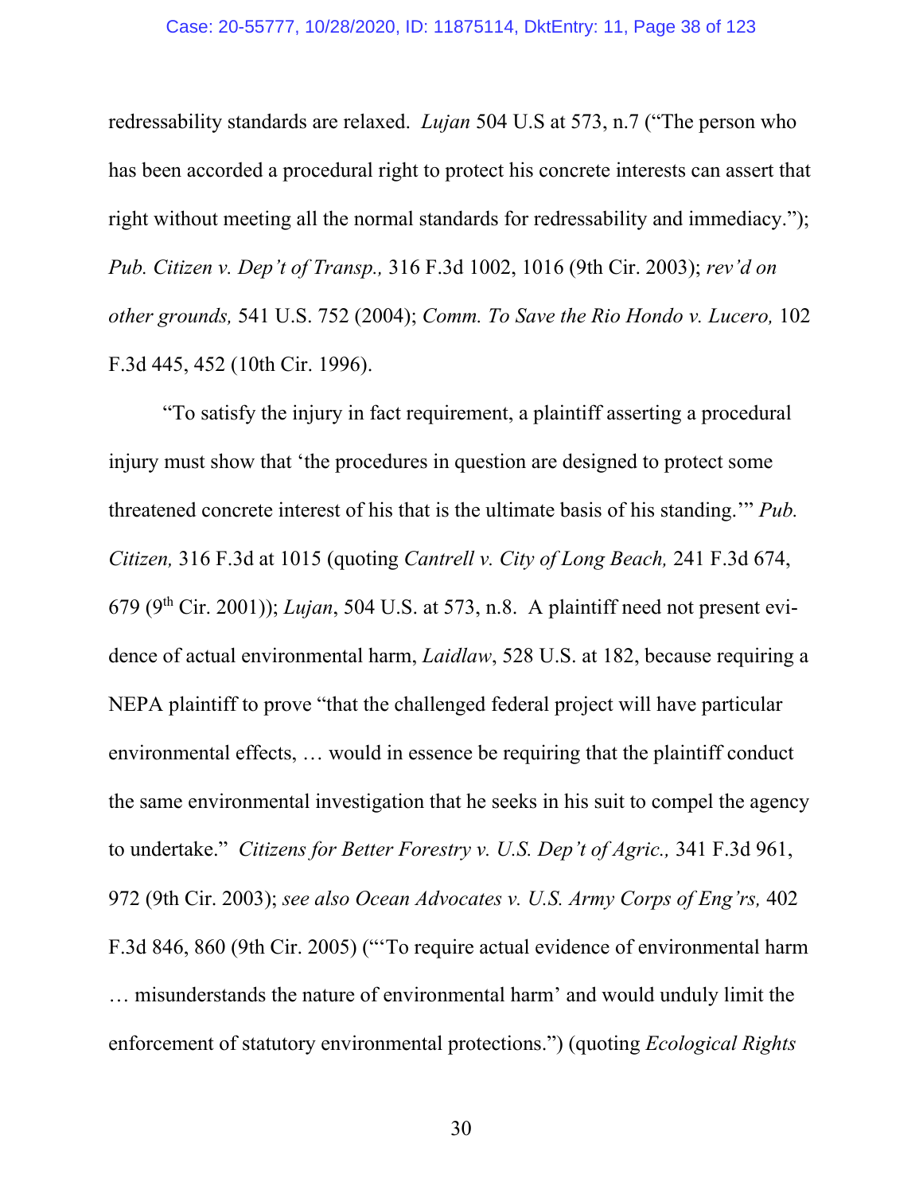redressability standards are relaxed. *Lujan* 504 U.S at 573, n.7 ("The person who has been accorded a procedural right to protect his concrete interests can assert that right without meeting all the normal standards for redressability and immediacy."); *Pub. Citizen v. Dep't of Transp.,* 316 F.3d 1002, 1016 (9th Cir. 2003); *rev'd on other grounds,* 541 U.S. 752 (2004); *Comm. To Save the Rio Hondo v. Lucero,* 102 F.3d 445, 452 (10th Cir. 1996).

"To satisfy the injury in fact requirement, a plaintiff asserting a procedural injury must show that 'the procedures in question are designed to protect some threatened concrete interest of his that is the ultimate basis of his standing.'" *Pub. Citizen,* 316 F.3d at 1015 (quoting *Cantrell v. City of Long Beach,* 241 F.3d 674, 679 (9th Cir. 2001)); *Lujan*, 504 U.S. at 573, n.8. A plaintiff need not present evidence of actual environmental harm, *Laidlaw*, 528 U.S. at 182, because requiring a NEPA plaintiff to prove "that the challenged federal project will have particular environmental effects, … would in essence be requiring that the plaintiff conduct the same environmental investigation that he seeks in his suit to compel the agency to undertake." *Citizens for Better Forestry v. U.S. Dep't of Agric.,* 341 F.3d 961, 972 (9th Cir. 2003); *see also Ocean Advocates v. U.S. Army Corps of Eng'rs,* 402 F.3d 846, 860 (9th Cir. 2005) ("'To require actual evidence of environmental harm … misunderstands the nature of environmental harm' and would unduly limit the enforcement of statutory environmental protections.") (quoting *Ecological Rights*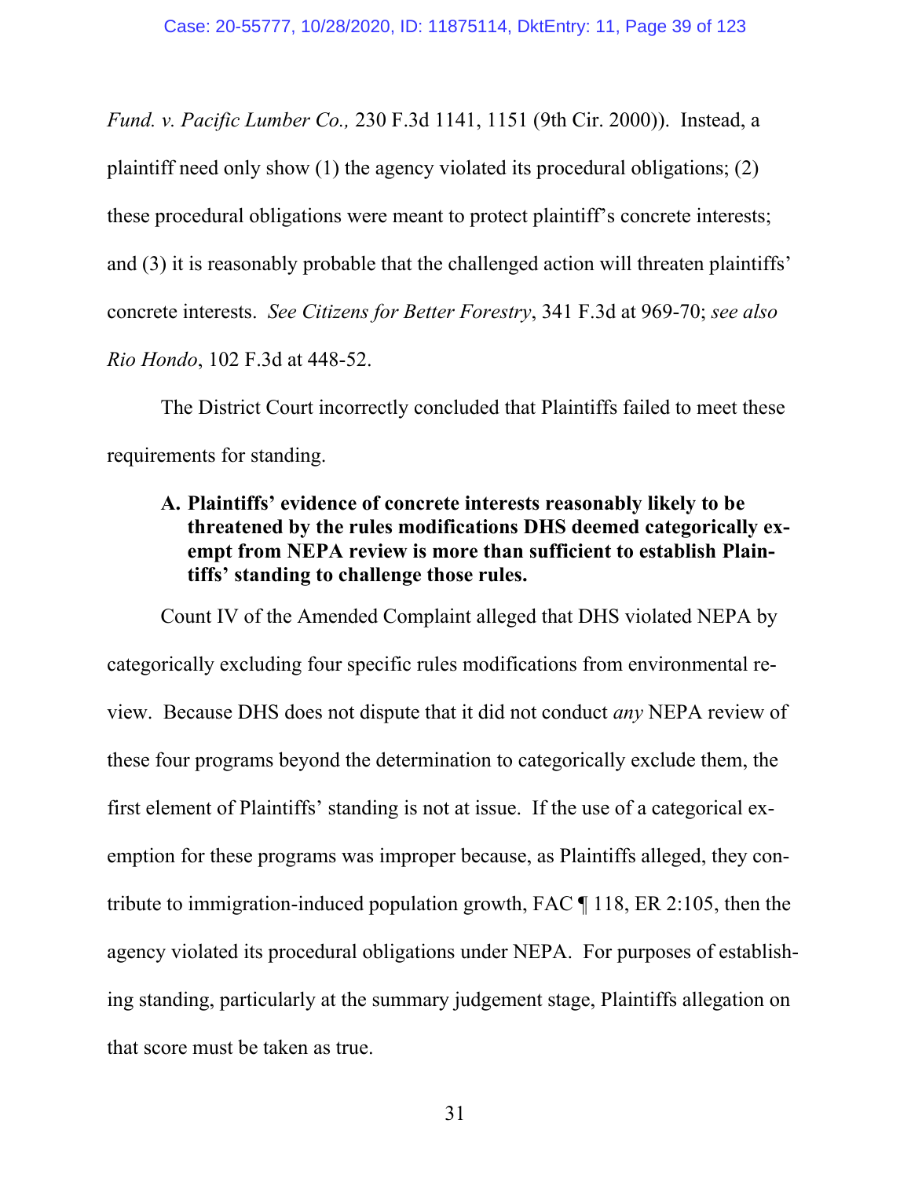*Fund. v. Pacific Lumber Co.,* 230 F.3d 1141, 1151 (9th Cir. 2000)). Instead, a plaintiff need only show (1) the agency violated its procedural obligations; (2) these procedural obligations were meant to protect plaintiff's concrete interests; and (3) it is reasonably probable that the challenged action will threaten plaintiffs' concrete interests. *See Citizens for Better Forestry*, 341 F.3d at 969-70; *see also Rio Hondo*, 102 F.3d at 448-52.

The District Court incorrectly concluded that Plaintiffs failed to meet these requirements for standing.

### A. Plaintiffs' evidence of concrete interests reasonably likely to be threatened by the rules modifications DHS deemed categorically exempt from NEPA review is more than sufficient to establish Plaintiffs' standing to challenge those rules.

Count IV of the Amended Complaint alleged that DHS violated NEPA by categorically excluding four specific rules modifications from environmental review. Because DHS does not dispute that it did not conduct *any* NEPA review of these four programs beyond the determination to categorically exclude them, the first element of Plaintiffs' standing is not at issue. If the use of a categorical exemption for these programs was improper because, as Plaintiffs alleged, they contribute to immigration-induced population growth, FAC ¶ 118, ER 2:105, then the agency violated its procedural obligations under NEPA. For purposes of establishing standing, particularly at the summary judgement stage, Plaintiffs allegation on that score must be taken as true.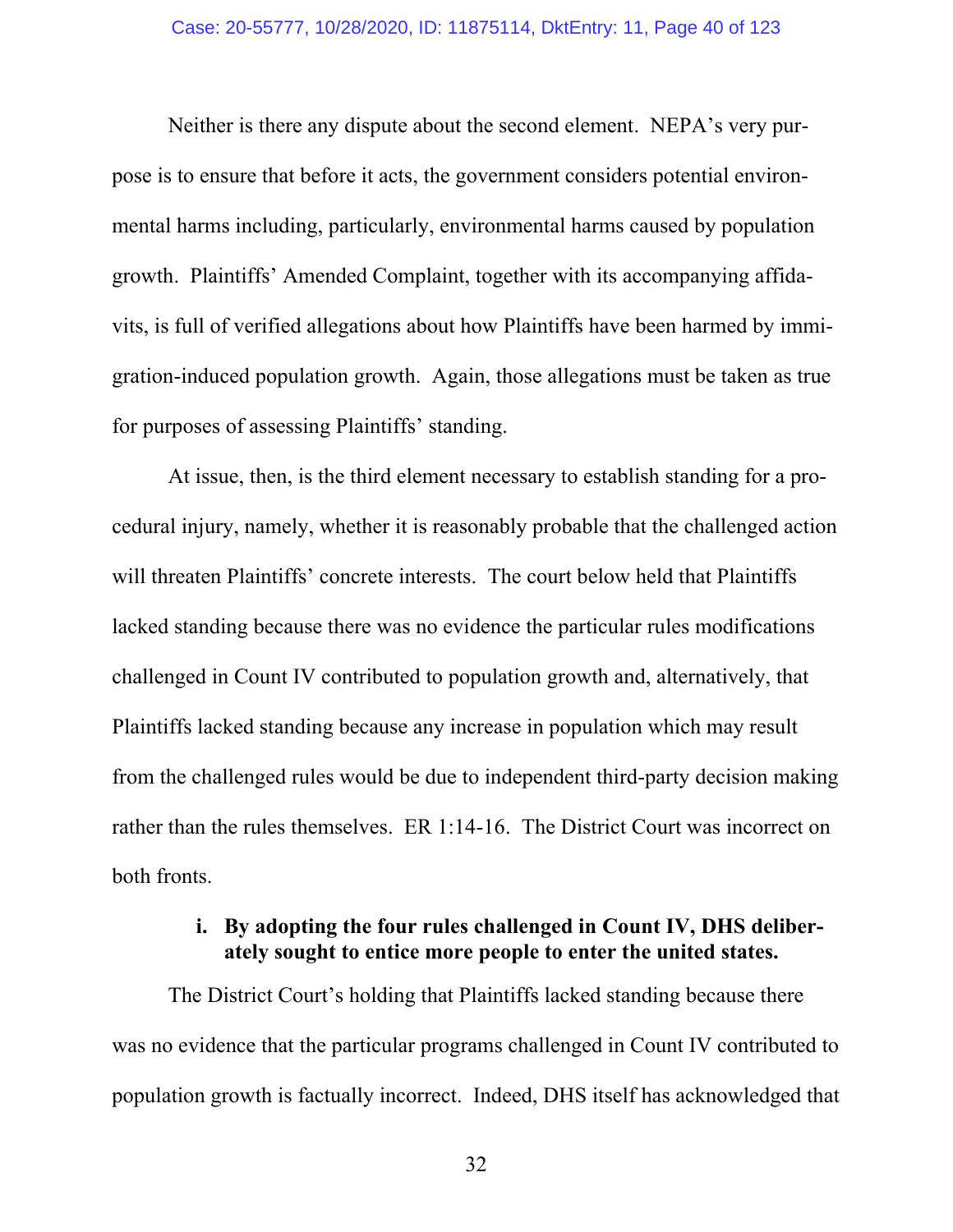Neither is there any dispute about the second element. NEPA's very purpose is to ensure that before it acts, the government considers potential environmental harms including, particularly, environmental harms caused by population growth. Plaintiffs' Amended Complaint, together with its accompanying affidavits, is full of verified allegations about how Plaintiffs have been harmed by immigration-induced population growth. Again, those allegations must be taken as true for purposes of assessing Plaintiffs' standing.

At issue, then, is the third element necessary to establish standing for a procedural injury, namely, whether it is reasonably probable that the challenged action will threaten Plaintiffs' concrete interests. The court below held that Plaintiffs lacked standing because there was no evidence the particular rules modifications challenged in Count IV contributed to population growth and, alternatively, that Plaintiffs lacked standing because any increase in population which may result from the challenged rules would be due to independent third-party decision making rather than the rules themselves. ER 1:14-16. The District Court was incorrect on both fronts.

**i. By adopting the four rules challenged in Count IV, DHS deliberately sought to entice more people to enter the united states.**

The District Court's holding that Plaintiffs lacked standing because there was no evidence that the particular programs challenged in Count IV contributed to population growth is factually incorrect. Indeed, DHS itself has acknowledged that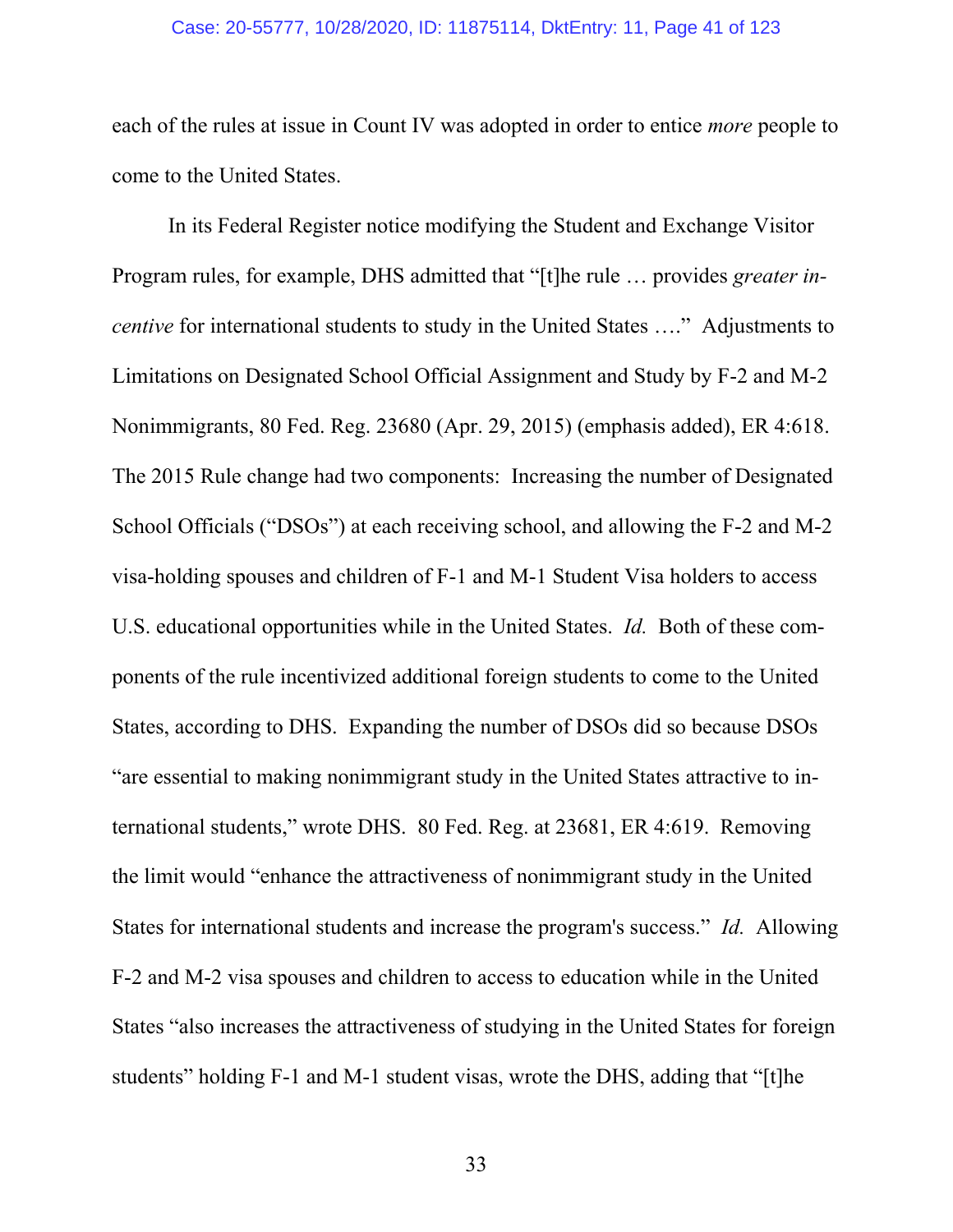each of the rules at issue in Count IV was adopted in order to entice *more* people to come to the United States.

In its Federal Register notice modifying the Student and Exchange Visitor Program rules, for example, DHS admitted that "[t]he rule … provides *greater incentive* for international students to study in the United States …." Adjustments to Limitations on Designated School Official Assignment and Study by F-2 and M-2 Nonimmigrants, 80 Fed. Reg. 23680 (Apr. 29, 2015) (emphasis added), ER 4:618. The 2015 Rule change had two components: Increasing the number of Designated School Officials ("DSOs") at each receiving school, and allowing the F-2 and M-2 visa-holding spouses and children of F-1 and M-1 Student Visa holders to access U.S. educational opportunities while in the United States. *Id.* Both of these components of the rule incentivized additional foreign students to come to the United States, according to DHS. Expanding the number of DSOs did so because DSOs "are essential to making nonimmigrant study in the United States attractive to international students," wrote DHS. 80 Fed. Reg. at 23681, ER 4:619. Removing the limit would "enhance the attractiveness of nonimmigrant study in the United States for international students and increase the program's success." *Id.* Allowing F-2 and M-2 visa spouses and children to access to education while in the United States "also increases the attractiveness of studying in the United States for foreign students" holding F-1 and M-1 student visas, wrote the DHS, adding that "[t]he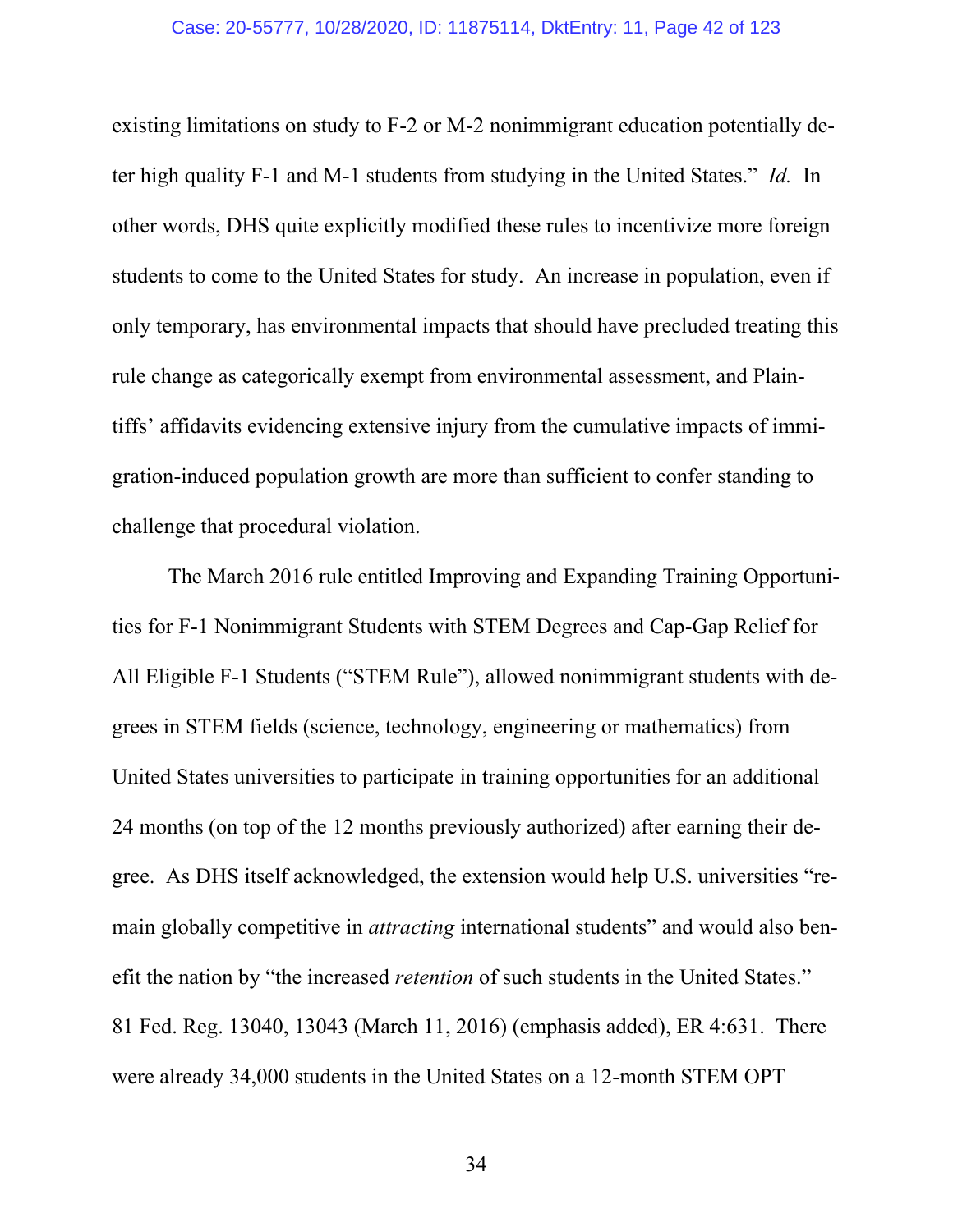existing limitations on study to F-2 or M-2 nonimmigrant education potentially deter high quality F-1 and M-1 students from studying in the United States." *Id.* In other words, DHS quite explicitly modified these rules to incentivize more foreign students to come to the United States for study. An increase in population, even if only temporary, has environmental impacts that should have precluded treating this rule change as categorically exempt from environmental assessment, and Plaintiffs' affidavits evidencing extensive injury from the cumulative impacts of immigration-induced population growth are more than sufficient to confer standing to challenge that procedural violation.

The March 2016 rule entitled Improving and Expanding Training Opportunities for F-1 Nonimmigrant Students with STEM Degrees and Cap-Gap Relief for All Eligible F-1 Students ("STEM Rule"), allowed nonimmigrant students with degrees in STEM fields (science, technology, engineering or mathematics) from United States universities to participate in training opportunities for an additional 24 months (on top of the 12 months previously authorized) after earning their degree. As DHS itself acknowledged, the extension would help U.S. universities "remain globally competitive in *attracting* international students" and would also benefit the nation by "the increased *retention* of such students in the United States." 81 Fed. Reg. 13040, 13043 (March 11, 2016) (emphasis added), ER 4:631. There were already 34,000 students in the United States on a 12-month STEM OPT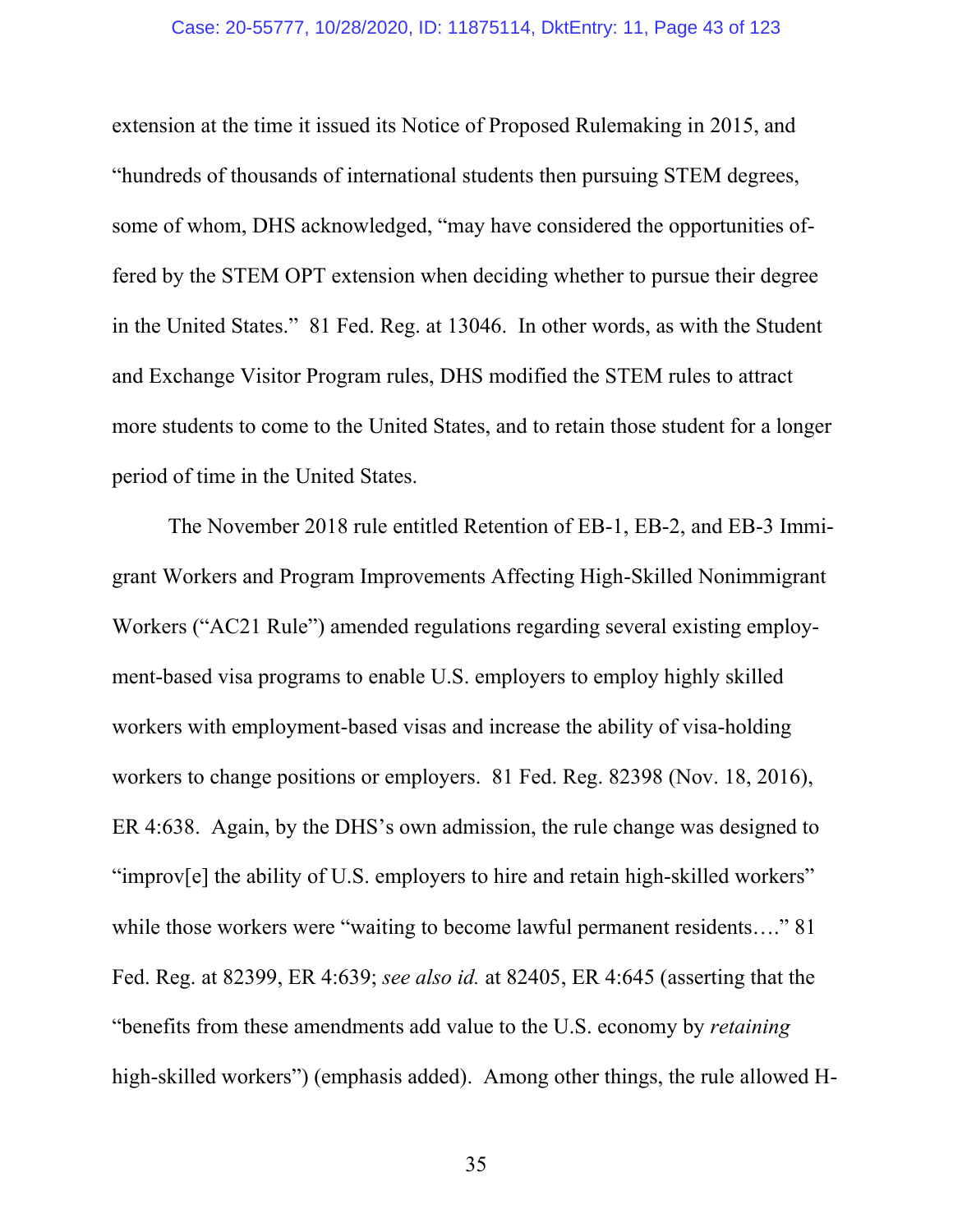extension at the time it issued its Notice of Proposed Rulemaking in 2015, and "hundreds of thousands of international students then pursuing STEM degrees, some of whom, DHS acknowledged, "may have considered the opportunities offered by the STEM OPT extension when deciding whether to pursue their degree in the United States." 81 Fed. Reg. at 13046. In other words, as with the Student and Exchange Visitor Program rules, DHS modified the STEM rules to attract more students to come to the United States, and to retain those student for a longer period of time in the United States.

The November 2018 rule entitled Retention of EB-1, EB-2, and EB-3 Immigrant Workers and Program Improvements Affecting High-Skilled Nonimmigrant Workers ("AC21 Rule") amended regulations regarding several existing employment-based visa programs to enable U.S. employers to employ highly skilled workers with employment-based visas and increase the ability of visa-holding workers to change positions or employers. 81 Fed. Reg. 82398 (Nov. 18, 2016), ER 4:638. Again, by the DHS's own admission, the rule change was designed to "improv[e] the ability of U.S. employers to hire and retain high-skilled workers" while those workers were "waiting to become lawful permanent residents…." 81 Fed. Reg. at 82399, ER 4:639; *see also id.* at 82405, ER 4:645 (asserting that the "benefits from these amendments add value to the U.S. economy by *retaining* high-skilled workers") (emphasis added). Among other things, the rule allowed H-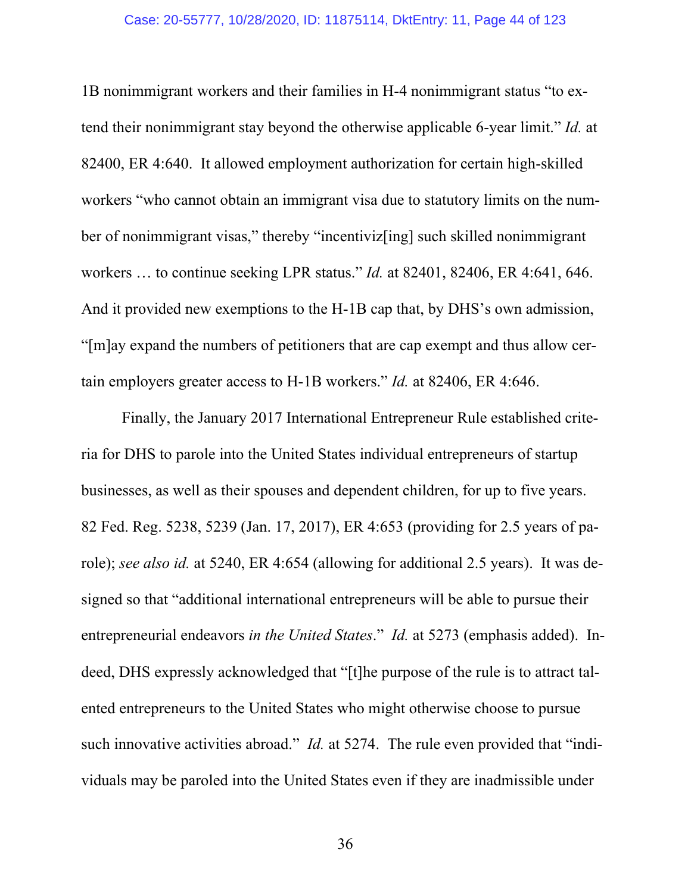1B nonimmigrant workers and their families in H-4 nonimmigrant status "to extend their nonimmigrant stay beyond the otherwise applicable 6-year limit." *Id.* at 82400, ER 4:640. It allowed employment authorization for certain high-skilled workers "who cannot obtain an immigrant visa due to statutory limits on the number of nonimmigrant visas," thereby "incentiviz[ing] such skilled nonimmigrant workers … to continue seeking LPR status." *Id.* at 82401, 82406, ER 4:641, 646. And it provided new exemptions to the H-1B cap that, by DHS's own admission, "[m]ay expand the numbers of petitioners that are cap exempt and thus allow certain employers greater access to H-1B workers." *Id.* at 82406, ER 4:646.

Finally, the January 2017 International Entrepreneur Rule established criteria for DHS to parole into the United States individual entrepreneurs of startup businesses, as well as their spouses and dependent children, for up to five years. 82 Fed. Reg. 5238, 5239 (Jan. 17, 2017), ER 4:653 (providing for 2.5 years of parole); *see also id.* at 5240, ER 4:654 (allowing for additional 2.5 years). It was designed so that "additional international entrepreneurs will be able to pursue their entrepreneurial endeavors *in the United States*." *Id.* at 5273 (emphasis added). Indeed, DHS expressly acknowledged that "[t]he purpose of the rule is to attract talented entrepreneurs to the United States who might otherwise choose to pursue such innovative activities abroad." *Id.* at 5274. The rule even provided that "individuals may be paroled into the United States even if they are inadmissible under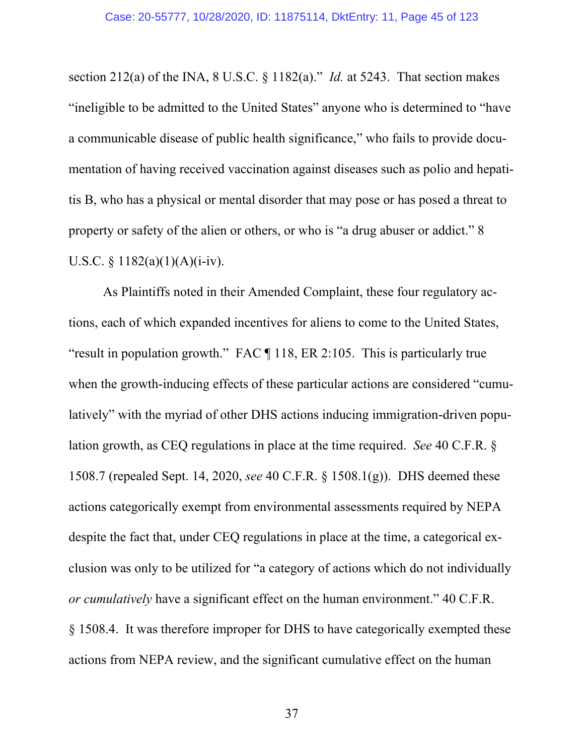section 212(a) of the INA, 8 U.S.C. § 1182(a)." *Id.* at 5243. That section makes "ineligible to be admitted to the United States" anyone who is determined to "have a communicable disease of public health significance," who fails to provide documentation of having received vaccination against diseases such as polio and hepatitis B, who has a physical or mental disorder that may pose or has posed a threat to property or safety of the alien or others, or who is "a drug abuser or addict." 8 U.S.C. § 1182(a)(1)(A)(i-iv).

As Plaintiffs noted in their Amended Complaint, these four regulatory actions, each of which expanded incentives for aliens to come to the United States, "result in population growth." FAC ¶ 118, ER 2:105. This is particularly true when the growth-inducing effects of these particular actions are considered "cumulatively" with the myriad of other DHS actions inducing immigration-driven population growth, as CEQ regulations in place at the time required. *See* 40 C.F.R. § 1508.7 (repealed Sept. 14, 2020, *see* 40 C.F.R. § 1508.1(g)). DHS deemed these actions categorically exempt from environmental assessments required by NEPA despite the fact that, under CEQ regulations in place at the time, a categorical exclusion was only to be utilized for "a category of actions which do not individually *or cumulatively* have a significant effect on the human environment." 40 C.F.R. § 1508.4. It was therefore improper for DHS to have categorically exempted these actions from NEPA review, and the significant cumulative effect on the human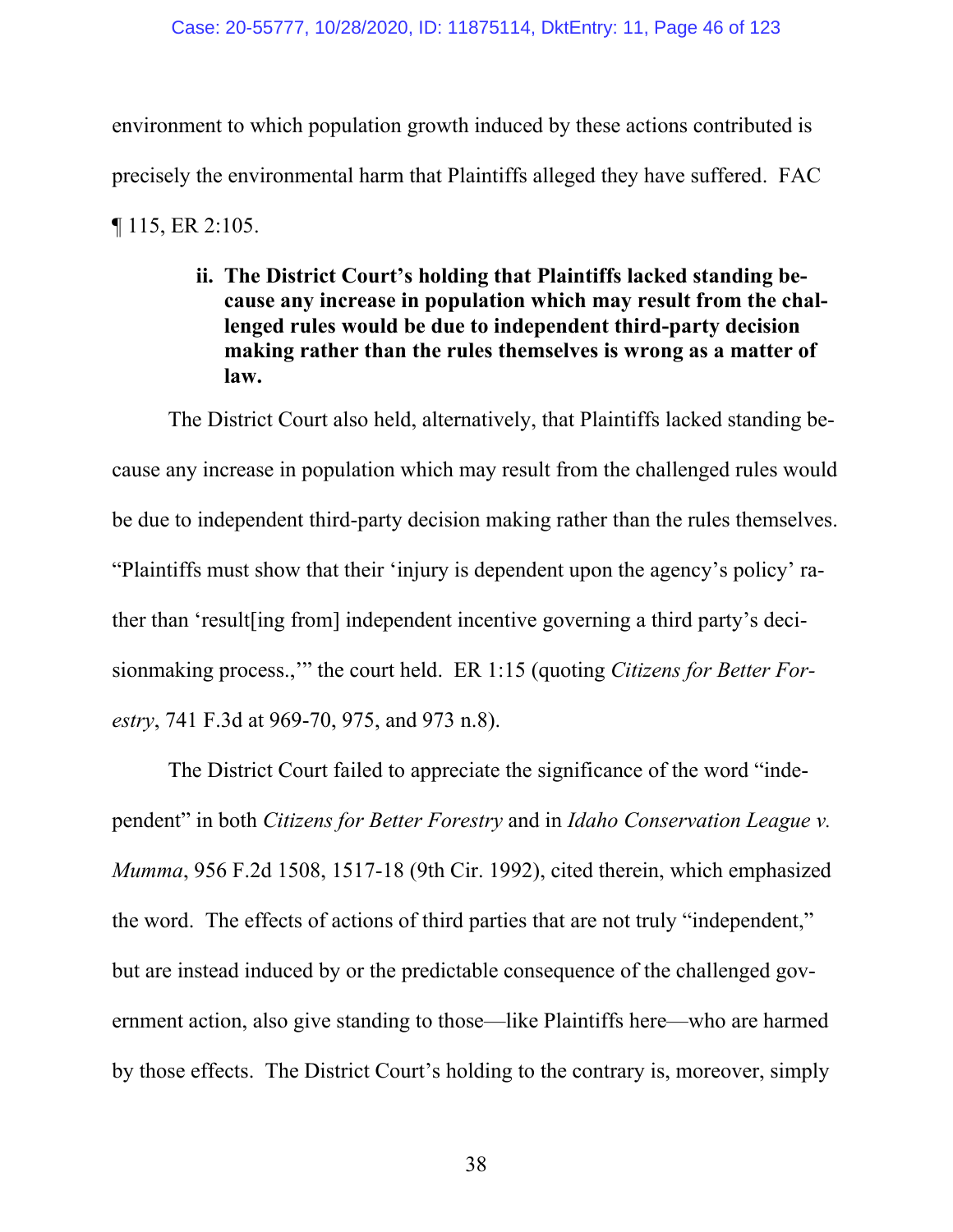environment to which population growth induced by these actions contributed is precisely the environmental harm that Plaintiffs alleged they have suffered. FAC ¶ 115, ER 2:105.

**ii. The District Court's holding that Plaintiffs lacked standing because any increase in population which may result from the challenged rules would be due to independent third-party decision making rather than the rules themselves is wrong as a matter of law.**

The District Court also held, alternatively, that Plaintiffs lacked standing because any increase in population which may result from the challenged rules would be due to independent third-party decision making rather than the rules themselves. "Plaintiffs must show that their 'injury is dependent upon the agency's policy' rather than 'result[ing from] independent incentive governing a third party's decisionmaking process.,'" the court held. ER 1:15 (quoting *Citizens for Better Forestry*, 741 F.3d at 969-70, 975, and 973 n.8).

The District Court failed to appreciate the significance of the word "independent" in both *Citizens for Better Forestry* and in *Idaho Conservation League v. Mumma*, 956 F.2d 1508, 1517-18 (9th Cir. 1992), cited therein, which emphasized the word. The effects of actions of third parties that are not truly "independent," but are instead induced by or the predictable consequence of the challenged government action, also give standing to those—like Plaintiffs here—who are harmed by those effects. The District Court's holding to the contrary is, moreover, simply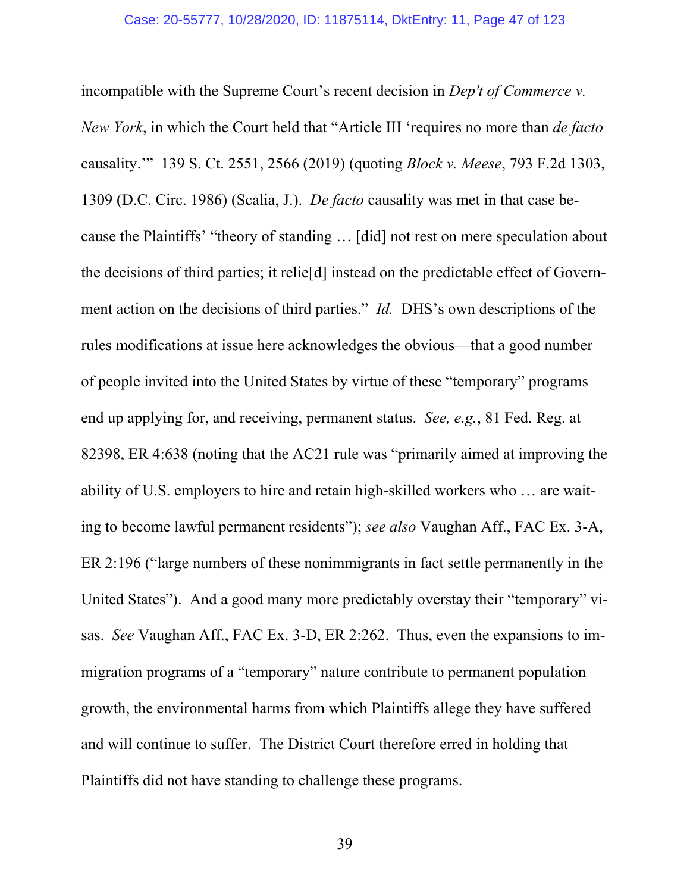incompatible with the Supreme Court's recent decision in *Dep't of Commerce v. New York*, in which the Court held that "Article III 'requires no more than *de facto* causality.'" 139 S. Ct. 2551, 2566 (2019) (quoting *Block v. Meese*, 793 F.2d 1303, 1309 (D.C. Circ. 1986) (Scalia, J.). *De facto* causality was met in that case because the Plaintiffs' "theory of standing … [did] not rest on mere speculation about the decisions of third parties; it relie[d] instead on the predictable effect of Government action on the decisions of third parties." *Id.* DHS's own descriptions of the rules modifications at issue here acknowledges the obvious—that a good number of people invited into the United States by virtue of these "temporary" programs end up applying for, and receiving, permanent status. *See, e.g.*, 81 Fed. Reg. at 82398, ER 4:638 (noting that the AC21 rule was "primarily aimed at improving the ability of U.S. employers to hire and retain high-skilled workers who … are waiting to become lawful permanent residents"); *see also* Vaughan Aff., FAC Ex. 3-A, ER 2:196 ("large numbers of these nonimmigrants in fact settle permanently in the United States"). And a good many more predictably overstay their "temporary" visas. *See* Vaughan Aff., FAC Ex. 3-D, ER 2:262. Thus, even the expansions to immigration programs of a "temporary" nature contribute to permanent population growth, the environmental harms from which Plaintiffs allege they have suffered and will continue to suffer. The District Court therefore erred in holding that Plaintiffs did not have standing to challenge these programs.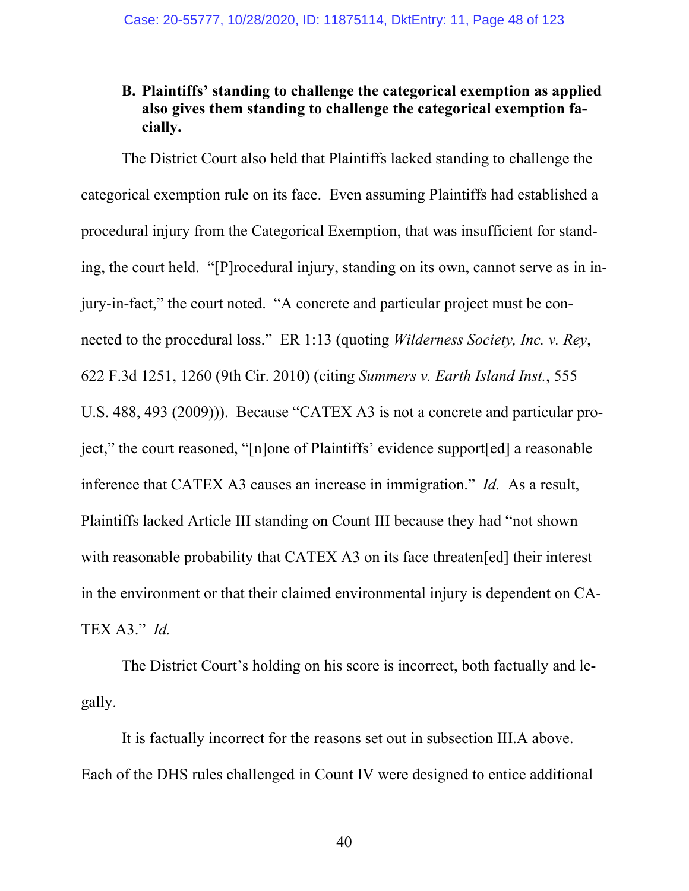### B. Plaintiffs' standing to challenge the categorical exemption as applied also gives them standing to challenge the categorical exemption facially.

The District Court also held that Plaintiffs lacked standing to challenge the categorical exemption rule on its face. Even assuming Plaintiffs had established a procedural injury from the Categorical Exemption, that was insufficient for standing, the court held. "[P]rocedural injury, standing on its own, cannot serve as in injury-in-fact," the court noted. "A concrete and particular project must be connected to the procedural loss." ER 1:13 (quoting *Wilderness Society, Inc. v. Rey*, 622 F.3d 1251, 1260 (9th Cir. 2010) (citing *Summers v. Earth Island Inst.*, 555 U.S. 488, 493 (2009))). Because "CATEX A3 is not a concrete and particular project," the court reasoned, "[n]one of Plaintiffs' evidence support[ed] a reasonable inference that CATEX A3 causes an increase in immigration." *Id.* As a result, Plaintiffs lacked Article III standing on Count III because they had "not shown with reasonable probability that CATEX A3 on its face threaten[ed] their interest in the environment or that their claimed environmental injury is dependent on CATEX A3." *Id.*

The District Court's holding on his score is incorrect, both factually and legally.

It is factually incorrect for the reasons set out in subsection III.A above. Each of the DHS rules challenged in Count IV were designed to entice additional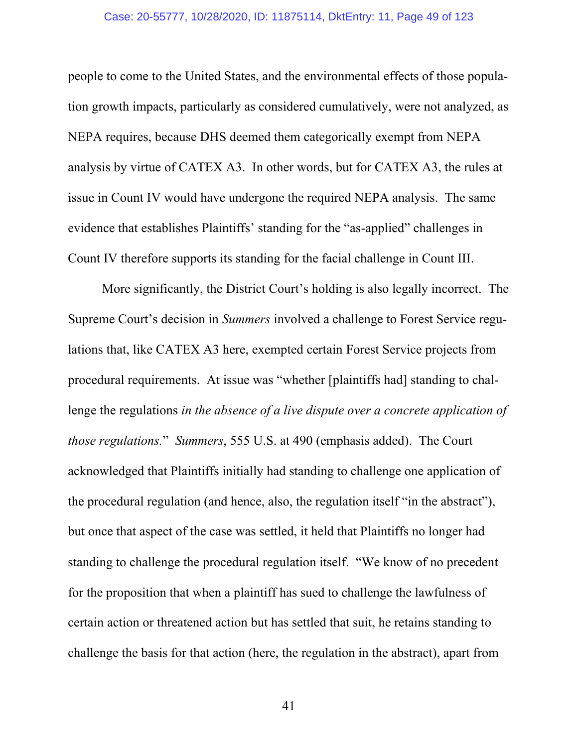people to come to the United States, and the environmental effects of those population growth impacts, particularly as considered cumulatively, were not analyzed, as NEPA requires, because DHS deemed them categorically exempt from NEPA analysis by virtue of CATEX A3. In other words, but for CATEX A3, the rules at issue in Count IV would have undergone the required NEPA analysis. The same evidence that establishes Plaintiffs' standing for the "as-applied" challenges in Count IV therefore supports its standing for the facial challenge in Count III.

More significantly, the District Court's holding is also legally incorrect. The Supreme Court's decision in *Summers* involved a challenge to Forest Service regulations that, like CATEX A3 here, exempted certain Forest Service projects from procedural requirements. At issue was "whether [plaintiffs had] standing to challenge the regulations *in the absence of a live dispute over a concrete application of those regulations.*" *Summers*, 555 U.S. at 490 (emphasis added). The Court acknowledged that Plaintiffs initially had standing to challenge one application of the procedural regulation (and hence, also, the regulation itself "in the abstract"), but once that aspect of the case was settled, it held that Plaintiffs no longer had standing to challenge the procedural regulation itself. "We know of no precedent for the proposition that when a plaintiff has sued to challenge the lawfulness of certain action or threatened action but has settled that suit, he retains standing to challenge the basis for that action (here, the regulation in the abstract), apart from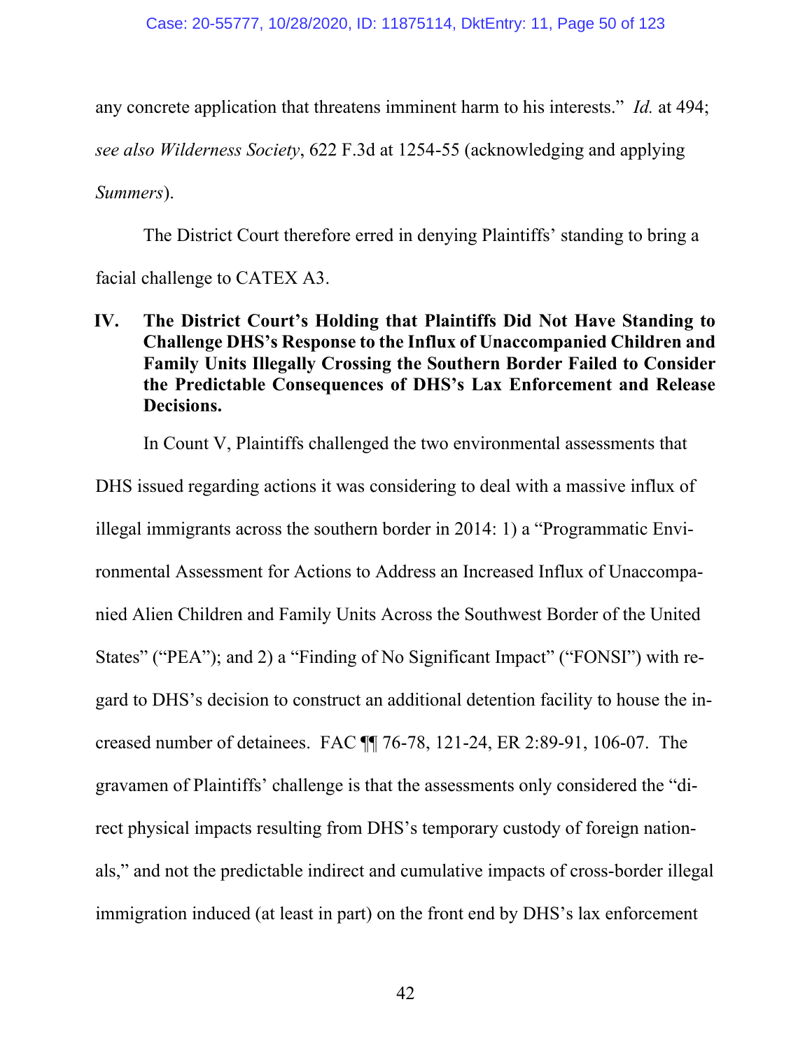any concrete application that threatens imminent harm to his interests." *Id.* at 494; *see also Wilderness Society*, 622 F.3d at 1254-55 (acknowledging and applying *Summers*).

The District Court therefore erred in denying Plaintiffs' standing to bring a facial challenge to CATEX A3.

## IV. The District Court's Holding that Plaintiffs Did Not Have Standing to Challenge DHS's Response to the Influx of Unaccompanied Children and Family Units Illegally Crossing the Southern Border Failed to Consider the Predictable Consequences of DHS's Lax Enforcement and Release Decisions.

In Count V, Plaintiffs challenged the two environmental assessments that DHS issued regarding actions it was considering to deal with a massive influx of illegal immigrants across the southern border in 2014: 1) a "Programmatic Environmental Assessment for Actions to Address an Increased Influx of Unaccompanied Alien Children and Family Units Across the Southwest Border of the United States" ("PEA"); and 2) a "Finding of No Significant Impact" ("FONSI") with regard to DHS's decision to construct an additional detention facility to house the increased number of detainees. FAC ¶¶ 76-78, 121-24, ER 2:89-91, 106-07. The gravamen of Plaintiffs' challenge is that the assessments only considered the "direct physical impacts resulting from DHS's temporary custody of foreign nationals," and not the predictable indirect and cumulative impacts of cross-border illegal immigration induced (at least in part) on the front end by DHS's lax enforcement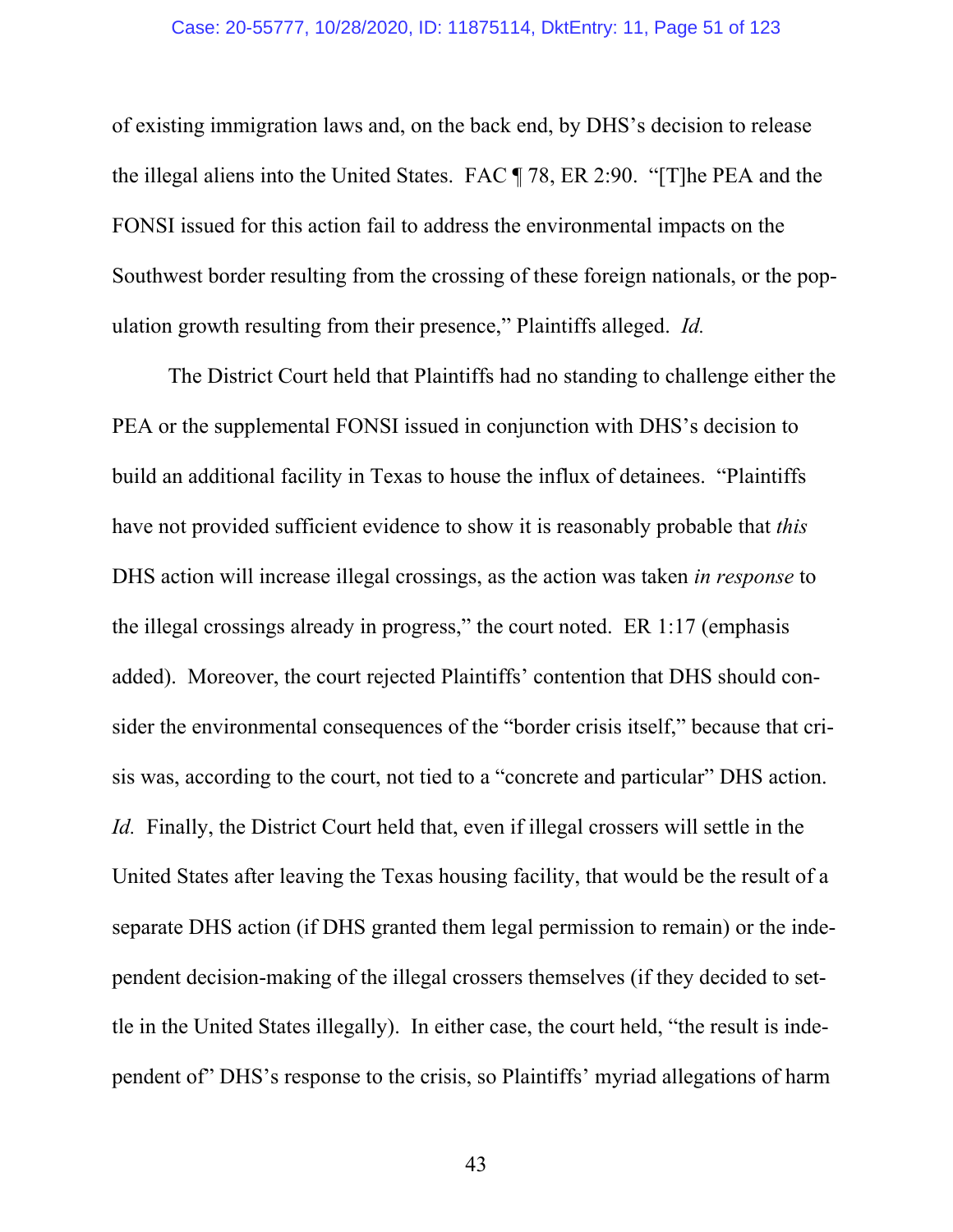of existing immigration laws and, on the back end, by DHS's decision to release the illegal aliens into the United States. FAC ¶ 78, ER 2:90. "[T]he PEA and the FONSI issued for this action fail to address the environmental impacts on the Southwest border resulting from the crossing of these foreign nationals, or the population growth resulting from their presence," Plaintiffs alleged. *Id.*

The District Court held that Plaintiffs had no standing to challenge either the PEA or the supplemental FONSI issued in conjunction with DHS's decision to build an additional facility in Texas to house the influx of detainees. "Plaintiffs have not provided sufficient evidence to show it is reasonably probable that *this* DHS action will increase illegal crossings, as the action was taken *in response* to the illegal crossings already in progress," the court noted. ER 1:17 (emphasis added). Moreover, the court rejected Plaintiffs' contention that DHS should consider the environmental consequences of the "border crisis itself," because that crisis was, according to the court, not tied to a "concrete and particular" DHS action. *Id.* Finally, the District Court held that, even if illegal crossers will settle in the United States after leaving the Texas housing facility, that would be the result of a separate DHS action (if DHS granted them legal permission to remain) or the independent decision-making of the illegal crossers themselves (if they decided to settle in the United States illegally). In either case, the court held, "the result is independent of" DHS's response to the crisis, so Plaintiffs' myriad allegations of harm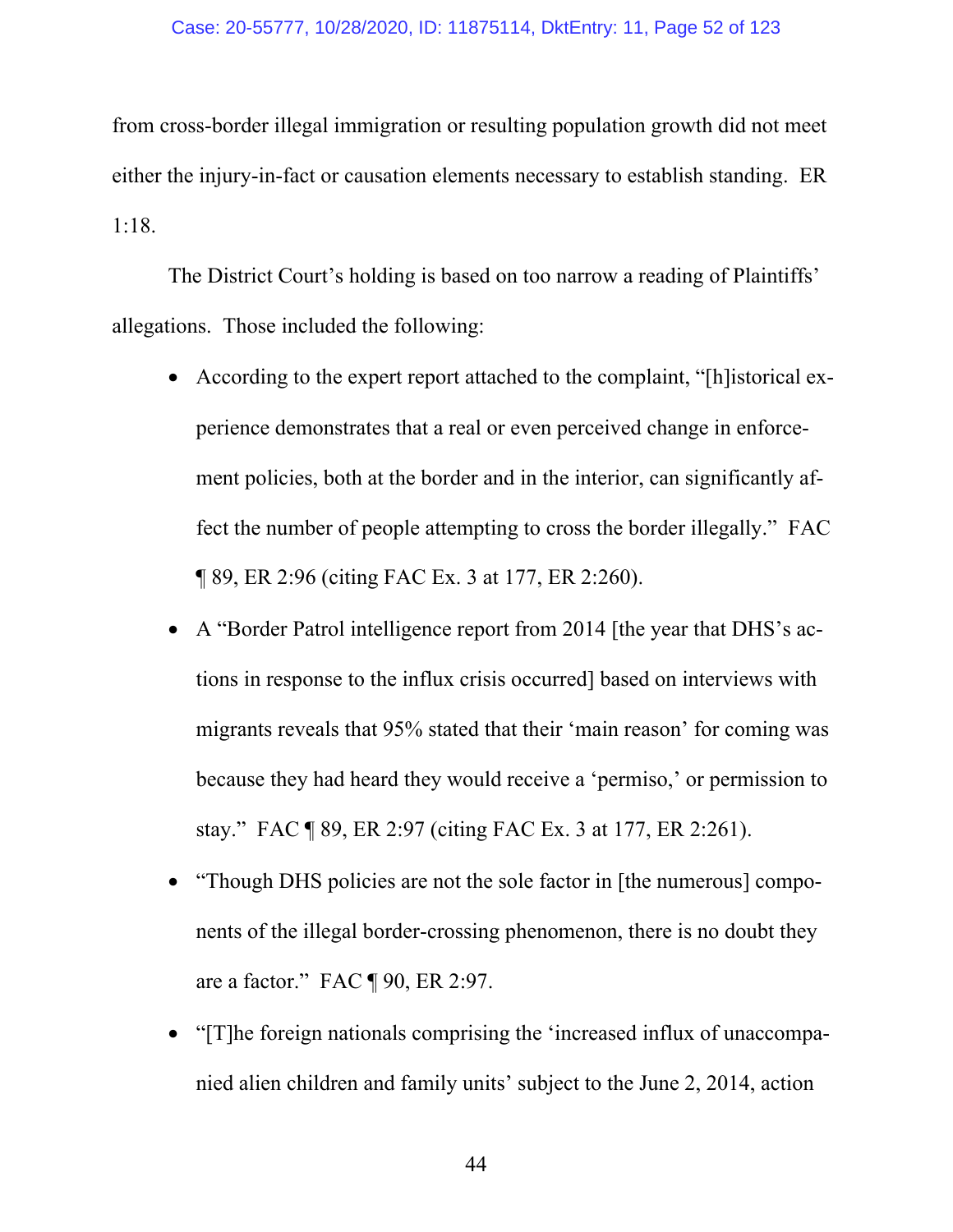from cross-border illegal immigration or resulting population growth did not meet either the injury-in-fact or causation elements necessary to establish standing. ER 1:18.

The District Court's holding is based on too narrow a reading of Plaintiffs' allegations. Those included the following:

- According to the expert report attached to the complaint, "[h]istorical experience demonstrates that a real or even perceived change in enforcement policies, both at the border and in the interior, can significantly affect the number of people attempting to cross the border illegally." FAC ¶ 89, ER 2:96 (citing FAC Ex. 3 at 177, ER 2:260).
- A "Border Patrol intelligence report from 2014 [the year that DHS's actions in response to the influx crisis occurred] based on interviews with migrants reveals that 95% stated that their 'main reason' for coming was because they had heard they would receive a 'permiso,' or permission to stay." FAC ¶ 89, ER 2:97 (citing FAC Ex. 3 at 177, ER 2:261).
- "Though DHS policies are not the sole factor in [the numerous] components of the illegal border-crossing phenomenon, there is no doubt they are a factor." FAC ¶ 90, ER 2:97.
- "[T]he foreign nationals comprising the 'increased influx of unaccompanied alien children and family units' subject to the June 2, 2014, action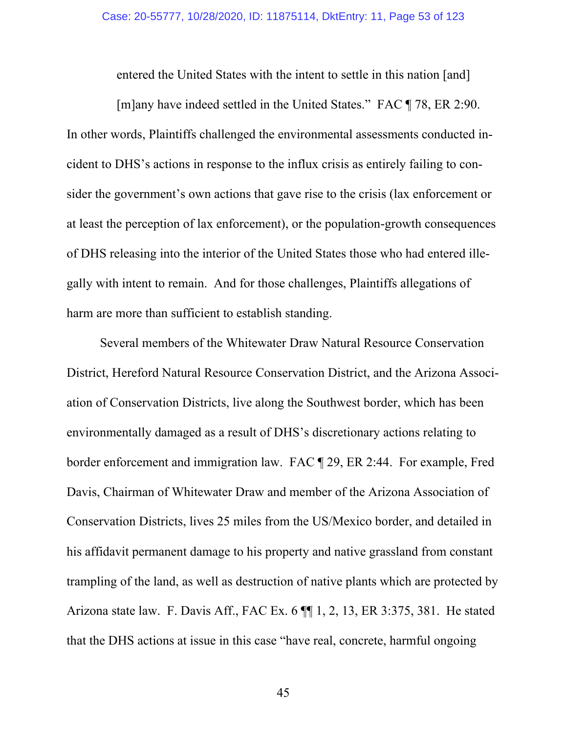> entered the United States with the intent to settle in this nation [and] [m]any have indeed settled in the United States." FAC ¶ 78, ER 2:90.

In other words, Plaintiffs challenged the environmental assessments conducted incident to DHS's actions in response to the influx crisis as entirely failing to consider the government's own actions that gave rise to the crisis (lax enforcement or at least the perception of lax enforcement), or the population-growth consequences of DHS releasing into the interior of the United States those who had entered illegally with intent to remain. And for those challenges, Plaintiffs allegations of harm are more than sufficient to establish standing.

Several members of the Whitewater Draw Natural Resource Conservation District, Hereford Natural Resource Conservation District, and the Arizona Association of Conservation Districts, live along the Southwest border, which has been environmentally damaged as a result of DHS's discretionary actions relating to border enforcement and immigration law. FAC ¶ 29, ER 2:44. For example, Fred Davis, Chairman of Whitewater Draw and member of the Arizona Association of Conservation Districts, lives 25 miles from the US/Mexico border, and detailed in his affidavit permanent damage to his property and native grassland from constant trampling of the land, as well as destruction of native plants which are protected by Arizona state law. F. Davis Aff., FAC Ex. 6 ¶¶ 1, 2, 13, ER 3:375, 381. He stated that the DHS actions at issue in this case "have real, concrete, harmful ongoing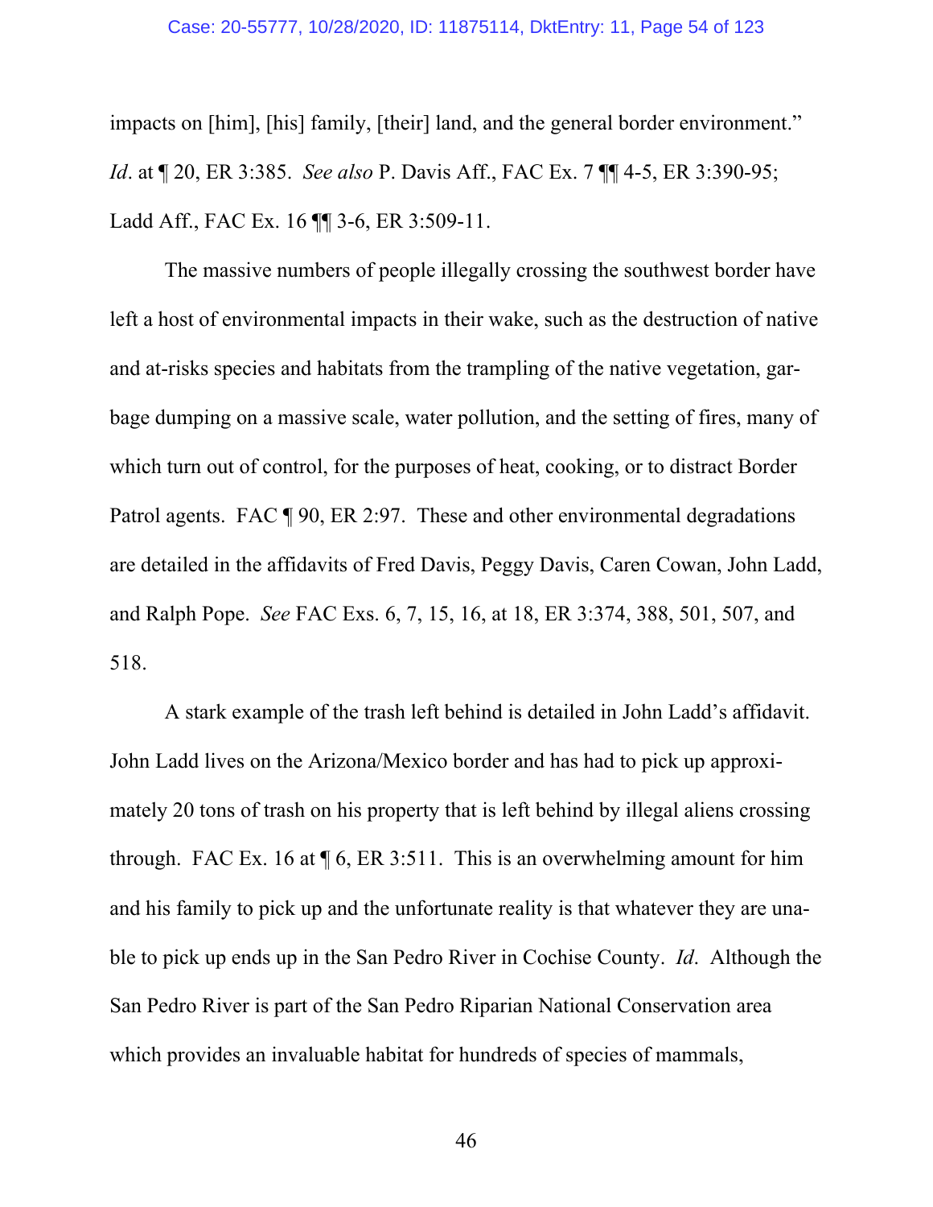impacts on [him], [his] family, [their] land, and the general border environment." *Id*. at ¶ 20, ER 3:385. *See also* P. Davis Aff., FAC Ex. 7 ¶¶ 4-5, ER 3:390-95; Ladd Aff., FAC Ex. 16 ¶¶ 3-6, ER 3:509-11.

The massive numbers of people illegally crossing the southwest border have left a host of environmental impacts in their wake, such as the destruction of native and at-risks species and habitats from the trampling of the native vegetation, garbage dumping on a massive scale, water pollution, and the setting of fires, many of which turn out of control, for the purposes of heat, cooking, or to distract Border Patrol agents. FAC ¶ 90, ER 2:97. These and other environmental degradations are detailed in the affidavits of Fred Davis, Peggy Davis, Caren Cowan, John Ladd, and Ralph Pope. *See* FAC Exs. 6, 7, 15, 16, at 18, ER 3:374, 388, 501, 507, and 518.

A stark example of the trash left behind is detailed in John Ladd's affidavit. John Ladd lives on the Arizona/Mexico border and has had to pick up approximately 20 tons of trash on his property that is left behind by illegal aliens crossing through. FAC Ex. 16 at ¶ 6, ER 3:511. This is an overwhelming amount for him and his family to pick up and the unfortunate reality is that whatever they are unable to pick up ends up in the San Pedro River in Cochise County. *Id*. Although the San Pedro River is part of the San Pedro Riparian National Conservation area which provides an invaluable habitat for hundreds of species of mammals,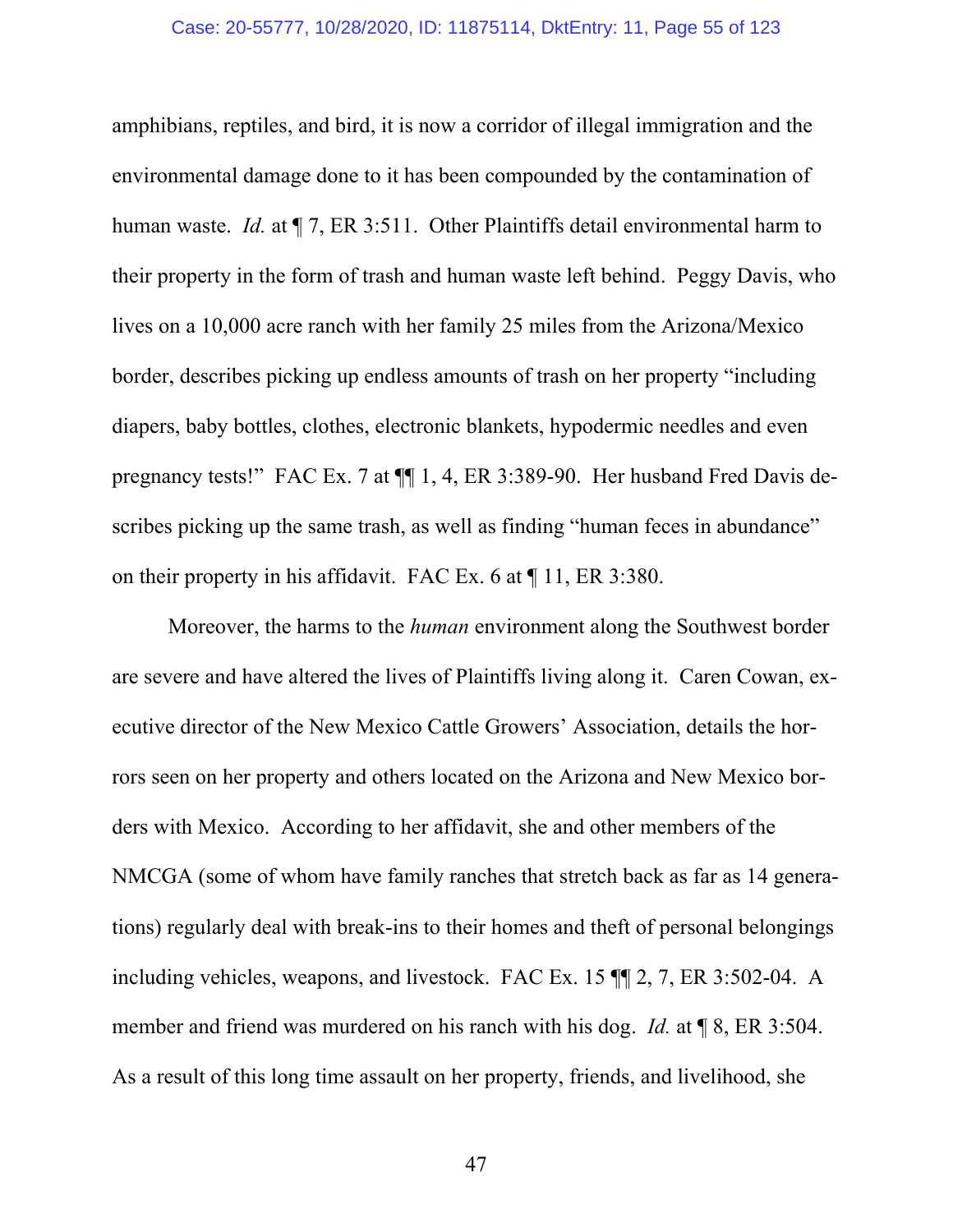amphibians, reptiles, and bird, it is now a corridor of illegal immigration and the environmental damage done to it has been compounded by the contamination of human waste. *Id.* at ¶ 7, ER 3:511. Other Plaintiffs detail environmental harm to their property in the form of trash and human waste left behind. Peggy Davis, who lives on a 10,000 acre ranch with her family 25 miles from the Arizona/Mexico border, describes picking up endless amounts of trash on her property "including diapers, baby bottles, clothes, electronic blankets, hypodermic needles and even pregnancy tests!" FAC Ex. 7 at ¶¶ 1, 4, ER 3:389-90. Her husband Fred Davis describes picking up the same trash, as well as finding "human feces in abundance" on their property in his affidavit. FAC Ex. 6 at ¶ 11, ER 3:380.

Moreover, the harms to the *human* environment along the Southwest border are severe and have altered the lives of Plaintiffs living along it. Caren Cowan, executive director of the New Mexico Cattle Growers' Association, details the horrors seen on her property and others located on the Arizona and New Mexico borders with Mexico. According to her affidavit, she and other members of the NMCGA (some of whom have family ranches that stretch back as far as 14 generations) regularly deal with break-ins to their homes and theft of personal belongings including vehicles, weapons, and livestock. FAC Ex. 15 ¶¶ 2, 7, ER 3:502-04. A member and friend was murdered on his ranch with his dog. *Id.* at ¶ 8, ER 3:504. As a result of this long time assault on her property, friends, and livelihood, she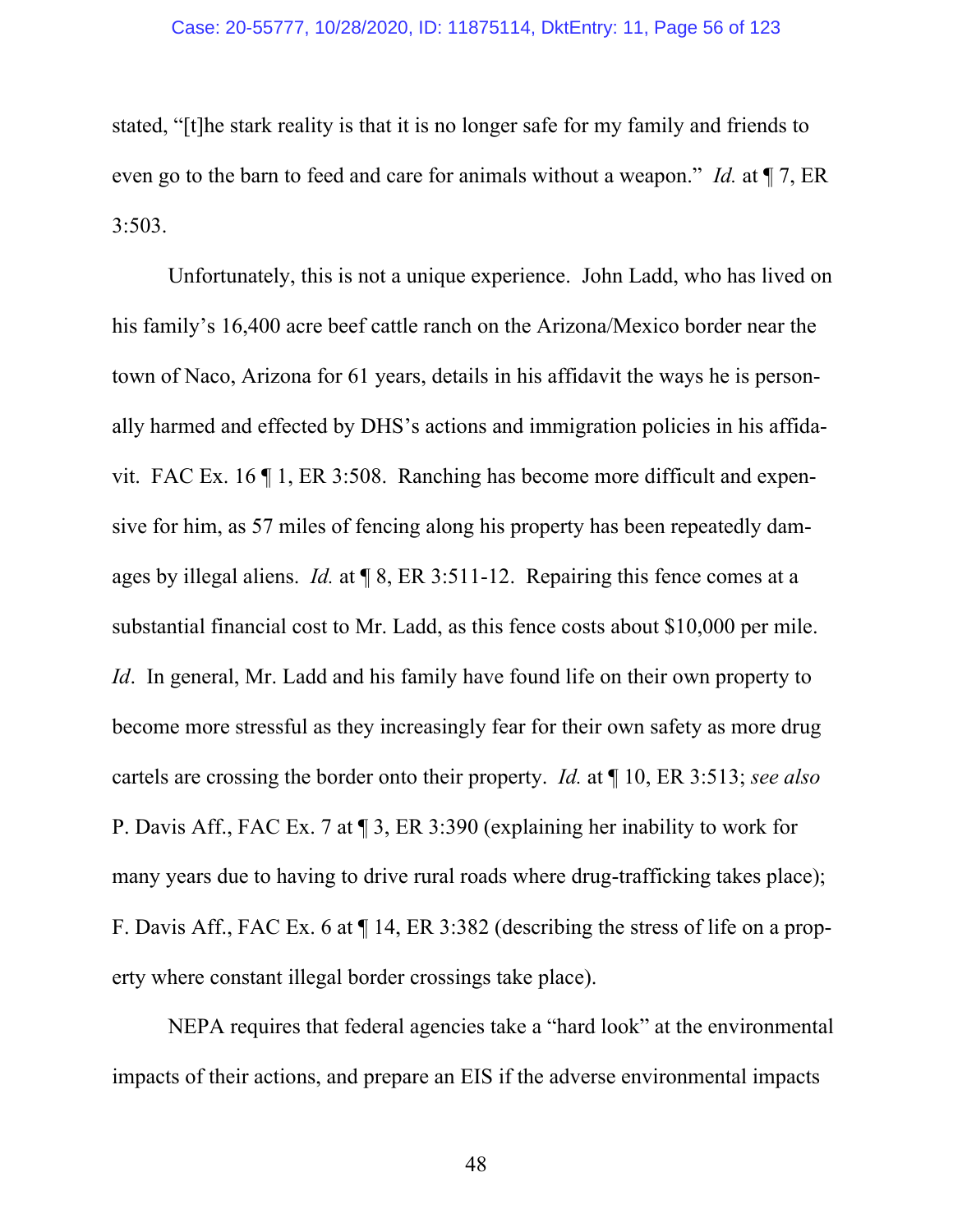stated, "[t]he stark reality is that it is no longer safe for my family and friends to even go to the barn to feed and care for animals without a weapon." *Id.* at ¶ 7, ER 3:503.

Unfortunately, this is not a unique experience. John Ladd, who has lived on his family's 16,400 acre beef cattle ranch on the Arizona/Mexico border near the town of Naco, Arizona for 61 years, details in his affidavit the ways he is personally harmed and effected by DHS's actions and immigration policies in his affidavit. FAC Ex. 16 ¶ 1, ER 3:508. Ranching has become more difficult and expensive for him, as 57 miles of fencing along his property has been repeatedly damages by illegal aliens. *Id.* at ¶ 8, ER 3:511-12. Repairing this fence comes at a substantial financial cost to Mr. Ladd, as this fence costs about $10,000 per mile. *Id*. In general, Mr. Ladd and his family have found life on their own property to become more stressful as they increasingly fear for their own safety as more drug cartels are crossing the border onto their property. *Id.* at ¶ 10, ER 3:513; *see also* P. Davis Aff., FAC Ex. 7 at ¶ 3, ER 3:390 (explaining her inability to work for many years due to having to drive rural roads where drug-trafficking takes place); F. Davis Aff., FAC Ex. 6 at ¶ 14, ER 3:382 (describing the stress of life on a property where constant illegal border crossings take place).

NEPA requires that federal agencies take a "hard look" at the environmental impacts of their actions, and prepare an EIS if the adverse environmental impacts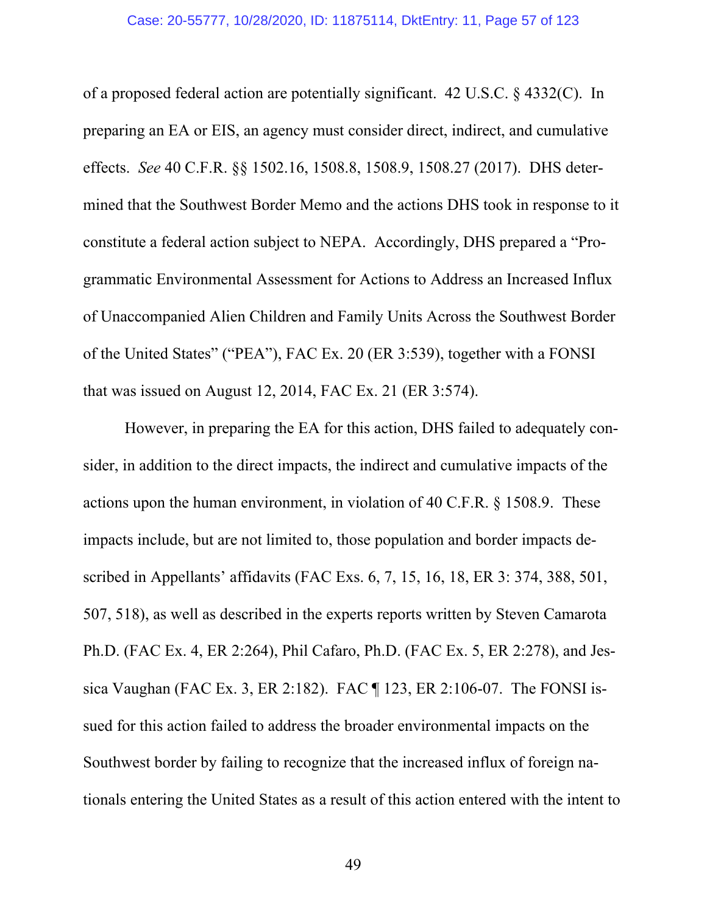of a proposed federal action are potentially significant. 42 U.S.C. § 4332(C). In preparing an EA or EIS, an agency must consider direct, indirect, and cumulative effects. *See* 40 C.F.R. §§ 1502.16, 1508.8, 1508.9, 1508.27 (2017). DHS determined that the Southwest Border Memo and the actions DHS took in response to it constitute a federal action subject to NEPA. Accordingly, DHS prepared a "Programmatic Environmental Assessment for Actions to Address an Increased Influx of Unaccompanied Alien Children and Family Units Across the Southwest Border of the United States" ("PEA"), FAC Ex. 20 (ER 3:539), together with a FONSI that was issued on August 12, 2014, FAC Ex. 21 (ER 3:574).

However, in preparing the EA for this action, DHS failed to adequately consider, in addition to the direct impacts, the indirect and cumulative impacts of the actions upon the human environment, in violation of 40 C.F.R. § 1508.9. These impacts include, but are not limited to, those population and border impacts described in Appellants' affidavits (FAC Exs. 6, 7, 15, 16, 18, ER 3: 374, 388, 501, 507, 518), as well as described in the experts reports written by Steven Camarota Ph.D. (FAC Ex. 4, ER 2:264), Phil Cafaro, Ph.D. (FAC Ex. 5, ER 2:278), and Jessica Vaughan (FAC Ex. 3, ER 2:182). FAC ¶ 123, ER 2:106-07. The FONSI issued for this action failed to address the broader environmental impacts on the Southwest border by failing to recognize that the increased influx of foreign nationals entering the United States as a result of this action entered with the intent to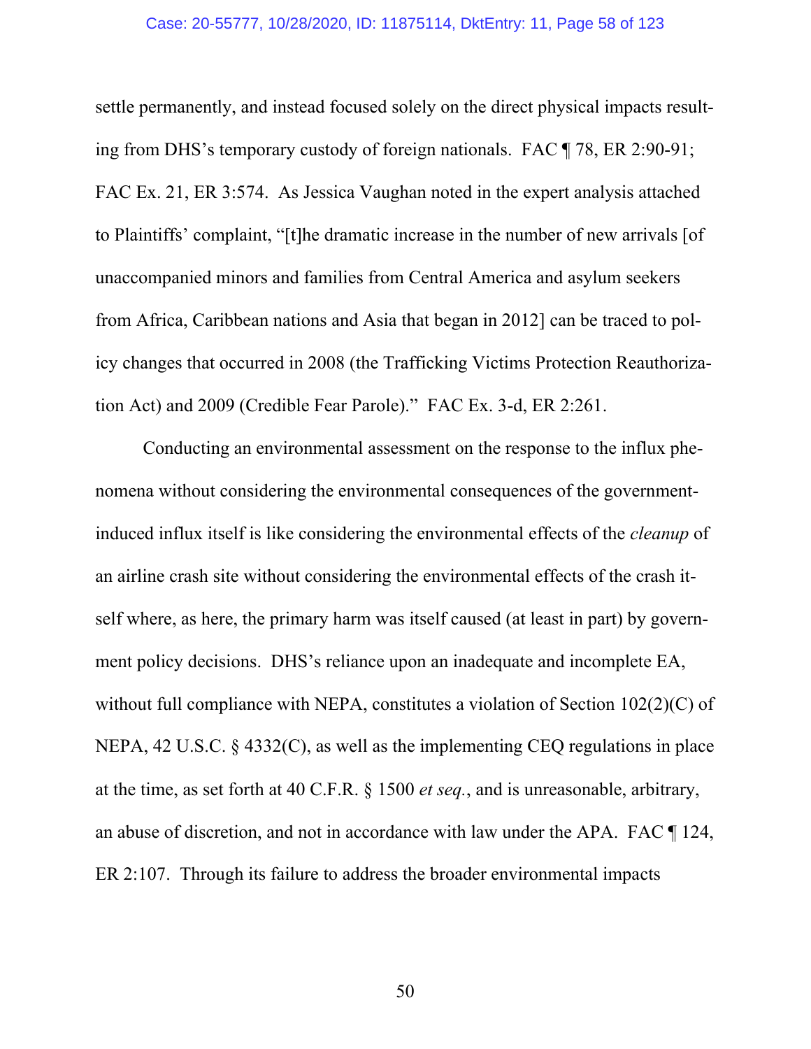settle permanently, and instead focused solely on the direct physical impacts resulting from DHS's temporary custody of foreign nationals. FAC ¶ 78, ER 2:90-91; FAC Ex. 21, ER 3:574. As Jessica Vaughan noted in the expert analysis attached to Plaintiffs' complaint, "[t]he dramatic increase in the number of new arrivals [of unaccompanied minors and families from Central America and asylum seekers from Africa, Caribbean nations and Asia that began in 2012] can be traced to policy changes that occurred in 2008 (the Trafficking Victims Protection Reauthorization Act) and 2009 (Credible Fear Parole)." FAC Ex. 3-d, ER 2:261.

Conducting an environmental assessment on the response to the influx phenomena without considering the environmental consequences of the government-induced influx itself is like considering the environmental effects of the *cleanup* of an airline crash site without considering the environmental effects of the crash itself where, as here, the primary harm was itself caused (at least in part) by government policy decisions. DHS's reliance upon an inadequate and incomplete EA, without full compliance with NEPA, constitutes a violation of Section 102(2)(C) of NEPA, 42 U.S.C. § 4332(C), as well as the implementing CEQ regulations in place at the time, as set forth at 40 C.F.R. § 1500 *et seq.*, and is unreasonable, arbitrary, an abuse of discretion, and not in accordance with law under the APA. FAC ¶ 124, ER 2:107. Through its failure to address the broader environmental impacts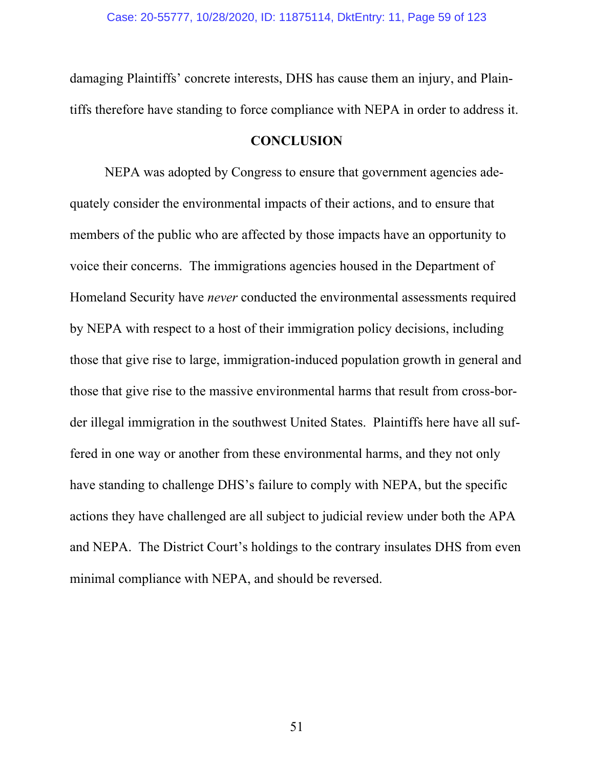damaging Plaintiffs' concrete interests, DHS has cause them an injury, and Plaintiffs therefore have standing to force compliance with NEPA in order to address it.

## CONCLUSION

NEPA was adopted by Congress to ensure that government agencies adequately consider the environmental impacts of their actions, and to ensure that members of the public who are affected by those impacts have an opportunity to voice their concerns. The immigrations agencies housed in the Department of Homeland Security have *never* conducted the environmental assessments required by NEPA with respect to a host of their immigration policy decisions, including those that give rise to large, immigration-induced population growth in general and those that give rise to the massive environmental harms that result from cross-border illegal immigration in the southwest United States. Plaintiffs here have all suffered in one way or another from these environmental harms, and they not only have standing to challenge DHS's failure to comply with NEPA, but the specific actions they have challenged are all subject to judicial review under both the APA and NEPA. The District Court's holdings to the contrary insulates DHS from even minimal compliance with NEPA, and should be reversed.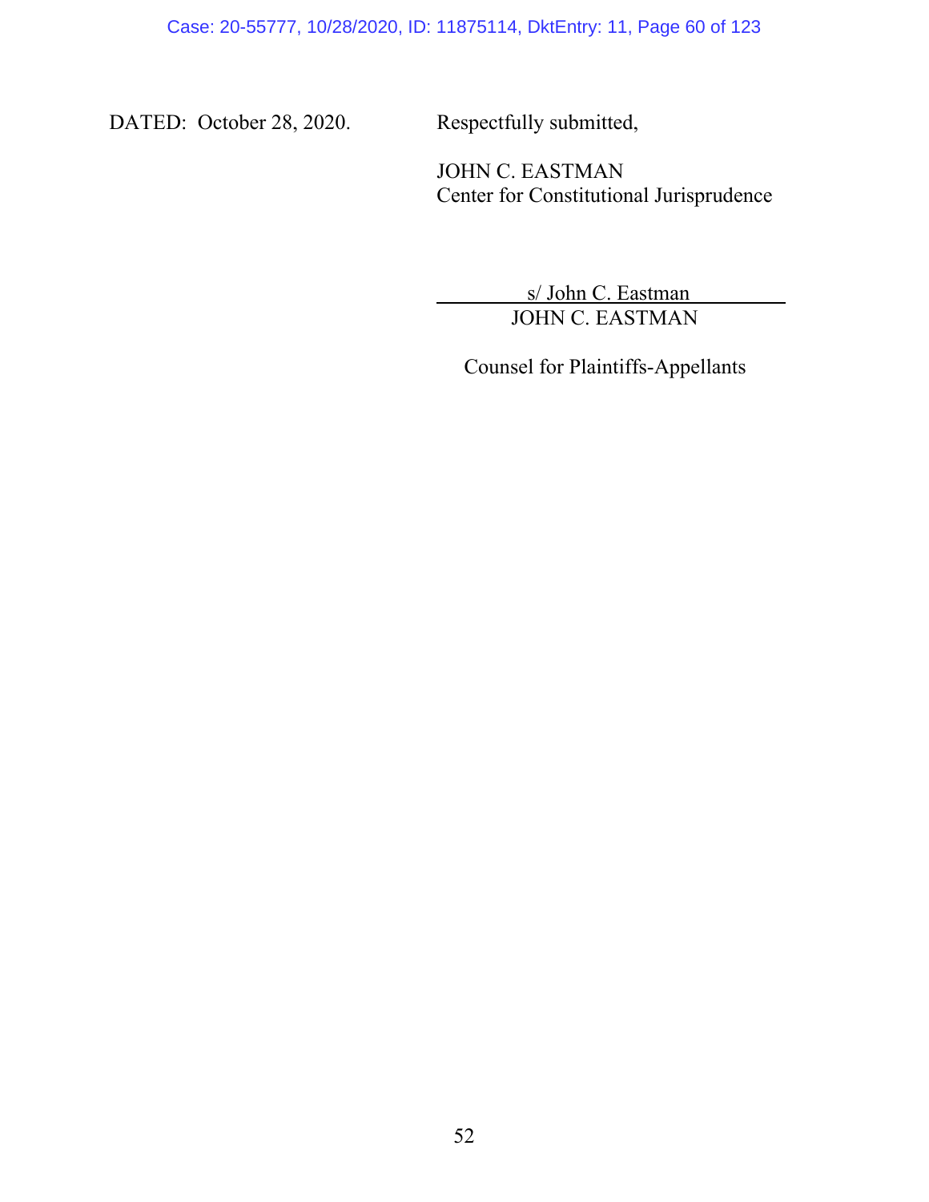DATED: October 28, 2020.

Respectfully submitted,

JOHN C. EASTMAN
Center for Constitutional Jurisprudence

s/ John C. Eastman
JOHN C. EASTMAN

Counsel for Plaintiffs-Appellants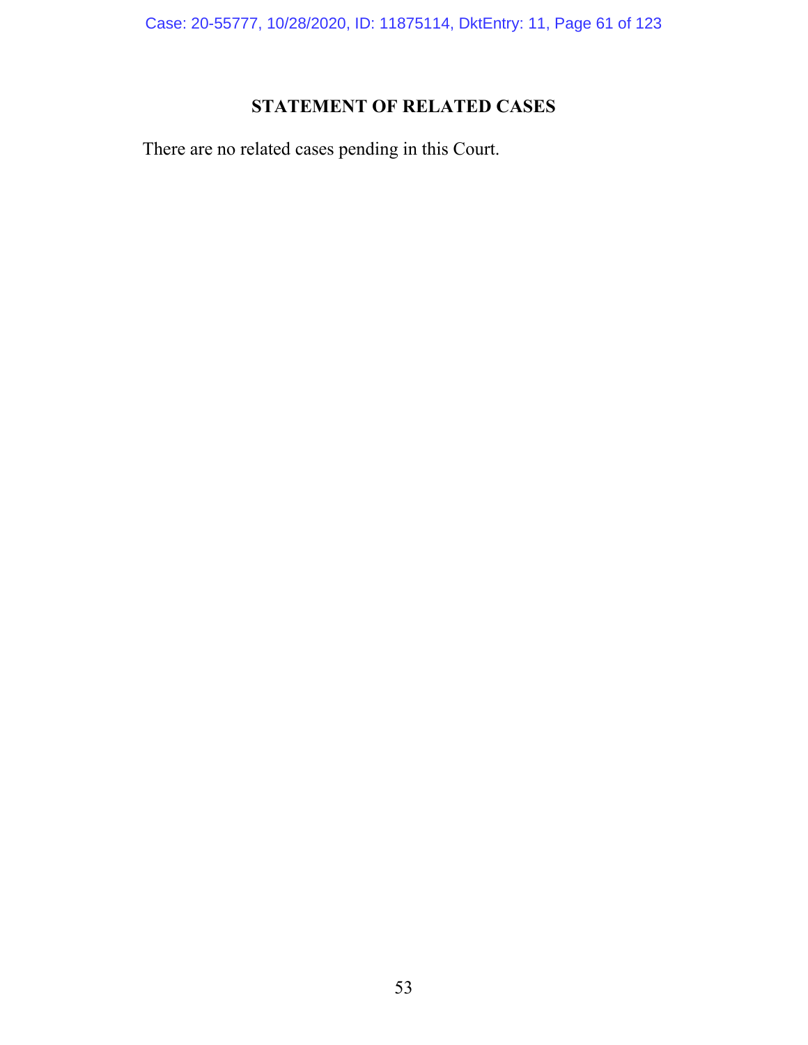# STATEMENT OF RELATED CASES

There are no related cases pending in this Court.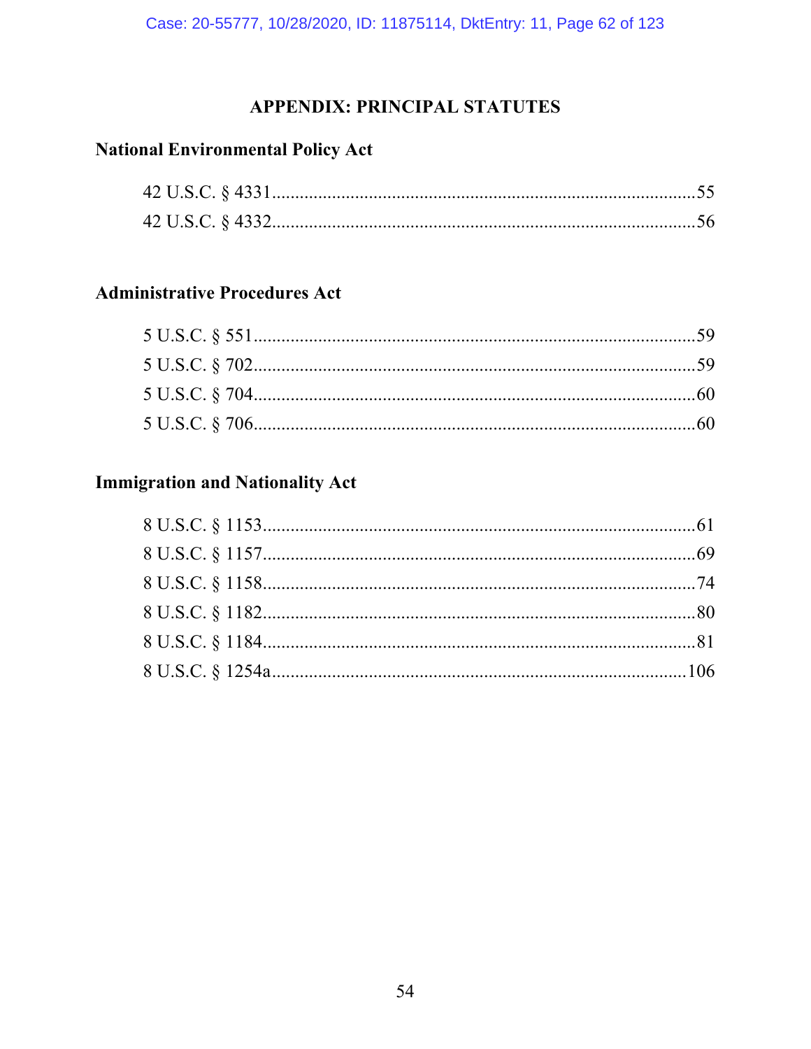## APPENDIX: PRINCIPAL STATUTES

### National Environmental Policy Act

42 U.S.C. § 4331 ........................................................................................55
42 U.S.C. § 4332 ........................................................................................56

### Administrative Procedures Act

5 U.S.C. § 551 ............................................................................................59
5 U.S.C. § 702 ............................................................................................59
5 U.S.C. § 704 ............................................................................................60
5 U.S.C. § 706 ............................................................................................60

### Immigration and Nationality Act

8 U.S.C. § 1153 ..........................................................................................61
8 U.S.C. § 1157 ..........................................................................................69
8 U.S.C. § 1158 ..........................................................................................74
8 U.S.C. § 1182 ..........................................................................................80
8 U.S.C. § 1184 ..........................................................................................81
8 U.S.C. § 1254a .......................................................................................106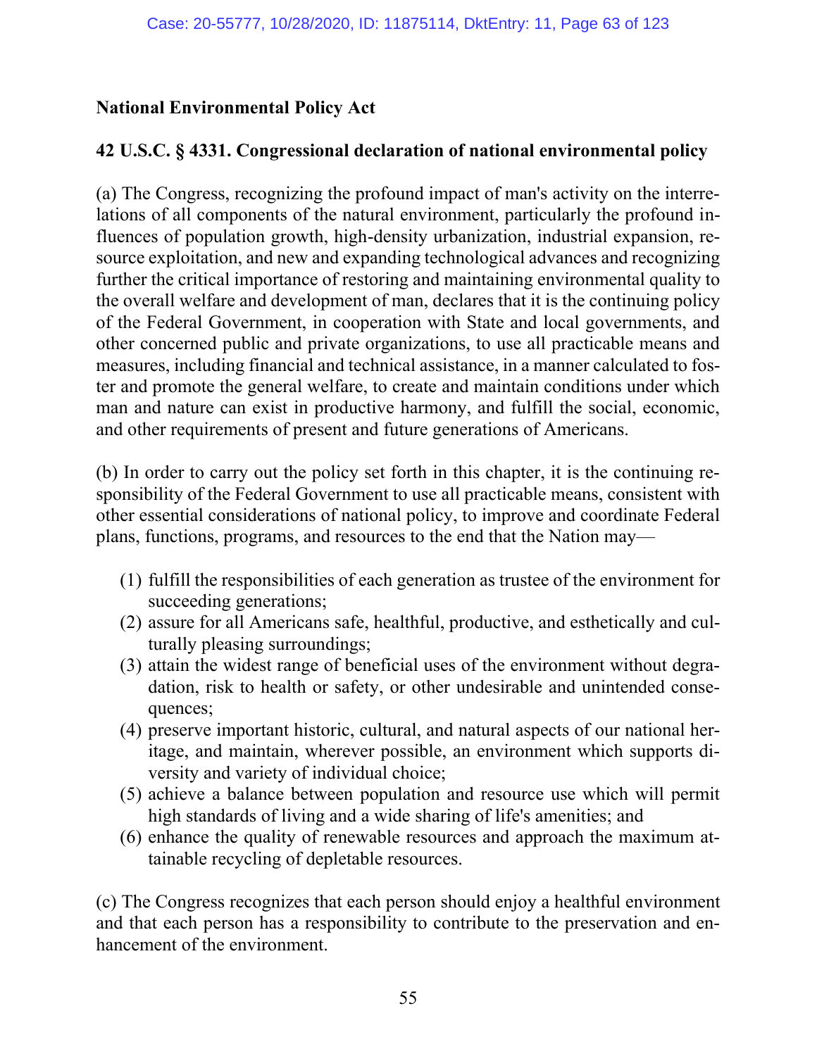**National Environmental Policy Act**

**42 U.S.C. § 4331. Congressional declaration of national environmental policy**

(a) The Congress, recognizing the profound impact of man's activity on the interrelations of all components of the natural environment, particularly the profound influences of population growth, high-density urbanization, industrial expansion, resource exploitation, and new and expanding technological advances and recognizing further the critical importance of restoring and maintaining environmental quality to the overall welfare and development of man, declares that it is the continuing policy of the Federal Government, in cooperation with State and local governments, and other concerned public and private organizations, to use all practicable means and measures, including financial and technical assistance, in a manner calculated to foster and promote the general welfare, to create and maintain conditions under which man and nature can exist in productive harmony, and fulfill the social, economic, and other requirements of present and future generations of Americans.

(b) In order to carry out the policy set forth in this chapter, it is the continuing responsibility of the Federal Government to use all practicable means, consistent with other essential considerations of national policy, to improve and coordinate Federal plans, functions, programs, and resources to the end that the Nation may—

(1) fulfill the responsibilities of each generation as trustee of the environment for succeeding generations;
(2) assure for all Americans safe, healthful, productive, and esthetically and culturally pleasing surroundings;
(3) attain the widest range of beneficial uses of the environment without degradation, risk to health or safety, or other undesirable and unintended consequences;
(4) preserve important historic, cultural, and natural aspects of our national heritage, and maintain, wherever possible, an environment which supports diversity and variety of individual choice;
(5) achieve a balance between population and resource use which will permit high standards of living and a wide sharing of life's amenities; and
(6) enhance the quality of renewable resources and approach the maximum attainable recycling of depletable resources.

(c) The Congress recognizes that each person should enjoy a healthful environment and that each person has a responsibility to contribute to the preservation and enhancement of the environment.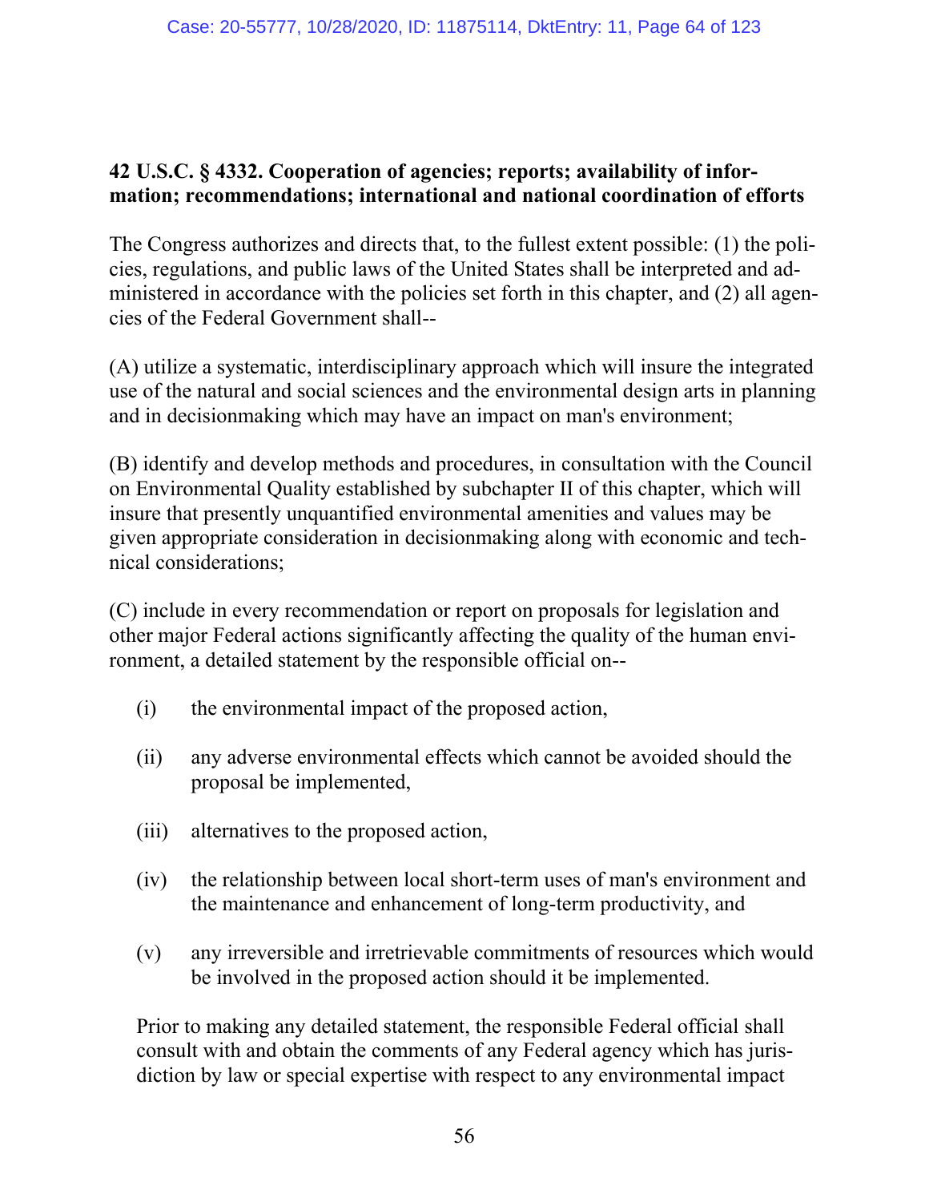**42 U.S.C. § 4332. Cooperation of agencies; reports; availability of information; recommendations; international and national coordination of efforts**

The Congress authorizes and directs that, to the fullest extent possible: (1) the policies, regulations, and public laws of the United States shall be interpreted and administered in accordance with the policies set forth in this chapter, and (2) all agencies of the Federal Government shall--

(A) utilize a systematic, interdisciplinary approach which will insure the integrated use of the natural and social sciences and the environmental design arts in planning and in decisionmaking which may have an impact on man's environment;

(B) identify and develop methods and procedures, in consultation with the Council on Environmental Quality established by subchapter II of this chapter, which will insure that presently unquantified environmental amenities and values may be given appropriate consideration in decisionmaking along with economic and technical considerations;

(C) include in every recommendation or report on proposals for legislation and other major Federal actions significantly affecting the quality of the human environment, a detailed statement by the responsible official on--

(i) the environmental impact of the proposed action,

(ii) any adverse environmental effects which cannot be avoided should the proposal be implemented,

(iii) alternatives to the proposed action,

(iv) the relationship between local short-term uses of man's environment and the maintenance and enhancement of long-term productivity, and

(v) any irreversible and irretrievable commitments of resources which would be involved in the proposed action should it be implemented.

Prior to making any detailed statement, the responsible Federal official shall consult with and obtain the comments of any Federal agency which has jurisdiction by law or special expertise with respect to any environmental impact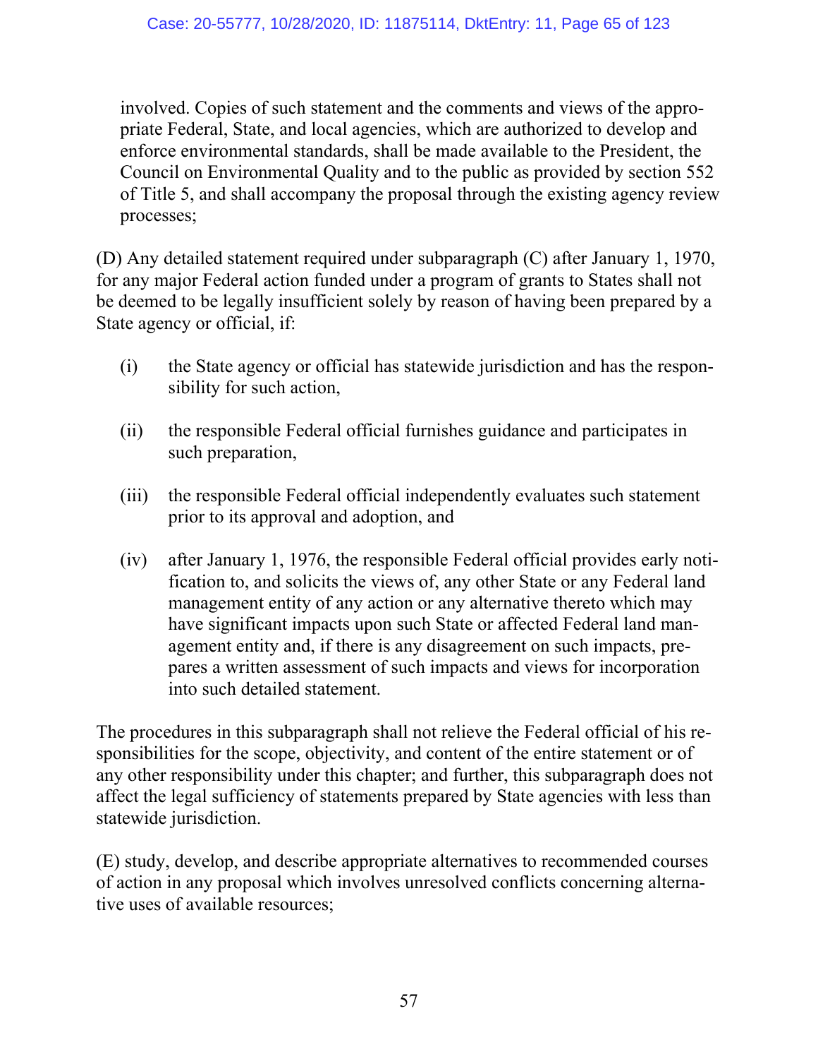involved. Copies of such statement and the comments and views of the appropriate Federal, State, and local agencies, which are authorized to develop and enforce environmental standards, shall be made available to the President, the Council on Environmental Quality and to the public as provided by section 552 of Title 5, and shall accompany the proposal through the existing agency review processes;

(D) Any detailed statement required under subparagraph (C) after January 1, 1970, for any major Federal action funded under a program of grants to States shall not be deemed to be legally insufficient solely by reason of having been prepared by a State agency or official, if:

(i) the State agency or official has statewide jurisdiction and has the responsibility for such action,

(ii) the responsible Federal official furnishes guidance and participates in such preparation,

(iii) the responsible Federal official independently evaluates such statement prior to its approval and adoption, and

(iv) after January 1, 1976, the responsible Federal official provides early notification to, and solicits the views of, any other State or any Federal land management entity of any action or any alternative thereto which may have significant impacts upon such State or affected Federal land management entity and, if there is any disagreement on such impacts, prepares a written assessment of such impacts and views for incorporation into such detailed statement.

The procedures in this subparagraph shall not relieve the Federal official of his responsibilities for the scope, objectivity, and content of the entire statement or of any other responsibility under this chapter; and further, this subparagraph does not affect the legal sufficiency of statements prepared by State agencies with less than statewide jurisdiction.

(E) study, develop, and describe appropriate alternatives to recommended courses of action in any proposal which involves unresolved conflicts concerning alternative uses of available resources;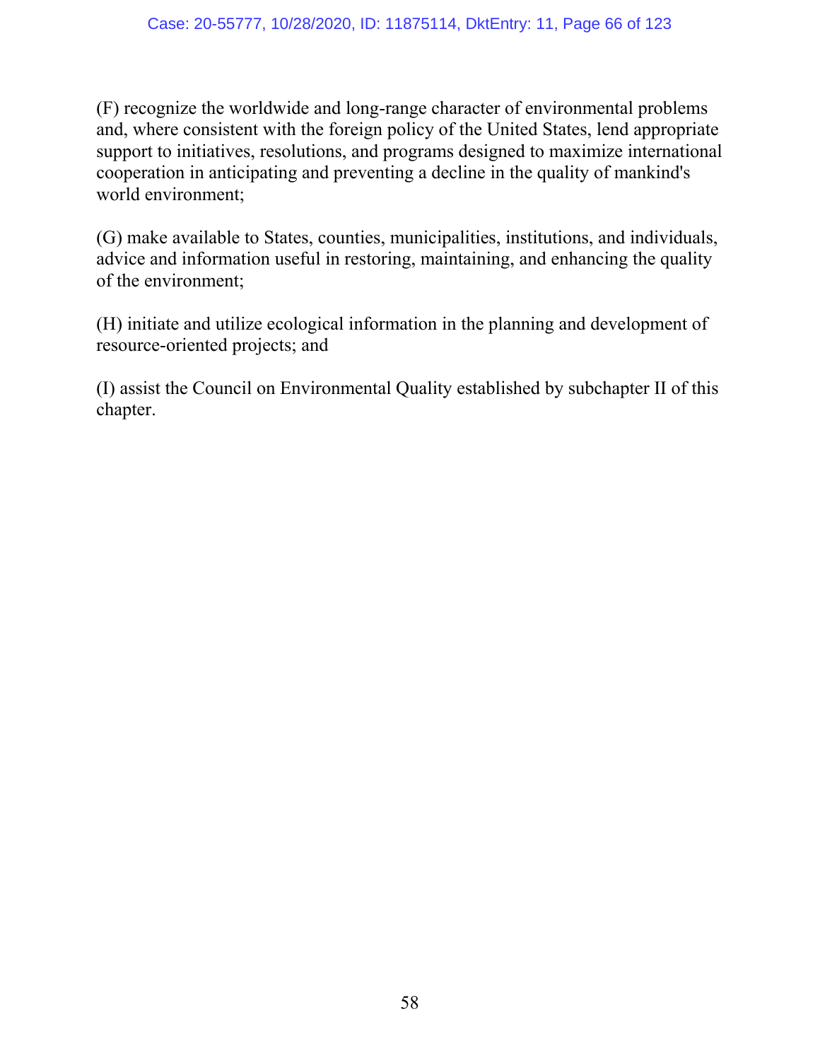(F) recognize the worldwide and long-range character of environmental problems and, where consistent with the foreign policy of the United States, lend appropriate support to initiatives, resolutions, and programs designed to maximize international cooperation in anticipating and preventing a decline in the quality of mankind's world environment;

(G) make available to States, counties, municipalities, institutions, and individuals, advice and information useful in restoring, maintaining, and enhancing the quality of the environment;

(H) initiate and utilize ecological information in the planning and development of resource-oriented projects; and

(I) assist the Council on Environmental Quality established by subchapter II of this chapter.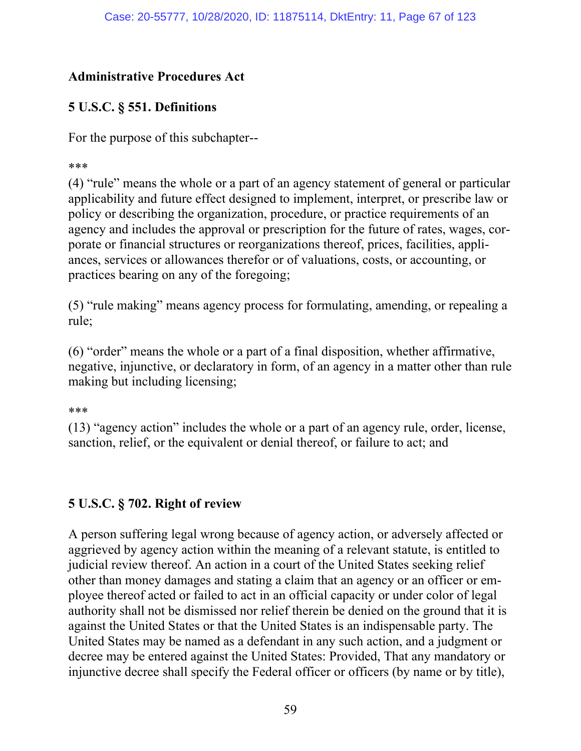**Administrative Procedures Act**

**5 U.S.C. § 551. Definitions**

For the purpose of this subchapter--

***

(4) "rule" means the whole or a part of an agency statement of general or particular applicability and future effect designed to implement, interpret, or prescribe law or policy or describing the organization, procedure, or practice requirements of an agency and includes the approval or prescription for the future of rates, wages, corporate or financial structures or reorganizations thereof, prices, facilities, appliances, services or allowances therefor or of valuations, costs, or accounting, or practices bearing on any of the foregoing;

(5) "rule making" means agency process for formulating, amending, or repealing a rule;

(6) "order" means the whole or a part of a final disposition, whether affirmative, negative, injunctive, or declaratory in form, of an agency in a matter other than rule making but including licensing;

***

(13) "agency action" includes the whole or a part of an agency rule, order, license, sanction, relief, or the equivalent or denial thereof, or failure to act; and

**5 U.S.C. § 702. Right of review**

A person suffering legal wrong because of agency action, or adversely affected or aggrieved by agency action within the meaning of a relevant statute, is entitled to judicial review thereof. An action in a court of the United States seeking relief other than money damages and stating a claim that an agency or an officer or employee thereof acted or failed to act in an official capacity or under color of legal authority shall not be dismissed nor relief therein be denied on the ground that it is against the United States or that the United States is an indispensable party. The United States may be named as a defendant in any such action, and a judgment or decree may be entered against the United States: Provided, That any mandatory or injunctive decree shall specify the Federal officer or officers (by name or by title),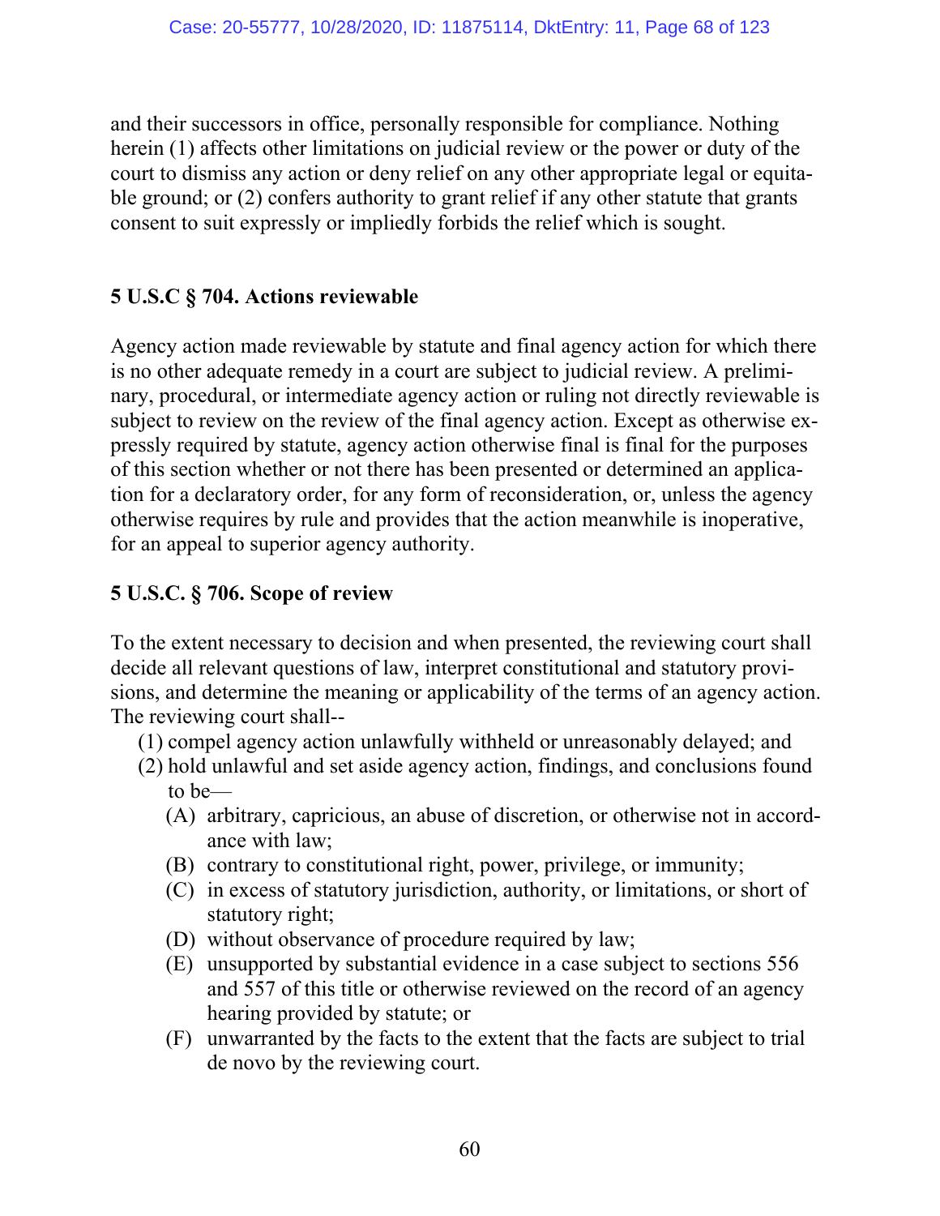and their successors in office, personally responsible for compliance. Nothing herein (1) affects other limitations on judicial review or the power or duty of the court to dismiss any action or deny relief on any other appropriate legal or equitable ground; or (2) confers authority to grant relief if any other statute that grants consent to suit expressly or impliedly forbids the relief which is sought.

### 5 U.S.C § 704. Actions reviewable

Agency action made reviewable by statute and final agency action for which there is no other adequate remedy in a court are subject to judicial review. A preliminary, procedural, or intermediate agency action or ruling not directly reviewable is subject to review on the review of the final agency action. Except as otherwise expressly required by statute, agency action otherwise final is final for the purposes of this section whether or not there has been presented or determined an application for a declaratory order, for any form of reconsideration, or, unless the agency otherwise requires by rule and provides that the action meanwhile is inoperative, for an appeal to superior agency authority.

### 5 U.S.C. § 706. Scope of review

To the extent necessary to decision and when presented, the reviewing court shall decide all relevant questions of law, interpret constitutional and statutory provisions, and determine the meaning or applicability of the terms of an agency action. The reviewing court shall--

(1) compel agency action unlawfully withheld or unreasonably delayed; and

(2) hold unlawful and set aside agency action, findings, and conclusions found to be—

- (A) arbitrary, capricious, an abuse of discretion, or otherwise not in accordance with law;
- (B) contrary to constitutional right, power, privilege, or immunity;
- (C) in excess of statutory jurisdiction, authority, or limitations, or short of statutory right;
- (D) without observance of procedure required by law;
- (E) unsupported by substantial evidence in a case subject to sections 556 and 557 of this title or otherwise reviewed on the record of an agency hearing provided by statute; or
- (F) unwarranted by the facts to the extent that the facts are subject to trial de novo by the reviewing court.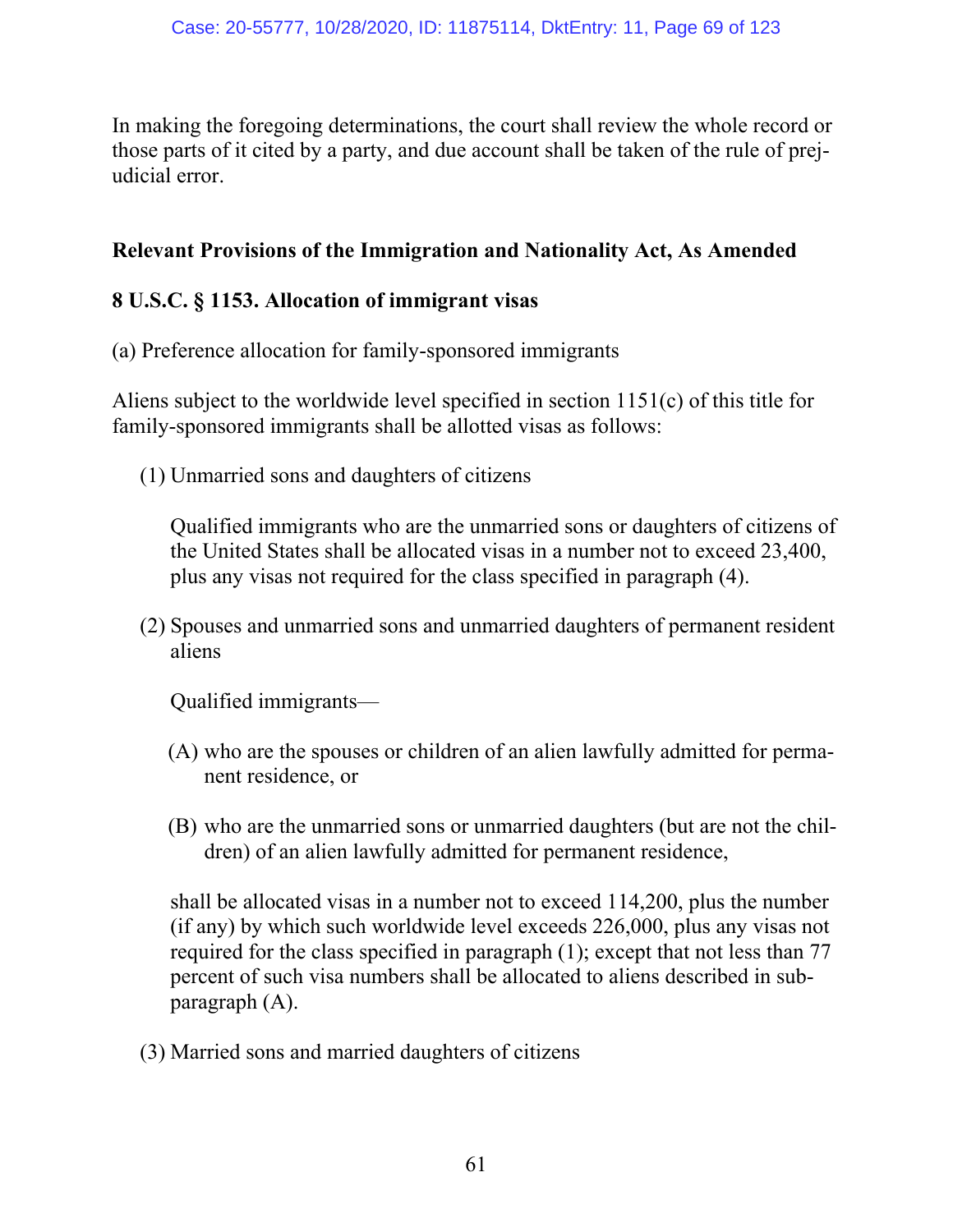In making the foregoing determinations, the court shall review the whole record or those parts of it cited by a party, and due account shall be taken of the rule of prejudicial error.

**Relevant Provisions of the Immigration and Nationality Act, As Amended**

**8 U.S.C. § 1153. Allocation of immigrant visas**

(a) Preference allocation for family-sponsored immigrants

Aliens subject to the worldwide level specified in section 1151(c) of this title for family-sponsored immigrants shall be allotted visas as follows:

(1) Unmarried sons and daughters of citizens

Qualified immigrants who are the unmarried sons or daughters of citizens of the United States shall be allocated visas in a number not to exceed 23,400, plus any visas not required for the class specified in paragraph (4).

(2) Spouses and unmarried sons and unmarried daughters of permanent resident aliens

Qualified immigrants—

(A) who are the spouses or children of an alien lawfully admitted for permanent residence, or

(B) who are the unmarried sons or unmarried daughters (but are not the children) of an alien lawfully admitted for permanent residence,

shall be allocated visas in a number not to exceed 114,200, plus the number (if any) by which such worldwide level exceeds 226,000, plus any visas not required for the class specified in paragraph (1); except that not less than 77 percent of such visa numbers shall be allocated to aliens described in subparagraph (A).

(3) Married sons and married daughters of citizens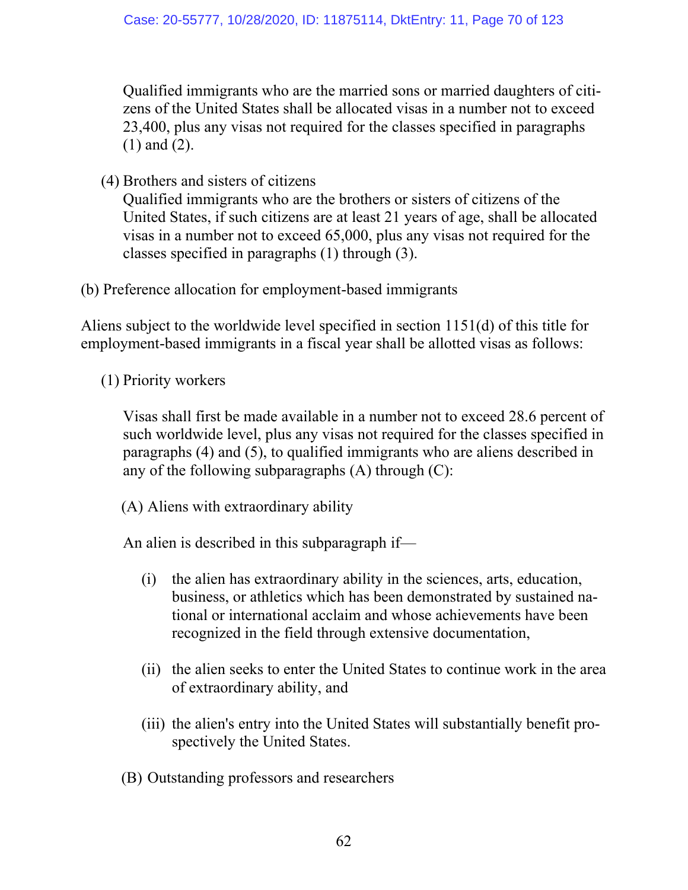Qualified immigrants who are the married sons or married daughters of citizens of the United States shall be allocated visas in a number not to exceed 23,400, plus any visas not required for the classes specified in paragraphs (1) and (2).

(4) Brothers and sisters of citizens

Qualified immigrants who are the brothers or sisters of citizens of the United States, if such citizens are at least 21 years of age, shall be allocated visas in a number not to exceed 65,000, plus any visas not required for the classes specified in paragraphs (1) through (3).

(b) Preference allocation for employment-based immigrants

Aliens subject to the worldwide level specified in section 1151(d) of this title for employment-based immigrants in a fiscal year shall be allotted visas as follows:

(1) Priority workers

Visas shall first be made available in a number not to exceed 28.6 percent of such worldwide level, plus any visas not required for the classes specified in paragraphs (4) and (5), to qualified immigrants who are aliens described in any of the following subparagraphs (A) through (C):

(A) Aliens with extraordinary ability

An alien is described in this subparagraph if—

(i) the alien has extraordinary ability in the sciences, arts, education, business, or athletics which has been demonstrated by sustained national or international acclaim and whose achievements have been recognized in the field through extensive documentation,

(ii) the alien seeks to enter the United States to continue work in the area of extraordinary ability, and

(iii) the alien's entry into the United States will substantially benefit prospectively the United States.

(B) Outstanding professors and researchers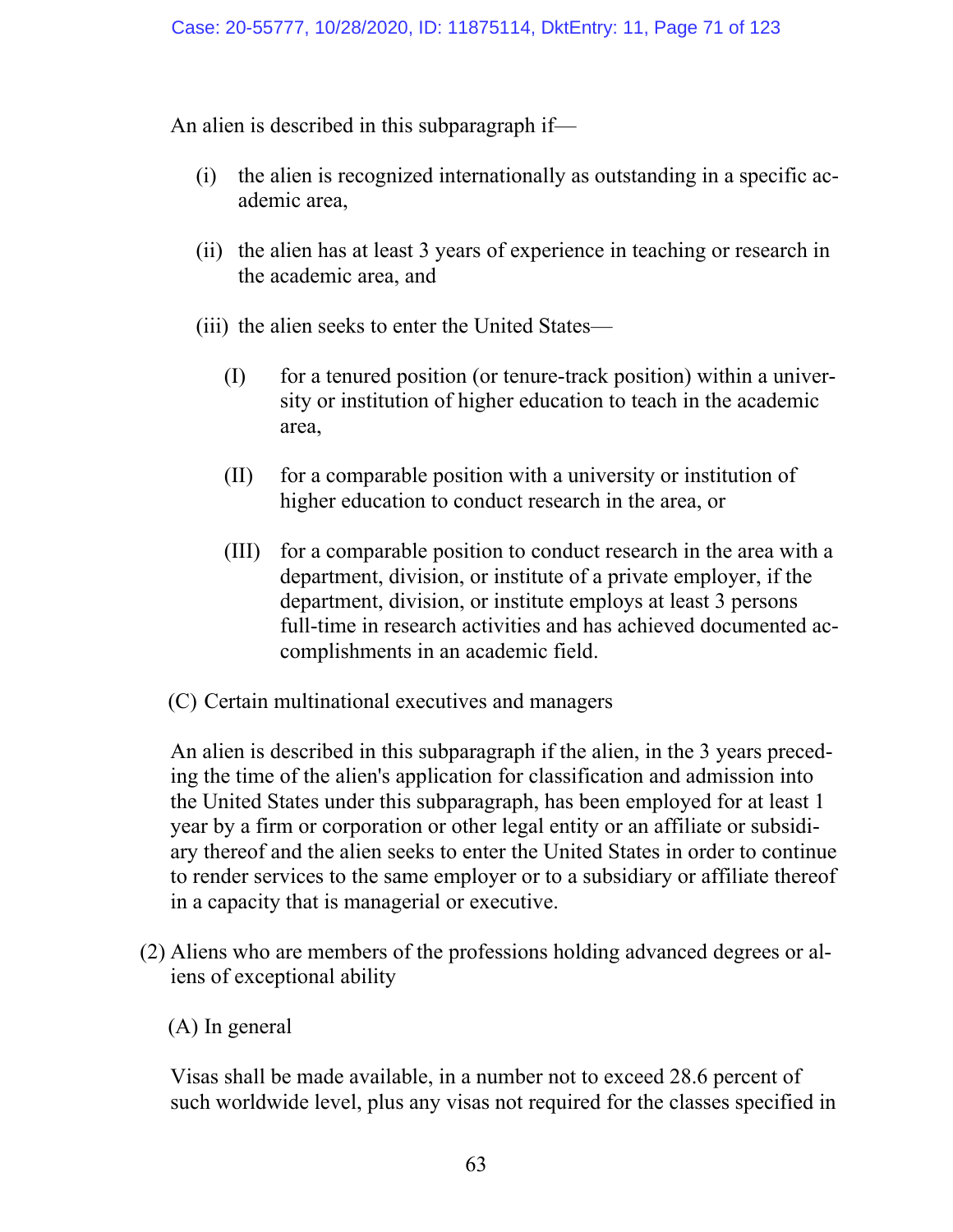An alien is described in this subparagraph if—

(i) the alien is recognized internationally as outstanding in a specific academic area,

(ii) the alien has at least 3 years of experience in teaching or research in the academic area, and

(iii) the alien seeks to enter the United States—

(I) for a tenured position (or tenure-track position) within a university or institution of higher education to teach in the academic area,

(II) for a comparable position with a university or institution of higher education to conduct research in the area, or

(III) for a comparable position to conduct research in the area with a department, division, or institute of a private employer, if the department, division, or institute employs at least 3 persons full-time in research activities and has achieved documented accomplishments in an academic field.

(C) Certain multinational executives and managers

An alien is described in this subparagraph if the alien, in the 3 years preceding the time of the alien's application for classification and admission into the United States under this subparagraph, has been employed for at least 1 year by a firm or corporation or other legal entity or an affiliate or subsidiary thereof and the alien seeks to enter the United States in order to continue to render services to the same employer or to a subsidiary or affiliate thereof in a capacity that is managerial or executive.

(2) Aliens who are members of the professions holding advanced degrees or aliens of exceptional ability

(A) In general

Visas shall be made available, in a number not to exceed 28.6 percent of such worldwide level, plus any visas not required for the classes specified in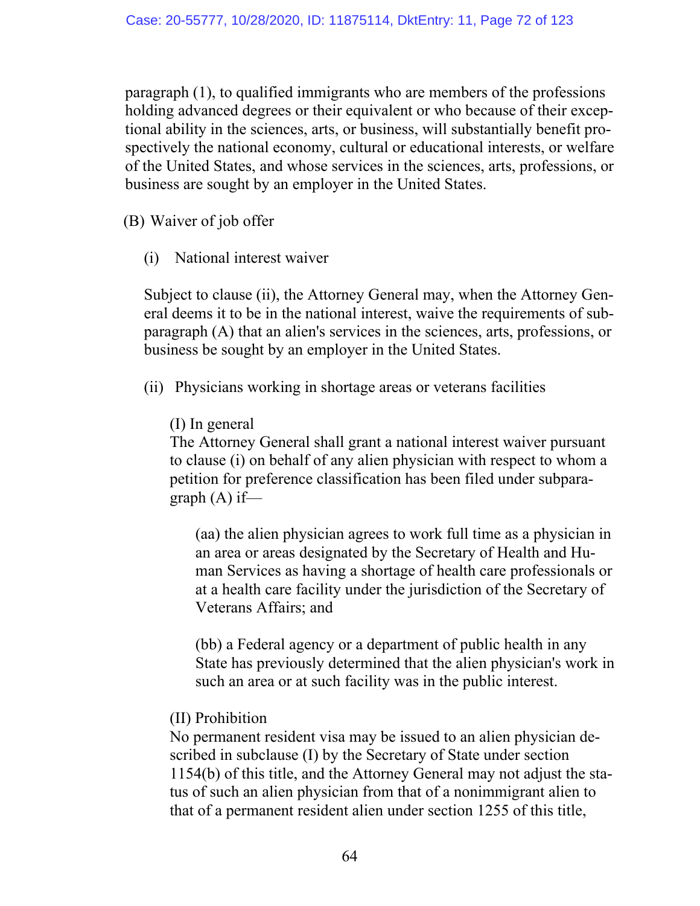paragraph (1), to qualified immigrants who are members of the professions holding advanced degrees or their equivalent or who because of their exceptional ability in the sciences, arts, or business, will substantially benefit prospectively the national economy, cultural or educational interests, or welfare of the United States, and whose services in the sciences, arts, professions, or business are sought by an employer in the United States.

(B) Waiver of job offer

(i) National interest waiver

Subject to clause (ii), the Attorney General may, when the Attorney General deems it to be in the national interest, waive the requirements of subparagraph (A) that an alien's services in the sciences, arts, professions, or business be sought by an employer in the United States.

(ii) Physicians working in shortage areas or veterans facilities

(I) In general
The Attorney General shall grant a national interest waiver pursuant to clause (i) on behalf of any alien physician with respect to whom a petition for preference classification has been filed under subparagraph (A) if—

(aa) the alien physician agrees to work full time as a physician in an area or areas designated by the Secretary of Health and Human Services as having a shortage of health care professionals or at a health care facility under the jurisdiction of the Secretary of Veterans Affairs; and

(bb) a Federal agency or a department of public health in any State has previously determined that the alien physician's work in such an area or at such facility was in the public interest.

(II) Prohibition
No permanent resident visa may be issued to an alien physician described in subclause (I) by the Secretary of State under section 1154(b) of this title, and the Attorney General may not adjust the status of such an alien physician from that of a nonimmigrant alien to that of a permanent resident alien under section 1255 of this title,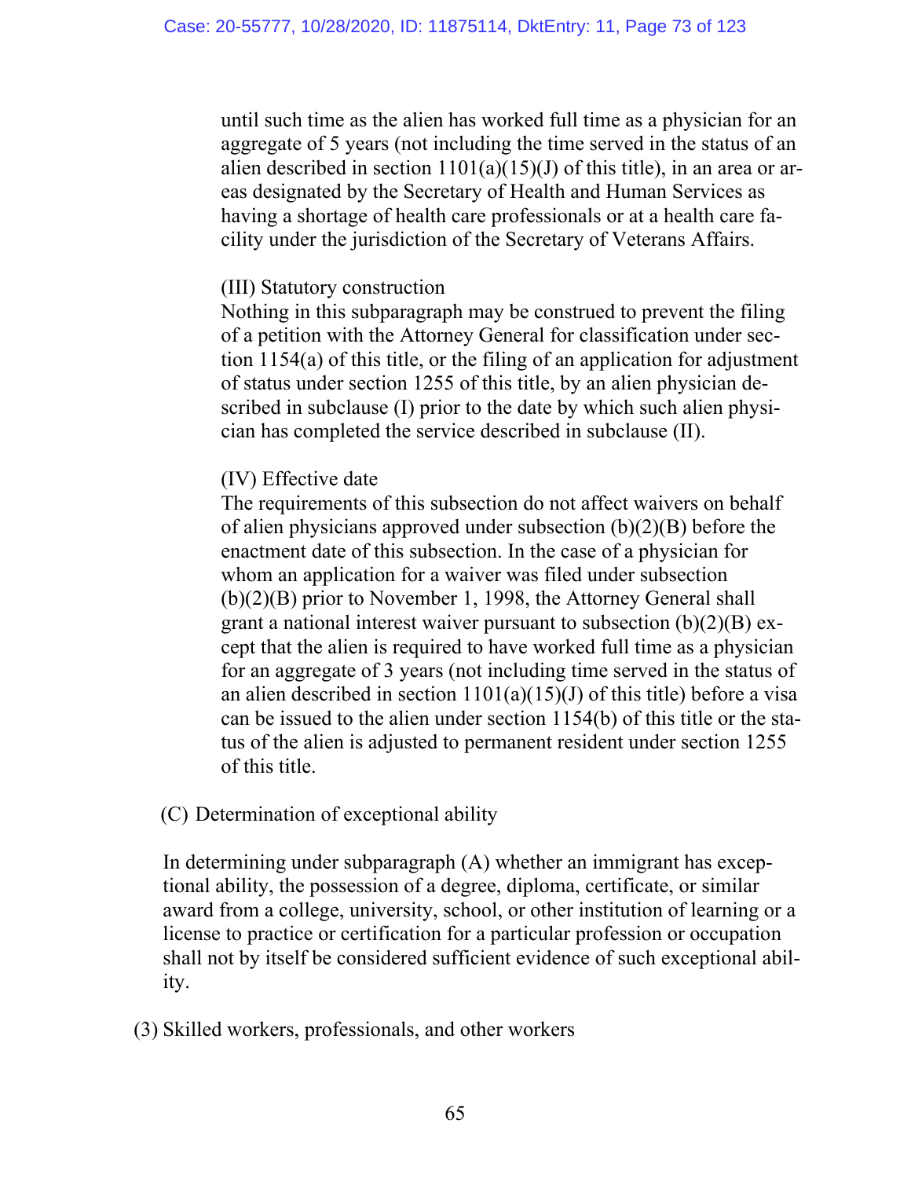until such time as the alien has worked full time as a physician for an aggregate of 5 years (not including the time served in the status of an alien described in section 1101(a)(15)(J) of this title), in an area or areas designated by the Secretary of Health and Human Services as having a shortage of health care professionals or at a health care facility under the jurisdiction of the Secretary of Veterans Affairs.

(III) Statutory construction

Nothing in this subparagraph may be construed to prevent the filing of a petition with the Attorney General for classification under section 1154(a) of this title, or the filing of an application for adjustment of status under section 1255 of this title, by an alien physician described in subclause (I) prior to the date by which such alien physician has completed the service described in subclause (II).

(IV) Effective date

The requirements of this subsection do not affect waivers on behalf of alien physicians approved under subsection (b)(2)(B) before the enactment date of this subsection. In the case of a physician for whom an application for a waiver was filed under subsection (b)(2)(B) prior to November 1, 1998, the Attorney General shall grant a national interest waiver pursuant to subsection (b)(2)(B) except that the alien is required to have worked full time as a physician for an aggregate of 3 years (not including time served in the status of an alien described in section 1101(a)(15)(J) of this title) before a visa can be issued to the alien under section 1154(b) of this title or the status of the alien is adjusted to permanent resident under section 1255 of this title.

(C) Determination of exceptional ability

In determining under subparagraph (A) whether an immigrant has exceptional ability, the possession of a degree, diploma, certificate, or similar award from a college, university, school, or other institution of learning or a license to practice or certification for a particular profession or occupation shall not by itself be considered sufficient evidence of such exceptional ability.

(3) Skilled workers, professionals, and other workers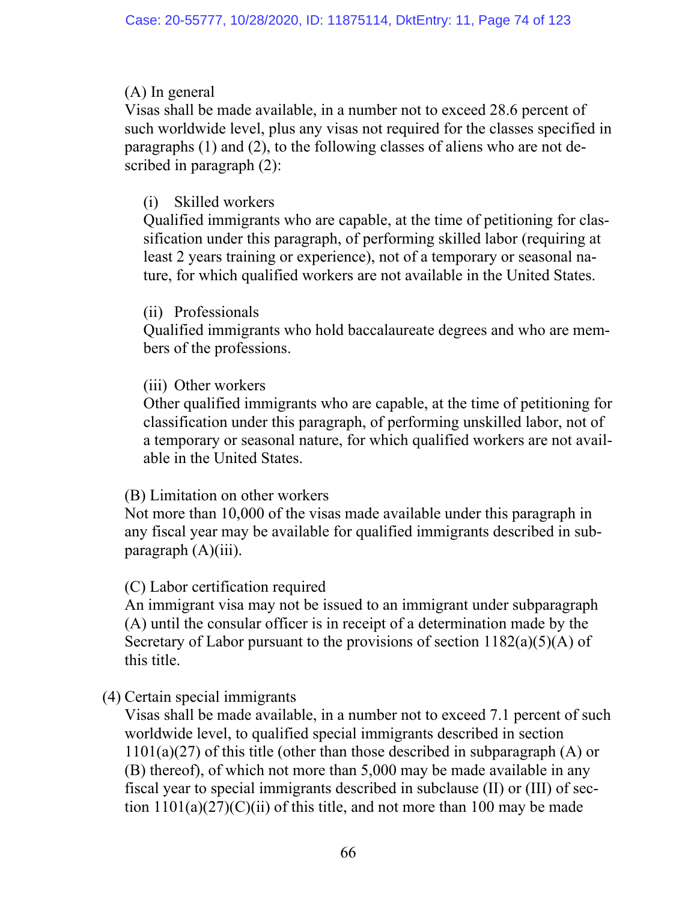(A) In general

Visas shall be made available, in a number not to exceed 28.6 percent of such worldwide level, plus any visas not required for the classes specified in paragraphs (1) and (2), to the following classes of aliens who are not described in paragraph (2):

(i) Skilled workers

Qualified immigrants who are capable, at the time of petitioning for classification under this paragraph, of performing skilled labor (requiring at least 2 years training or experience), not of a temporary or seasonal nature, for which qualified workers are not available in the United States.

(ii) Professionals

Qualified immigrants who hold baccalaureate degrees and who are members of the professions.

(iii) Other workers

Other qualified immigrants who are capable, at the time of petitioning for classification under this paragraph, of performing unskilled labor, not of a temporary or seasonal nature, for which qualified workers are not available in the United States.

(B) Limitation on other workers

Not more than 10,000 of the visas made available under this paragraph in any fiscal year may be available for qualified immigrants described in subparagraph (A)(iii).

(C) Labor certification required

An immigrant visa may not be issued to an immigrant under subparagraph (A) until the consular officer is in receipt of a determination made by the Secretary of Labor pursuant to the provisions of section 1182(a)(5)(A) of this title.

(4) Certain special immigrants

Visas shall be made available, in a number not to exceed 7.1 percent of such worldwide level, to qualified special immigrants described in section 1101(a)(27) of this title (other than those described in subparagraph (A) or (B) thereof), of which not more than 5,000 may be made available in any fiscal year to special immigrants described in subclause (II) or (III) of section 1101(a)(27)(C)(ii) of this title, and not more than 100 may be made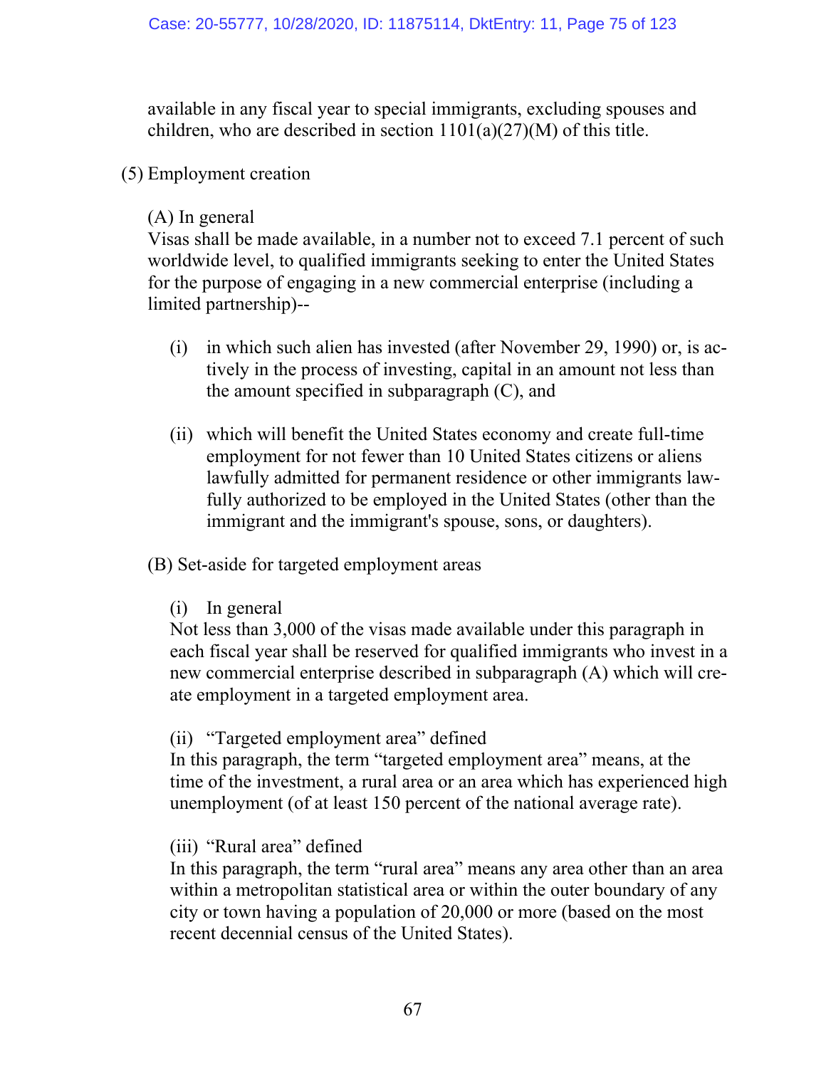available in any fiscal year to special immigrants, excluding spouses and children, who are described in section 1101(a)(27)(M) of this title.

(5) Employment creation

(A) In general
Visas shall be made available, in a number not to exceed 7.1 percent of such worldwide level, to qualified immigrants seeking to enter the United States for the purpose of engaging in a new commercial enterprise (including a limited partnership)--

(i) in which such alien has invested (after November 29, 1990) or, is actively in the process of investing, capital in an amount not less than the amount specified in subparagraph (C), and

(ii) which will benefit the United States economy and create full-time employment for not fewer than 10 United States citizens or aliens lawfully admitted for permanent residence or other immigrants lawfully authorized to be employed in the United States (other than the immigrant and the immigrant's spouse, sons, or daughters).

(B) Set-aside for targeted employment areas

(i) In general
Not less than 3,000 of the visas made available under this paragraph in each fiscal year shall be reserved for qualified immigrants who invest in a new commercial enterprise described in subparagraph (A) which will create employment in a targeted employment area.

(ii) "Targeted employment area" defined
In this paragraph, the term "targeted employment area" means, at the time of the investment, a rural area or an area which has experienced high unemployment (of at least 150 percent of the national average rate).

(iii) "Rural area" defined
In this paragraph, the term "rural area" means any area other than an area within a metropolitan statistical area or within the outer boundary of any city or town having a population of 20,000 or more (based on the most recent decennial census of the United States).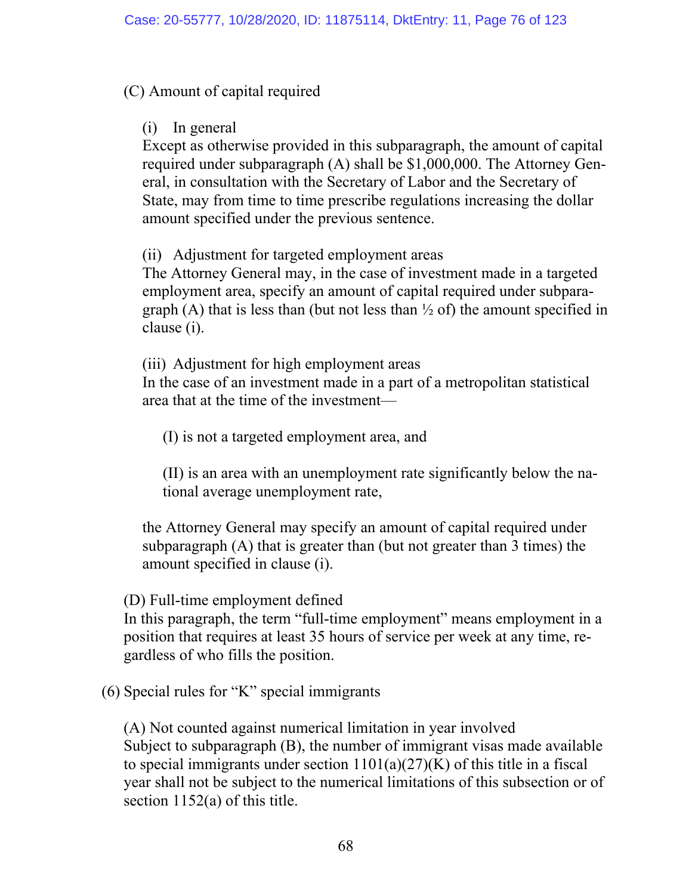(C) Amount of capital required

(i) In general
Except as otherwise provided in this subparagraph, the amount of capital required under subparagraph (A) shall be $1,000,000. The Attorney General, in consultation with the Secretary of Labor and the Secretary of State, may from time to time prescribe regulations increasing the dollar amount specified under the previous sentence.

(ii) Adjustment for targeted employment areas
The Attorney General may, in the case of investment made in a targeted employment area, specify an amount of capital required under subparagraph (A) that is less than (but not less than ½ of) the amount specified in clause (i).

(iii) Adjustment for high employment areas
In the case of an investment made in a part of a metropolitan statistical area that at the time of the investment—

(I) is not a targeted employment area, and

(II) is an area with an unemployment rate significantly below the national average unemployment rate,

the Attorney General may specify an amount of capital required under subparagraph (A) that is greater than (but not greater than 3 times) the amount specified in clause (i).

(D) Full-time employment defined
In this paragraph, the term "full-time employment" means employment in a position that requires at least 35 hours of service per week at any time, regardless of who fills the position.

(6) Special rules for "K" special immigrants

(A) Not counted against numerical limitation in year involved
Subject to subparagraph (B), the number of immigrant visas made available to special immigrants under section 1101(a)(27)(K) of this title in a fiscal year shall not be subject to the numerical limitations of this subsection or of section 1152(a) of this title.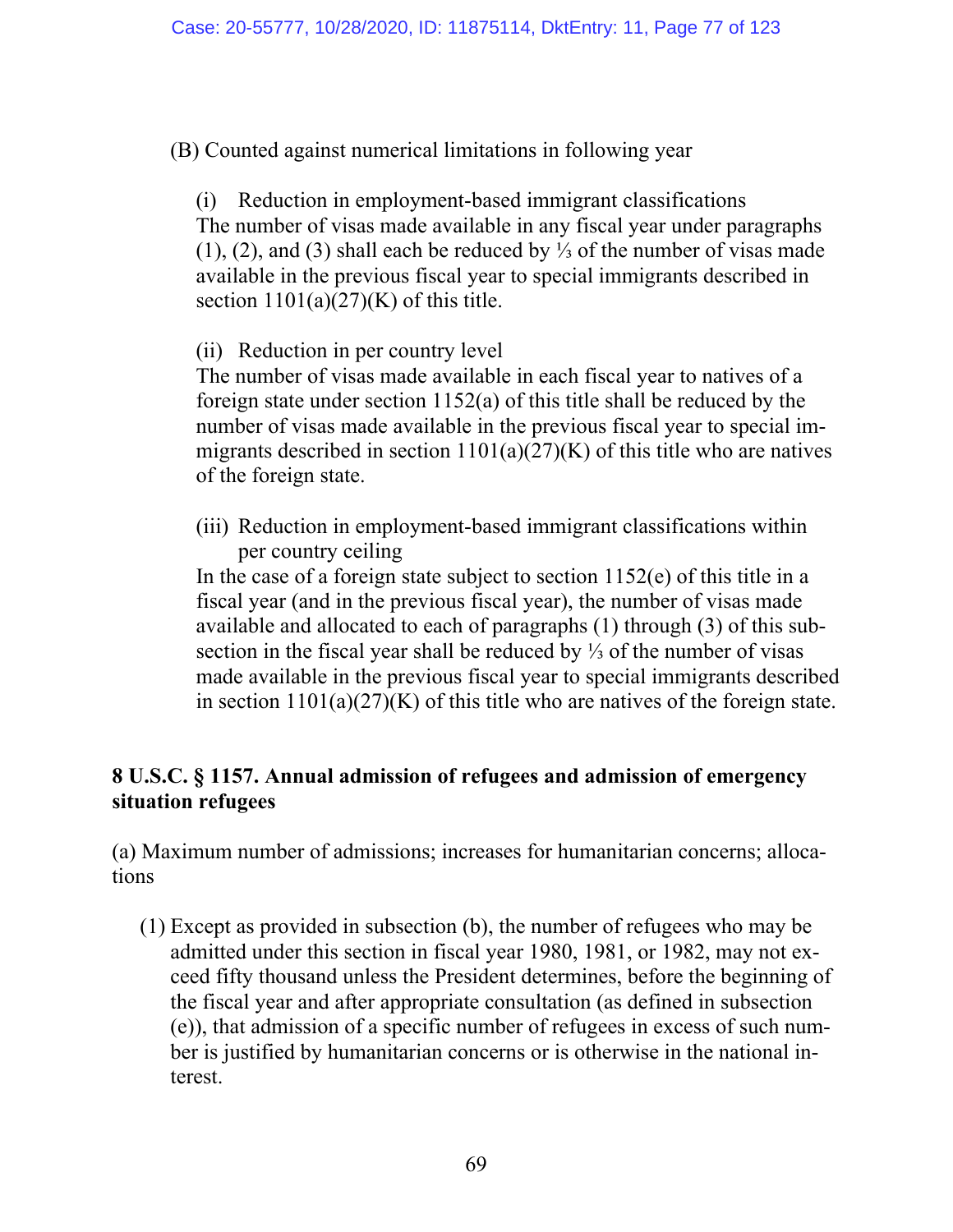(B) Counted against numerical limitations in following year

(i) Reduction in employment-based immigrant classifications
The number of visas made available in any fiscal year under paragraphs (1), (2), and (3) shall each be reduced by ⅓ of the number of visas made available in the previous fiscal year to special immigrants described in section 1101(a)(27)(K) of this title.

(ii) Reduction in per country level
The number of visas made available in each fiscal year to natives of a foreign state under section 1152(a) of this title shall be reduced by the number of visas made available in the previous fiscal year to special immigrants described in section 1101(a)(27)(K) of this title who are natives of the foreign state.

(iii) Reduction in employment-based immigrant classifications within per country ceiling
In the case of a foreign state subject to section 1152(e) of this title in a fiscal year (and in the previous fiscal year), the number of visas made available and allocated to each of paragraphs (1) through (3) of this subsection in the fiscal year shall be reduced by ⅓ of the number of visas made available in the previous fiscal year to special immigrants described in section 1101(a)(27)(K) of this title who are natives of the foreign state.

**8 U.S.C. § 1157. Annual admission of refugees and admission of emergency situation refugees**

(a) Maximum number of admissions; increases for humanitarian concerns; allocations

(1) Except as provided in subsection (b), the number of refugees who may be admitted under this section in fiscal year 1980, 1981, or 1982, may not exceed fifty thousand unless the President determines, before the beginning of the fiscal year and after appropriate consultation (as defined in subsection (e)), that admission of a specific number of refugees in excess of such number is justified by humanitarian concerns or is otherwise in the national interest.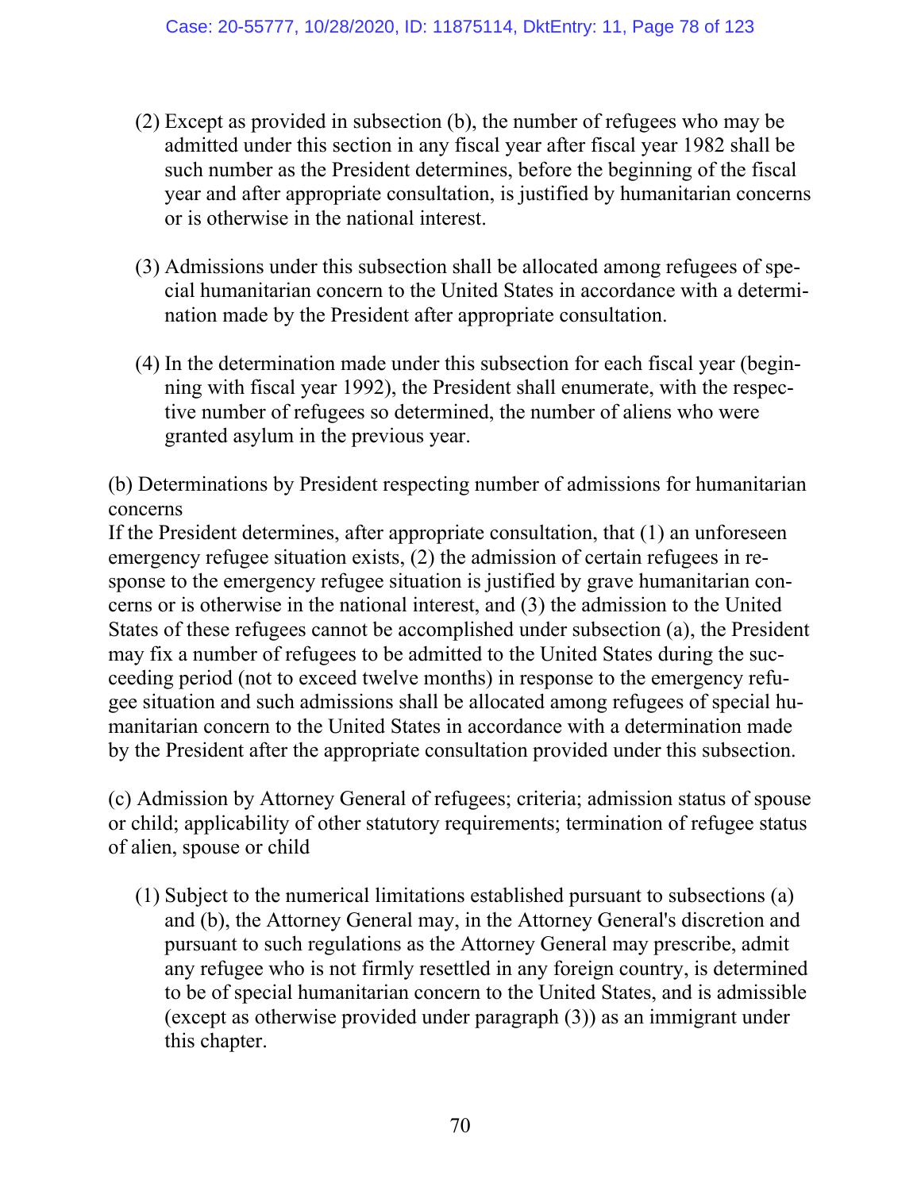(2) Except as provided in subsection (b), the number of refugees who may be admitted under this section in any fiscal year after fiscal year 1982 shall be such number as the President determines, before the beginning of the fiscal year and after appropriate consultation, is justified by humanitarian concerns or is otherwise in the national interest.

(3) Admissions under this subsection shall be allocated among refugees of special humanitarian concern to the United States in accordance with a determination made by the President after appropriate consultation.

(4) In the determination made under this subsection for each fiscal year (beginning with fiscal year 1992), the President shall enumerate, with the respective number of refugees so determined, the number of aliens who were granted asylum in the previous year.

(b) Determinations by President respecting number of admissions for humanitarian concerns

If the President determines, after appropriate consultation, that (1) an unforeseen emergency refugee situation exists, (2) the admission of certain refugees in response to the emergency refugee situation is justified by grave humanitarian concerns or is otherwise in the national interest, and (3) the admission to the United States of these refugees cannot be accomplished under subsection (a), the President may fix a number of refugees to be admitted to the United States during the succeeding period (not to exceed twelve months) in response to the emergency refugee situation and such admissions shall be allocated among refugees of special humanitarian concern to the United States in accordance with a determination made by the President after the appropriate consultation provided under this subsection.

(c) Admission by Attorney General of refugees; criteria; admission status of spouse or child; applicability of other statutory requirements; termination of refugee status of alien, spouse or child

(1) Subject to the numerical limitations established pursuant to subsections (a) and (b), the Attorney General may, in the Attorney General's discretion and pursuant to such regulations as the Attorney General may prescribe, admit any refugee who is not firmly resettled in any foreign country, is determined to be of special humanitarian concern to the United States, and is admissible (except as otherwise provided under paragraph (3)) as an immigrant under this chapter.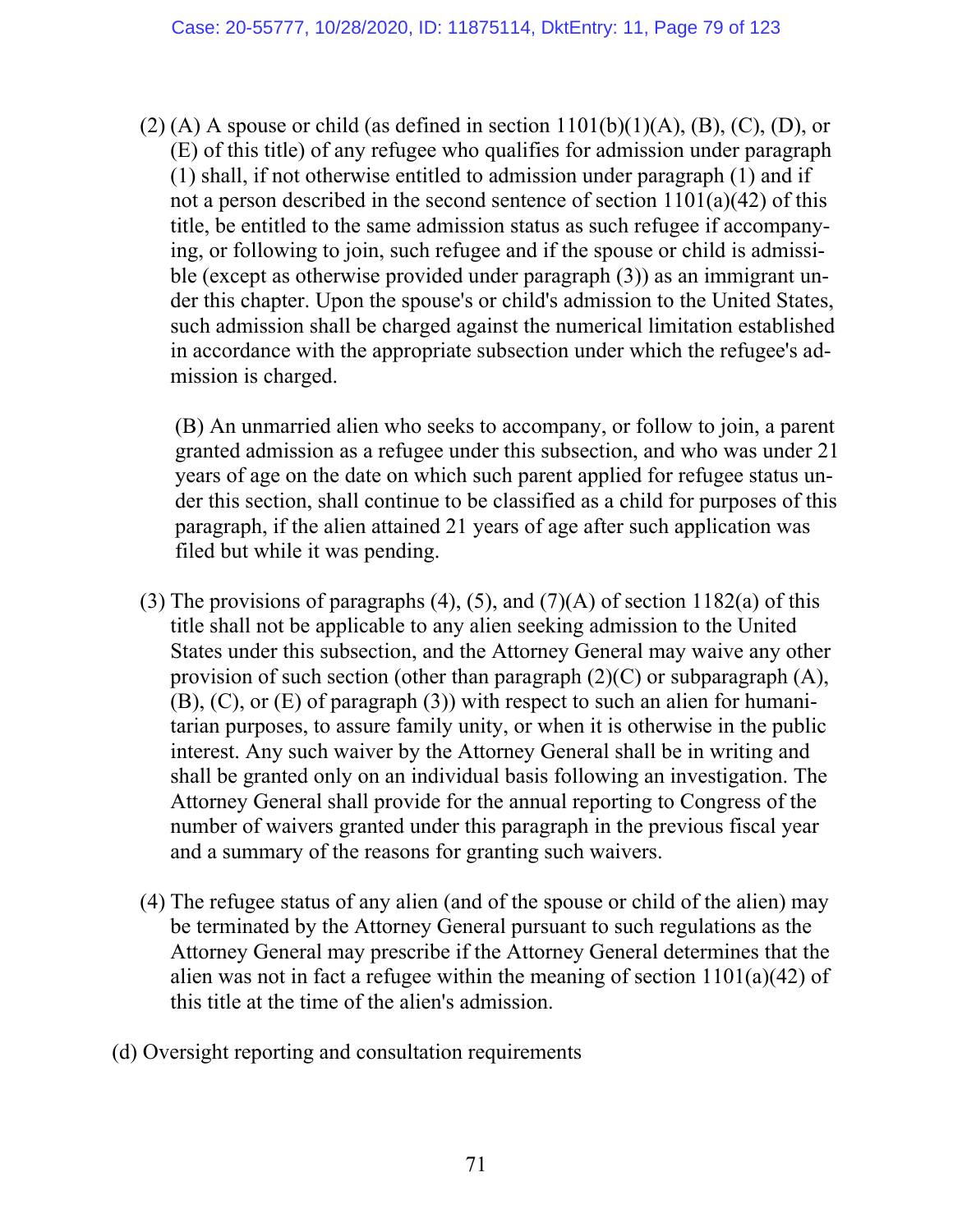(2) (A) A spouse or child (as defined in section 1101(b)(1)(A), (B), (C), (D), or (E) of this title) of any refugee who qualifies for admission under paragraph (1) shall, if not otherwise entitled to admission under paragraph (1) and if not a person described in the second sentence of section 1101(a)(42) of this title, be entitled to the same admission status as such refugee if accompanying, or following to join, such refugee and if the spouse or child is admissible (except as otherwise provided under paragraph (3)) as an immigrant under this chapter. Upon the spouse's or child's admission to the United States, such admission shall be charged against the numerical limitation established in accordance with the appropriate subsection under which the refugee's admission is charged.

(B) An unmarried alien who seeks to accompany, or follow to join, a parent granted admission as a refugee under this subsection, and who was under 21 years of age on the date on which such parent applied for refugee status under this section, shall continue to be classified as a child for purposes of this paragraph, if the alien attained 21 years of age after such application was filed but while it was pending.

(3) The provisions of paragraphs (4), (5), and (7)(A) of section 1182(a) of this title shall not be applicable to any alien seeking admission to the United States under this subsection, and the Attorney General may waive any other provision of such section (other than paragraph (2)(C) or subparagraph (A), (B), (C), or (E) of paragraph (3)) with respect to such an alien for humanitarian purposes, to assure family unity, or when it is otherwise in the public interest. Any such waiver by the Attorney General shall be in writing and shall be granted only on an individual basis following an investigation. The Attorney General shall provide for the annual reporting to Congress of the number of waivers granted under this paragraph in the previous fiscal year and a summary of the reasons for granting such waivers.

(4) The refugee status of any alien (and of the spouse or child of the alien) may be terminated by the Attorney General pursuant to such regulations as the Attorney General may prescribe if the Attorney General determines that the alien was not in fact a refugee within the meaning of section 1101(a)(42) of this title at the time of the alien's admission.

(d) Oversight reporting and consultation requirements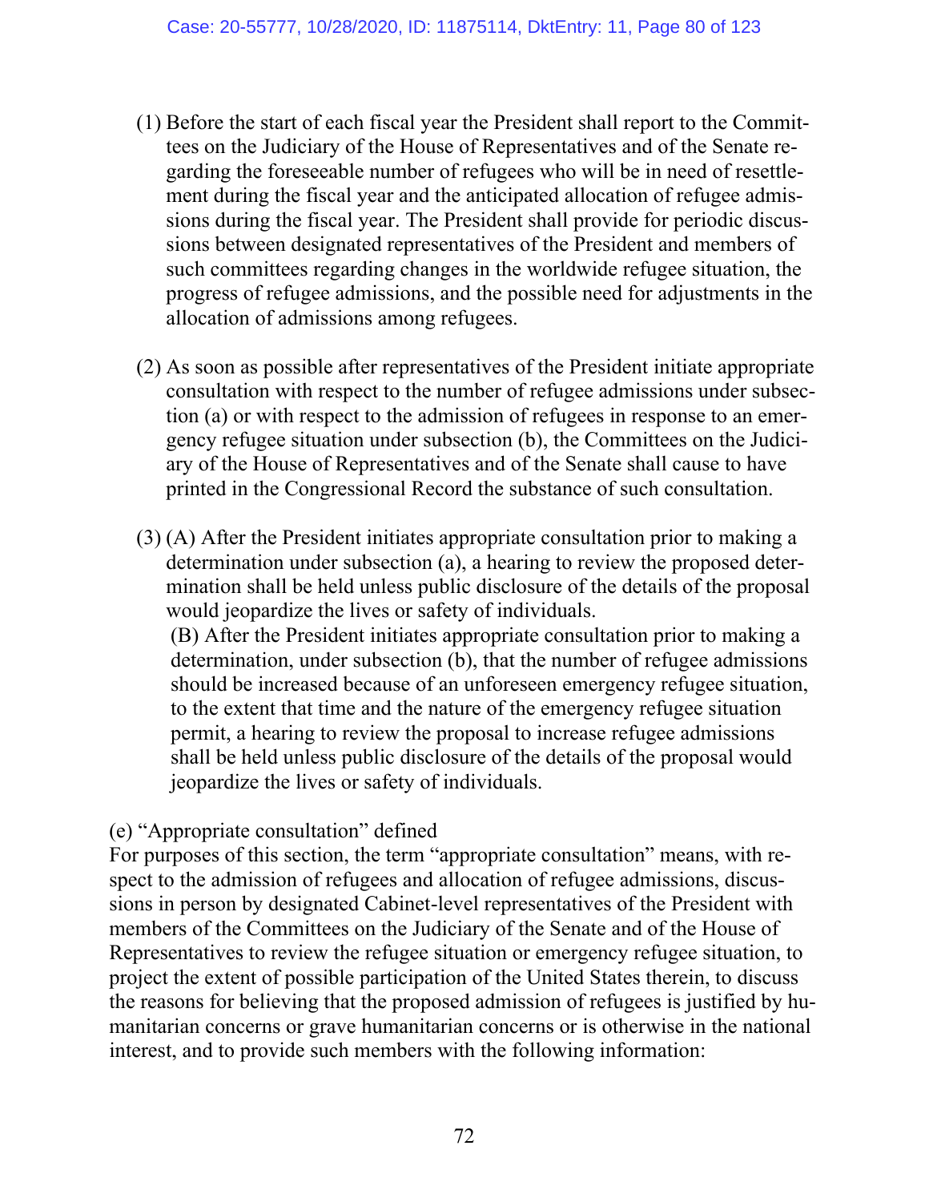(1) Before the start of each fiscal year the President shall report to the Committees on the Judiciary of the House of Representatives and of the Senate regarding the foreseeable number of refugees who will be in need of resettlement during the fiscal year and the anticipated allocation of refugee admissions during the fiscal year. The President shall provide for periodic discussions between designated representatives of the President and members of such committees regarding changes in the worldwide refugee situation, the progress of refugee admissions, and the possible need for adjustments in the allocation of admissions among refugees.

(2) As soon as possible after representatives of the President initiate appropriate consultation with respect to the number of refugee admissions under subsection (a) or with respect to the admission of refugees in response to an emergency refugee situation under subsection (b), the Committees on the Judiciary of the House of Representatives and of the Senate shall cause to have printed in the Congressional Record the substance of such consultation.

(3) (A) After the President initiates appropriate consultation prior to making a determination under subsection (a), a hearing to review the proposed determination shall be held unless public disclosure of the details of the proposal would jeopardize the lives or safety of individuals.

(B) After the President initiates appropriate consultation prior to making a determination, under subsection (b), that the number of refugee admissions should be increased because of an unforeseen emergency refugee situation, to the extent that time and the nature of the emergency refugee situation permit, a hearing to review the proposal to increase refugee admissions shall be held unless public disclosure of the details of the proposal would jeopardize the lives or safety of individuals.

(e) "Appropriate consultation" defined

For purposes of this section, the term "appropriate consultation" means, with respect to the admission of refugees and allocation of refugee admissions, discussions in person by designated Cabinet-level representatives of the President with members of the Committees on the Judiciary of the Senate and of the House of Representatives to review the refugee situation or emergency refugee situation, to project the extent of possible participation of the United States therein, to discuss the reasons for believing that the proposed admission of refugees is justified by humanitarian concerns or grave humanitarian concerns or is otherwise in the national interest, and to provide such members with the following information: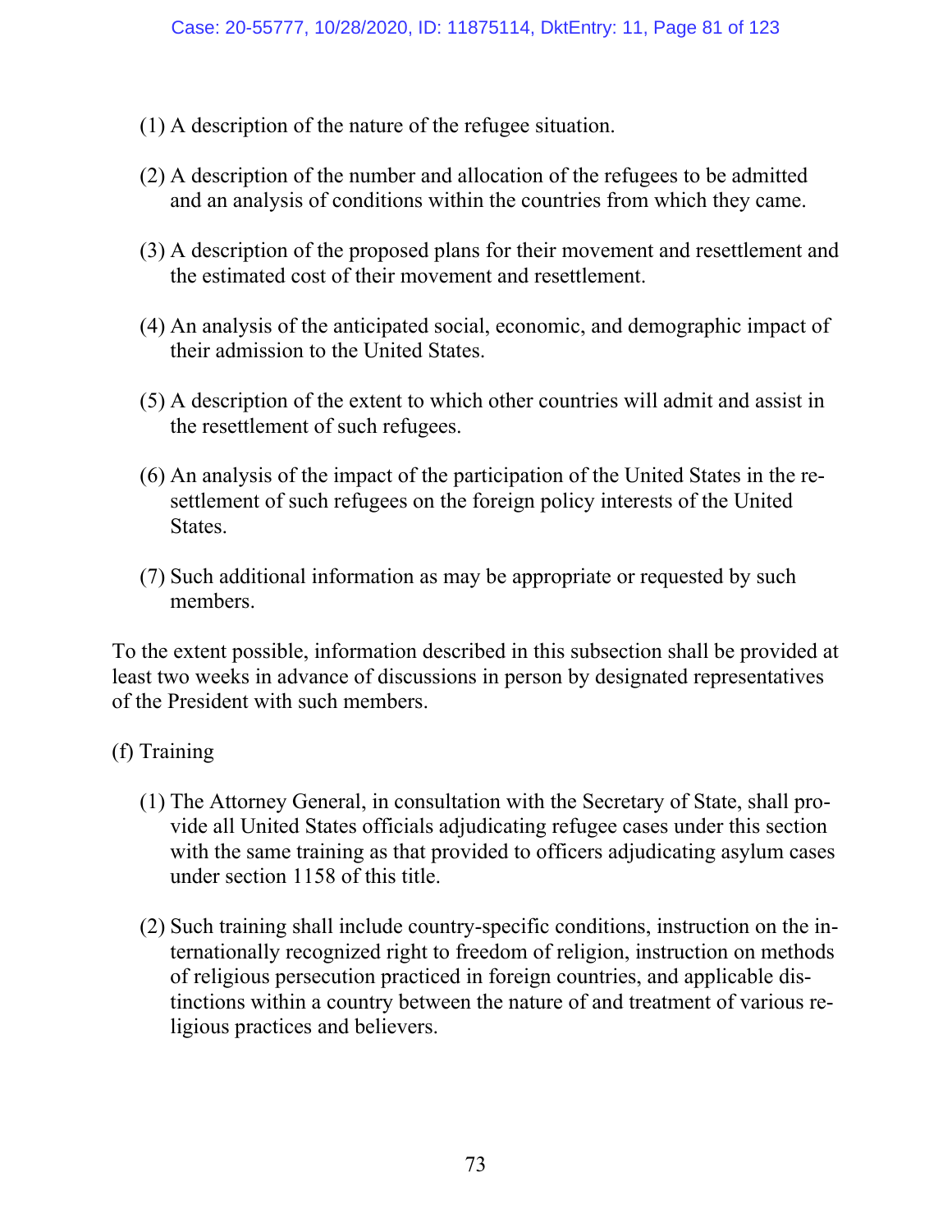(1) A description of the nature of the refugee situation.

(2) A description of the number and allocation of the refugees to be admitted and an analysis of conditions within the countries from which they came.

(3) A description of the proposed plans for their movement and resettlement and the estimated cost of their movement and resettlement.

(4) An analysis of the anticipated social, economic, and demographic impact of their admission to the United States.

(5) A description of the extent to which other countries will admit and assist in the resettlement of such refugees.

(6) An analysis of the impact of the participation of the United States in the resettlement of such refugees on the foreign policy interests of the United States.

(7) Such additional information as may be appropriate or requested by such members.

To the extent possible, information described in this subsection shall be provided at least two weeks in advance of discussions in person by designated representatives of the President with such members.

(f) Training

(1) The Attorney General, in consultation with the Secretary of State, shall provide all United States officials adjudicating refugee cases under this section with the same training as that provided to officers adjudicating asylum cases under section 1158 of this title.

(2) Such training shall include country-specific conditions, instruction on the internationally recognized right to freedom of religion, instruction on methods of religious persecution practiced in foreign countries, and applicable distinctions within a country between the nature of and treatment of various religious practices and believers.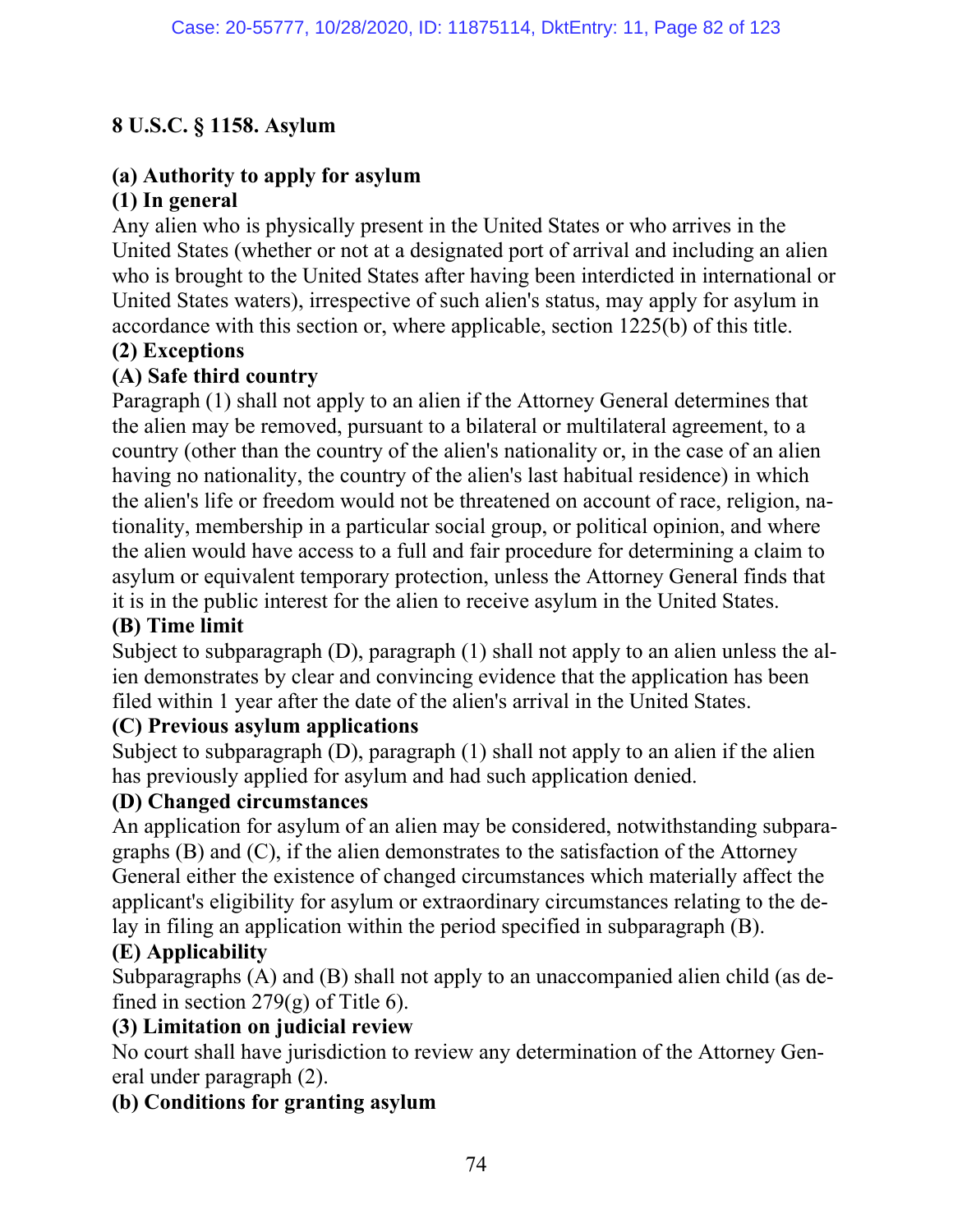**8 U.S.C. § 1158. Asylum**

**(a) Authority to apply for asylum**

**(1) In general**

Any alien who is physically present in the United States or who arrives in the United States (whether or not at a designated port of arrival and including an alien who is brought to the United States after having been interdicted in international or United States waters), irrespective of such alien's status, may apply for asylum in accordance with this section or, where applicable, section 1225(b) of this title.

**(2) Exceptions**

**(A) Safe third country**

Paragraph (1) shall not apply to an alien if the Attorney General determines that the alien may be removed, pursuant to a bilateral or multilateral agreement, to a country (other than the country of the alien's nationality or, in the case of an alien having no nationality, the country of the alien's last habitual residence) in which the alien's life or freedom would not be threatened on account of race, religion, nationality, membership in a particular social group, or political opinion, and where the alien would have access to a full and fair procedure for determining a claim to asylum or equivalent temporary protection, unless the Attorney General finds that it is in the public interest for the alien to receive asylum in the United States.

**(B) Time limit**

Subject to subparagraph (D), paragraph (1) shall not apply to an alien unless the alien demonstrates by clear and convincing evidence that the application has been filed within 1 year after the date of the alien's arrival in the United States.

**(C) Previous asylum applications**

Subject to subparagraph (D), paragraph (1) shall not apply to an alien if the alien has previously applied for asylum and had such application denied.

**(D) Changed circumstances**

An application for asylum of an alien may be considered, notwithstanding subparagraphs (B) and (C), if the alien demonstrates to the satisfaction of the Attorney General either the existence of changed circumstances which materially affect the applicant's eligibility for asylum or extraordinary circumstances relating to the delay in filing an application within the period specified in subparagraph (B).

**(E) Applicability**

Subparagraphs (A) and (B) shall not apply to an unaccompanied alien child (as defined in section 279(g) of Title 6).

**(3) Limitation on judicial review**

No court shall have jurisdiction to review any determination of the Attorney General under paragraph (2).

**(b) Conditions for granting asylum**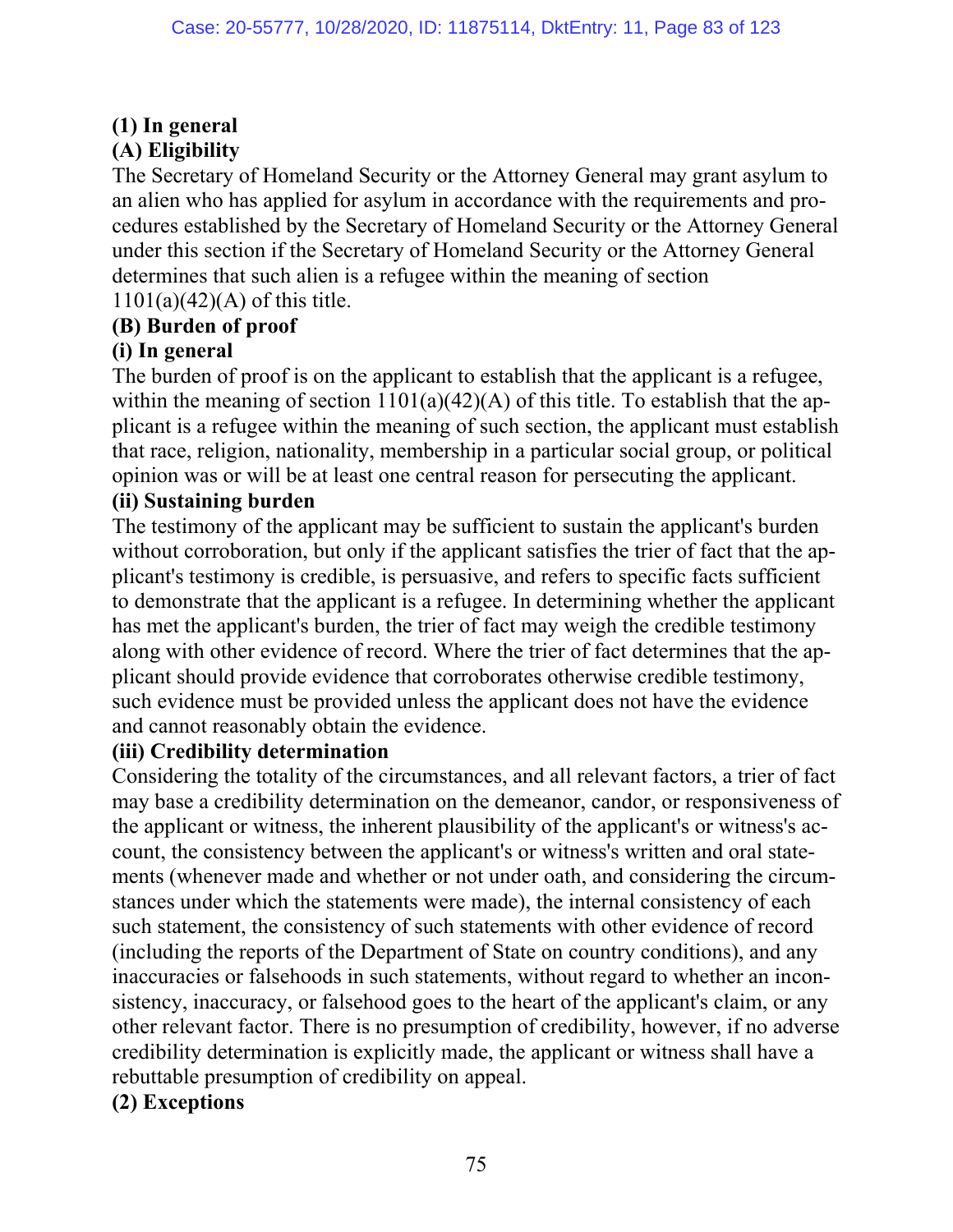**(1) In general**

**(A) Eligibility**

The Secretary of Homeland Security or the Attorney General may grant asylum to an alien who has applied for asylum in accordance with the requirements and procedures established by the Secretary of Homeland Security or the Attorney General under this section if the Secretary of Homeland Security or the Attorney General determines that such alien is a refugee within the meaning of section 1101(a)(42)(A) of this title.

**(B) Burden of proof**

**(i) In general**

The burden of proof is on the applicant to establish that the applicant is a refugee, within the meaning of section 1101(a)(42)(A) of this title. To establish that the applicant is a refugee within the meaning of such section, the applicant must establish that race, religion, nationality, membership in a particular social group, or political opinion was or will be at least one central reason for persecuting the applicant.

**(ii) Sustaining burden**

The testimony of the applicant may be sufficient to sustain the applicant's burden without corroboration, but only if the applicant satisfies the trier of fact that the applicant's testimony is credible, is persuasive, and refers to specific facts sufficient to demonstrate that the applicant is a refugee. In determining whether the applicant has met the applicant's burden, the trier of fact may weigh the credible testimony along with other evidence of record. Where the trier of fact determines that the applicant should provide evidence that corroborates otherwise credible testimony, such evidence must be provided unless the applicant does not have the evidence and cannot reasonably obtain the evidence.

**(iii) Credibility determination**

Considering the totality of the circumstances, and all relevant factors, a trier of fact may base a credibility determination on the demeanor, candor, or responsiveness of the applicant or witness, the inherent plausibility of the applicant's or witness's account, the consistency between the applicant's or witness's written and oral statements (whenever made and whether or not under oath, and considering the circumstances under which the statements were made), the internal consistency of each such statement, the consistency of such statements with other evidence of record (including the reports of the Department of State on country conditions), and any inaccuracies or falsehoods in such statements, without regard to whether an inconsistency, inaccuracy, or falsehood goes to the heart of the applicant's claim, or any other relevant factor. There is no presumption of credibility, however, if no adverse credibility determination is explicitly made, the applicant or witness shall have a rebuttable presumption of credibility on appeal.

**(2) Exceptions**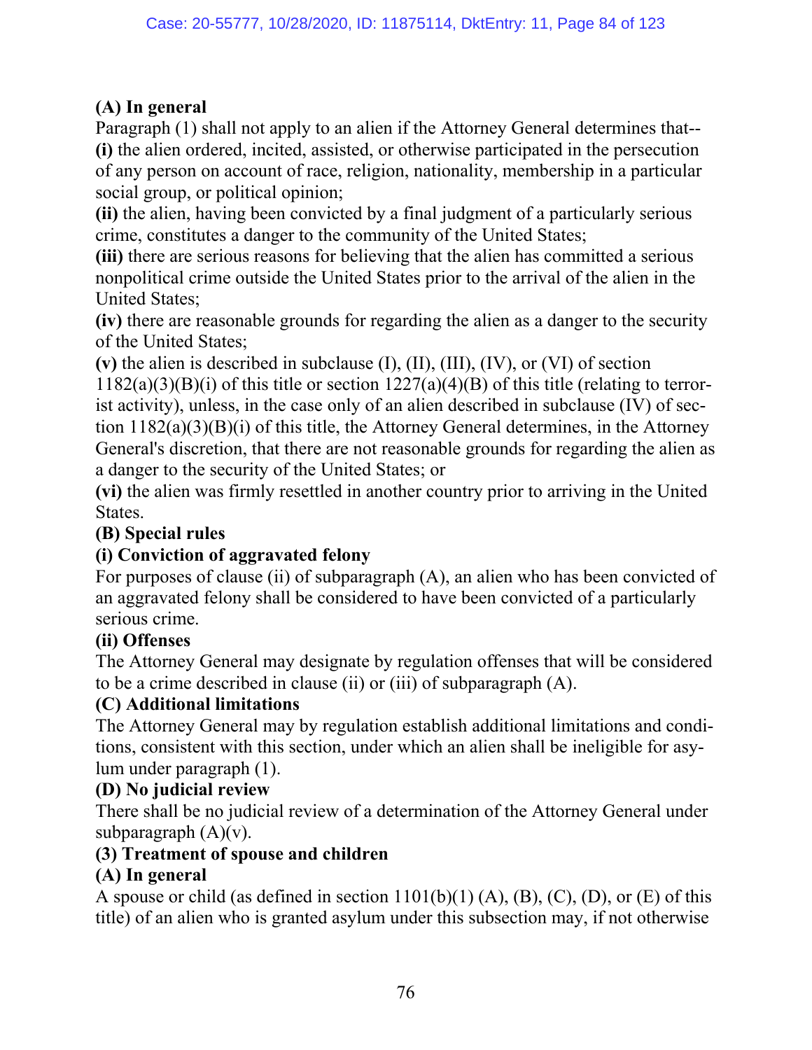**(A) In general**

Paragraph (1) shall not apply to an alien if the Attorney General determines that--

**(i)** the alien ordered, incited, assisted, or otherwise participated in the persecution of any person on account of race, religion, nationality, membership in a particular social group, or political opinion;

**(ii)** the alien, having been convicted by a final judgment of a particularly serious crime, constitutes a danger to the community of the United States;

**(iii)** there are serious reasons for believing that the alien has committed a serious nonpolitical crime outside the United States prior to the arrival of the alien in the United States;

**(iv)** there are reasonable grounds for regarding the alien as a danger to the security of the United States;

**(v)** the alien is described in subclause (I), (II), (III), (IV), or (VI) of section 1182(a)(3)(B)(i) of this title or section 1227(a)(4)(B) of this title (relating to terrorist activity), unless, in the case only of an alien described in subclause (IV) of section 1182(a)(3)(B)(i) of this title, the Attorney General determines, in the Attorney General's discretion, that there are not reasonable grounds for regarding the alien as a danger to the security of the United States; or

**(vi)** the alien was firmly resettled in another country prior to arriving in the United States.

**(B) Special rules**

**(i) Conviction of aggravated felony**

For purposes of clause (ii) of subparagraph (A), an alien who has been convicted of an aggravated felony shall be considered to have been convicted of a particularly serious crime.

**(ii) Offenses**

The Attorney General may designate by regulation offenses that will be considered to be a crime described in clause (ii) or (iii) of subparagraph (A).

**(C) Additional limitations**

The Attorney General may by regulation establish additional limitations and conditions, consistent with this section, under which an alien shall be ineligible for asylum under paragraph (1).

**(D) No judicial review**

There shall be no judicial review of a determination of the Attorney General under subparagraph (A)(v).

**(3) Treatment of spouse and children**

**(A) In general**

A spouse or child (as defined in section 1101(b)(1) (A), (B), (C), (D), or (E) of this title) of an alien who is granted asylum under this subsection may, if not otherwise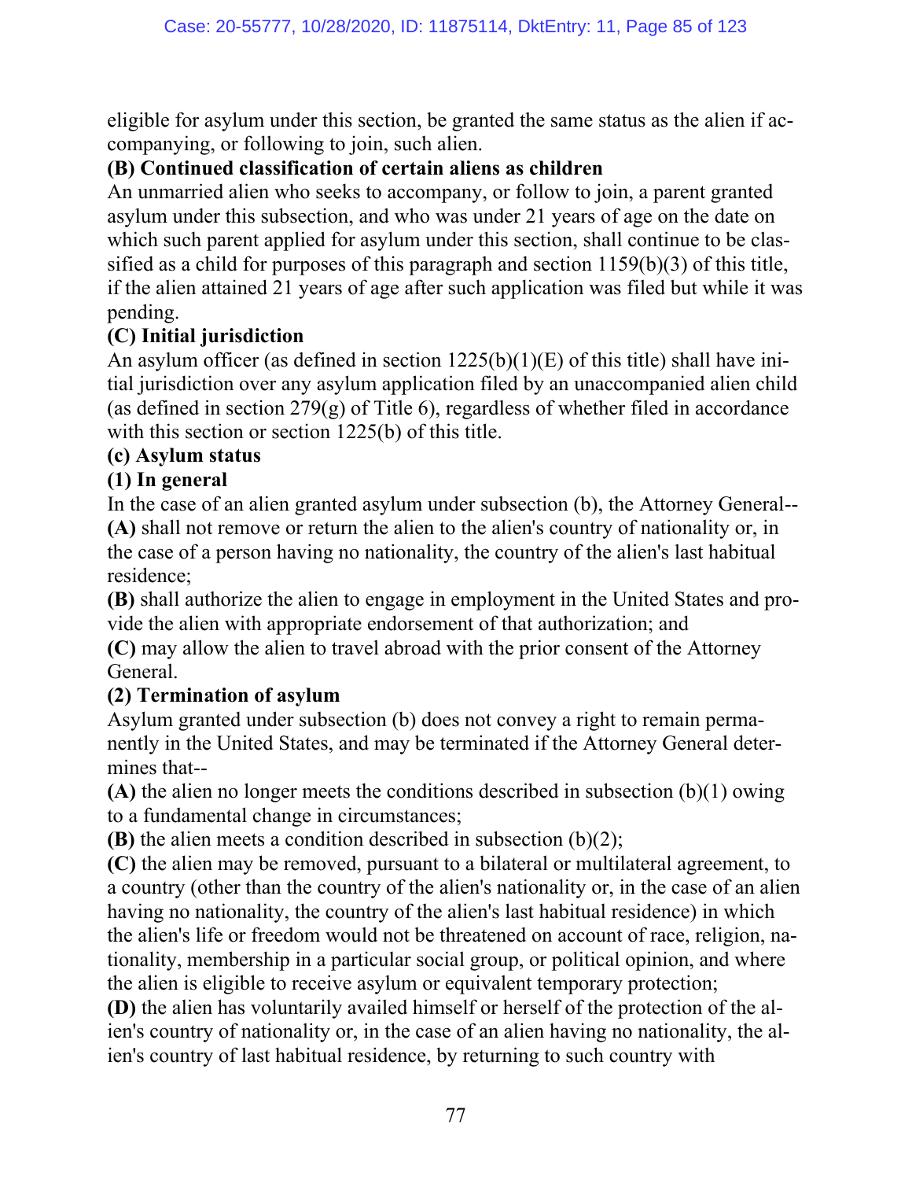eligible for asylum under this section, be granted the same status as the alien if accompanying, or following to join, such alien.

**(B) Continued classification of certain aliens as children**

An unmarried alien who seeks to accompany, or follow to join, a parent granted asylum under this subsection, and who was under 21 years of age on the date on which such parent applied for asylum under this section, shall continue to be classified as a child for purposes of this paragraph and section 1159(b)(3) of this title, if the alien attained 21 years of age after such application was filed but while it was pending.

**(C) Initial jurisdiction**

An asylum officer (as defined in section 1225(b)(1)(E) of this title) shall have initial jurisdiction over any asylum application filed by an unaccompanied alien child (as defined in section 279(g) of Title 6), regardless of whether filed in accordance with this section or section 1225(b) of this title.

**(c) Asylum status**

**(1) In general**

In the case of an alien granted asylum under subsection (b), the Attorney General--

**(A)** shall not remove or return the alien to the alien's country of nationality or, in the case of a person having no nationality, the country of the alien's last habitual residence;

**(B)** shall authorize the alien to engage in employment in the United States and provide the alien with appropriate endorsement of that authorization; and

**(C)** may allow the alien to travel abroad with the prior consent of the Attorney General.

**(2) Termination of asylum**

Asylum granted under subsection (b) does not convey a right to remain permanently in the United States, and may be terminated if the Attorney General determines that--

**(A)** the alien no longer meets the conditions described in subsection (b)(1) owing to a fundamental change in circumstances;

**(B)** the alien meets a condition described in subsection (b)(2);

**(C)** the alien may be removed, pursuant to a bilateral or multilateral agreement, to a country (other than the country of the alien's nationality or, in the case of an alien having no nationality, the country of the alien's last habitual residence) in which the alien's life or freedom would not be threatened on account of race, religion, nationality, membership in a particular social group, or political opinion, and where the alien is eligible to receive asylum or equivalent temporary protection;

**(D)** the alien has voluntarily availed himself or herself of the protection of the alien's country of nationality or, in the case of an alien having no nationality, the alien's country of last habitual residence, by returning to such country with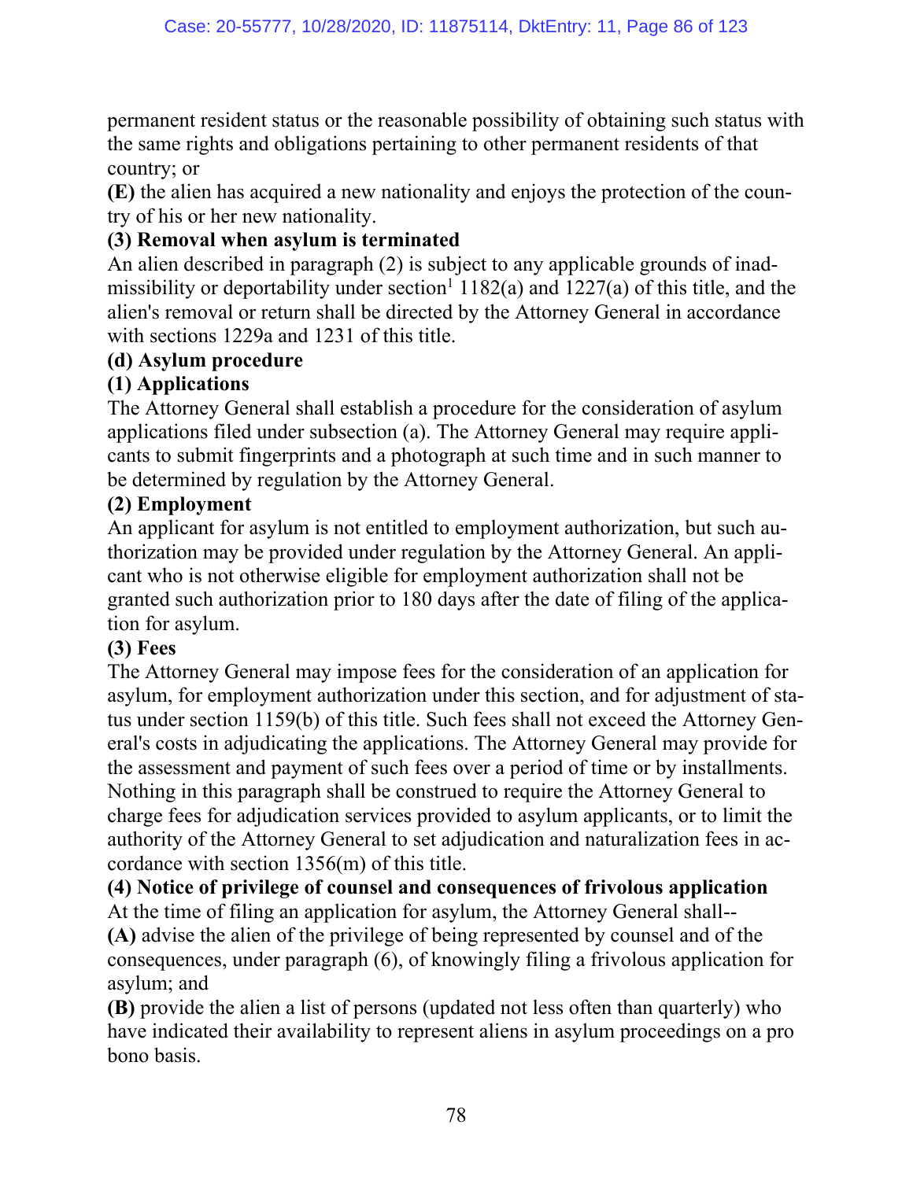permanent resident status or the reasonable possibility of obtaining such status with the same rights and obligations pertaining to other permanent residents of that country; or

**(E)** the alien has acquired a new nationality and enjoys the protection of the country of his or her new nationality.

**(3) Removal when asylum is terminated**

An alien described in paragraph (2) is subject to any applicable grounds of inadmissibility or deportability under section[1] 1182(a) and 1227(a) of this title, and the alien's removal or return shall be directed by the Attorney General in accordance with sections 1229a and 1231 of this title.

**(d) Asylum procedure**

**(1) Applications**

The Attorney General shall establish a procedure for the consideration of asylum applications filed under subsection (a). The Attorney General may require applicants to submit fingerprints and a photograph at such time and in such manner to be determined by regulation by the Attorney General.

**(2) Employment**

An applicant for asylum is not entitled to employment authorization, but such authorization may be provided under regulation by the Attorney General. An applicant who is not otherwise eligible for employment authorization shall not be granted such authorization prior to 180 days after the date of filing of the application for asylum.

**(3) Fees**

The Attorney General may impose fees for the consideration of an application for asylum, for employment authorization under this section, and for adjustment of status under section 1159(b) of this title. Such fees shall not exceed the Attorney General's costs in adjudicating the applications. The Attorney General may provide for the assessment and payment of such fees over a period of time or by installments. Nothing in this paragraph shall be construed to require the Attorney General to charge fees for adjudication services provided to asylum applicants, or to limit the authority of the Attorney General to set adjudication and naturalization fees in accordance with section 1356(m) of this title.

**(4) Notice of privilege of counsel and consequences of frivolous application**

At the time of filing an application for asylum, the Attorney General shall--

**(A)** advise the alien of the privilege of being represented by counsel and of the consequences, under paragraph (6), of knowingly filing a frivolous application for asylum; and

**(B)** provide the alien a list of persons (updated not less often than quarterly) who have indicated their availability to represent aliens in asylum proceedings on a pro bono basis.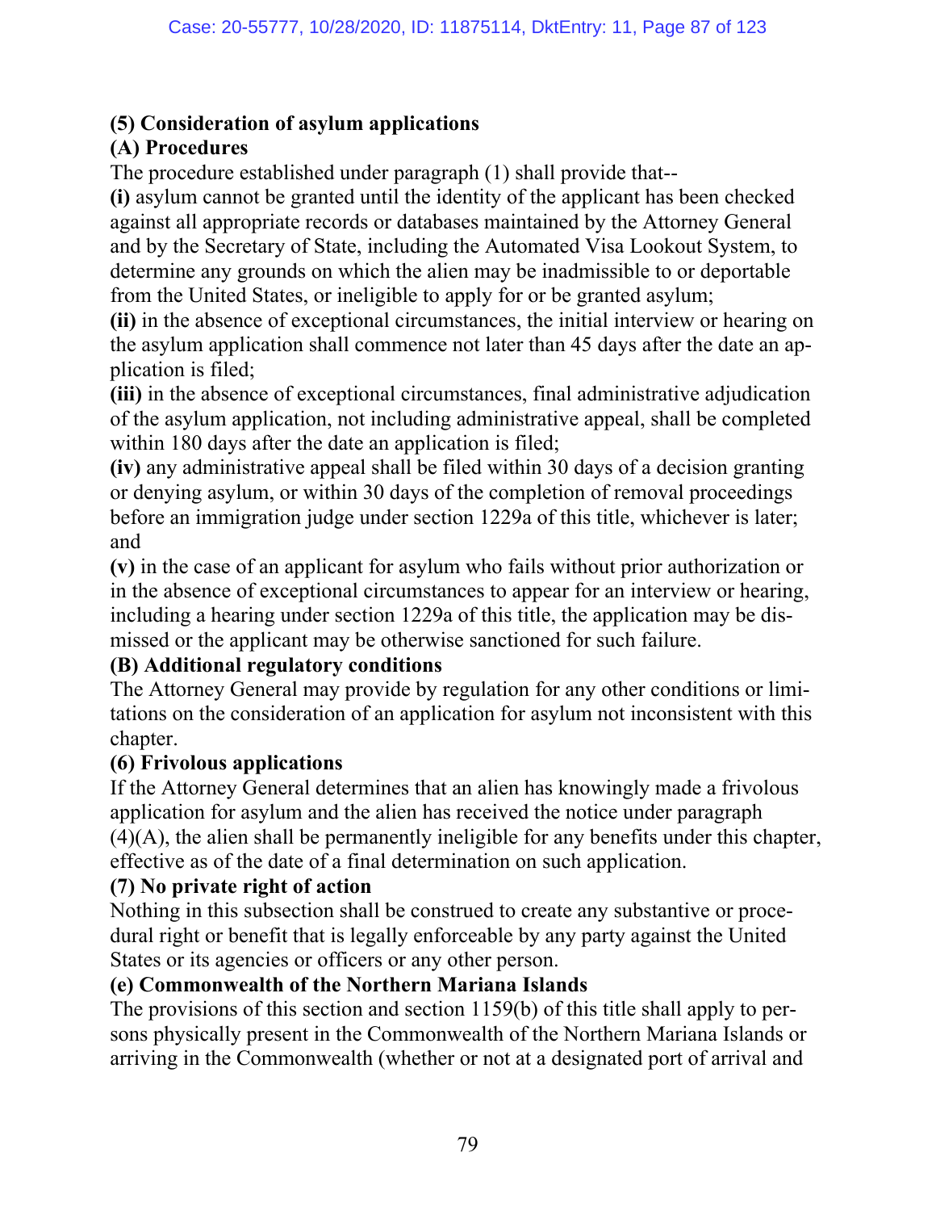**(5) Consideration of asylum applications**

**(A) Procedures**

The procedure established under paragraph (1) shall provide that--

**(i)** asylum cannot be granted until the identity of the applicant has been checked against all appropriate records or databases maintained by the Attorney General and by the Secretary of State, including the Automated Visa Lookout System, to determine any grounds on which the alien may be inadmissible to or deportable from the United States, or ineligible to apply for or be granted asylum;

**(ii)** in the absence of exceptional circumstances, the initial interview or hearing on the asylum application shall commence not later than 45 days after the date an application is filed;

**(iii)** in the absence of exceptional circumstances, final administrative adjudication of the asylum application, not including administrative appeal, shall be completed within 180 days after the date an application is filed;

**(iv)** any administrative appeal shall be filed within 30 days of a decision granting or denying asylum, or within 30 days of the completion of removal proceedings before an immigration judge under section 1229a of this title, whichever is later; and

**(v)** in the case of an applicant for asylum who fails without prior authorization or in the absence of exceptional circumstances to appear for an interview or hearing, including a hearing under section 1229a of this title, the application may be dismissed or the applicant may be otherwise sanctioned for such failure.

**(B) Additional regulatory conditions**

The Attorney General may provide by regulation for any other conditions or limitations on the consideration of an application for asylum not inconsistent with this chapter.

**(6) Frivolous applications**

If the Attorney General determines that an alien has knowingly made a frivolous application for asylum and the alien has received the notice under paragraph (4)(A), the alien shall be permanently ineligible for any benefits under this chapter, effective as of the date of a final determination on such application.

**(7) No private right of action**

Nothing in this subsection shall be construed to create any substantive or procedural right or benefit that is legally enforceable by any party against the United States or its agencies or officers or any other person.

**(e) Commonwealth of the Northern Mariana Islands**

The provisions of this section and section 1159(b) of this title shall apply to persons physically present in the Commonwealth of the Northern Mariana Islands or arriving in the Commonwealth (whether or not at a designated port of arrival and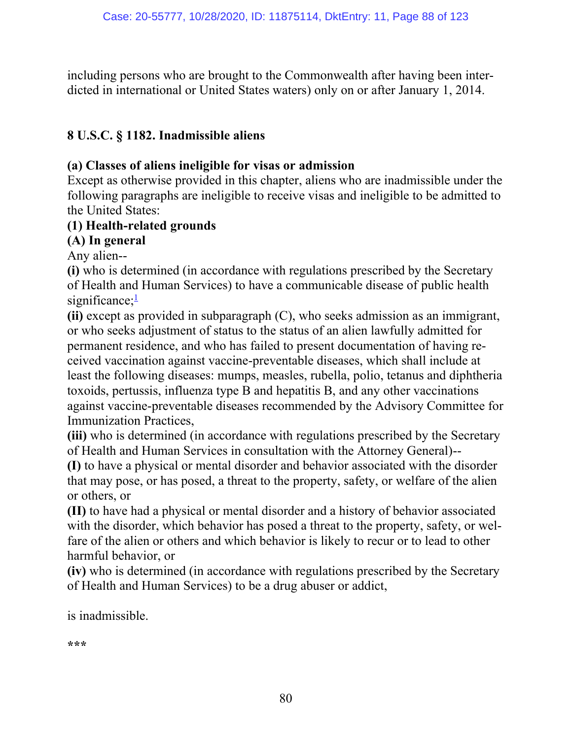including persons who are brought to the Commonwealth after having been interdicted in international or United States waters) only on or after January 1, 2014.

**8 U.S.C. § 1182. Inadmissible aliens**

**(a) Classes of aliens ineligible for visas or admission**

Except as otherwise provided in this chapter, aliens who are inadmissible under the following paragraphs are ineligible to receive visas and ineligible to be admitted to the United States:

**(1) Health-related grounds**

**(A) In general**

Any alien--

**(i)** who is determined (in accordance with regulations prescribed by the Secretary of Health and Human Services) to have a communicable disease of public health significance;[1]

**(ii)** except as provided in subparagraph (C), who seeks admission as an immigrant, or who seeks adjustment of status to the status of an alien lawfully admitted for permanent residence, and who has failed to present documentation of having received vaccination against vaccine-preventable diseases, which shall include at least the following diseases: mumps, measles, rubella, polio, tetanus and diphtheria toxoids, pertussis, influenza type B and hepatitis B, and any other vaccinations against vaccine-preventable diseases recommended by the Advisory Committee for Immunization Practices,

**(iii)** who is determined (in accordance with regulations prescribed by the Secretary of Health and Human Services in consultation with the Attorney General)--

**(I)** to have a physical or mental disorder and behavior associated with the disorder that may pose, or has posed, a threat to the property, safety, or welfare of the alien or others, or

**(II)** to have had a physical or mental disorder and a history of behavior associated with the disorder, which behavior has posed a threat to the property, safety, or welfare of the alien or others and which behavior is likely to recur or to lead to other harmful behavior, or

**(iv)** who is determined (in accordance with regulations prescribed by the Secretary of Health and Human Services) to be a drug abuser or addict,

is inadmissible.

***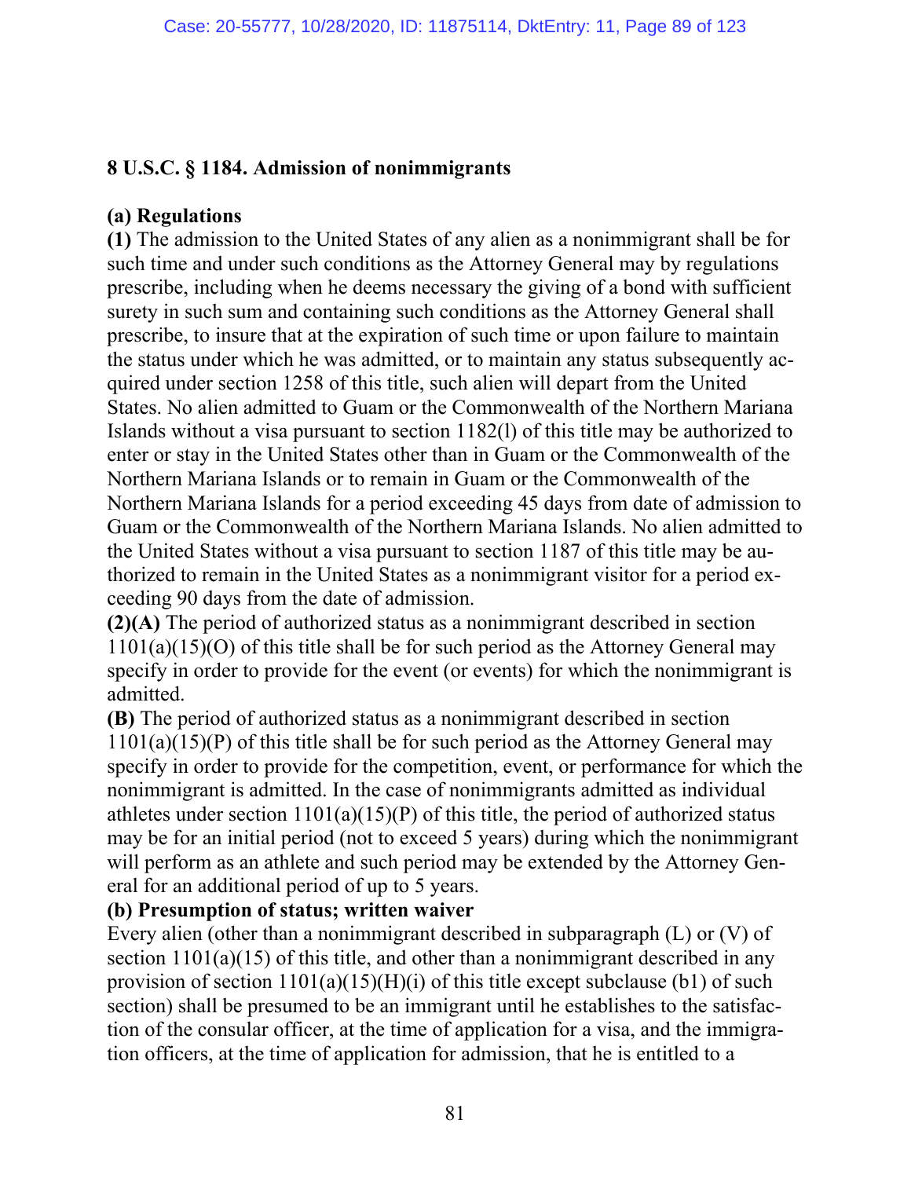**8 U.S.C. § 1184. Admission of nonimmigrants**

**(a) Regulations**

**(1)** The admission to the United States of any alien as a nonimmigrant shall be for such time and under such conditions as the Attorney General may by regulations prescribe, including when he deems necessary the giving of a bond with sufficient surety in such sum and containing such conditions as the Attorney General shall prescribe, to insure that at the expiration of such time or upon failure to maintain the status under which he was admitted, or to maintain any status subsequently acquired under section 1258 of this title, such alien will depart from the United States. No alien admitted to Guam or the Commonwealth of the Northern Mariana Islands without a visa pursuant to section 1182(l) of this title may be authorized to enter or stay in the United States other than in Guam or the Commonwealth of the Northern Mariana Islands or to remain in Guam or the Commonwealth of the Northern Mariana Islands for a period exceeding 45 days from date of admission to Guam or the Commonwealth of the Northern Mariana Islands. No alien admitted to the United States without a visa pursuant to section 1187 of this title may be authorized to remain in the United States as a nonimmigrant visitor for a period exceeding 90 days from the date of admission.

**(2)(A)** The period of authorized status as a nonimmigrant described in section 1101(a)(15)(O) of this title shall be for such period as the Attorney General may specify in order to provide for the event (or events) for which the nonimmigrant is admitted.

**(B)** The period of authorized status as a nonimmigrant described in section 1101(a)(15)(P) of this title shall be for such period as the Attorney General may specify in order to provide for the competition, event, or performance for which the nonimmigrant is admitted. In the case of nonimmigrants admitted as individual athletes under section 1101(a)(15)(P) of this title, the period of authorized status may be for an initial period (not to exceed 5 years) during which the nonimmigrant will perform as an athlete and such period may be extended by the Attorney General for an additional period of up to 5 years.

**(b) Presumption of status; written waiver**

Every alien (other than a nonimmigrant described in subparagraph (L) or (V) of section 1101(a)(15) of this title, and other than a nonimmigrant described in any provision of section 1101(a)(15)(H)(i) of this title except subclause (b1) of such section) shall be presumed to be an immigrant until he establishes to the satisfaction of the consular officer, at the time of application for a visa, and the immigration officers, at the time of application for admission, that he is entitled to a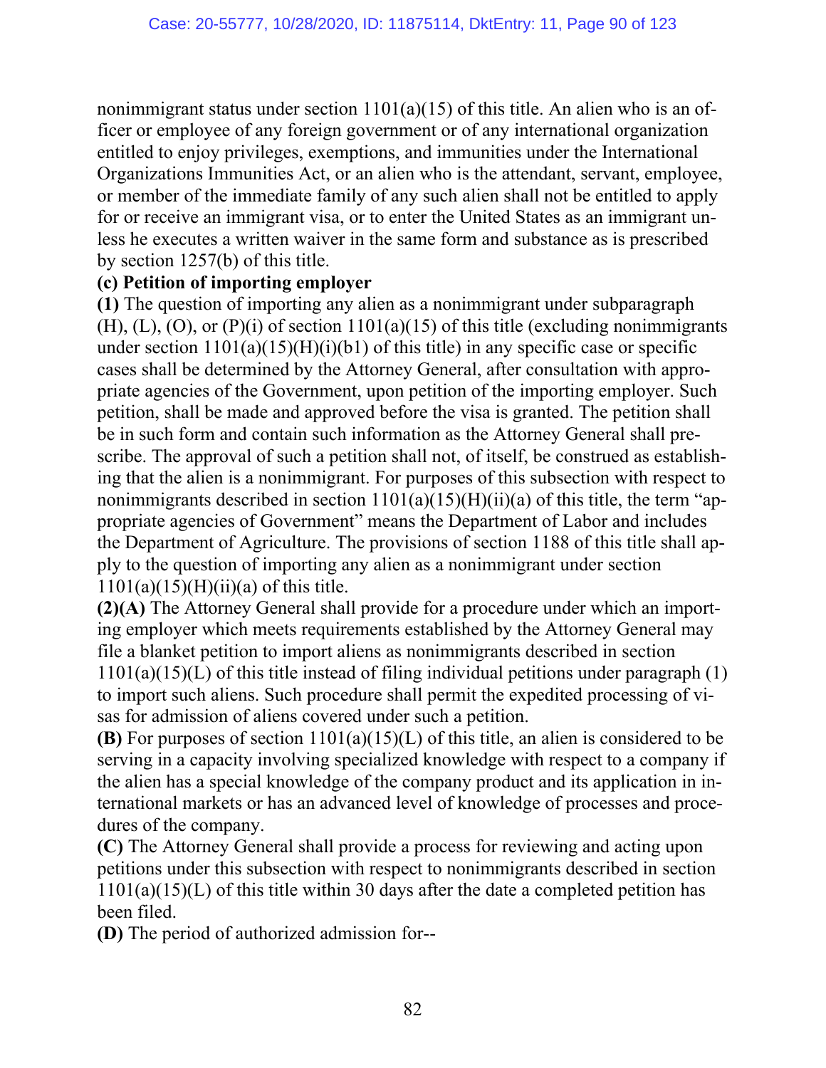nonimmigrant status under section 1101(a)(15) of this title. An alien who is an officer or employee of any foreign government or of any international organization entitled to enjoy privileges, exemptions, and immunities under the International Organizations Immunities Act, or an alien who is the attendant, servant, employee, or member of the immediate family of any such alien shall not be entitled to apply for or receive an immigrant visa, or to enter the United States as an immigrant unless he executes a written waiver in the same form and substance as is prescribed by section 1257(b) of this title.

**(c) Petition of importing employer**

**(1)** The question of importing any alien as a nonimmigrant under subparagraph (H), (L), (O), or (P)(i) of section 1101(a)(15) of this title (excluding nonimmigrants under section 1101(a)(15)(H)(i)(b1) of this title) in any specific case or specific cases shall be determined by the Attorney General, after consultation with appropriate agencies of the Government, upon petition of the importing employer. Such petition, shall be made and approved before the visa is granted. The petition shall be in such form and contain such information as the Attorney General shall prescribe. The approval of such a petition shall not, of itself, be construed as establishing that the alien is a nonimmigrant. For purposes of this subsection with respect to nonimmigrants described in section 1101(a)(15)(H)(ii)(a) of this title, the term "appropriate agencies of Government" means the Department of Labor and includes the Department of Agriculture. The provisions of section 1188 of this title shall apply to the question of importing any alien as a nonimmigrant under section 1101(a)(15)(H)(ii)(a) of this title.

**(2)(A)** The Attorney General shall provide for a procedure under which an importing employer which meets requirements established by the Attorney General may file a blanket petition to import aliens as nonimmigrants described in section 1101(a)(15)(L) of this title instead of filing individual petitions under paragraph (1) to import such aliens. Such procedure shall permit the expedited processing of visas for admission of aliens covered under such a petition.

**(B)** For purposes of section 1101(a)(15)(L) of this title, an alien is considered to be serving in a capacity involving specialized knowledge with respect to a company if the alien has a special knowledge of the company product and its application in international markets or has an advanced level of knowledge of processes and procedures of the company.

**(C)** The Attorney General shall provide a process for reviewing and acting upon petitions under this subsection with respect to nonimmigrants described in section 1101(a)(15)(L) of this title within 30 days after the date a completed petition has been filed.

**(D)** The period of authorized admission for--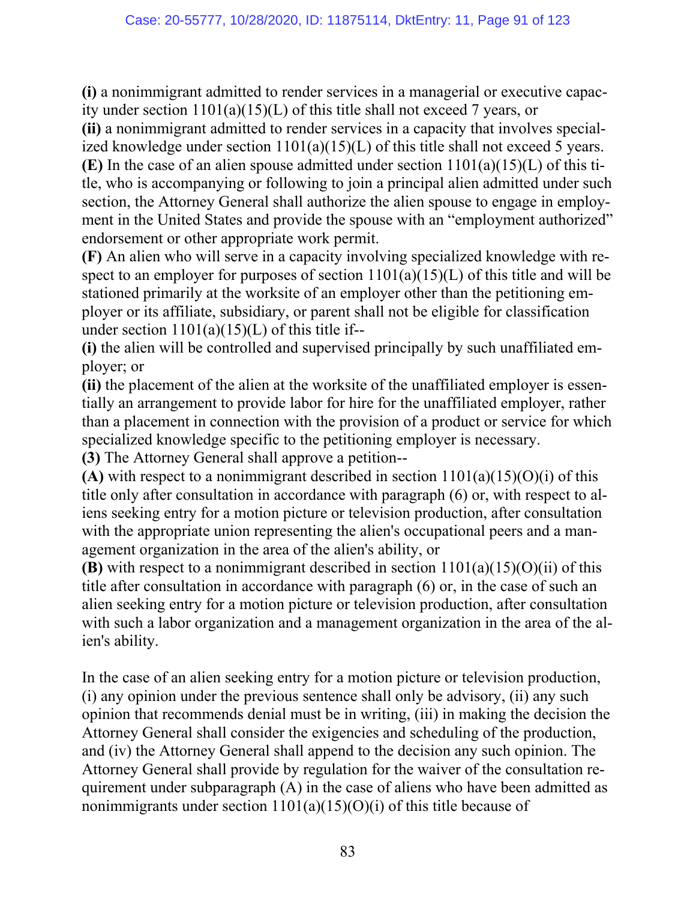**(i)** a nonimmigrant admitted to render services in a managerial or executive capacity under section 1101(a)(15)(L) of this title shall not exceed 7 years, or

**(ii)** a nonimmigrant admitted to render services in a capacity that involves specialized knowledge under section 1101(a)(15)(L) of this title shall not exceed 5 years.

**(E)** In the case of an alien spouse admitted under section 1101(a)(15)(L) of this title, who is accompanying or following to join a principal alien admitted under such section, the Attorney General shall authorize the alien spouse to engage in employment in the United States and provide the spouse with an "employment authorized" endorsement or other appropriate work permit.

**(F)** An alien who will serve in a capacity involving specialized knowledge with respect to an employer for purposes of section 1101(a)(15)(L) of this title and will be stationed primarily at the worksite of an employer other than the petitioning employer or its affiliate, subsidiary, or parent shall not be eligible for classification under section 1101(a)(15)(L) of this title if--

**(i)** the alien will be controlled and supervised principally by such unaffiliated employer; or

**(ii)** the placement of the alien at the worksite of the unaffiliated employer is essentially an arrangement to provide labor for hire for the unaffiliated employer, rather than a placement in connection with the provision of a product or service for which specialized knowledge specific to the petitioning employer is necessary.

**(3)** The Attorney General shall approve a petition--

**(A)** with respect to a nonimmigrant described in section 1101(a)(15)(O)(i) of this title only after consultation in accordance with paragraph (6) or, with respect to aliens seeking entry for a motion picture or television production, after consultation with the appropriate union representing the alien's occupational peers and a management organization in the area of the alien's ability, or

**(B)** with respect to a nonimmigrant described in section 1101(a)(15)(O)(ii) of this title after consultation in accordance with paragraph (6) or, in the case of such an alien seeking entry for a motion picture or television production, after consultation with such a labor organization and a management organization in the area of the alien's ability.

In the case of an alien seeking entry for a motion picture or television production, (i) any opinion under the previous sentence shall only be advisory, (ii) any such opinion that recommends denial must be in writing, (iii) in making the decision the Attorney General shall consider the exigencies and scheduling of the production, and (iv) the Attorney General shall append to the decision any such opinion. The Attorney General shall provide by regulation for the waiver of the consultation requirement under subparagraph (A) in the case of aliens who have been admitted as nonimmigrants under section 1101(a)(15)(O)(i) of this title because of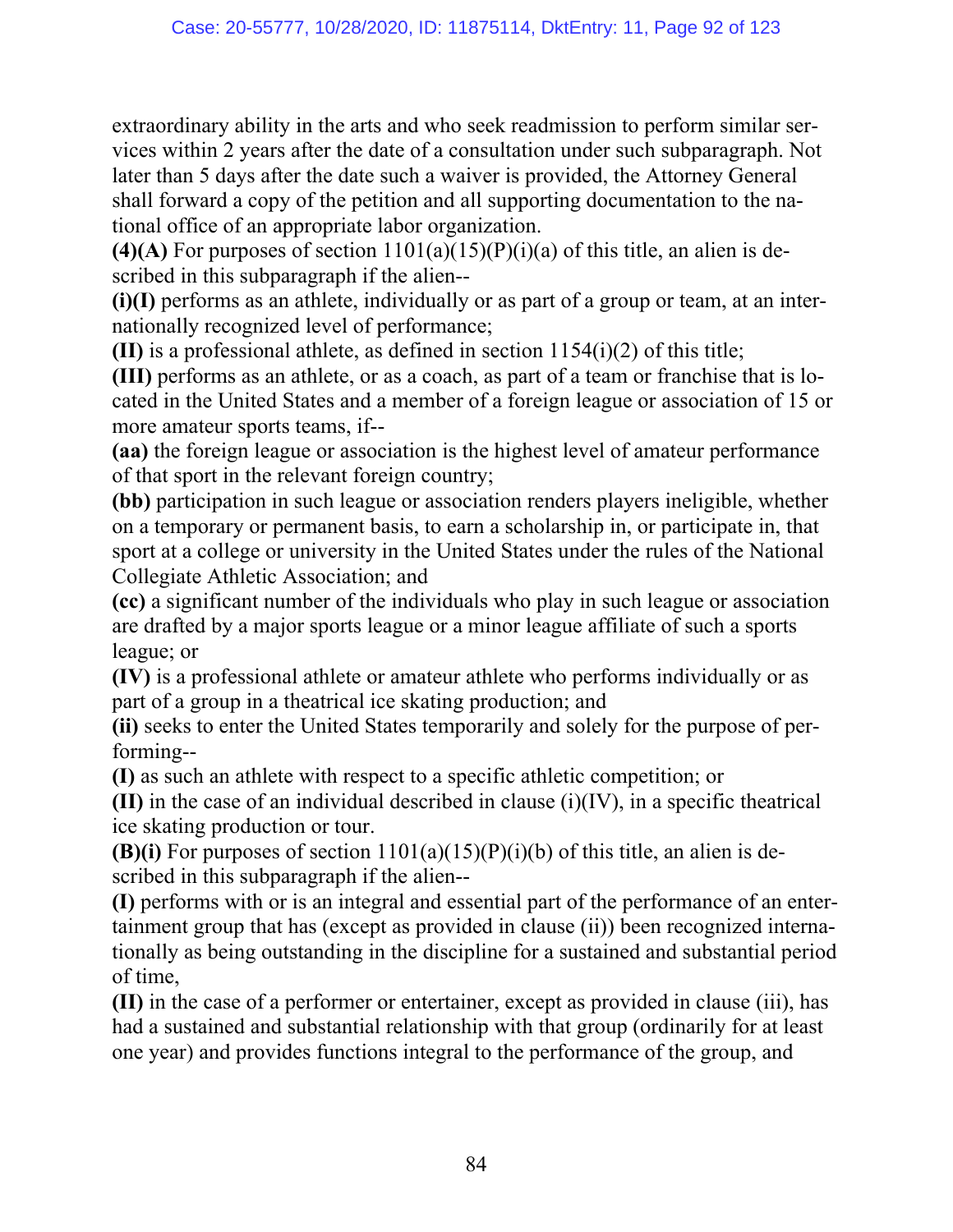extraordinary ability in the arts and who seek readmission to perform similar services within 2 years after the date of a consultation under such subparagraph. Not later than 5 days after the date such a waiver is provided, the Attorney General shall forward a copy of the petition and all supporting documentation to the national office of an appropriate labor organization.

**(4)(A)** For purposes of section 1101(a)(15)(P)(i)(a) of this title, an alien is described in this subparagraph if the alien--

**(i)(I)** performs as an athlete, individually or as part of a group or team, at an internationally recognized level of performance;

**(II)** is a professional athlete, as defined in section 1154(i)(2) of this title;

**(III)** performs as an athlete, or as a coach, as part of a team or franchise that is located in the United States and a member of a foreign league or association of 15 or more amateur sports teams, if--

**(aa)** the foreign league or association is the highest level of amateur performance of that sport in the relevant foreign country;

**(bb)** participation in such league or association renders players ineligible, whether on a temporary or permanent basis, to earn a scholarship in, or participate in, that sport at a college or university in the United States under the rules of the National Collegiate Athletic Association; and

**(cc)** a significant number of the individuals who play in such league or association are drafted by a major sports league or a minor league affiliate of such a sports league; or

**(IV)** is a professional athlete or amateur athlete who performs individually or as part of a group in a theatrical ice skating production; and

**(ii)** seeks to enter the United States temporarily and solely for the purpose of performing--

**(I)** as such an athlete with respect to a specific athletic competition; or

**(II)** in the case of an individual described in clause (i)(IV), in a specific theatrical ice skating production or tour.

**(B)(i)** For purposes of section 1101(a)(15)(P)(i)(b) of this title, an alien is described in this subparagraph if the alien--

**(I)** performs with or is an integral and essential part of the performance of an entertainment group that has (except as provided in clause (ii)) been recognized internationally as being outstanding in the discipline for a sustained and substantial period of time,

**(II)** in the case of a performer or entertainer, except as provided in clause (iii), has had a sustained and substantial relationship with that group (ordinarily for at least one year) and provides functions integral to the performance of the group, and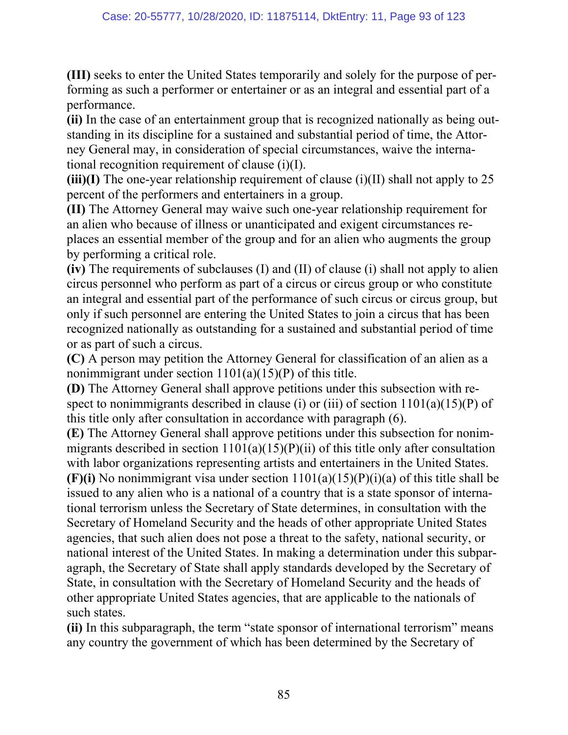**(III)** seeks to enter the United States temporarily and solely for the purpose of performing as such a performer or entertainer or as an integral and essential part of a performance.

**(ii)** In the case of an entertainment group that is recognized nationally as being outstanding in its discipline for a sustained and substantial period of time, the Attorney General may, in consideration of special circumstances, waive the international recognition requirement of clause (i)(I).

**(iii)(I)** The one-year relationship requirement of clause (i)(II) shall not apply to 25 percent of the performers and entertainers in a group.

**(II)** The Attorney General may waive such one-year relationship requirement for an alien who because of illness or unanticipated and exigent circumstances replaces an essential member of the group and for an alien who augments the group by performing a critical role.

**(iv)** The requirements of subclauses (I) and (II) of clause (i) shall not apply to alien circus personnel who perform as part of a circus or circus group or who constitute an integral and essential part of the performance of such circus or circus group, but only if such personnel are entering the United States to join a circus that has been recognized nationally as outstanding for a sustained and substantial period of time or as part of such a circus.

**(C)** A person may petition the Attorney General for classification of an alien as a nonimmigrant under section 1101(a)(15)(P) of this title.

**(D)** The Attorney General shall approve petitions under this subsection with respect to nonimmigrants described in clause (i) or (iii) of section 1101(a)(15)(P) of this title only after consultation in accordance with paragraph (6).

**(E)** The Attorney General shall approve petitions under this subsection for nonimmigrants described in section 1101(a)(15)(P)(ii) of this title only after consultation with labor organizations representing artists and entertainers in the United States.

**(F)(i)** No nonimmigrant visa under section 1101(a)(15)(P)(i)(a) of this title shall be issued to any alien who is a national of a country that is a state sponsor of international terrorism unless the Secretary of State determines, in consultation with the Secretary of Homeland Security and the heads of other appropriate United States agencies, that such alien does not pose a threat to the safety, national security, or national interest of the United States. In making a determination under this subparagraph, the Secretary of State shall apply standards developed by the Secretary of State, in consultation with the Secretary of Homeland Security and the heads of other appropriate United States agencies, that are applicable to the nationals of such states.

**(ii)** In this subparagraph, the term "state sponsor of international terrorism" means any country the government of which has been determined by the Secretary of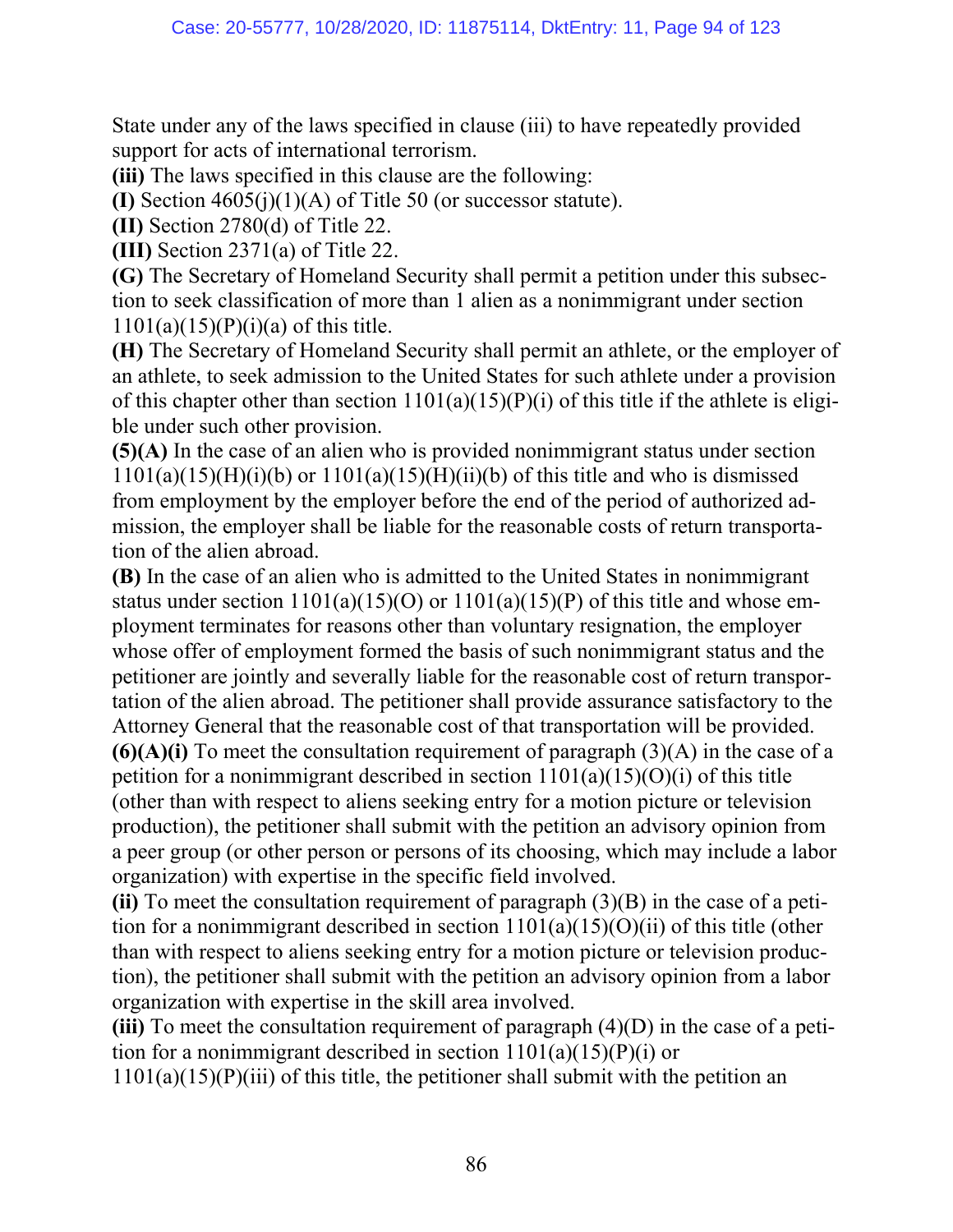State under any of the laws specified in clause (iii) to have repeatedly provided support for acts of international terrorism.

**(iii)** The laws specified in this clause are the following:

**(I)** Section 4605(j)(1)(A) of Title 50 (or successor statute).

**(II)** Section 2780(d) of Title 22.

**(III)** Section 2371(a) of Title 22.

**(G)** The Secretary of Homeland Security shall permit a petition under this subsection to seek classification of more than 1 alien as a nonimmigrant under section 1101(a)(15)(P)(i)(a) of this title.

**(H)** The Secretary of Homeland Security shall permit an athlete, or the employer of an athlete, to seek admission to the United States for such athlete under a provision of this chapter other than section 1101(a)(15)(P)(i) of this title if the athlete is eligible under such other provision.

**(5)(A)** In the case of an alien who is provided nonimmigrant status under section 1101(a)(15)(H)(i)(b) or 1101(a)(15)(H)(ii)(b) of this title and who is dismissed from employment by the employer before the end of the period of authorized admission, the employer shall be liable for the reasonable costs of return transportation of the alien abroad.

**(B)** In the case of an alien who is admitted to the United States in nonimmigrant status under section 1101(a)(15)(O) or 1101(a)(15)(P) of this title and whose employment terminates for reasons other than voluntary resignation, the employer whose offer of employment formed the basis of such nonimmigrant status and the petitioner are jointly and severally liable for the reasonable cost of return transportation of the alien abroad. The petitioner shall provide assurance satisfactory to the Attorney General that the reasonable cost of that transportation will be provided.

**(6)(A)(i)** To meet the consultation requirement of paragraph (3)(A) in the case of a petition for a nonimmigrant described in section 1101(a)(15)(O)(i) of this title (other than with respect to aliens seeking entry for a motion picture or television production), the petitioner shall submit with the petition an advisory opinion from a peer group (or other person or persons of its choosing, which may include a labor organization) with expertise in the specific field involved.

**(ii)** To meet the consultation requirement of paragraph (3)(B) in the case of a petition for a nonimmigrant described in section 1101(a)(15)(O)(ii) of this title (other than with respect to aliens seeking entry for a motion picture or television production), the petitioner shall submit with the petition an advisory opinion from a labor organization with expertise in the skill area involved.

**(iii)** To meet the consultation requirement of paragraph (4)(D) in the case of a petition for a nonimmigrant described in section 1101(a)(15)(P)(i) or 1101(a)(15)(P)(iii) of this title, the petitioner shall submit with the petition an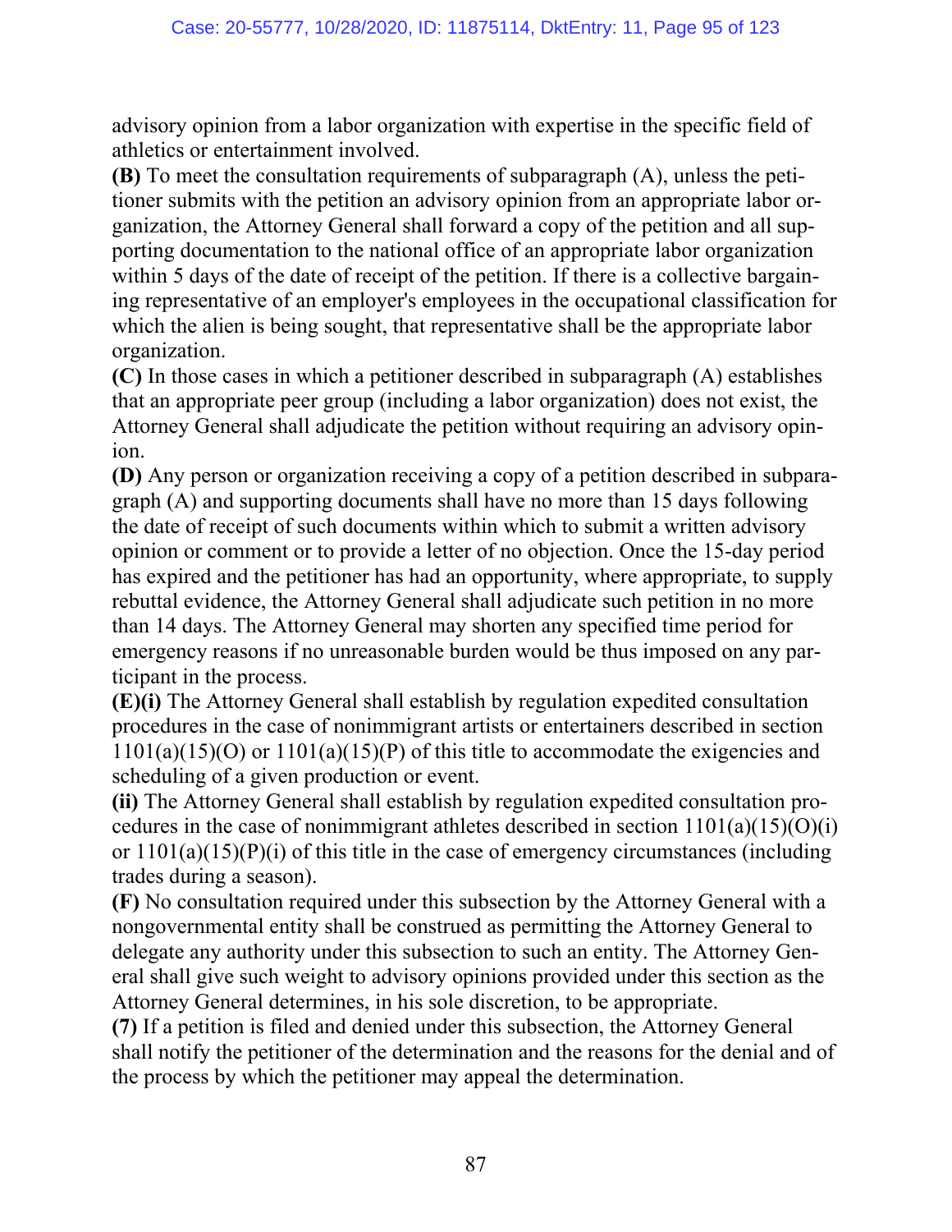advisory opinion from a labor organization with expertise in the specific field of athletics or entertainment involved.

**(B)** To meet the consultation requirements of subparagraph (A), unless the petitioner submits with the petition an advisory opinion from an appropriate labor organization, the Attorney General shall forward a copy of the petition and all supporting documentation to the national office of an appropriate labor organization within 5 days of the date of receipt of the petition. If there is a collective bargaining representative of an employer's employees in the occupational classification for which the alien is being sought, that representative shall be the appropriate labor organization.

**(C)** In those cases in which a petitioner described in subparagraph (A) establishes that an appropriate peer group (including a labor organization) does not exist, the Attorney General shall adjudicate the petition without requiring an advisory opinion.

**(D)** Any person or organization receiving a copy of a petition described in subparagraph (A) and supporting documents shall have no more than 15 days following the date of receipt of such documents within which to submit a written advisory opinion or comment or to provide a letter of no objection. Once the 15-day period has expired and the petitioner has had an opportunity, where appropriate, to supply rebuttal evidence, the Attorney General shall adjudicate such petition in no more than 14 days. The Attorney General may shorten any specified time period for emergency reasons if no unreasonable burden would be thus imposed on any participant in the process.

**(E)(i)** The Attorney General shall establish by regulation expedited consultation procedures in the case of nonimmigrant artists or entertainers described in section 1101(a)(15)(O) or 1101(a)(15)(P) of this title to accommodate the exigencies and scheduling of a given production or event.

**(ii)** The Attorney General shall establish by regulation expedited consultation procedures in the case of nonimmigrant athletes described in section 1101(a)(15)(O)(i) or 1101(a)(15)(P)(i) of this title in the case of emergency circumstances (including trades during a season).

**(F)** No consultation required under this subsection by the Attorney General with a nongovernmental entity shall be construed as permitting the Attorney General to delegate any authority under this subsection to such an entity. The Attorney General shall give such weight to advisory opinions provided under this section as the Attorney General determines, in his sole discretion, to be appropriate.

**(7)** If a petition is filed and denied under this subsection, the Attorney General shall notify the petitioner of the determination and the reasons for the denial and of the process by which the petitioner may appeal the determination.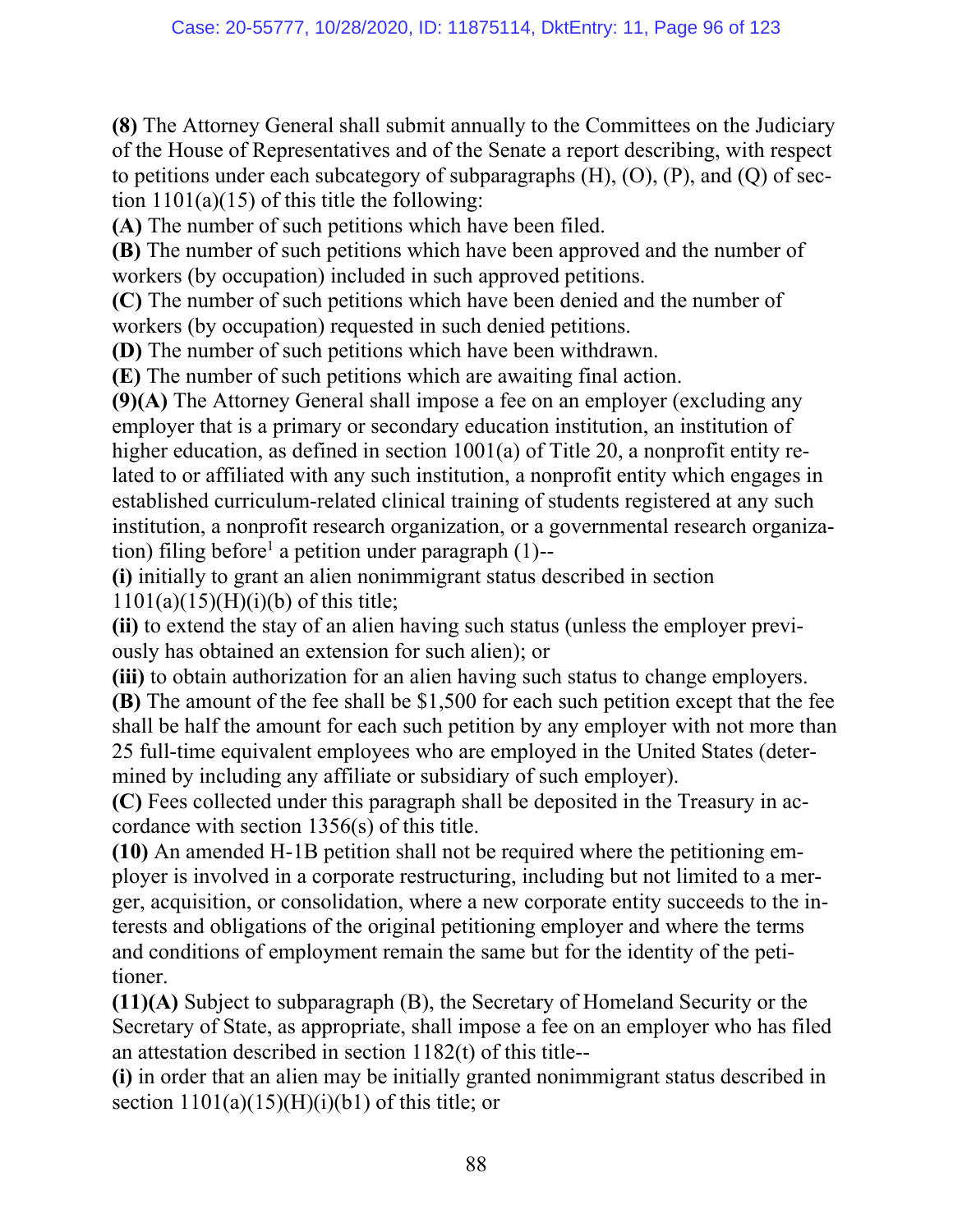**(8)** The Attorney General shall submit annually to the Committees on the Judiciary of the House of Representatives and of the Senate a report describing, with respect to petitions under each subcategory of subparagraphs (H), (O), (P), and (Q) of section 1101(a)(15) of this title the following:

**(A)** The number of such petitions which have been filed.

**(B)** The number of such petitions which have been approved and the number of workers (by occupation) included in such approved petitions.

**(C)** The number of such petitions which have been denied and the number of workers (by occupation) requested in such denied petitions.

**(D)** The number of such petitions which have been withdrawn.

**(E)** The number of such petitions which are awaiting final action.

**(9)(A)** The Attorney General shall impose a fee on an employer (excluding any employer that is a primary or secondary education institution, an institution of higher education, as defined in section 1001(a) of Title 20, a nonprofit entity related to or affiliated with any such institution, a nonprofit entity which engages in established curriculum-related clinical training of students registered at any such institution, a nonprofit research organization, or a governmental research organization) filing before[1] a petition under paragraph (1)--

**(i)** initially to grant an alien nonimmigrant status described in section 1101(a)(15)(H)(i)(b) of this title;

**(ii)** to extend the stay of an alien having such status (unless the employer previously has obtained an extension for such alien); or

**(iii)** to obtain authorization for an alien having such status to change employers.

**(B)** The amount of the fee shall be $1,500 for each such petition except that the fee shall be half the amount for each such petition by any employer with not more than 25 full-time equivalent employees who are employed in the United States (determined by including any affiliate or subsidiary of such employer).

**(C)** Fees collected under this paragraph shall be deposited in the Treasury in accordance with section 1356(s) of this title.

**(10)** An amended H-1B petition shall not be required where the petitioning employer is involved in a corporate restructuring, including but not limited to a merger, acquisition, or consolidation, where a new corporate entity succeeds to the interests and obligations of the original petitioning employer and where the terms and conditions of employment remain the same but for the identity of the petitioner.

**(11)(A)** Subject to subparagraph (B), the Secretary of Homeland Security or the Secretary of State, as appropriate, shall impose a fee on an employer who has filed an attestation described in section 1182(t) of this title--

**(i)** in order that an alien may be initially granted nonimmigrant status described in section 1101(a)(15)(H)(i)(b1) of this title; or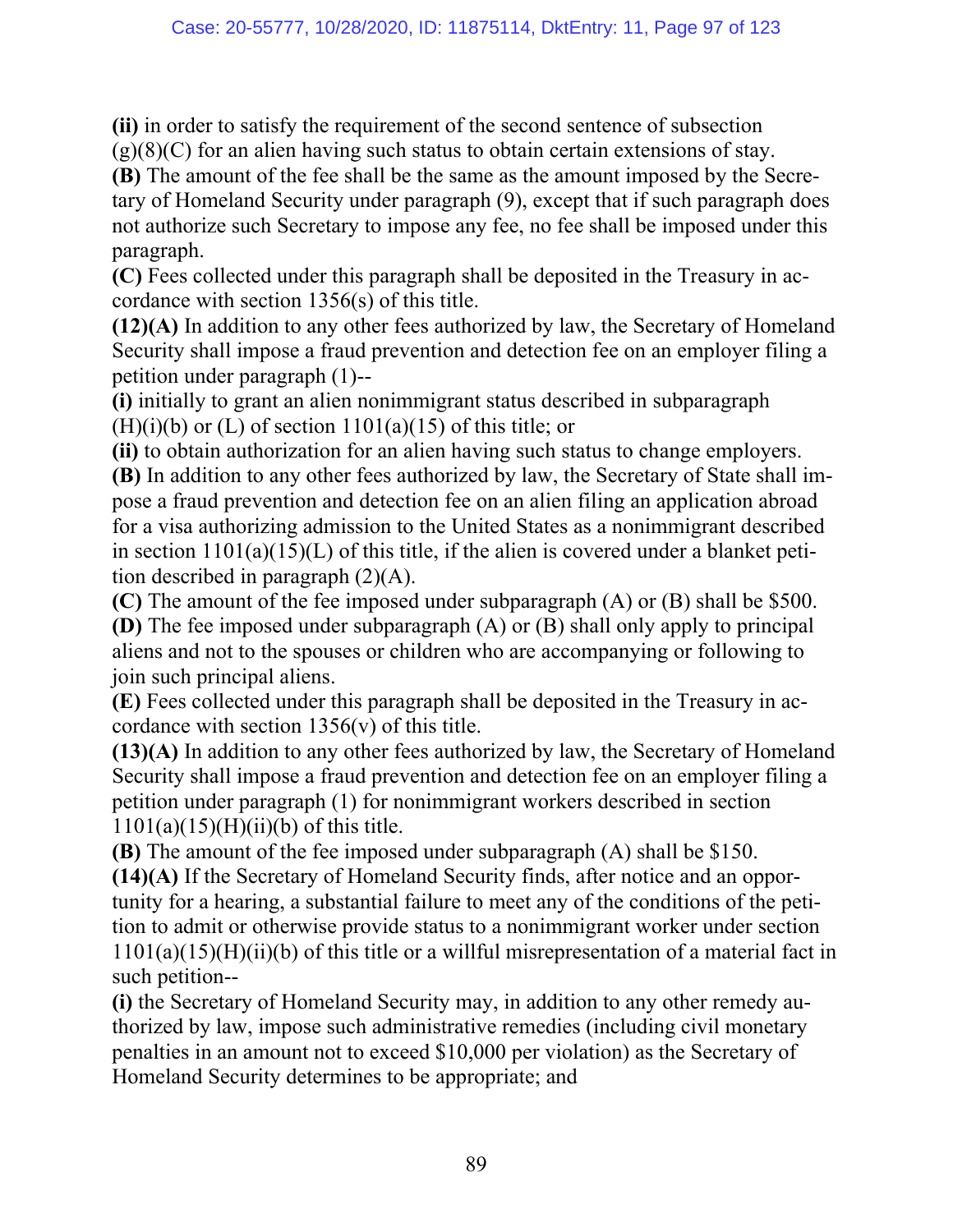**(ii)** in order to satisfy the requirement of the second sentence of subsection (g)(8)(C) for an alien having such status to obtain certain extensions of stay.

**(B)** The amount of the fee shall be the same as the amount imposed by the Secretary of Homeland Security under paragraph (9), except that if such paragraph does not authorize such Secretary to impose any fee, no fee shall be imposed under this paragraph.

**(C)** Fees collected under this paragraph shall be deposited in the Treasury in accordance with section 1356(s) of this title.

**(12)(A)** In addition to any other fees authorized by law, the Secretary of Homeland Security shall impose a fraud prevention and detection fee on an employer filing a petition under paragraph (1)--

**(i)** initially to grant an alien nonimmigrant status described in subparagraph (H)(i)(b) or (L) of section 1101(a)(15) of this title; or

**(ii)** to obtain authorization for an alien having such status to change employers.

**(B)** In addition to any other fees authorized by law, the Secretary of State shall impose a fraud prevention and detection fee on an alien filing an application abroad for a visa authorizing admission to the United States as a nonimmigrant described in section 1101(a)(15)(L) of this title, if the alien is covered under a blanket petition described in paragraph (2)(A).

**(C)** The amount of the fee imposed under subparagraph (A) or (B) shall be $500.

**(D)** The fee imposed under subparagraph (A) or (B) shall only apply to principal aliens and not to the spouses or children who are accompanying or following to join such principal aliens.

**(E)** Fees collected under this paragraph shall be deposited in the Treasury in accordance with section 1356(v) of this title.

**(13)(A)** In addition to any other fees authorized by law, the Secretary of Homeland Security shall impose a fraud prevention and detection fee on an employer filing a petition under paragraph (1) for nonimmigrant workers described in section 1101(a)(15)(H)(ii)(b) of this title.

**(B)** The amount of the fee imposed under subparagraph (A) shall be $150.

**(14)(A)** If the Secretary of Homeland Security finds, after notice and an opportunity for a hearing, a substantial failure to meet any of the conditions of the petition to admit or otherwise provide status to a nonimmigrant worker under section 1101(a)(15)(H)(ii)(b) of this title or a willful misrepresentation of a material fact in such petition--

**(i)** the Secretary of Homeland Security may, in addition to any other remedy authorized by law, impose such administrative remedies (including civil monetary penalties in an amount not to exceed $10,000 per violation) as the Secretary of Homeland Security determines to be appropriate; and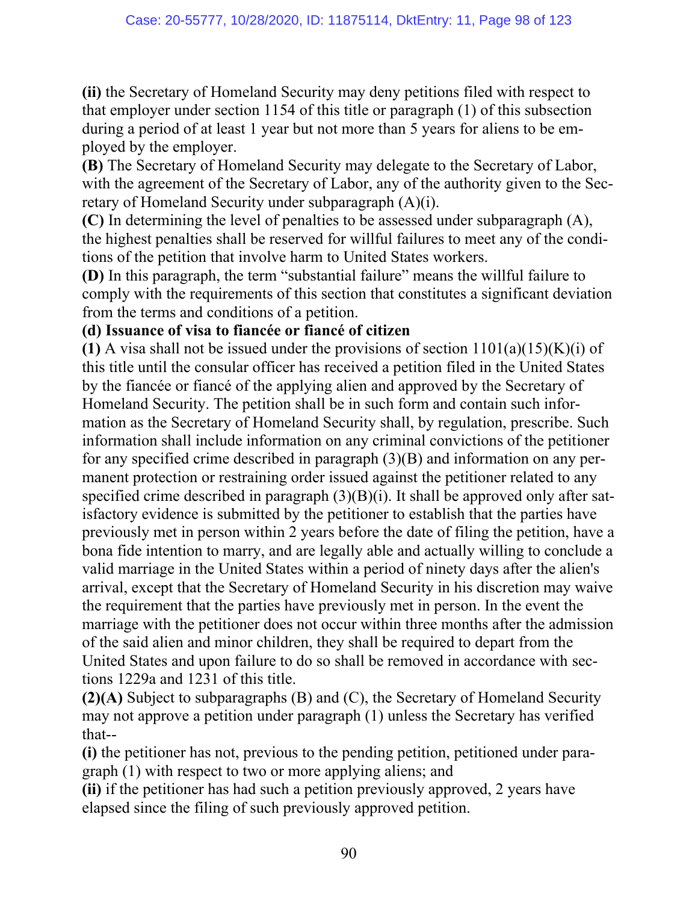**(ii)** the Secretary of Homeland Security may deny petitions filed with respect to that employer under section 1154 of this title or paragraph (1) of this subsection during a period of at least 1 year but not more than 5 years for aliens to be employed by the employer.

**(B)** The Secretary of Homeland Security may delegate to the Secretary of Labor, with the agreement of the Secretary of Labor, any of the authority given to the Secretary of Homeland Security under subparagraph (A)(i).

**(C)** In determining the level of penalties to be assessed under subparagraph (A), the highest penalties shall be reserved for willful failures to meet any of the conditions of the petition that involve harm to United States workers.

**(D)** In this paragraph, the term "substantial failure" means the willful failure to comply with the requirements of this section that constitutes a significant deviation from the terms and conditions of a petition.

**(d) Issuance of visa to fiancée or fiancé of citizen**

**(1)** A visa shall not be issued under the provisions of section 1101(a)(15)(K)(i) of this title until the consular officer has received a petition filed in the United States by the fiancée or fiancé of the applying alien and approved by the Secretary of Homeland Security. The petition shall be in such form and contain such information as the Secretary of Homeland Security shall, by regulation, prescribe. Such information shall include information on any criminal convictions of the petitioner for any specified crime described in paragraph (3)(B) and information on any permanent protection or restraining order issued against the petitioner related to any specified crime described in paragraph (3)(B)(i). It shall be approved only after satisfactory evidence is submitted by the petitioner to establish that the parties have previously met in person within 2 years before the date of filing the petition, have a bona fide intention to marry, and are legally able and actually willing to conclude a valid marriage in the United States within a period of ninety days after the alien's arrival, except that the Secretary of Homeland Security in his discretion may waive the requirement that the parties have previously met in person. In the event the marriage with the petitioner does not occur within three months after the admission of the said alien and minor children, they shall be required to depart from the United States and upon failure to do so shall be removed in accordance with sections 1229a and 1231 of this title.

**(2)(A)** Subject to subparagraphs (B) and (C), the Secretary of Homeland Security may not approve a petition under paragraph (1) unless the Secretary has verified that--

**(i)** the petitioner has not, previous to the pending petition, petitioned under paragraph (1) with respect to two or more applying aliens; and

**(ii)** if the petitioner has had such a petition previously approved, 2 years have elapsed since the filing of such previously approved petition.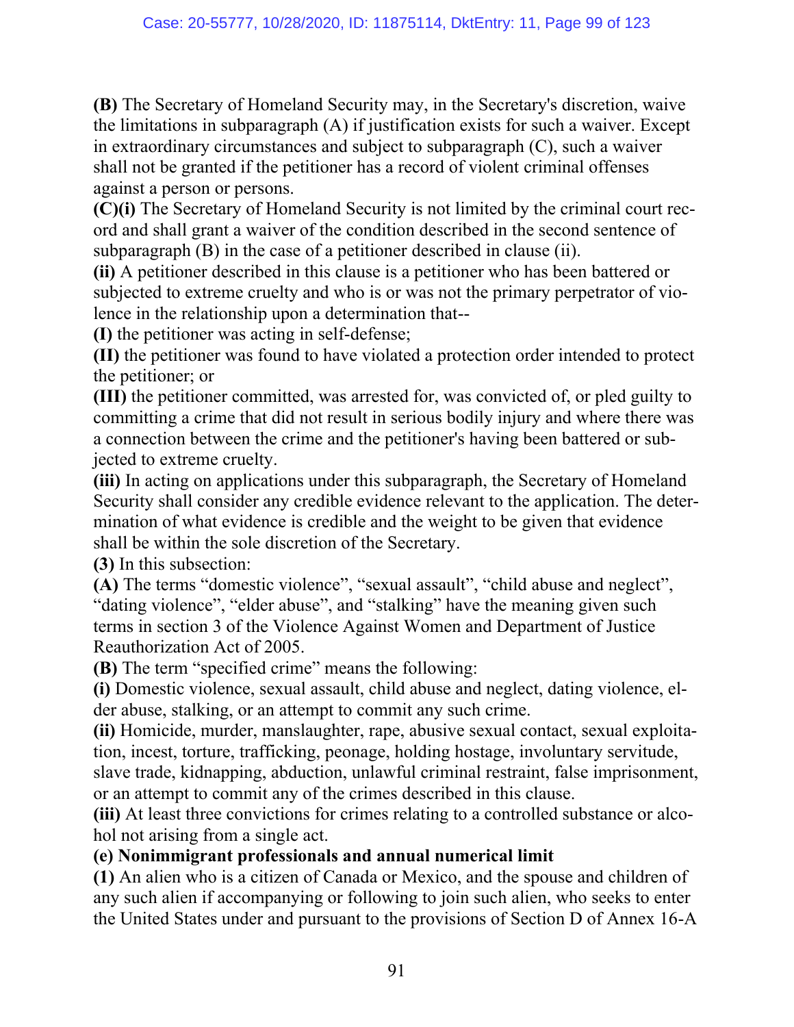**(B)** The Secretary of Homeland Security may, in the Secretary's discretion, waive the limitations in subparagraph (A) if justification exists for such a waiver. Except in extraordinary circumstances and subject to subparagraph (C), such a waiver shall not be granted if the petitioner has a record of violent criminal offenses against a person or persons.

**(C)(i)** The Secretary of Homeland Security is not limited by the criminal court record and shall grant a waiver of the condition described in the second sentence of subparagraph (B) in the case of a petitioner described in clause (ii).

**(ii)** A petitioner described in this clause is a petitioner who has been battered or subjected to extreme cruelty and who is or was not the primary perpetrator of violence in the relationship upon a determination that--

**(I)** the petitioner was acting in self-defense;

**(II)** the petitioner was found to have violated a protection order intended to protect the petitioner; or

**(III)** the petitioner committed, was arrested for, was convicted of, or pled guilty to committing a crime that did not result in serious bodily injury and where there was a connection between the crime and the petitioner's having been battered or subjected to extreme cruelty.

**(iii)** In acting on applications under this subparagraph, the Secretary of Homeland Security shall consider any credible evidence relevant to the application. The determination of what evidence is credible and the weight to be given that evidence shall be within the sole discretion of the Secretary.

**(3)** In this subsection:

**(A)** The terms "domestic violence", "sexual assault", "child abuse and neglect", "dating violence", "elder abuse", and "stalking" have the meaning given such terms in section 3 of the Violence Against Women and Department of Justice Reauthorization Act of 2005.

**(B)** The term "specified crime" means the following:

**(i)** Domestic violence, sexual assault, child abuse and neglect, dating violence, elder abuse, stalking, or an attempt to commit any such crime.

**(ii)** Homicide, murder, manslaughter, rape, abusive sexual contact, sexual exploitation, incest, torture, trafficking, peonage, holding hostage, involuntary servitude, slave trade, kidnapping, abduction, unlawful criminal restraint, false imprisonment, or an attempt to commit any of the crimes described in this clause.

**(iii)** At least three convictions for crimes relating to a controlled substance or alcohol not arising from a single act.

**(e) Nonimmigrant professionals and annual numerical limit**

**(1)** An alien who is a citizen of Canada or Mexico, and the spouse and children of any such alien if accompanying or following to join such alien, who seeks to enter the United States under and pursuant to the provisions of Section D of Annex 16-A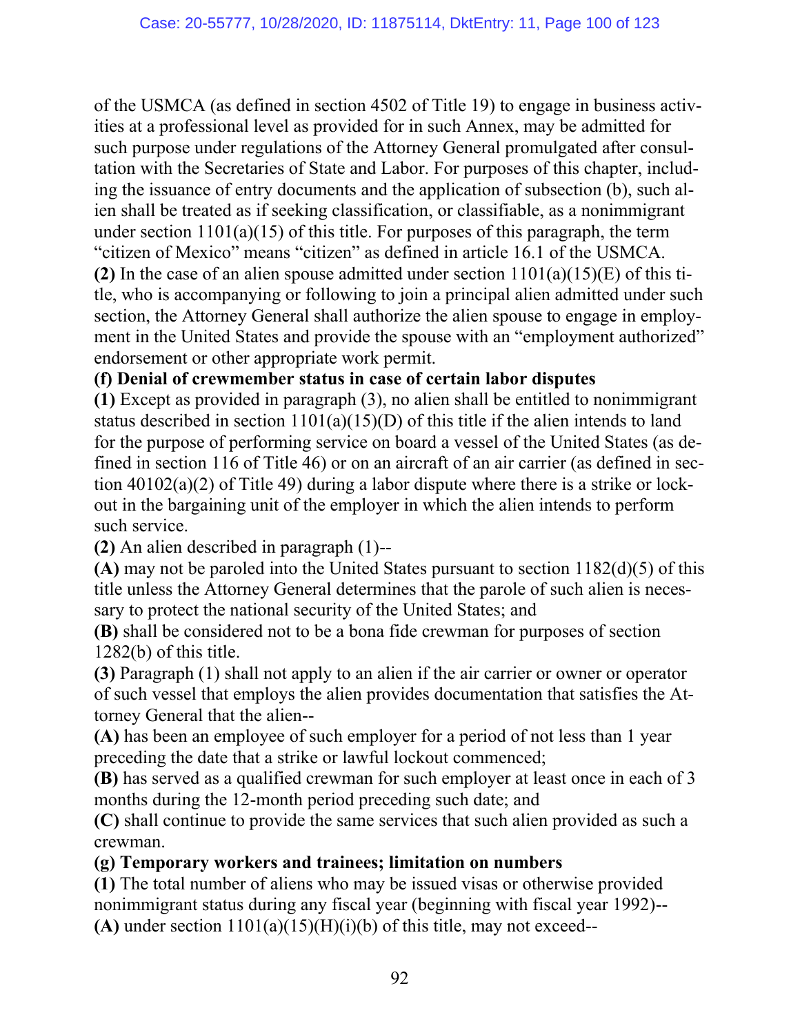of the USMCA (as defined in section 4502 of Title 19) to engage in business activities at a professional level as provided for in such Annex, may be admitted for such purpose under regulations of the Attorney General promulgated after consultation with the Secretaries of State and Labor. For purposes of this chapter, including the issuance of entry documents and the application of subsection (b), such alien shall be treated as if seeking classification, or classifiable, as a nonimmigrant under section 1101(a)(15) of this title. For purposes of this paragraph, the term "citizen of Mexico" means "citizen" as defined in article 16.1 of the USMCA.

**(2)** In the case of an alien spouse admitted under section 1101(a)(15)(E) of this title, who is accompanying or following to join a principal alien admitted under such section, the Attorney General shall authorize the alien spouse to engage in employment in the United States and provide the spouse with an "employment authorized" endorsement or other appropriate work permit.

**(f) Denial of crewmember status in case of certain labor disputes**

**(1)** Except as provided in paragraph (3), no alien shall be entitled to nonimmigrant status described in section 1101(a)(15)(D) of this title if the alien intends to land for the purpose of performing service on board a vessel of the United States (as defined in section 116 of Title 46) or on an aircraft of an air carrier (as defined in section 40102(a)(2) of Title 49) during a labor dispute where there is a strike or lockout in the bargaining unit of the employer in which the alien intends to perform such service.

**(2)** An alien described in paragraph (1)--

**(A)** may not be paroled into the United States pursuant to section 1182(d)(5) of this title unless the Attorney General determines that the parole of such alien is necessary to protect the national security of the United States; and

**(B)** shall be considered not to be a bona fide crewman for purposes of section 1282(b) of this title.

**(3)** Paragraph (1) shall not apply to an alien if the air carrier or owner or operator of such vessel that employs the alien provides documentation that satisfies the Attorney General that the alien--

**(A)** has been an employee of such employer for a period of not less than 1 year preceding the date that a strike or lawful lockout commenced;

**(B)** has served as a qualified crewman for such employer at least once in each of 3 months during the 12-month period preceding such date; and

**(C)** shall continue to provide the same services that such alien provided as such a crewman.

**(g) Temporary workers and trainees; limitation on numbers**

**(1)** The total number of aliens who may be issued visas or otherwise provided nonimmigrant status during any fiscal year (beginning with fiscal year 1992)--

**(A)** under section 1101(a)(15)(H)(i)(b) of this title, may not exceed--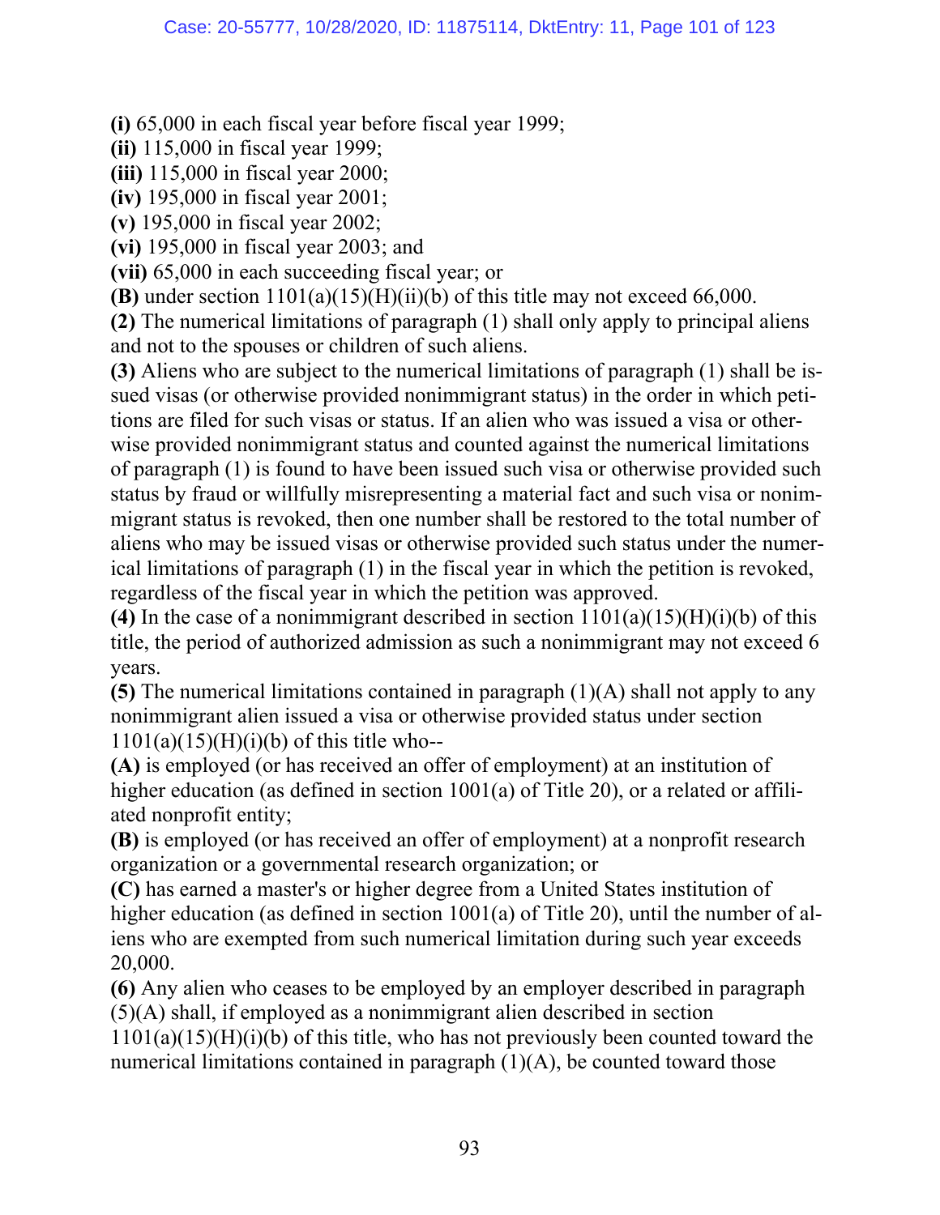**(i)** 65,000 in each fiscal year before fiscal year 1999;
**(ii)** 115,000 in fiscal year 1999;
**(iii)** 115,000 in fiscal year 2000;
**(iv)** 195,000 in fiscal year 2001;
**(v)** 195,000 in fiscal year 2002;
**(vi)** 195,000 in fiscal year 2003; and
**(vii)** 65,000 in each succeeding fiscal year; or
**(B)** under section 1101(a)(15)(H)(ii)(b) of this title may not exceed 66,000.
**(2)** The numerical limitations of paragraph (1) shall only apply to principal aliens and not to the spouses or children of such aliens.
**(3)** Aliens who are subject to the numerical limitations of paragraph (1) shall be issued visas (or otherwise provided nonimmigrant status) in the order in which petitions are filed for such visas or status. If an alien who was issued a visa or otherwise provided nonimmigrant status and counted against the numerical limitations of paragraph (1) is found to have been issued such visa or otherwise provided such status by fraud or willfully misrepresenting a material fact and such visa or nonimmigrant status is revoked, then one number shall be restored to the total number of aliens who may be issued visas or otherwise provided such status under the numerical limitations of paragraph (1) in the fiscal year in which the petition is revoked, regardless of the fiscal year in which the petition was approved.
**(4)** In the case of a nonimmigrant described in section 1101(a)(15)(H)(i)(b) of this title, the period of authorized admission as such a nonimmigrant may not exceed 6 years.
**(5)** The numerical limitations contained in paragraph (1)(A) shall not apply to any nonimmigrant alien issued a visa or otherwise provided status under section 1101(a)(15)(H)(i)(b) of this title who--
**(A)** is employed (or has received an offer of employment) at an institution of higher education (as defined in section 1001(a) of Title 20), or a related or affiliated nonprofit entity;
**(B)** is employed (or has received an offer of employment) at a nonprofit research organization or a governmental research organization; or
**(C)** has earned a master's or higher degree from a United States institution of higher education (as defined in section 1001(a) of Title 20), until the number of aliens who are exempted from such numerical limitation during such year exceeds 20,000.
**(6)** Any alien who ceases to be employed by an employer described in paragraph (5)(A) shall, if employed as a nonimmigrant alien described in section 1101(a)(15)(H)(i)(b) of this title, who has not previously been counted toward the numerical limitations contained in paragraph (1)(A), be counted toward those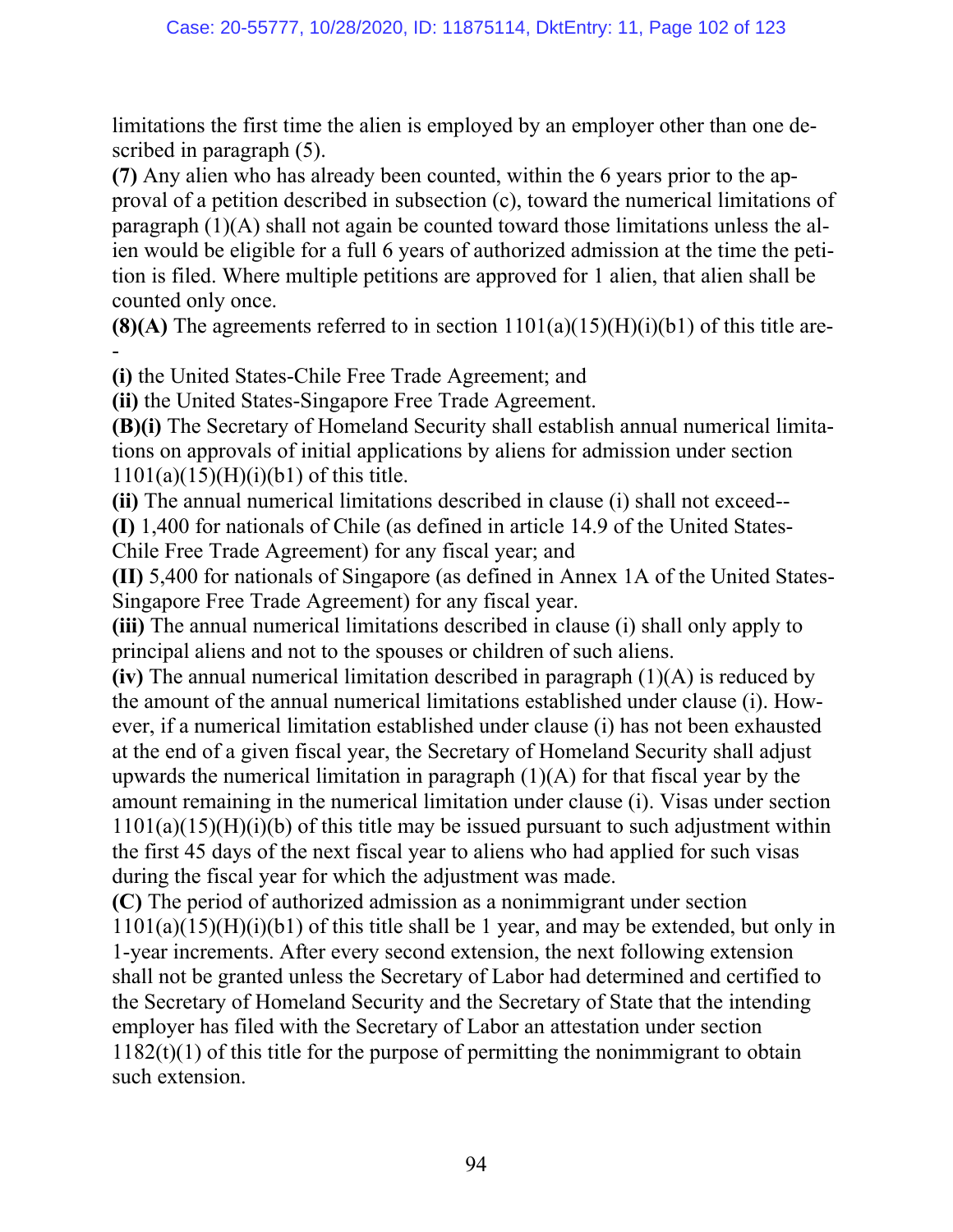limitations the first time the alien is employed by an employer other than one described in paragraph (5).

**(7)** Any alien who has already been counted, within the 6 years prior to the approval of a petition described in subsection (c), toward the numerical limitations of paragraph (1)(A) shall not again be counted toward those limitations unless the alien would be eligible for a full 6 years of authorized admission at the time the petition is filed. Where multiple petitions are approved for 1 alien, that alien shall be counted only once.

**(8)(A)** The agreements referred to in section 1101(a)(15)(H)(i)(b1) of this title are--

**(i)** the United States-Chile Free Trade Agreement; and

**(ii)** the United States-Singapore Free Trade Agreement.

**(B)(i)** The Secretary of Homeland Security shall establish annual numerical limitations on approvals of initial applications by aliens for admission under section 1101(a)(15)(H)(i)(b1) of this title.

**(ii)** The annual numerical limitations described in clause (i) shall not exceed--

**(I)** 1,400 for nationals of Chile (as defined in article 14.9 of the United States-Chile Free Trade Agreement) for any fiscal year; and

**(II)** 5,400 for nationals of Singapore (as defined in Annex 1A of the United States-Singapore Free Trade Agreement) for any fiscal year.

**(iii)** The annual numerical limitations described in clause (i) shall only apply to principal aliens and not to the spouses or children of such aliens.

**(iv)** The annual numerical limitation described in paragraph (1)(A) is reduced by the amount of the annual numerical limitations established under clause (i). However, if a numerical limitation established under clause (i) has not been exhausted at the end of a given fiscal year, the Secretary of Homeland Security shall adjust upwards the numerical limitation in paragraph (1)(A) for that fiscal year by the amount remaining in the numerical limitation under clause (i). Visas under section 1101(a)(15)(H)(i)(b) of this title may be issued pursuant to such adjustment within the first 45 days of the next fiscal year to aliens who had applied for such visas during the fiscal year for which the adjustment was made.

**(C)** The period of authorized admission as a nonimmigrant under section 1101(a)(15)(H)(i)(b1) of this title shall be 1 year, and may be extended, but only in 1-year increments. After every second extension, the next following extension shall not be granted unless the Secretary of Labor had determined and certified to the Secretary of Homeland Security and the Secretary of State that the intending employer has filed with the Secretary of Labor an attestation under section 1182(t)(1) of this title for the purpose of permitting the nonimmigrant to obtain such extension.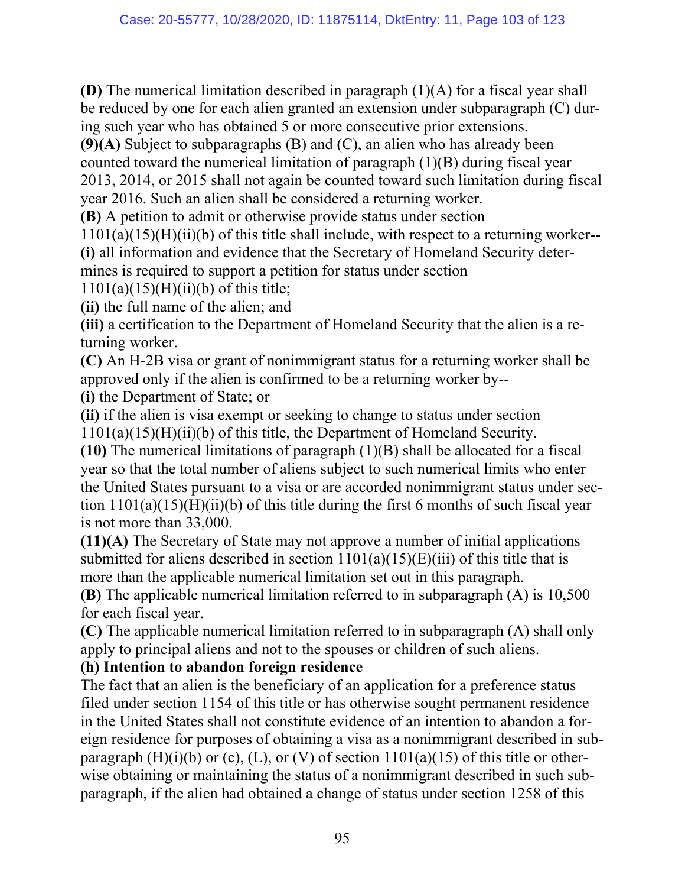**(D)** The numerical limitation described in paragraph (1)(A) for a fiscal year shall be reduced by one for each alien granted an extension under subparagraph (C) during such year who has obtained 5 or more consecutive prior extensions.

**(9)(A)** Subject to subparagraphs (B) and (C), an alien who has already been counted toward the numerical limitation of paragraph (1)(B) during fiscal year 2013, 2014, or 2015 shall not again be counted toward such limitation during fiscal year 2016. Such an alien shall be considered a returning worker.

**(B)** A petition to admit or otherwise provide status under section 1101(a)(15)(H)(ii)(b) of this title shall include, with respect to a returning worker--

**(i)** all information and evidence that the Secretary of Homeland Security determines is required to support a petition for status under section 1101(a)(15)(H)(ii)(b) of this title;

**(ii)** the full name of the alien; and

**(iii)** a certification to the Department of Homeland Security that the alien is a returning worker.

**(C)** An H-2B visa or grant of nonimmigrant status for a returning worker shall be approved only if the alien is confirmed to be a returning worker by--

**(i)** the Department of State; or

**(ii)** if the alien is visa exempt or seeking to change to status under section 1101(a)(15)(H)(ii)(b) of this title, the Department of Homeland Security.

**(10)** The numerical limitations of paragraph (1)(B) shall be allocated for a fiscal year so that the total number of aliens subject to such numerical limits who enter the United States pursuant to a visa or are accorded nonimmigrant status under section 1101(a)(15)(H)(ii)(b) of this title during the first 6 months of such fiscal year is not more than 33,000.

**(11)(A)** The Secretary of State may not approve a number of initial applications submitted for aliens described in section 1101(a)(15)(E)(iii) of this title that is more than the applicable numerical limitation set out in this paragraph.

**(B)** The applicable numerical limitation referred to in subparagraph (A) is 10,500 for each fiscal year.

**(C)** The applicable numerical limitation referred to in subparagraph (A) shall only apply to principal aliens and not to the spouses or children of such aliens.

**(h) Intention to abandon foreign residence**

The fact that an alien is the beneficiary of an application for a preference status filed under section 1154 of this title or has otherwise sought permanent residence in the United States shall not constitute evidence of an intention to abandon a foreign residence for purposes of obtaining a visa as a nonimmigrant described in subparagraph (H)(i)(b) or (c), (L), or (V) of section 1101(a)(15) of this title or otherwise obtaining or maintaining the status of a nonimmigrant described in such subparagraph, if the alien had obtained a change of status under section 1258 of this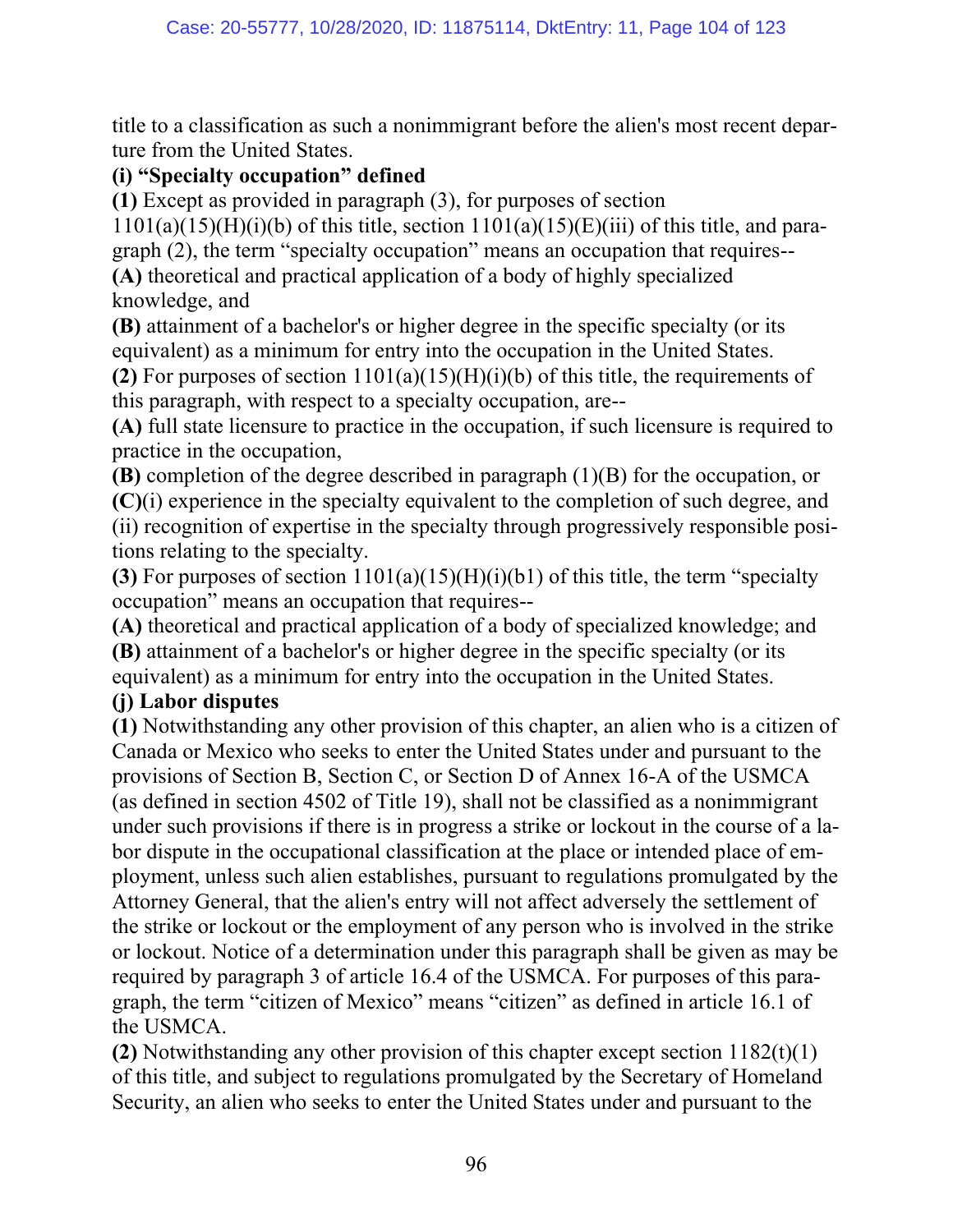title to a classification as such a nonimmigrant before the alien's most recent departure from the United States.

**(i) "Specialty occupation" defined**

**(1)** Except as provided in paragraph (3), for purposes of section 1101(a)(15)(H)(i)(b) of this title, section 1101(a)(15)(E)(iii) of this title, and paragraph (2), the term "specialty occupation" means an occupation that requires--

**(A)** theoretical and practical application of a body of highly specialized knowledge, and

**(B)** attainment of a bachelor's or higher degree in the specific specialty (or its equivalent) as a minimum for entry into the occupation in the United States.

**(2)** For purposes of section 1101(a)(15)(H)(i)(b) of this title, the requirements of this paragraph, with respect to a specialty occupation, are--

**(A)** full state licensure to practice in the occupation, if such licensure is required to practice in the occupation,

**(B)** completion of the degree described in paragraph (1)(B) for the occupation, or

**(C)**(i) experience in the specialty equivalent to the completion of such degree, and (ii) recognition of expertise in the specialty through progressively responsible positions relating to the specialty.

**(3)** For purposes of section 1101(a)(15)(H)(i)(b1) of this title, the term "specialty occupation" means an occupation that requires--

**(A)** theoretical and practical application of a body of specialized knowledge; and

**(B)** attainment of a bachelor's or higher degree in the specific specialty (or its equivalent) as a minimum for entry into the occupation in the United States.

**(j) Labor disputes**

**(1)** Notwithstanding any other provision of this chapter, an alien who is a citizen of Canada or Mexico who seeks to enter the United States under and pursuant to the provisions of Section B, Section C, or Section D of Annex 16-A of the USMCA (as defined in section 4502 of Title 19), shall not be classified as a nonimmigrant under such provisions if there is in progress a strike or lockout in the course of a labor dispute in the occupational classification at the place or intended place of employment, unless such alien establishes, pursuant to regulations promulgated by the Attorney General, that the alien's entry will not affect adversely the settlement of the strike or lockout or the employment of any person who is involved in the strike or lockout. Notice of a determination under this paragraph shall be given as may be required by paragraph 3 of article 16.4 of the USMCA. For purposes of this paragraph, the term "citizen of Mexico" means "citizen" as defined in article 16.1 of the USMCA.

**(2)** Notwithstanding any other provision of this chapter except section 1182(t)(1) of this title, and subject to regulations promulgated by the Secretary of Homeland Security, an alien who seeks to enter the United States under and pursuant to the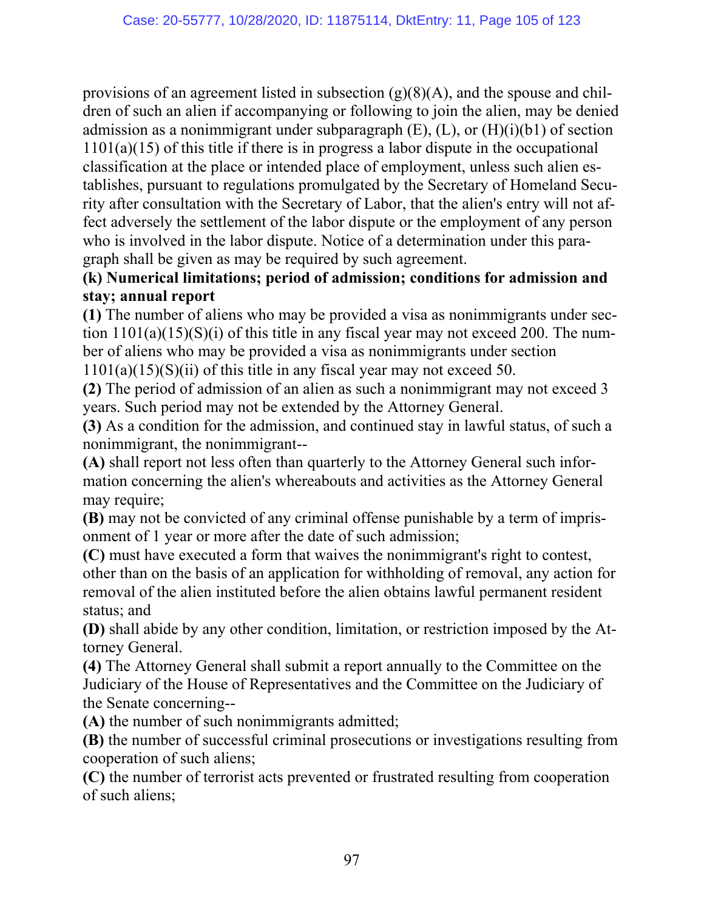provisions of an agreement listed in subsection (g)(8)(A), and the spouse and children of such an alien if accompanying or following to join the alien, may be denied admission as a nonimmigrant under subparagraph (E), (L), or (H)(i)(b1) of section 1101(a)(15) of this title if there is in progress a labor dispute in the occupational classification at the place or intended place of employment, unless such alien establishes, pursuant to regulations promulgated by the Secretary of Homeland Security after consultation with the Secretary of Labor, that the alien's entry will not affect adversely the settlement of the labor dispute or the employment of any person who is involved in the labor dispute. Notice of a determination under this paragraph shall be given as may be required by such agreement.

**(k) Numerical limitations; period of admission; conditions for admission and stay; annual report**

**(1)** The number of aliens who may be provided a visa as nonimmigrants under section 1101(a)(15)(S)(i) of this title in any fiscal year may not exceed 200. The number of aliens who may be provided a visa as nonimmigrants under section 1101(a)(15)(S)(ii) of this title in any fiscal year may not exceed 50.

**(2)** The period of admission of an alien as such a nonimmigrant may not exceed 3 years. Such period may not be extended by the Attorney General.

**(3)** As a condition for the admission, and continued stay in lawful status, of such a nonimmigrant, the nonimmigrant--

**(A)** shall report not less often than quarterly to the Attorney General such information concerning the alien's whereabouts and activities as the Attorney General may require;

**(B)** may not be convicted of any criminal offense punishable by a term of imprisonment of 1 year or more after the date of such admission;

**(C)** must have executed a form that waives the nonimmigrant's right to contest, other than on the basis of an application for withholding of removal, any action for removal of the alien instituted before the alien obtains lawful permanent resident status; and

**(D)** shall abide by any other condition, limitation, or restriction imposed by the Attorney General.

**(4)** The Attorney General shall submit a report annually to the Committee on the Judiciary of the House of Representatives and the Committee on the Judiciary of the Senate concerning--

**(A)** the number of such nonimmigrants admitted;

**(B)** the number of successful criminal prosecutions or investigations resulting from cooperation of such aliens;

**(C)** the number of terrorist acts prevented or frustrated resulting from cooperation of such aliens;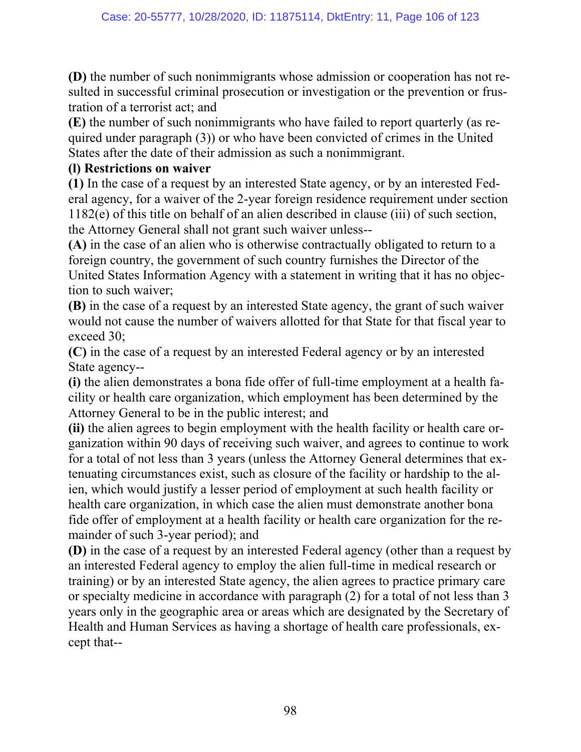**(D)** the number of such nonimmigrants whose admission or cooperation has not resulted in successful criminal prosecution or investigation or the prevention or frustration of a terrorist act; and

**(E)** the number of such nonimmigrants who have failed to report quarterly (as required under paragraph (3)) or who have been convicted of crimes in the United States after the date of their admission as such a nonimmigrant.

**(l) Restrictions on waiver**

**(1)** In the case of a request by an interested State agency, or by an interested Federal agency, for a waiver of the 2-year foreign residence requirement under section 1182(e) of this title on behalf of an alien described in clause (iii) of such section, the Attorney General shall not grant such waiver unless--

**(A)** in the case of an alien who is otherwise contractually obligated to return to a foreign country, the government of such country furnishes the Director of the United States Information Agency with a statement in writing that it has no objection to such waiver;

**(B)** in the case of a request by an interested State agency, the grant of such waiver would not cause the number of waivers allotted for that State for that fiscal year to exceed 30;

**(C)** in the case of a request by an interested Federal agency or by an interested State agency--

**(i)** the alien demonstrates a bona fide offer of full-time employment at a health facility or health care organization, which employment has been determined by the Attorney General to be in the public interest; and

**(ii)** the alien agrees to begin employment with the health facility or health care organization within 90 days of receiving such waiver, and agrees to continue to work for a total of not less than 3 years (unless the Attorney General determines that extenuating circumstances exist, such as closure of the facility or hardship to the alien, which would justify a lesser period of employment at such health facility or health care organization, in which case the alien must demonstrate another bona fide offer of employment at a health facility or health care organization for the remainder of such 3-year period); and

**(D)** in the case of a request by an interested Federal agency (other than a request by an interested Federal agency to employ the alien full-time in medical research or training) or by an interested State agency, the alien agrees to practice primary care or specialty medicine in accordance with paragraph (2) for a total of not less than 3 years only in the geographic area or areas which are designated by the Secretary of Health and Human Services as having a shortage of health care professionals, except that--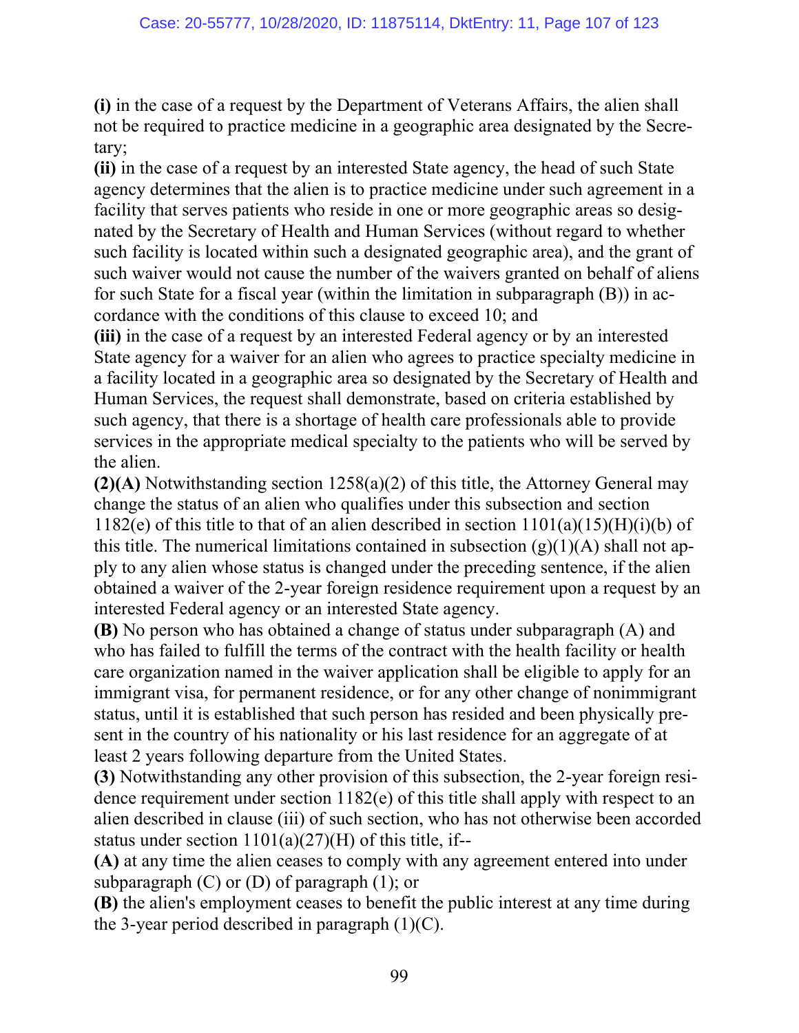**(i)** in the case of a request by the Department of Veterans Affairs, the alien shall not be required to practice medicine in a geographic area designated by the Secretary;

**(ii)** in the case of a request by an interested State agency, the head of such State agency determines that the alien is to practice medicine under such agreement in a facility that serves patients who reside in one or more geographic areas so designated by the Secretary of Health and Human Services (without regard to whether such facility is located within such a designated geographic area), and the grant of such waiver would not cause the number of the waivers granted on behalf of aliens for such State for a fiscal year (within the limitation in subparagraph (B)) in accordance with the conditions of this clause to exceed 10; and

**(iii)** in the case of a request by an interested Federal agency or by an interested State agency for a waiver for an alien who agrees to practice specialty medicine in a facility located in a geographic area so designated by the Secretary of Health and Human Services, the request shall demonstrate, based on criteria established by such agency, that there is a shortage of health care professionals able to provide services in the appropriate medical specialty to the patients who will be served by the alien.

**(2)(A)** Notwithstanding section 1258(a)(2) of this title, the Attorney General may change the status of an alien who qualifies under this subsection and section 1182(e) of this title to that of an alien described in section 1101(a)(15)(H)(i)(b) of this title. The numerical limitations contained in subsection (g)(1)(A) shall not apply to any alien whose status is changed under the preceding sentence, if the alien obtained a waiver of the 2-year foreign residence requirement upon a request by an interested Federal agency or an interested State agency.

**(B)** No person who has obtained a change of status under subparagraph (A) and who has failed to fulfill the terms of the contract with the health facility or health care organization named in the waiver application shall be eligible to apply for an immigrant visa, for permanent residence, or for any other change of nonimmigrant status, until it is established that such person has resided and been physically present in the country of his nationality or his last residence for an aggregate of at least 2 years following departure from the United States.

**(3)** Notwithstanding any other provision of this subsection, the 2-year foreign residence requirement under section 1182(e) of this title shall apply with respect to an alien described in clause (iii) of such section, who has not otherwise been accorded status under section 1101(a)(27)(H) of this title, if--

**(A)** at any time the alien ceases to comply with any agreement entered into under subparagraph (C) or (D) of paragraph (1); or

**(B)** the alien's employment ceases to benefit the public interest at any time during the 3-year period described in paragraph (1)(C).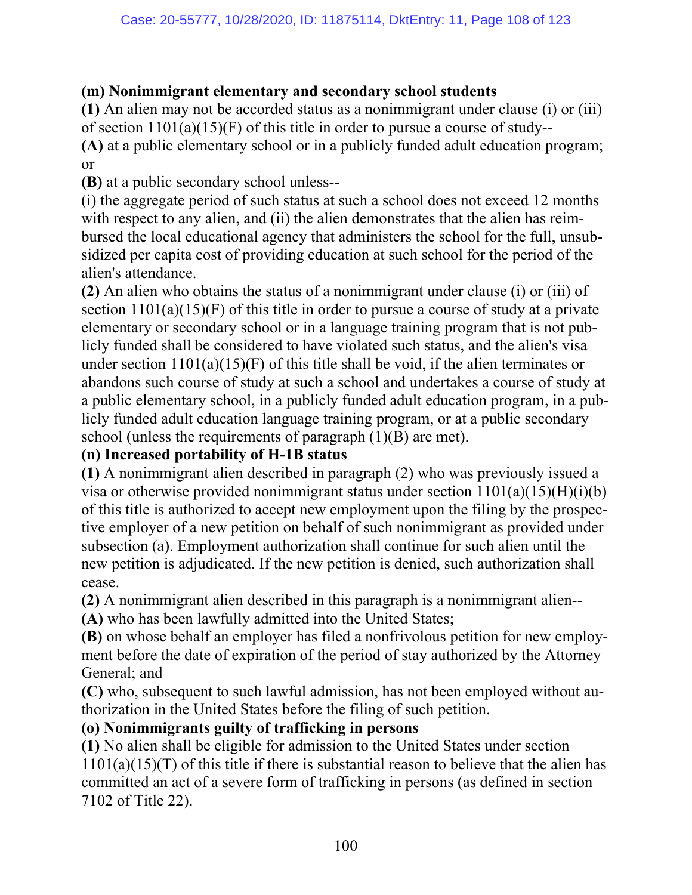**(m) Nonimmigrant elementary and secondary school students**

**(1)** An alien may not be accorded status as a nonimmigrant under clause (i) or (iii) of section 1101(a)(15)(F) of this title in order to pursue a course of study--

**(A)** at a public elementary school or in a publicly funded adult education program; or

**(B)** at a public secondary school unless--

(i) the aggregate period of such status at such a school does not exceed 12 months with respect to any alien, and (ii) the alien demonstrates that the alien has reimbursed the local educational agency that administers the school for the full, unsubsidized per capita cost of providing education at such school for the period of the alien's attendance.

**(2)** An alien who obtains the status of a nonimmigrant under clause (i) or (iii) of section 1101(a)(15)(F) of this title in order to pursue a course of study at a private elementary or secondary school or in a language training program that is not publicly funded shall be considered to have violated such status, and the alien's visa under section 1101(a)(15)(F) of this title shall be void, if the alien terminates or abandons such course of study at such a school and undertakes a course of study at a public elementary school, in a publicly funded adult education program, in a publicly funded adult education language training program, or at a public secondary school (unless the requirements of paragraph (1)(B) are met).

**(n) Increased portability of H-1B status**

**(1)** A nonimmigrant alien described in paragraph (2) who was previously issued a visa or otherwise provided nonimmigrant status under section 1101(a)(15)(H)(i)(b) of this title is authorized to accept new employment upon the filing by the prospective employer of a new petition on behalf of such nonimmigrant as provided under subsection (a). Employment authorization shall continue for such alien until the new petition is adjudicated. If the new petition is denied, such authorization shall cease.

**(2)** A nonimmigrant alien described in this paragraph is a nonimmigrant alien--

**(A)** who has been lawfully admitted into the United States;

**(B)** on whose behalf an employer has filed a nonfrivolous petition for new employment before the date of expiration of the period of stay authorized by the Attorney General; and

**(C)** who, subsequent to such lawful admission, has not been employed without authorization in the United States before the filing of such petition.

**(o) Nonimmigrants guilty of trafficking in persons**

**(1)** No alien shall be eligible for admission to the United States under section 1101(a)(15)(T) of this title if there is substantial reason to believe that the alien has committed an act of a severe form of trafficking in persons (as defined in section 7102 of Title 22).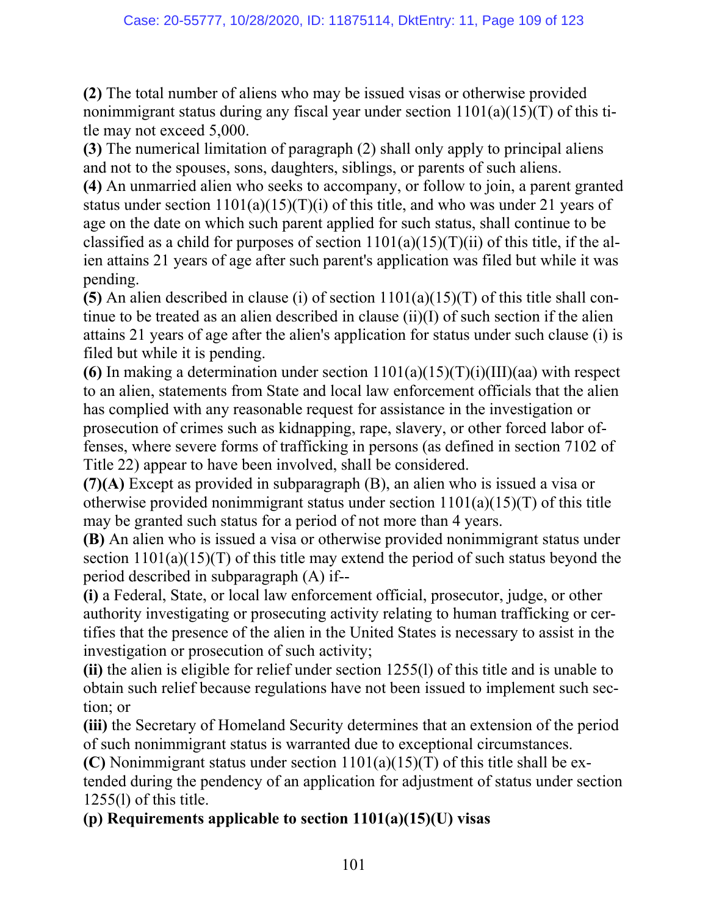**(2)** The total number of aliens who may be issued visas or otherwise provided nonimmigrant status during any fiscal year under section 1101(a)(15)(T) of this title may not exceed 5,000.

**(3)** The numerical limitation of paragraph (2) shall only apply to principal aliens and not to the spouses, sons, daughters, siblings, or parents of such aliens.

**(4)** An unmarried alien who seeks to accompany, or follow to join, a parent granted status under section 1101(a)(15)(T)(i) of this title, and who was under 21 years of age on the date on which such parent applied for such status, shall continue to be classified as a child for purposes of section 1101(a)(15)(T)(ii) of this title, if the alien attains 21 years of age after such parent's application was filed but while it was pending.

**(5)** An alien described in clause (i) of section 1101(a)(15)(T) of this title shall continue to be treated as an alien described in clause (ii)(I) of such section if the alien attains 21 years of age after the alien's application for status under such clause (i) is filed but while it is pending.

**(6)** In making a determination under section 1101(a)(15)(T)(i)(III)(aa) with respect to an alien, statements from State and local law enforcement officials that the alien has complied with any reasonable request for assistance in the investigation or prosecution of crimes such as kidnapping, rape, slavery, or other forced labor offenses, where severe forms of trafficking in persons (as defined in section 7102 of Title 22) appear to have been involved, shall be considered.

**(7)(A)** Except as provided in subparagraph (B), an alien who is issued a visa or otherwise provided nonimmigrant status under section 1101(a)(15)(T) of this title may be granted such status for a period of not more than 4 years.

**(B)** An alien who is issued a visa or otherwise provided nonimmigrant status under section 1101(a)(15)(T) of this title may extend the period of such status beyond the period described in subparagraph (A) if--

**(i)** a Federal, State, or local law enforcement official, prosecutor, judge, or other authority investigating or prosecuting activity relating to human trafficking or certifies that the presence of the alien in the United States is necessary to assist in the investigation or prosecution of such activity;

**(ii)** the alien is eligible for relief under section 1255(l) of this title and is unable to obtain such relief because regulations have not been issued to implement such section; or

**(iii)** the Secretary of Homeland Security determines that an extension of the period of such nonimmigrant status is warranted due to exceptional circumstances.

**(C)** Nonimmigrant status under section 1101(a)(15)(T) of this title shall be extended during the pendency of an application for adjustment of status under section 1255(l) of this title.

**(p) Requirements applicable to section 1101(a)(15)(U) visas**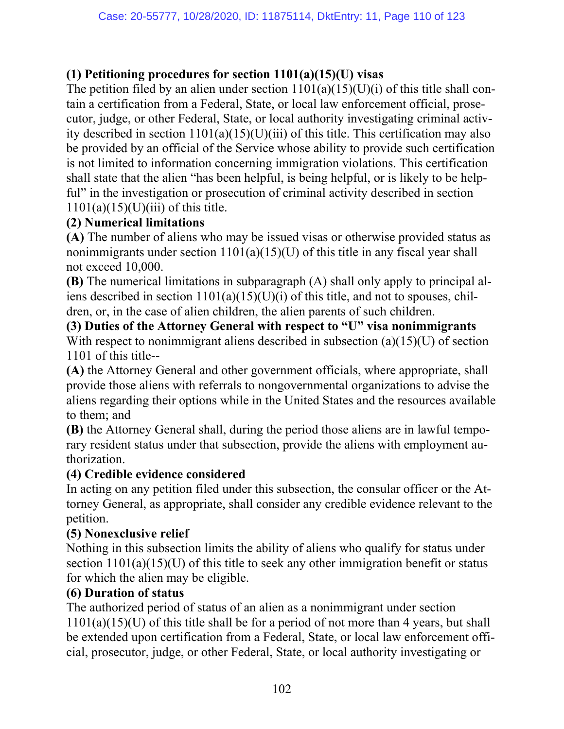**(1) Petitioning procedures for section 1101(a)(15)(U) visas**

The petition filed by an alien under section 1101(a)(15)(U)(i) of this title shall contain a certification from a Federal, State, or local law enforcement official, prosecutor, judge, or other Federal, State, or local authority investigating criminal activity described in section 1101(a)(15)(U)(iii) of this title. This certification may also be provided by an official of the Service whose ability to provide such certification is not limited to information concerning immigration violations. This certification shall state that the alien "has been helpful, is being helpful, or is likely to be helpful" in the investigation or prosecution of criminal activity described in section 1101(a)(15)(U)(iii) of this title.

**(2) Numerical limitations**

**(A)** The number of aliens who may be issued visas or otherwise provided status as nonimmigrants under section 1101(a)(15)(U) of this title in any fiscal year shall not exceed 10,000.

**(B)** The numerical limitations in subparagraph (A) shall only apply to principal aliens described in section 1101(a)(15)(U)(i) of this title, and not to spouses, children, or, in the case of alien children, the alien parents of such children.

**(3) Duties of the Attorney General with respect to "U" visa nonimmigrants**

With respect to nonimmigrant aliens described in subsection (a)(15)(U) of section 1101 of this title--

**(A)** the Attorney General and other government officials, where appropriate, shall provide those aliens with referrals to nongovernmental organizations to advise the aliens regarding their options while in the United States and the resources available to them; and

**(B)** the Attorney General shall, during the period those aliens are in lawful temporary resident status under that subsection, provide the aliens with employment authorization.

**(4) Credible evidence considered**

In acting on any petition filed under this subsection, the consular officer or the Attorney General, as appropriate, shall consider any credible evidence relevant to the petition.

**(5) Nonexclusive relief**

Nothing in this subsection limits the ability of aliens who qualify for status under section 1101(a)(15)(U) of this title to seek any other immigration benefit or status for which the alien may be eligible.

**(6) Duration of status**

The authorized period of status of an alien as a nonimmigrant under section 1101(a)(15)(U) of this title shall be for a period of not more than 4 years, but shall be extended upon certification from a Federal, State, or local law enforcement official, prosecutor, judge, or other Federal, State, or local authority investigating or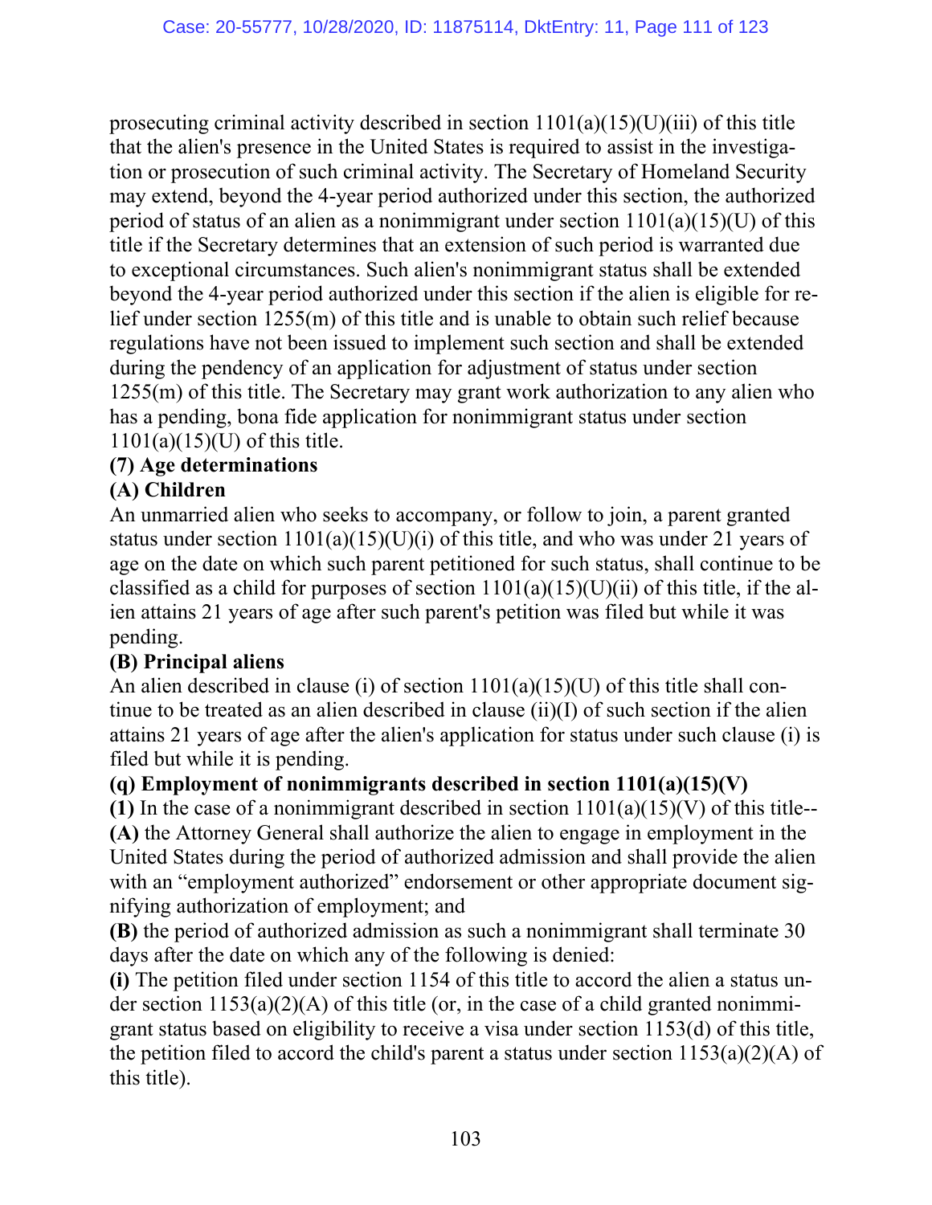prosecuting criminal activity described in section 1101(a)(15)(U)(iii) of this title that the alien's presence in the United States is required to assist in the investigation or prosecution of such criminal activity. The Secretary of Homeland Security may extend, beyond the 4-year period authorized under this section, the authorized period of status of an alien as a nonimmigrant under section 1101(a)(15)(U) of this title if the Secretary determines that an extension of such period is warranted due to exceptional circumstances. Such alien's nonimmigrant status shall be extended beyond the 4-year period authorized under this section if the alien is eligible for relief under section 1255(m) of this title and is unable to obtain such relief because regulations have not been issued to implement such section and shall be extended during the pendency of an application for adjustment of status under section 1255(m) of this title. The Secretary may grant work authorization to any alien who has a pending, bona fide application for nonimmigrant status under section 1101(a)(15)(U) of this title.

**(7) Age determinations**

**(A) Children**

An unmarried alien who seeks to accompany, or follow to join, a parent granted status under section 1101(a)(15)(U)(i) of this title, and who was under 21 years of age on the date on which such parent petitioned for such status, shall continue to be classified as a child for purposes of section 1101(a)(15)(U)(ii) of this title, if the alien attains 21 years of age after such parent's petition was filed but while it was pending.

**(B) Principal aliens**

An alien described in clause (i) of section 1101(a)(15)(U) of this title shall continue to be treated as an alien described in clause (ii)(I) of such section if the alien attains 21 years of age after the alien's application for status under such clause (i) is filed but while it is pending.

**(q) Employment of nonimmigrants described in section 1101(a)(15)(V)**

**(1)** In the case of a nonimmigrant described in section 1101(a)(15)(V) of this title--

**(A)** the Attorney General shall authorize the alien to engage in employment in the United States during the period of authorized admission and shall provide the alien with an "employment authorized" endorsement or other appropriate document signifying authorization of employment; and

**(B)** the period of authorized admission as such a nonimmigrant shall terminate 30 days after the date on which any of the following is denied:

**(i)** The petition filed under section 1154 of this title to accord the alien a status under section 1153(a)(2)(A) of this title (or, in the case of a child granted nonimmigrant status based on eligibility to receive a visa under section 1153(d) of this title, the petition filed to accord the child's parent a status under section 1153(a)(2)(A) of this title).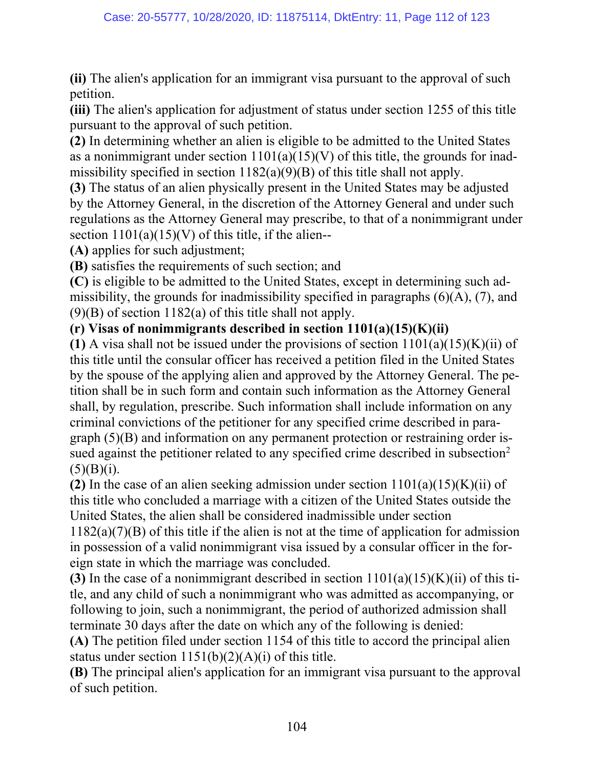**(ii)** The alien's application for an immigrant visa pursuant to the approval of such petition.

**(iii)** The alien's application for adjustment of status under section 1255 of this title pursuant to the approval of such petition.

**(2)** In determining whether an alien is eligible to be admitted to the United States as a nonimmigrant under section 1101(a)(15)(V) of this title, the grounds for inadmissibility specified in section 1182(a)(9)(B) of this title shall not apply.

**(3)** The status of an alien physically present in the United States may be adjusted by the Attorney General, in the discretion of the Attorney General and under such regulations as the Attorney General may prescribe, to that of a nonimmigrant under section 1101(a)(15)(V) of this title, if the alien--

**(A)** applies for such adjustment;

**(B)** satisfies the requirements of such section; and

**(C)** is eligible to be admitted to the United States, except in determining such admissibility, the grounds for inadmissibility specified in paragraphs (6)(A), (7), and (9)(B) of section 1182(a) of this title shall not apply.

**(r) Visas of nonimmigrants described in section 1101(a)(15)(K)(ii)**

**(1)** A visa shall not be issued under the provisions of section 1101(a)(15)(K)(ii) of this title until the consular officer has received a petition filed in the United States by the spouse of the applying alien and approved by the Attorney General. The petition shall be in such form and contain such information as the Attorney General shall, by regulation, prescribe. Such information shall include information on any criminal convictions of the petitioner for any specified crime described in paragraph (5)(B) and information on any permanent protection or restraining order issued against the petitioner related to any specified crime described in subsection[2] (5)(B)(i).

**(2)** In the case of an alien seeking admission under section 1101(a)(15)(K)(ii) of this title who concluded a marriage with a citizen of the United States outside the United States, the alien shall be considered inadmissible under section 1182(a)(7)(B) of this title if the alien is not at the time of application for admission in possession of a valid nonimmigrant visa issued by a consular officer in the foreign state in which the marriage was concluded.

**(3)** In the case of a nonimmigrant described in section 1101(a)(15)(K)(ii) of this title, and any child of such a nonimmigrant who was admitted as accompanying, or following to join, such a nonimmigrant, the period of authorized admission shall terminate 30 days after the date on which any of the following is denied:

**(A)** The petition filed under section 1154 of this title to accord the principal alien status under section 1151(b)(2)(A)(i) of this title.

**(B)** The principal alien's application for an immigrant visa pursuant to the approval of such petition.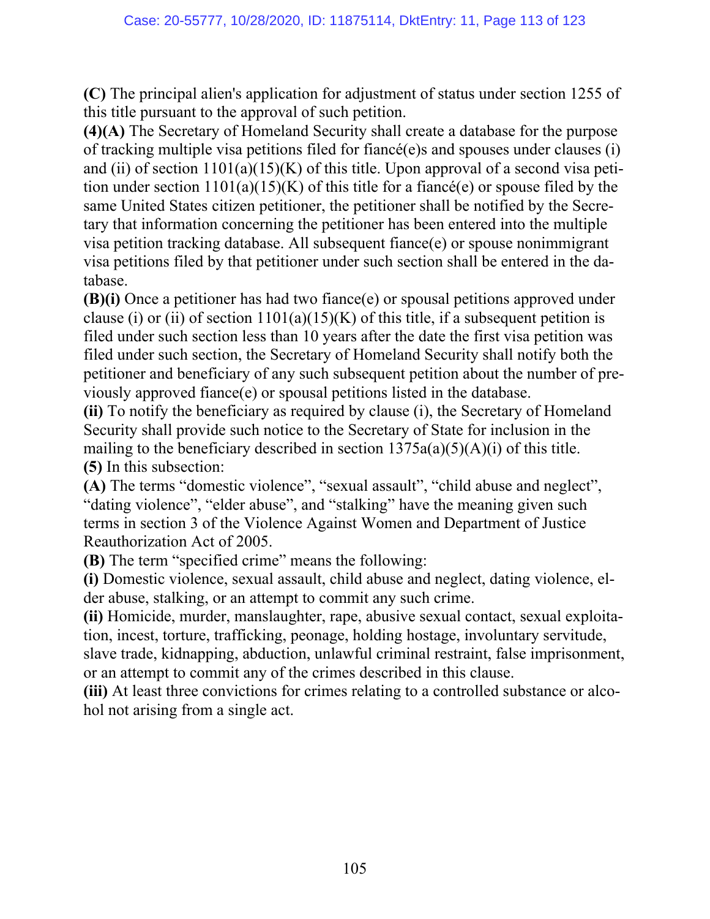**(C)** The principal alien's application for adjustment of status under section 1255 of this title pursuant to the approval of such petition.

**(4)(A)** The Secretary of Homeland Security shall create a database for the purpose of tracking multiple visa petitions filed for fiancé(e)s and spouses under clauses (i) and (ii) of section 1101(a)(15)(K) of this title. Upon approval of a second visa petition under section 1101(a)(15)(K) of this title for a fiancé(e) or spouse filed by the same United States citizen petitioner, the petitioner shall be notified by the Secretary that information concerning the petitioner has been entered into the multiple visa petition tracking database. All subsequent fiance(e) or spouse nonimmigrant visa petitions filed by that petitioner under such section shall be entered in the database.

**(B)(i)** Once a petitioner has had two fiance(e) or spousal petitions approved under clause (i) or (ii) of section 1101(a)(15)(K) of this title, if a subsequent petition is filed under such section less than 10 years after the date the first visa petition was filed under such section, the Secretary of Homeland Security shall notify both the petitioner and beneficiary of any such subsequent petition about the number of previously approved fiance(e) or spousal petitions listed in the database.

**(ii)** To notify the beneficiary as required by clause (i), the Secretary of Homeland Security shall provide such notice to the Secretary of State for inclusion in the mailing to the beneficiary described in section 1375a(a)(5)(A)(i) of this title.

**(5)** In this subsection:

**(A)** The terms "domestic violence", "sexual assault", "child abuse and neglect", "dating violence", "elder abuse", and "stalking" have the meaning given such terms in section 3 of the Violence Against Women and Department of Justice Reauthorization Act of 2005.

**(B)** The term "specified crime" means the following:

**(i)** Domestic violence, sexual assault, child abuse and neglect, dating violence, elder abuse, stalking, or an attempt to commit any such crime.

**(ii)** Homicide, murder, manslaughter, rape, abusive sexual contact, sexual exploitation, incest, torture, trafficking, peonage, holding hostage, involuntary servitude, slave trade, kidnapping, abduction, unlawful criminal restraint, false imprisonment, or an attempt to commit any of the crimes described in this clause.

**(iii)** At least three convictions for crimes relating to a controlled substance or alcohol not arising from a single act.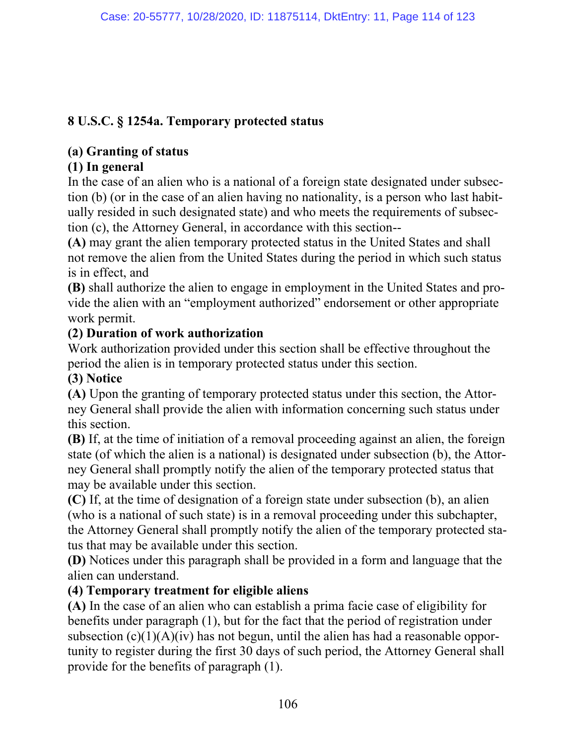# 8 U.S.C. § 1254a. Temporary protected status

**(a) Granting of status**

**(1) In general**

In the case of an alien who is a national of a foreign state designated under subsection (b) (or in the case of an alien having no nationality, is a person who last habitually resided in such designated state) and who meets the requirements of subsection (c), the Attorney General, in accordance with this section--

**(A)** may grant the alien temporary protected status in the United States and shall not remove the alien from the United States during the period in which such status is in effect, and

**(B)** shall authorize the alien to engage in employment in the United States and provide the alien with an "employment authorized" endorsement or other appropriate work permit.

**(2) Duration of work authorization**

Work authorization provided under this section shall be effective throughout the period the alien is in temporary protected status under this section.

**(3) Notice**

**(A)** Upon the granting of temporary protected status under this section, the Attorney General shall provide the alien with information concerning such status under this section.

**(B)** If, at the time of initiation of a removal proceeding against an alien, the foreign state (of which the alien is a national) is designated under subsection (b), the Attorney General shall promptly notify the alien of the temporary protected status that may be available under this section.

**(C)** If, at the time of designation of a foreign state under subsection (b), an alien (who is a national of such state) is in a removal proceeding under this subchapter, the Attorney General shall promptly notify the alien of the temporary protected status that may be available under this section.

**(D)** Notices under this paragraph shall be provided in a form and language that the alien can understand.

**(4) Temporary treatment for eligible aliens**

**(A)** In the case of an alien who can establish a prima facie case of eligibility for benefits under paragraph (1), but for the fact that the period of registration under subsection (c)(1)(A)(iv) has not begun, until the alien has had a reasonable opportunity to register during the first 30 days of such period, the Attorney General shall provide for the benefits of paragraph (1).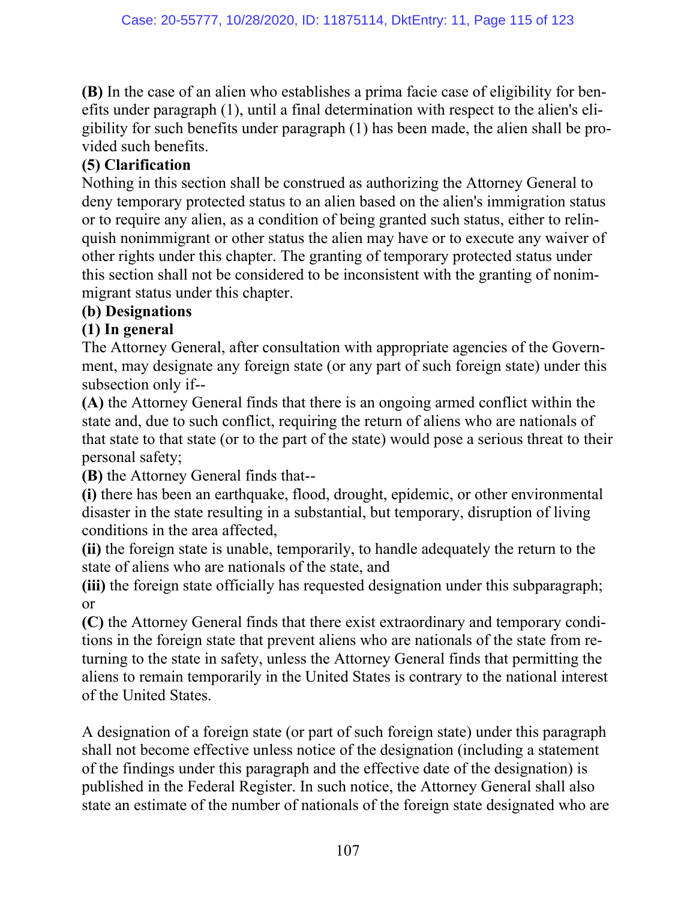**(B)** In the case of an alien who establishes a prima facie case of eligibility for benefits under paragraph (1), until a final determination with respect to the alien's eligibility for such benefits under paragraph (1) has been made, the alien shall be provided such benefits.

**(5) Clarification**

Nothing in this section shall be construed as authorizing the Attorney General to deny temporary protected status to an alien based on the alien's immigration status or to require any alien, as a condition of being granted such status, either to relinquish nonimmigrant or other status the alien may have or to execute any waiver of other rights under this chapter. The granting of temporary protected status under this section shall not be considered to be inconsistent with the granting of nonimmigrant status under this chapter.

**(b) Designations**

**(1) In general**

The Attorney General, after consultation with appropriate agencies of the Government, may designate any foreign state (or any part of such foreign state) under this subsection only if--

**(A)** the Attorney General finds that there is an ongoing armed conflict within the state and, due to such conflict, requiring the return of aliens who are nationals of that state to that state (or to the part of the state) would pose a serious threat to their personal safety;

**(B)** the Attorney General finds that--

**(i)** there has been an earthquake, flood, drought, epidemic, or other environmental disaster in the state resulting in a substantial, but temporary, disruption of living conditions in the area affected,

**(ii)** the foreign state is unable, temporarily, to handle adequately the return to the state of aliens who are nationals of the state, and

**(iii)** the foreign state officially has requested designation under this subparagraph; or

**(C)** the Attorney General finds that there exist extraordinary and temporary conditions in the foreign state that prevent aliens who are nationals of the state from returning to the state in safety, unless the Attorney General finds that permitting the aliens to remain temporarily in the United States is contrary to the national interest of the United States.

A designation of a foreign state (or part of such foreign state) under this paragraph shall not become effective unless notice of the designation (including a statement of the findings under this paragraph and the effective date of the designation) is published in the Federal Register. In such notice, the Attorney General shall also state an estimate of the number of nationals of the foreign state designated who are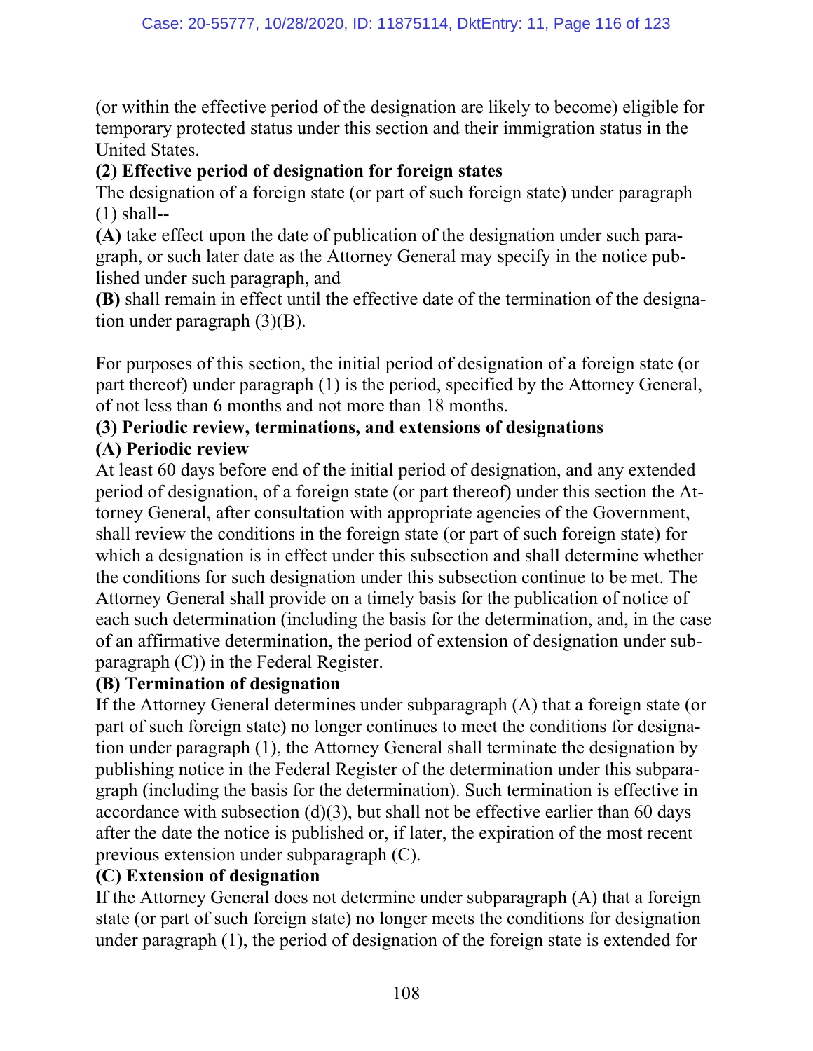(or within the effective period of the designation are likely to become) eligible for temporary protected status under this section and their immigration status in the United States.

**(2) Effective period of designation for foreign states**

The designation of a foreign state (or part of such foreign state) under paragraph (1) shall--

**(A)** take effect upon the date of publication of the designation under such paragraph, or such later date as the Attorney General may specify in the notice published under such paragraph, and

**(B)** shall remain in effect until the effective date of the termination of the designation under paragraph (3)(B).

For purposes of this section, the initial period of designation of a foreign state (or part thereof) under paragraph (1) is the period, specified by the Attorney General, of not less than 6 months and not more than 18 months.

**(3) Periodic review, terminations, and extensions of designations**

**(A) Periodic review**

At least 60 days before end of the initial period of designation, and any extended period of designation, of a foreign state (or part thereof) under this section the Attorney General, after consultation with appropriate agencies of the Government, shall review the conditions in the foreign state (or part of such foreign state) for which a designation is in effect under this subsection and shall determine whether the conditions for such designation under this subsection continue to be met. The Attorney General shall provide on a timely basis for the publication of notice of each such determination (including the basis for the determination, and, in the case of an affirmative determination, the period of extension of designation under subparagraph (C)) in the Federal Register.

**(B) Termination of designation**

If the Attorney General determines under subparagraph (A) that a foreign state (or part of such foreign state) no longer continues to meet the conditions for designation under paragraph (1), the Attorney General shall terminate the designation by publishing notice in the Federal Register of the determination under this subparagraph (including the basis for the determination). Such termination is effective in accordance with subsection (d)(3), but shall not be effective earlier than 60 days after the date the notice is published or, if later, the expiration of the most recent previous extension under subparagraph (C).

**(C) Extension of designation**

If the Attorney General does not determine under subparagraph (A) that a foreign state (or part of such foreign state) no longer meets the conditions for designation under paragraph (1), the period of designation of the foreign state is extended for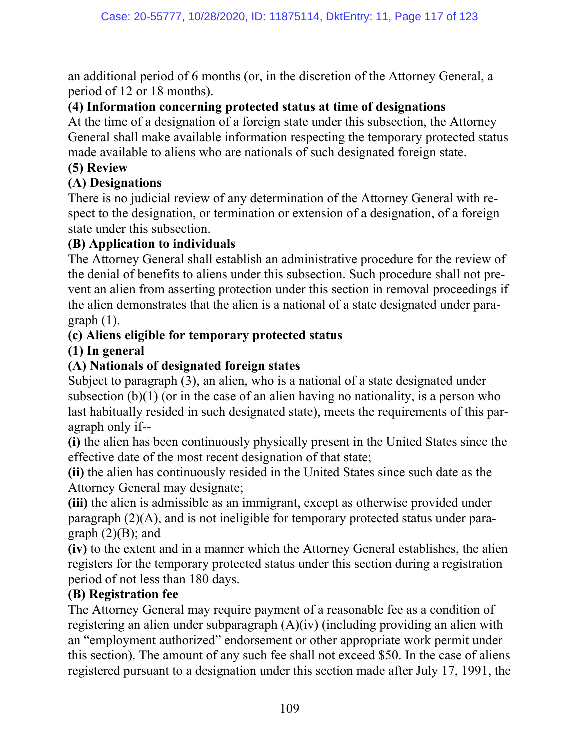an additional period of 6 months (or, in the discretion of the Attorney General, a period of 12 or 18 months).

**(4) Information concerning protected status at time of designations**

At the time of a designation of a foreign state under this subsection, the Attorney General shall make available information respecting the temporary protected status made available to aliens who are nationals of such designated foreign state.

**(5) Review**

**(A) Designations**

There is no judicial review of any determination of the Attorney General with respect to the designation, or termination or extension of a designation, of a foreign state under this subsection.

**(B) Application to individuals**

The Attorney General shall establish an administrative procedure for the review of the denial of benefits to aliens under this subsection. Such procedure shall not prevent an alien from asserting protection under this section in removal proceedings if the alien demonstrates that the alien is a national of a state designated under paragraph (1).

**(c) Aliens eligible for temporary protected status**

**(1) In general**

**(A) Nationals of designated foreign states**

Subject to paragraph (3), an alien, who is a national of a state designated under subsection (b)(1) (or in the case of an alien having no nationality, is a person who last habitually resided in such designated state), meets the requirements of this paragraph only if--

**(i)** the alien has been continuously physically present in the United States since the effective date of the most recent designation of that state;

**(ii)** the alien has continuously resided in the United States since such date as the Attorney General may designate;

**(iii)** the alien is admissible as an immigrant, except as otherwise provided under paragraph (2)(A), and is not ineligible for temporary protected status under paragraph (2)(B); and

**(iv)** to the extent and in a manner which the Attorney General establishes, the alien registers for the temporary protected status under this section during a registration period of not less than 180 days.

**(B) Registration fee**

The Attorney General may require payment of a reasonable fee as a condition of registering an alien under subparagraph (A)(iv) (including providing an alien with an "employment authorized" endorsement or other appropriate work permit under this section). The amount of any such fee shall not exceed $50. In the case of aliens registered pursuant to a designation under this section made after July 17, 1991, the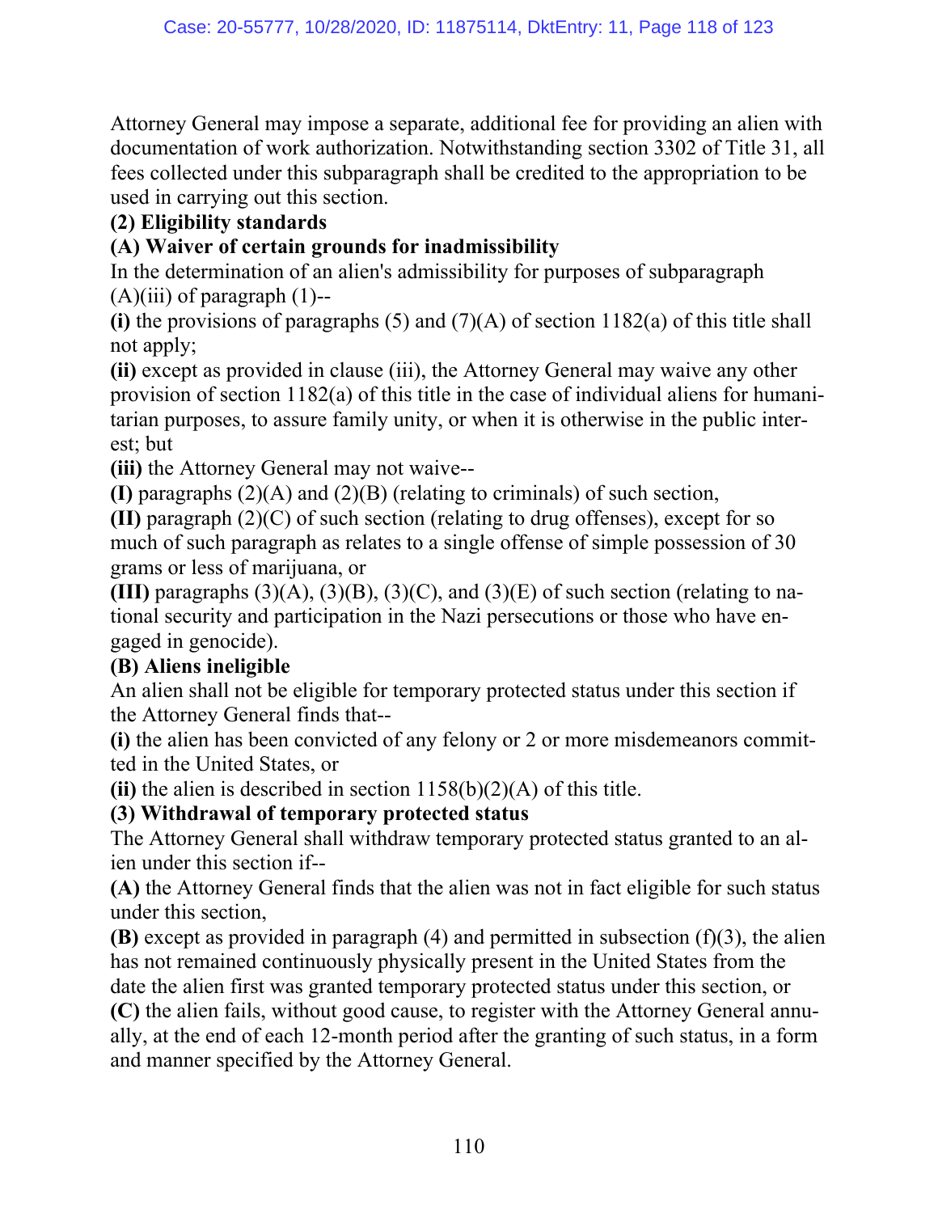Attorney General may impose a separate, additional fee for providing an alien with documentation of work authorization. Notwithstanding section 3302 of Title 31, all fees collected under this subparagraph shall be credited to the appropriation to be used in carrying out this section.

**(2) Eligibility standards**

**(A) Waiver of certain grounds for inadmissibility**

In the determination of an alien's admissibility for purposes of subparagraph (A)(iii) of paragraph (1)--

**(i)** the provisions of paragraphs (5) and (7)(A) of section 1182(a) of this title shall not apply;

**(ii)** except as provided in clause (iii), the Attorney General may waive any other provision of section 1182(a) of this title in the case of individual aliens for humanitarian purposes, to assure family unity, or when it is otherwise in the public interest; but

**(iii)** the Attorney General may not waive--

**(I)** paragraphs (2)(A) and (2)(B) (relating to criminals) of such section,

**(II)** paragraph (2)(C) of such section (relating to drug offenses), except for so much of such paragraph as relates to a single offense of simple possession of 30 grams or less of marijuana, or

**(III)** paragraphs (3)(A), (3)(B), (3)(C), and (3)(E) of such section (relating to national security and participation in the Nazi persecutions or those who have engaged in genocide).

**(B) Aliens ineligible**

An alien shall not be eligible for temporary protected status under this section if the Attorney General finds that--

**(i)** the alien has been convicted of any felony or 2 or more misdemeanors committed in the United States, or

**(ii)** the alien is described in section 1158(b)(2)(A) of this title.

**(3) Withdrawal of temporary protected status**

The Attorney General shall withdraw temporary protected status granted to an alien under this section if--

**(A)** the Attorney General finds that the alien was not in fact eligible for such status under this section,

**(B)** except as provided in paragraph (4) and permitted in subsection (f)(3), the alien has not remained continuously physically present in the United States from the date the alien first was granted temporary protected status under this section, or

**(C)** the alien fails, without good cause, to register with the Attorney General annually, at the end of each 12-month period after the granting of such status, in a form and manner specified by the Attorney General.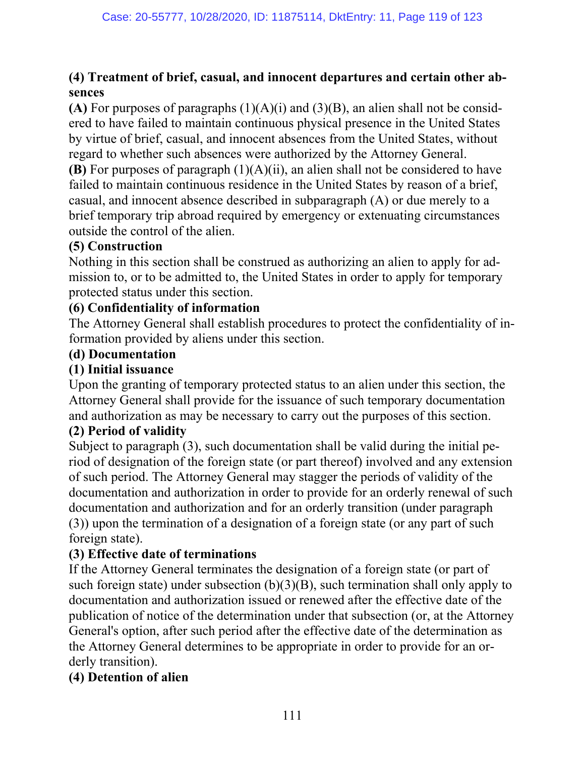**(4) Treatment of brief, casual, and innocent departures and certain other absences**

**(A)** For purposes of paragraphs (1)(A)(i) and (3)(B), an alien shall not be considered to have failed to maintain continuous physical presence in the United States by virtue of brief, casual, and innocent absences from the United States, without regard to whether such absences were authorized by the Attorney General.

**(B)** For purposes of paragraph (1)(A)(ii), an alien shall not be considered to have failed to maintain continuous residence in the United States by reason of a brief, casual, and innocent absence described in subparagraph (A) or due merely to a brief temporary trip abroad required by emergency or extenuating circumstances outside the control of the alien.

**(5) Construction**

Nothing in this section shall be construed as authorizing an alien to apply for admission to, or to be admitted to, the United States in order to apply for temporary protected status under this section.

**(6) Confidentiality of information**

The Attorney General shall establish procedures to protect the confidentiality of information provided by aliens under this section.

**(d) Documentation**

**(1) Initial issuance**

Upon the granting of temporary protected status to an alien under this section, the Attorney General shall provide for the issuance of such temporary documentation and authorization as may be necessary to carry out the purposes of this section.

**(2) Period of validity**

Subject to paragraph (3), such documentation shall be valid during the initial period of designation of the foreign state (or part thereof) involved and any extension of such period. The Attorney General may stagger the periods of validity of the documentation and authorization in order to provide for an orderly renewal of such documentation and authorization and for an orderly transition (under paragraph (3)) upon the termination of a designation of a foreign state (or any part of such foreign state).

**(3) Effective date of terminations**

If the Attorney General terminates the designation of a foreign state (or part of such foreign state) under subsection (b)(3)(B), such termination shall only apply to documentation and authorization issued or renewed after the effective date of the publication of notice of the determination under that subsection (or, at the Attorney General's option, after such period after the effective date of the determination as the Attorney General determines to be appropriate in order to provide for an orderly transition).

**(4) Detention of alien**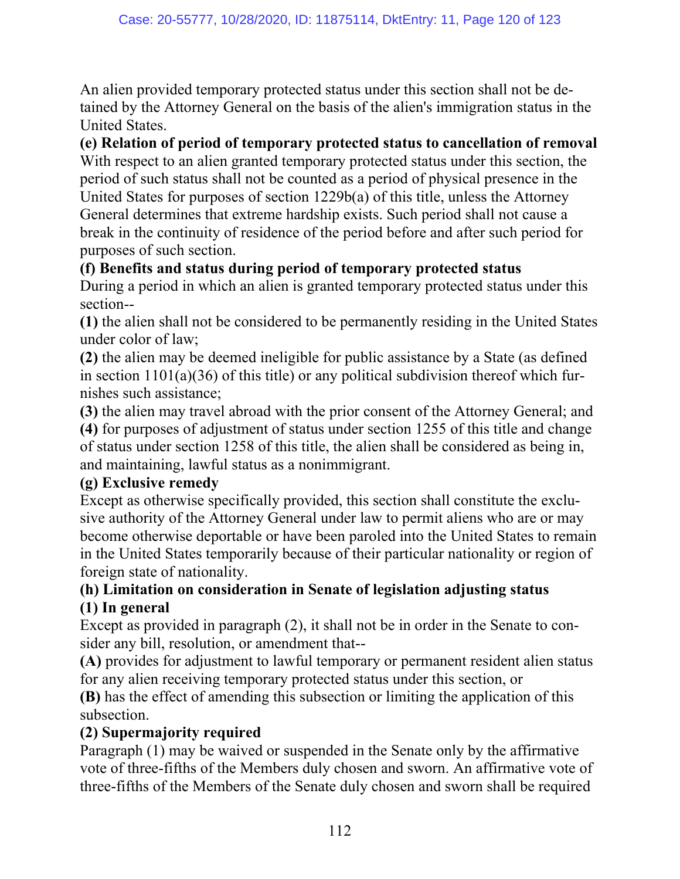An alien provided temporary protected status under this section shall not be detained by the Attorney General on the basis of the alien's immigration status in the United States.

**(e) Relation of period of temporary protected status to cancellation of removal**

With respect to an alien granted temporary protected status under this section, the period of such status shall not be counted as a period of physical presence in the United States for purposes of section 1229b(a) of this title, unless the Attorney General determines that extreme hardship exists. Such period shall not cause a break in the continuity of residence of the period before and after such period for purposes of such section.

**(f) Benefits and status during period of temporary protected status**

During a period in which an alien is granted temporary protected status under this section--

**(1)** the alien shall not be considered to be permanently residing in the United States under color of law;

**(2)** the alien may be deemed ineligible for public assistance by a State (as defined in section 1101(a)(36) of this title) or any political subdivision thereof which furnishes such assistance;

**(3)** the alien may travel abroad with the prior consent of the Attorney General; and

**(4)** for purposes of adjustment of status under section 1255 of this title and change of status under section 1258 of this title, the alien shall be considered as being in, and maintaining, lawful status as a nonimmigrant.

**(g) Exclusive remedy**

Except as otherwise specifically provided, this section shall constitute the exclusive authority of the Attorney General under law to permit aliens who are or may become otherwise deportable or have been paroled into the United States to remain in the United States temporarily because of their particular nationality or region of foreign state of nationality.

**(h) Limitation on consideration in Senate of legislation adjusting status**

**(1) In general**

Except as provided in paragraph (2), it shall not be in order in the Senate to consider any bill, resolution, or amendment that--

**(A)** provides for adjustment to lawful temporary or permanent resident alien status for any alien receiving temporary protected status under this section, or

**(B)** has the effect of amending this subsection or limiting the application of this subsection.

**(2) Supermajority required**

Paragraph (1) may be waived or suspended in the Senate only by the affirmative vote of three-fifths of the Members duly chosen and sworn. An affirmative vote of three-fifths of the Members of the Senate duly chosen and sworn shall be required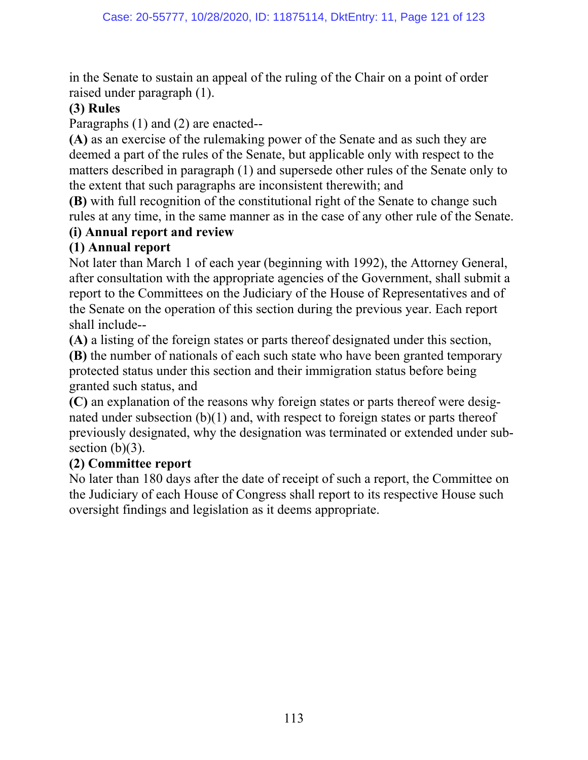in the Senate to sustain an appeal of the ruling of the Chair on a point of order raised under paragraph (1).

**(3) Rules**

Paragraphs (1) and (2) are enacted--

**(A)** as an exercise of the rulemaking power of the Senate and as such they are deemed a part of the rules of the Senate, but applicable only with respect to the matters described in paragraph (1) and supersede other rules of the Senate only to the extent that such paragraphs are inconsistent therewith; and

**(B)** with full recognition of the constitutional right of the Senate to change such rules at any time, in the same manner as in the case of any other rule of the Senate.

**(i) Annual report and review**

**(1) Annual report**

Not later than March 1 of each year (beginning with 1992), the Attorney General, after consultation with the appropriate agencies of the Government, shall submit a report to the Committees on the Judiciary of the House of Representatives and of the Senate on the operation of this section during the previous year. Each report shall include--

**(A)** a listing of the foreign states or parts thereof designated under this section,

**(B)** the number of nationals of each such state who have been granted temporary protected status under this section and their immigration status before being granted such status, and

**(C)** an explanation of the reasons why foreign states or parts thereof were designated under subsection (b)(1) and, with respect to foreign states or parts thereof previously designated, why the designation was terminated or extended under subsection (b)(3).

**(2) Committee report**

No later than 180 days after the date of receipt of such a report, the Committee on the Judiciary of each House of Congress shall report to its respective House such oversight findings and legislation as it deems appropriate.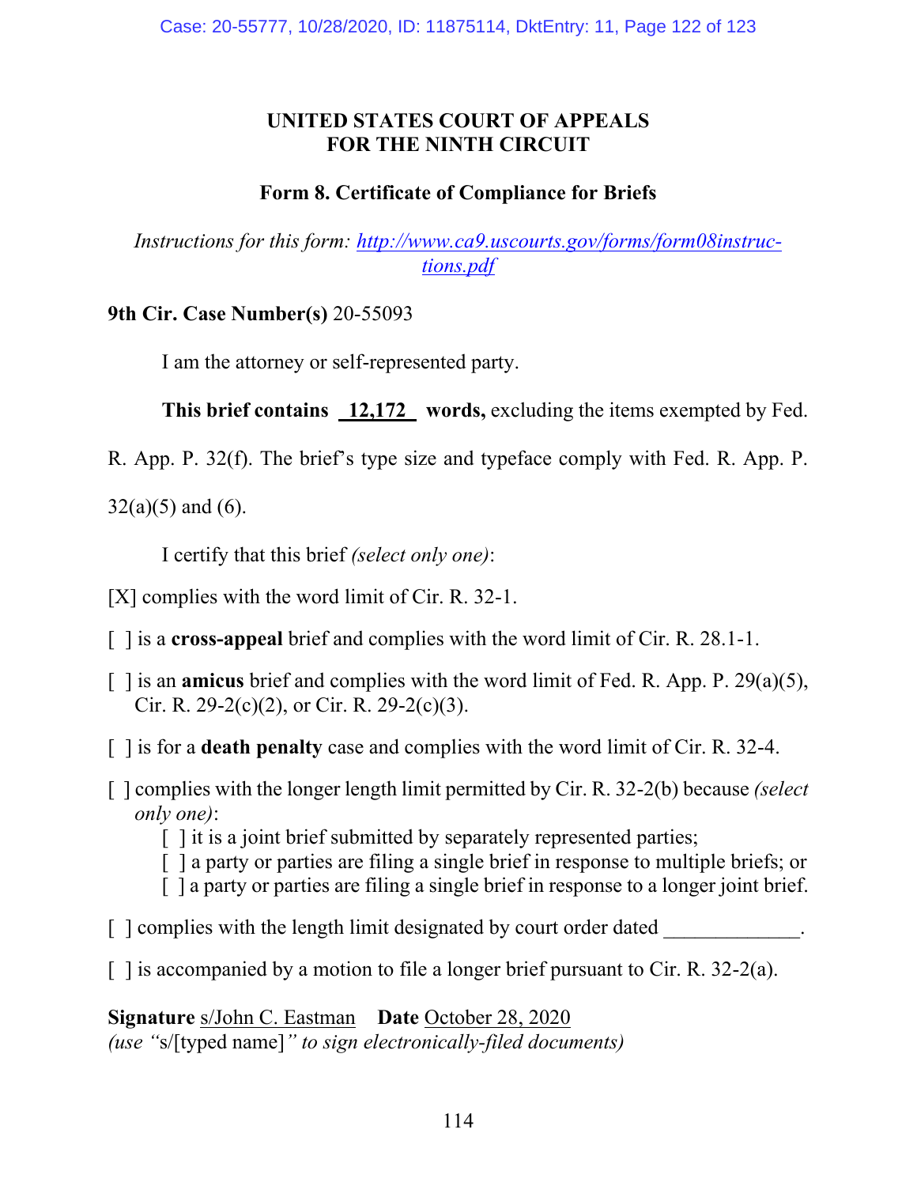**UNITED STATES COURT OF APPEALS**
**FOR THE NINTH CIRCUIT**

**Form 8. Certificate of Compliance for Briefs**

*Instructions for this form: [http://www.ca9.uscourts.gov/forms/form08instructions.pdf](http://www.ca9.uscourts.gov/forms/form08instructions.pdf)*

**9th Cir. Case Number(s)** 20-55093

I am the attorney or self-represented party.

**This brief contains** 12,172 **words,** excluding the items exempted by Fed. R. App. P. 32(f). The brief's type size and typeface comply with Fed. R. App. P. 32(a)(5) and (6).

I certify that this brief *(select only one)*:

[X] complies with the word limit of Cir. R. 32-1.

[ ] is a **cross-appeal** brief and complies with the word limit of Cir. R. 28.1-1.

[ ] is an **amicus** brief and complies with the word limit of Fed. R. App. P. 29(a)(5), Cir. R. 29-2(c)(2), or Cir. R. 29-2(c)(3).

[ ] is for a **death penalty** case and complies with the word limit of Cir. R. 32-4.

[ ] complies with the longer length limit permitted by Cir. R. 32-2(b) because *(select only one)*:
- [ ] it is a joint brief submitted by separately represented parties;
- [ ] a party or parties are filing a single brief in response to multiple briefs; or
- [ ] a party or parties are filing a single brief in response to a longer joint brief.

[ ] complies with the length limit designated by court order dated _____________.

[ ] is accompanied by a motion to file a longer brief pursuant to Cir. R. 32-2(a).

**Signature** s/John C. Eastman **Date** October 28, 2020
*(use "*s/[typed name]*" to sign electronically-filed documents)*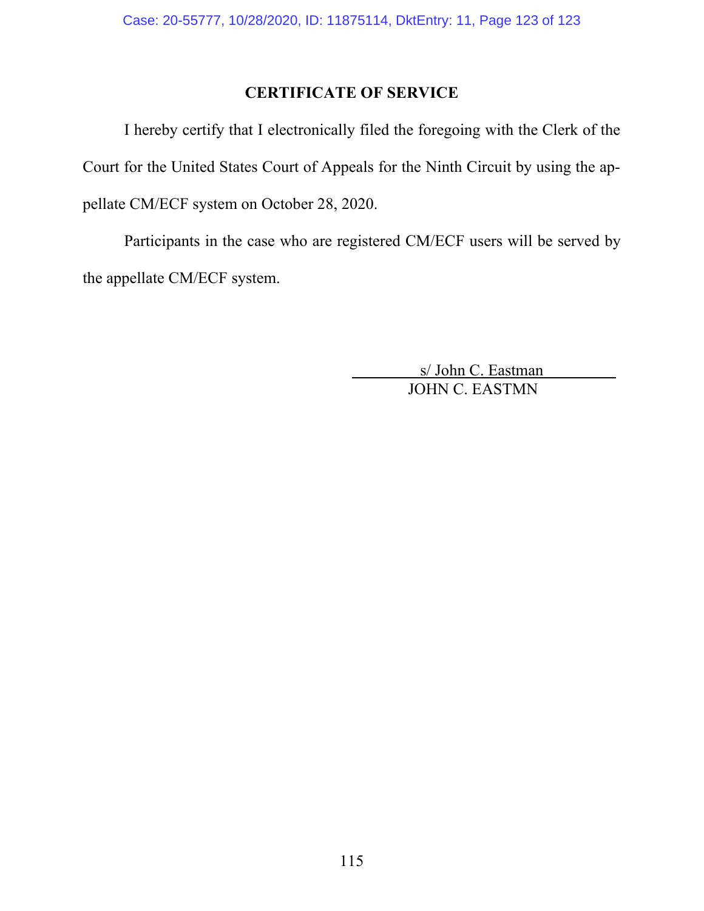## CERTIFICATE OF SERVICE

I hereby certify that I electronically filed the foregoing with the Clerk of the Court for the United States Court of Appeals for the Ninth Circuit by using the appellate CM/ECF system on October 28, 2020.

Participants in the case who are registered CM/ECF users will be served by the appellate CM/ECF system.

s/ John C. Eastman
JOHN C. EASTMN